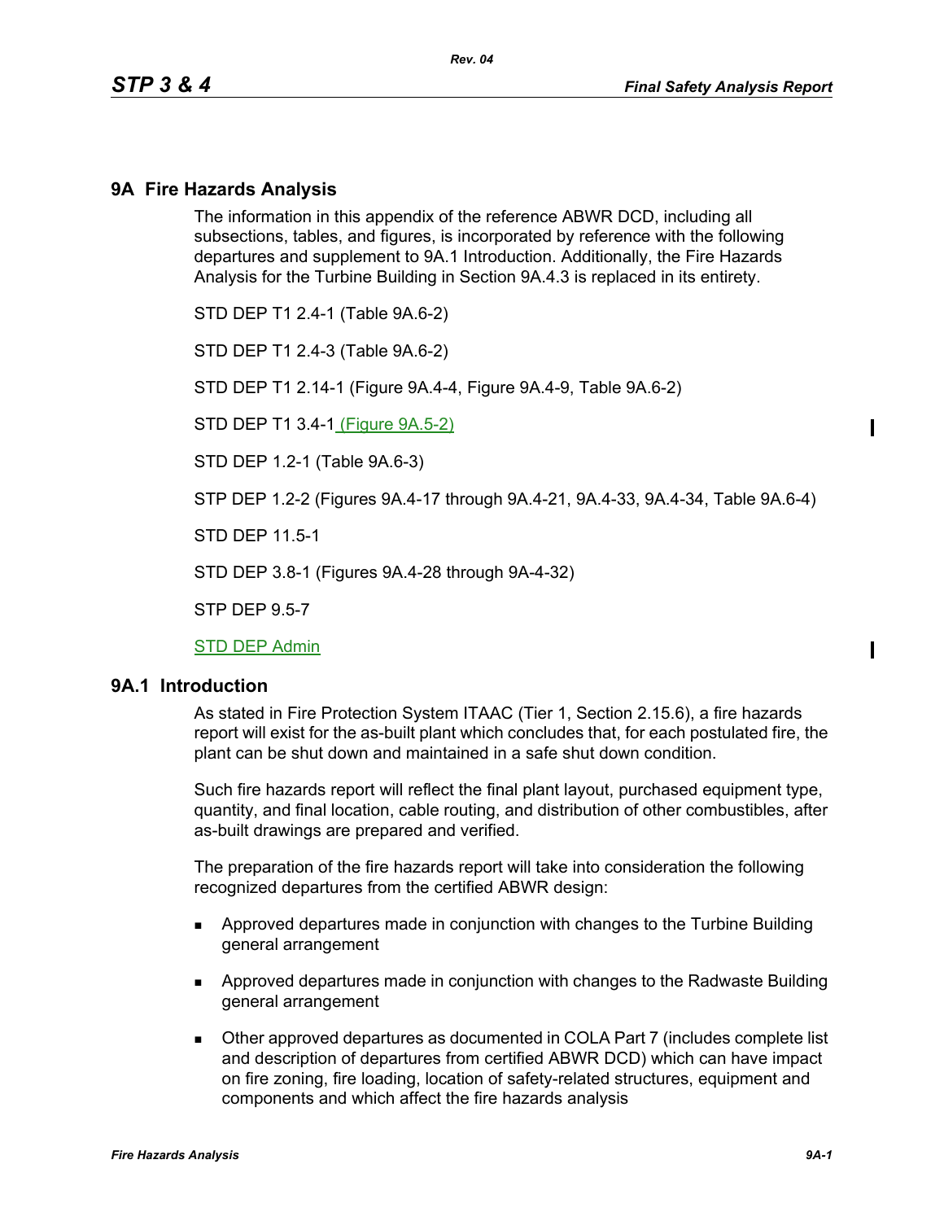## 9A Fire Hazards Analysis

The information in this appendix of the reference ABWR DCD, including all subsections, tables, and figures, is incorporated by reference with the following departures and supplement to 9A.1 Introduction. Additionally, the Fire Hazards Analysis for the Turbine Building in Section 9A.4.3 is replaced in its entirety.

STD DEP T1 2.4-1 (Table 9A.6-2)

STD DEP T1 2.4-3 (Table 9A.6-2)

STD DEP T1 2.14-1 (Figure 9A.4-4, Figure 9A.4-9, Table 9A.6-2)

STD DEP T1 3.4-1 (Figure 9A.5-2)

STD DEP 1.2-1 (Table 9A.6-3)

STP DEP 1.2-2 (Figures 9A.4-17 through 9A.4-21, 9A.4-33, 9A.4-34, Table 9A.6-4)

STD DEP 11.5-1

STD DEP 3.8-1 (Figures 9A.4-28 through 9A-4-32)

STP DEP 9.5-7

STD DEP Admin

## 9A.1 Introduction

As stated in Fire Protection System ITAAC (Tier 1, Section 2.15.6), a fire hazards report will exist for the as-built plant which concludes that, for each postulated fire, the plant can be shut down and maintained in a safe shut down condition.

Such fire hazards report will reflect the final plant layout, purchased equipment type, quantity, and final location, cable routing, and distribution of other combustibles, after as-built drawings are prepared and verified.

The preparation of the fire hazards report will take into consideration the following recognized departures from the certified ABWR design:

- Approved departures made in conjunction with changes to the Turbine Building general arrangement
- Approved departures made in conjunction with changes to the Radwaste Building general arrangement
- Other approved departures as documented in COLA Part 7 (includes complete list and description of departures from certified ABWR DCD) which can have impact on fire zoning, fire loading, location of safety-related structures, equipment and components and which affect the fire hazards analysis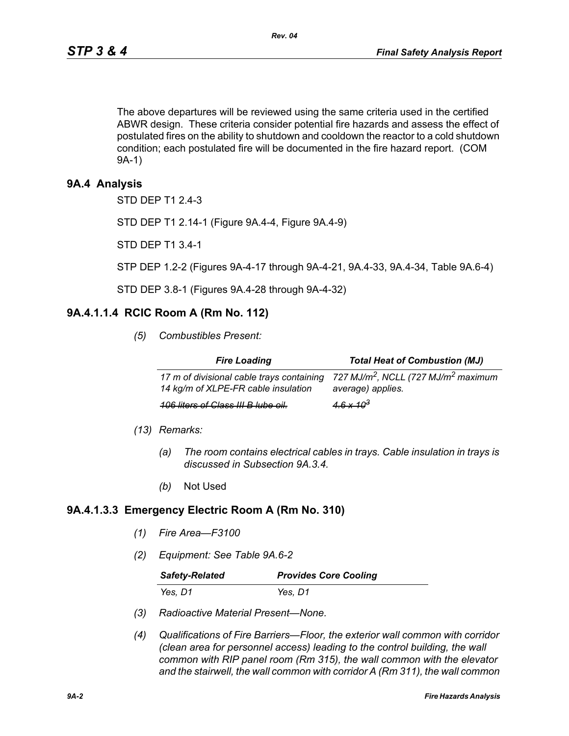The above departures will be reviewed using the same criteria used in the certified ABWR design. These criteria consider potential fire hazards and assess the effect of postulated fires on the ability to shutdown and cooldown the reactor to a cold shutdown condition; each postulated fire will be documented in the fire hazard report. (COM 9A-1)

## 9A.4 Analysis

STD DEP T1 2.4-3

STD DEP T1 2.14-1 (Figure 9A.4-4, Figure 9A.4-9)

STD DEP T1 3.4-1

STP DEP 1.2-2 (Figures 9A-4-17 through 9A-4-21, 9A.4-33, 9A.4-34, Table 9A.6-4)

STD DEP 3.8-1 (Figures 9A.4-28 through 9A-4-32)

## 9A.4.1.1.4 RCIC Room A (Rm No. 112)

*(5) Combustibles Present:*

| *Fire Loading* | *Total Heat of Combustion (MJ)* |
|---|---|
| *17 m of divisional cable trays containing 14 kg/m of XLPE-FR cable insulation* | *727 MJ/m$^2$, NCLL (727 MJ/m$^2$ maximum average) applies.* |
| ~~*106 liters of Class III B lube oil.*~~ | ~~*$4.6 \times 10^3$*~~ |

*(13) Remarks:*

*(a) The room contains electrical cables in trays. Cable insulation in trays is discussed in Subsection 9A.3.4.*

*(b)* Not Used

## 9A.4.1.3.3 Emergency Electric Room A (Rm No. 310)

*(1) Fire Area—F3100*

*(2) Equipment: See Table 9A.6-2*

| *Safety-Related* | *Provides Core Cooling* |
|---|---|
| *Yes, D1* | *Yes, D1* |

*(3) Radioactive Material Present—None.*

*(4) Qualifications of Fire Barriers—Floor, the exterior wall common with corridor (clean area for personnel access) leading to the control building, the wall common with RIP panel room (Rm 315), the wall common with the elevator and the stairwell, the wall common with corridor A (Rm 311), the wall common*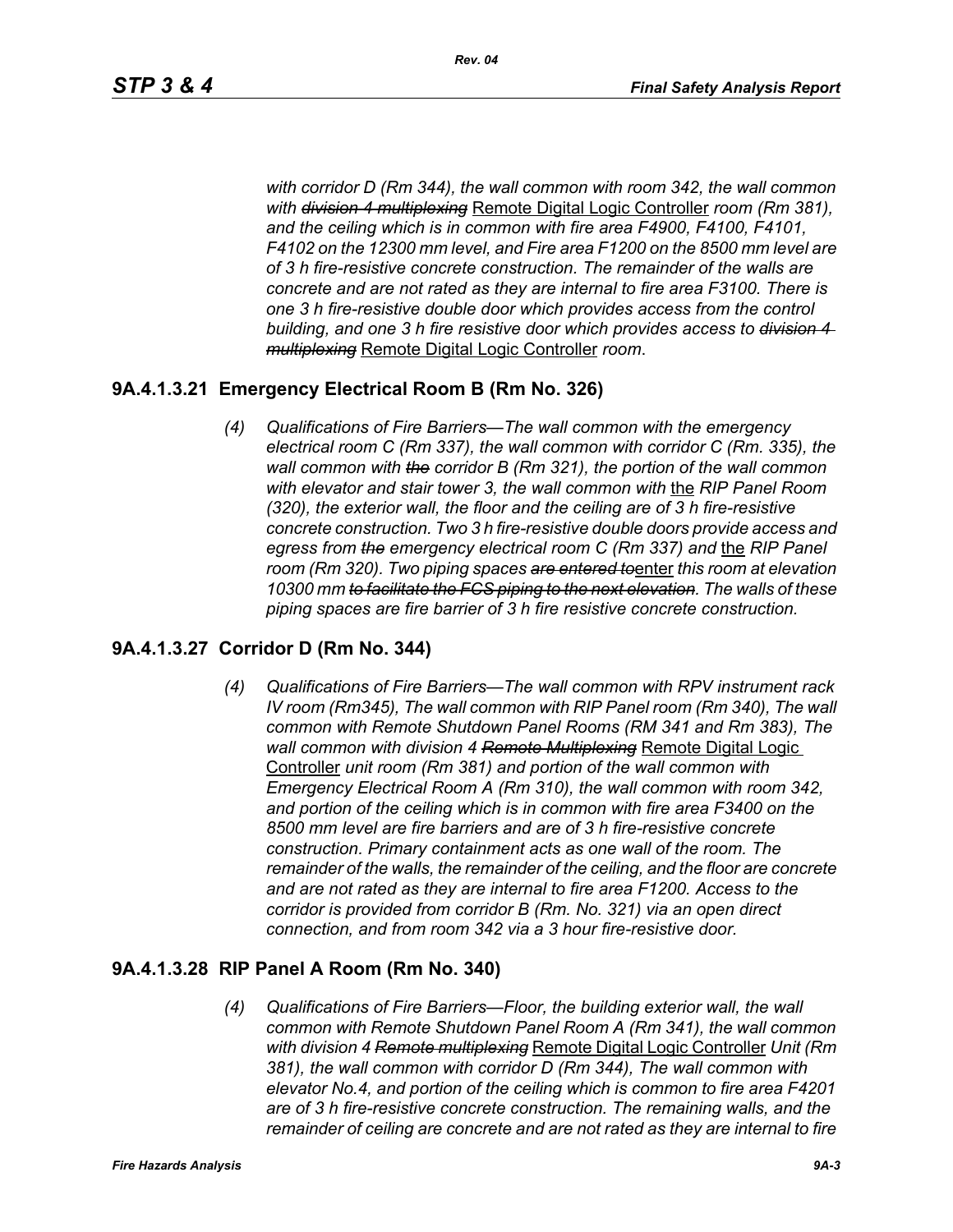*with corridor D (Rm 344), the wall common with room 342, the wall common with ~~division 4 multiplexing~~ Remote Digital Logic Controller room (Rm 381), and the ceiling which is in common with fire area F4900, F4100, F4101, F4102 on the 12300 mm level, and Fire area F1200 on the 8500 mm level are of 3 h fire-resistive concrete construction. The remainder of the walls are concrete and are not rated as they are internal to fire area F3100. There is one 3 h fire-resistive double door which provides access from the control building, and one 3 h fire resistive door which provides access to ~~division 4 multiplexing~~ Remote Digital Logic Controller room.*

## 9A.4.1.3.21 Emergency Electrical Room B (Rm No. 326)

*(4) Qualifications of Fire Barriers—The wall common with the emergency electrical room C (Rm 337), the wall common with corridor C (Rm. 335), the wall common with ~~the~~ corridor B (Rm 321), the portion of the wall common with elevator and stair tower 3, the wall common with the RIP Panel Room (320), the exterior wall, the floor and the ceiling are of 3 h fire-resistive concrete construction. Two 3 h fire-resistive double doors provide access and egress from ~~the~~ emergency electrical room C (Rm 337) and the RIP Panel room (Rm 320). Two piping spaces ~~are entered to~~enter this room at elevation 10300 mm ~~to facilitate the FCS piping to the next elevation~~. The walls of these piping spaces are fire barrier of 3 h fire resistive concrete construction.*

## 9A.4.1.3.27 Corridor D (Rm No. 344)

*(4) Qualifications of Fire Barriers—The wall common with RPV instrument rack IV room (Rm345), The wall common with RIP Panel room (Rm 340), The wall common with Remote Shutdown Panel Rooms (RM 341 and Rm 383), The wall common with division 4 ~~Remote Multiplexing~~ Remote Digital Logic Controller unit room (Rm 381) and portion of the wall common with Emergency Electrical Room A (Rm 310), the wall common with room 342, and portion of the ceiling which is in common with fire area F3400 on the 8500 mm level are fire barriers and are of 3 h fire-resistive concrete construction. Primary containment acts as one wall of the room. The remainder of the walls, the remainder of the ceiling, and the floor are concrete and are not rated as they are internal to fire area F1200. Access to the corridor is provided from corridor B (Rm. No. 321) via an open direct connection, and from room 342 via a 3 hour fire-resistive door.*

## 9A.4.1.3.28 RIP Panel A Room (Rm No. 340)

*(4) Qualifications of Fire Barriers—Floor, the building exterior wall, the wall common with Remote Shutdown Panel Room A (Rm 341), the wall common with division 4 ~~Remote multiplexing~~ Remote Digital Logic Controller Unit (Rm 381), the wall common with corridor D (Rm 344), The wall common with elevator No.4, and portion of the ceiling which is common to fire area F4201 are of 3 h fire-resistive concrete construction. The remaining walls, and the remainder of ceiling are concrete and are not rated as they are internal to fire*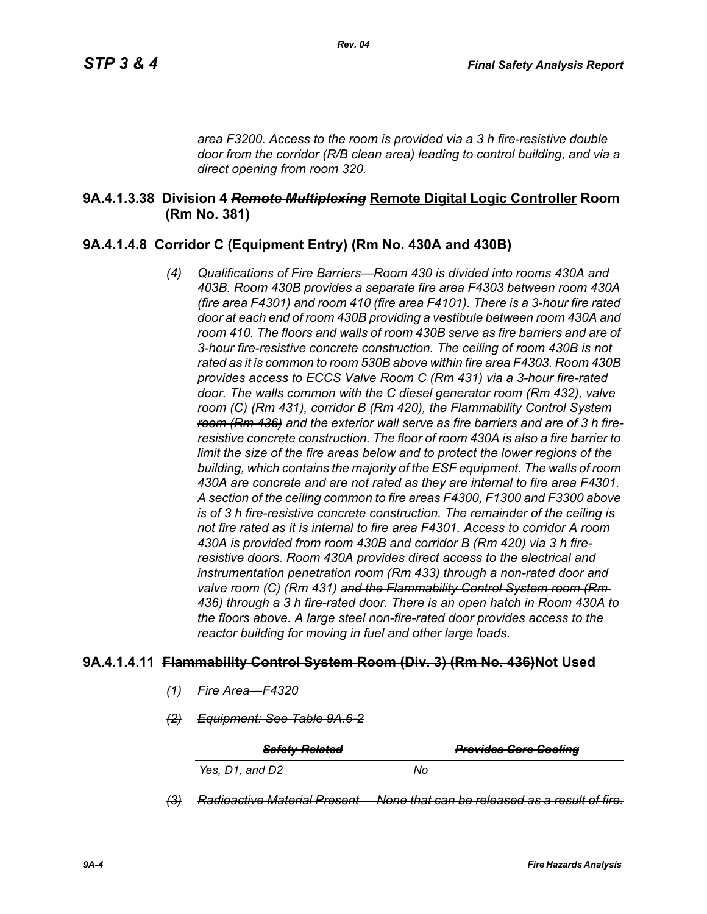*area F3200. Access to the room is provided via a 3 h fire-resistive double door from the corridor (R/B clean area) leading to control building, and via a direct opening from room 320.*

### 9A.4.1.3.38 Division 4 ~~*Remote Multiplexing*~~ **Remote Digital Logic Controller** Room (Rm No. 381)

### 9A.4.1.4.8 Corridor C (Equipment Entry) (Rm No. 430A and 430B)

*(4) Qualifications of Fire Barriers—Room 430 is divided into rooms 430A and 403B. Room 430B provides a separate fire area F4303 between room 430A (fire area F4301) and room 410 (fire area F4101). There is a 3-hour fire rated door at each end of room 430B providing a vestibule between room 430A and room 410. The floors and walls of room 430B serve as fire barriers and are of 3-hour fire-resistive concrete construction. The ceiling of room 430B is not rated as it is common to room 530B above within fire area F4303. Room 430B provides access to ECCS Valve Room C (Rm 431) via a 3-hour fire-rated door. The walls common with the C diesel generator room (Rm 432), valve room (C) (Rm 431), corridor B (Rm 420), ~~the Flammability Control System room (Rm 436)~~ and the exterior wall serve as fire barriers and are of 3 h fire-resistive concrete construction. The floor of room 430A is also a fire barrier to limit the size of the fire areas below and to protect the lower regions of the building, which contains the majority of the ESF equipment. The walls of room 430A are concrete and are not rated as they are internal to fire area F4301. A section of the ceiling common to fire areas F4300, F1300 and F3300 above is of 3 h fire-resistive concrete construction. The remainder of the ceiling is not fire rated as it is internal to fire area F4301. Access to corridor A room 430A is provided from room 430B and corridor B (Rm 420) via 3 h fire-resistive doors. Room 430A provides direct access to the electrical and instrumentation penetration room (Rm 433) through a non-rated door and valve room (C) (Rm 431) ~~and the Flammability Control System room (Rm 436)~~ through a 3 h fire-rated door. There is an open hatch in Room 430A to the floors above. A large steel non-fire-rated door provides access to the reactor building for moving in fuel and other large loads.*

### 9A.4.1.4.11 ~~Flammability Control System Room (Div. 3) (Rm No. 436)~~Not Used

~~*(1) Fire Area—F4320*~~

~~*(2) Equipment: See Table 9A.6-2*~~

| ~~*Safety-Related*~~ | ~~*Provides Core Cooling*~~ |
|---|---|
| ~~*Yes, D1, and D2*~~ | ~~*No*~~ |

~~*(3) Radioactive Material Present — None that can be released as a result of fire.*~~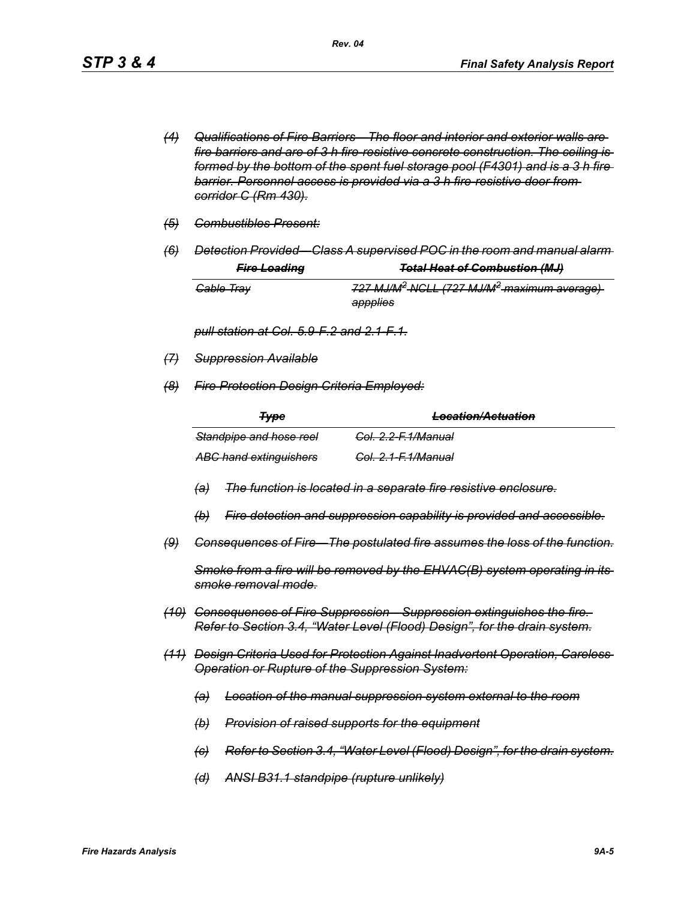~~*(4) Qualifications of Fire Barriers—The floor and interior and exterior walls are fire barriers and are of 3 h fire-resistive concrete construction. The ceiling is formed by the bottom of the spent fuel storage pool (F4301) and is a 3 h fire barrier. Personnel access is provided via a 3 h fire-resistive door from corridor C (Rm 430).*~~

~~*(5) Combustibles Present:*~~

~~*(6) Detection Provided—Class A supervised POC in the room and manual alarm*~~

| ~~***Fire Loading***~~ | ~~***Total Heat of Combustion (MJ)***~~ |
|---|---|
| ~~*Cable Tray*~~ | ~~*727 MJ/M$^2$ NCLL (727 MJ/M$^2$ maximum average) appplies*~~ |

~~*pull station at Col. 5.9-F.2 and 2.1-F.1.*~~

~~*(7) Suppression Available*~~

~~*(8) Fire Protection Design Criteria Employed:*~~

| ~~***Type***~~ | ~~***Location/Actuation***~~ |
|---|---|
| ~~*Standpipe and hose reel*~~ | ~~*Col. 2.2-F.1/Manual*~~ |
| ~~*ABC hand extinguishers*~~ | ~~*Col. 2.1-F.1/Manual*~~ |

~~*(a) The function is located in a separate fire resistive enclosure.*~~

~~*(b) Fire detection and suppression capability is provided and accessible.*~~

~~*(9) Consequences of Fire—The postulated fire assumes the loss of the function.*~~

~~*Smoke from a fire will be removed by the EHVAC(B) system operating in its smoke removal mode.*~~

~~*(10) Consequences of Fire Suppression—Suppression extinguishes the fire. Refer to Section 3.4, "Water Level (Flood) Design", for the drain system.*~~

~~*(11) Design Criteria Used for Protection Against Inadvertent Operation, Careless Operation or Rupture of the Suppression System:*~~

~~*(a) Location of the manual suppression system external to the room*~~

~~*(b) Provision of raised supports for the equipment*~~

~~*(c) Refer to Section 3.4, "Water Level (Flood) Design", for the drain system.*~~

~~*(d) ANSI B31.1 standpipe (rupture unlikely)*~~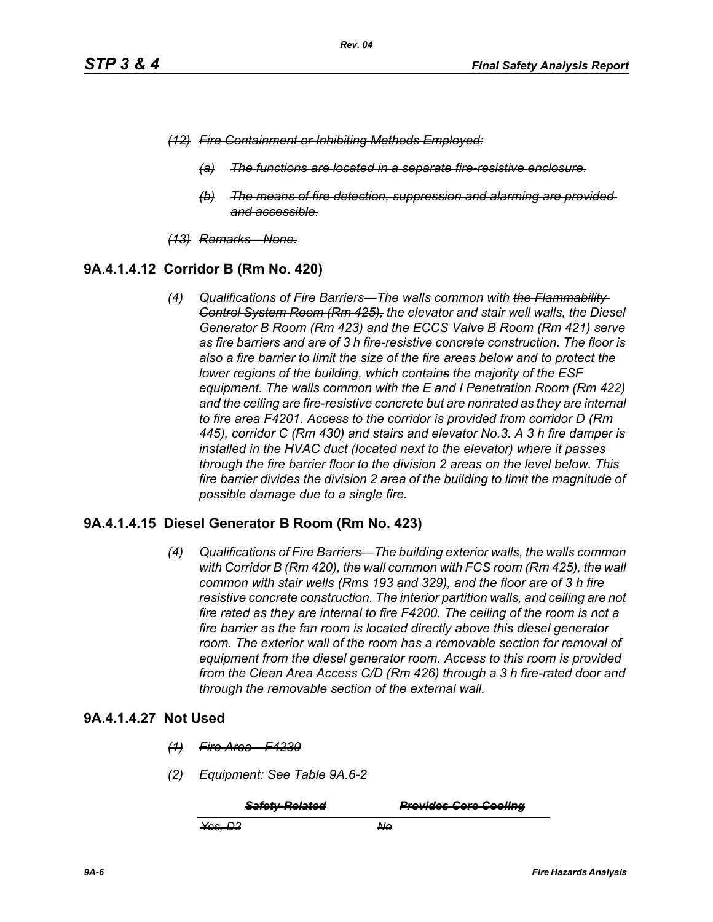*~~(12) Fire Containment or Inhibiting Methods Employed:~~*

*~~(a) The functions are located in a separate fire-resistive enclosure.~~*

*~~(b) The means of fire detection, suppression and alarming are provided and accessible.~~*

*~~(13) Remarks—None.~~*

## 9A.4.1.4.12 Corridor B (Rm No. 420)

*(4) Qualifications of Fire Barriers—The walls common with ~~the Flammability Control System Room (Rm 425),~~ the elevator and stair well walls, the Diesel Generator B Room (Rm 423) and the ECCS Valve B Room (Rm 421) serve as fire barriers and are of 3 h fire-resistive concrete construction. The floor is also a fire barrier to limit the size of the fire areas below and to protect the lower regions of the building, which contain~~s~~ the majority of the ESF equipment. The walls common with the E and I Penetration Room (Rm 422) and the ceiling are fire-resistive concrete but are nonrated as they are internal to fire area F4201. Access to the corridor is provided from corridor D (Rm 445), corridor C (Rm 430) and stairs and elevator No.3. A 3 h fire damper is installed in the HVAC duct (located next to the elevator) where it passes through the fire barrier floor to the division 2 areas on the level below. This fire barrier divides the division 2 area of the building to limit the magnitude of possible damage due to a single fire.*

## 9A.4.1.4.15 Diesel Generator B Room (Rm No. 423)

*(4) Qualifications of Fire Barriers—The building exterior walls, the walls common with Corridor B (Rm 420), the wall common with ~~FCS room (Rm 425),~~ the wall common with stair wells (Rms 193 and 329), and the floor are of 3 h fire resistive concrete construction. The interior partition walls, and ceiling are not fire rated as they are internal to fire F4200. The ceiling of the room is not a fire barrier as the fan room is located directly above this diesel generator room. The exterior wall of the room has a removable section for removal of equipment from the diesel generator room. Access to this room is provided from the Clean Area Access C/D (Rm 426) through a 3 h fire-rated door and through the removable section of the external wall.*

## 9A.4.1.4.27 Not Used

*~~(1) Fire Area—F4230~~*

*~~(2) Equipment: See Table 9A.6-2~~*

| *~~Safety-Related~~* | *~~Provides Core Cooling~~* |
|---|---|
| *~~Yes, D2~~* | *~~No~~* |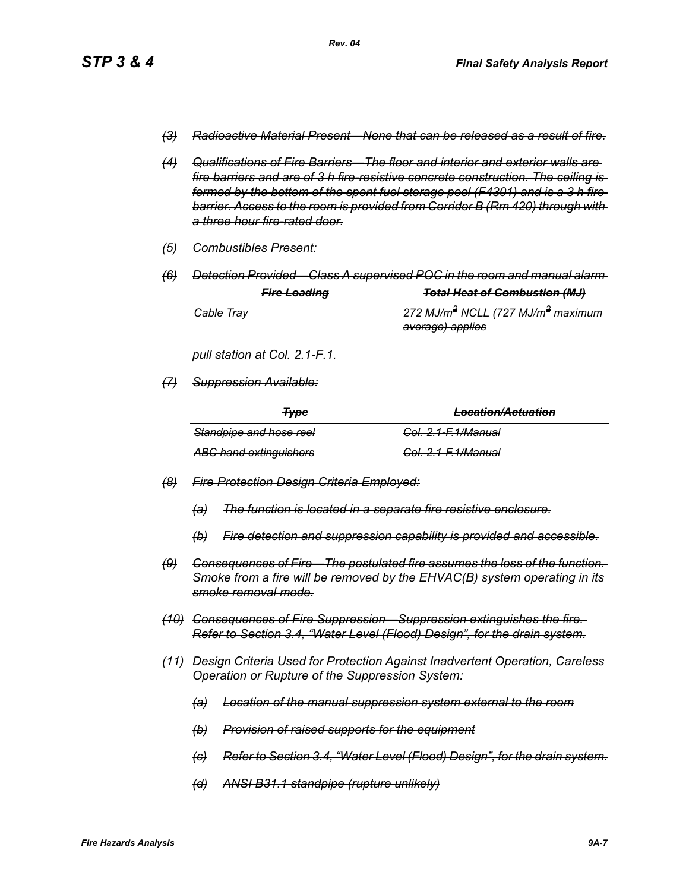~~*(3) Radioactive Material Present—None that can be released as a result of fire.*~~

~~*(4) Qualifications of Fire Barriers—The floor and interior and exterior walls are fire barriers and are of 3 h fire-resistive concrete construction. The ceiling is formed by the bottom of the spent fuel storage pool (F4301) and is a 3 h fire barrier. Access to the room is provided from Corridor B (Rm 420) through with a three-hour fire-rated door.*~~

~~*(5) Combustibles Present:*~~

~~*(6) Detection Provided—Class A supervised POC in the room and manual alarm*~~

| ~~***Fire Loading***~~ | ~~***Total Heat of Combustion (MJ)***~~ |
|---|---|
| ~~*Cable Tray*~~ | ~~*272 MJ/m² NCLL (727 MJ/m² maximum average) applies*~~ |

~~*pull station at Col. 2.1-F.1.*~~

~~*(7) Suppression Available:*~~

| ~~***Type***~~ | ~~***Location/Actuation***~~ |
|---|---|
| ~~*Standpipe and hose reel*~~ | ~~*Col. 2.1-F.1/Manual*~~ |
| ~~*ABC hand extinguishers*~~ | ~~*Col. 2.1-F.1/Manual*~~ |

~~*(8) Fire Protection Design Criteria Employed:*~~

~~*(a) The function is located in a separate fire-resistive enclosure.*~~

~~*(b) Fire detection and suppression capability is provided and accessible.*~~

~~*(9) Consequences of Fire—The postulated fire assumes the loss of the function. Smoke from a fire will be removed by the EHVAC(B) system operating in its smoke removal mode.*~~

~~*(10) Consequences of Fire Suppression—Suppression extinguishes the fire. Refer to Section 3.4, "Water Level (Flood) Design", for the drain system.*~~

~~*(11) Design Criteria Used for Protection Against Inadvertent Operation, Careless Operation or Rupture of the Suppression System:*~~

~~*(a) Location of the manual suppression system external to the room*~~

~~*(b) Provision of raised supports for the equipment*~~

~~*(c) Refer to Section 3.4, "Water Level (Flood) Design", for the drain system.*~~

~~*(d) ANSI B31.1 standpipe (rupture unlikely)*~~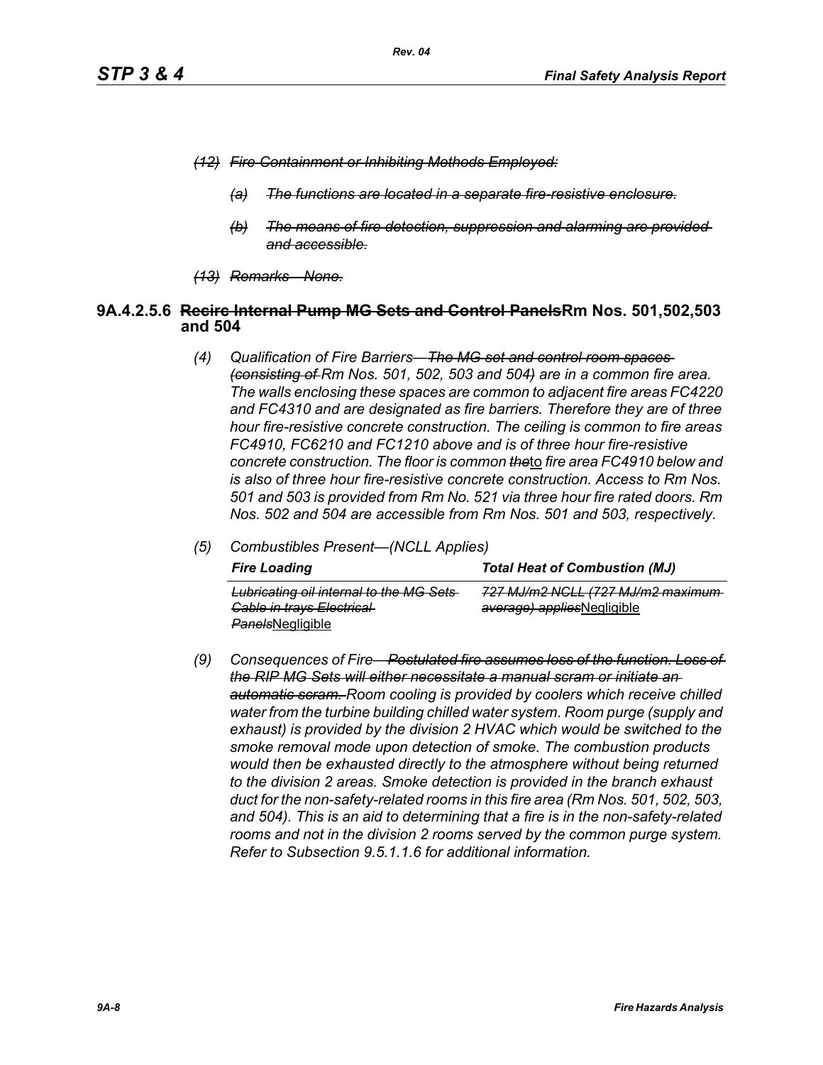*~~(12) Fire Containment or Inhibiting Methods Employed:~~*

*~~(a) The functions are located in a separate fire-resistive enclosure.~~*

*~~(b) The means of fire detection, suppression and alarming are provided and accessible.~~*

*~~(13) Remarks—None.~~*

### 9A.4.2.5.6 ~~Recirc Internal Pump MG Sets and Control Panels~~Rm Nos. 501,502,503 and 504

*(4) Qualification of Fire Barriers—~~The MG set and control room spaces (consisting of~~ Rm Nos. 501, 502, 503 and 504~~)~~ are in a common fire area. The walls enclosing these spaces are common to adjacent fire areas FC4220 and FC4310 and are designated as fire barriers. Therefore they are of three hour fire-resistive concrete construction. The ceiling is common to fire areas FC4910, FC6210 and FC1210 above and is of three hour fire-resistive concrete construction. The floor is common ~~the~~*<u>to</u> *fire area FC4910 below and is also of three hour fire-resistive concrete construction. Access to Rm Nos. 501 and 503 is provided from Rm No. 521 via three hour fire rated doors. Rm Nos. 502 and 504 are accessible from Rm Nos. 501 and 503, respectively.*

*(5) Combustibles Present—(NCLL Applies)*

| *Fire Loading* | *Total Heat of Combustion (MJ)* |
|---|---|
| *~~Lubricating oil internal to the MG Sets Cable in trays Electrical Panels~~*<u>Negligible</u> | *~~727 MJ/m2 NCLL (727 MJ/m2 maximum average) applies~~*<u>Negligible</u> |

*(9) Consequences of Fire—~~Postulated fire assumes loss of the function. Loss of the RIP MG Sets will either necessitate a manual scram or initiate an automatic scram.~~ Room cooling is provided by coolers which receive chilled water from the turbine building chilled water system. Room purge (supply and exhaust) is provided by the division 2 HVAC which would be switched to the smoke removal mode upon detection of smoke. The combustion products would then be exhausted directly to the atmosphere without being returned to the division 2 areas. Smoke detection is provided in the branch exhaust duct for the non-safety-related rooms in this fire area (Rm Nos. 501, 502, 503, and 504). This is an aid to determining that a fire is in the non-safety-related rooms and not in the division 2 rooms served by the common purge system. Refer to Subsection 9.5.1.1.6 for additional information.*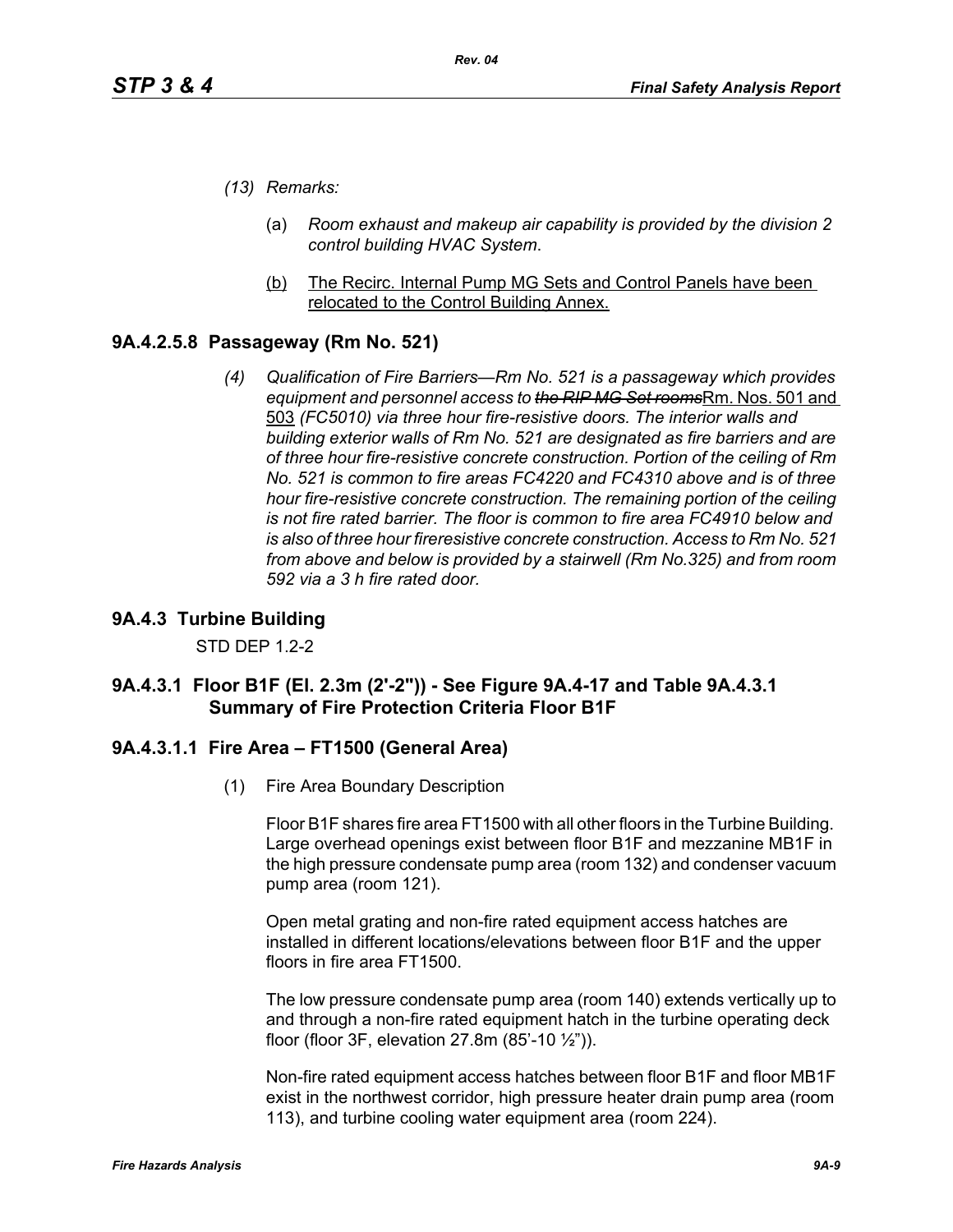*(13) Remarks:*

(a) *Room exhaust and makeup air capability is provided by the division 2 control building HVAC System*.

(b) The Recirc. Internal Pump MG Sets and Control Panels have been relocated to the Control Building Annex.

### 9A.4.2.5.8 Passageway (Rm No. 521)

*(4) Qualification of Fire Barriers—Rm No. 521 is a passageway which provides equipment and personnel access to ~~the RIP MG Set rooms~~*Rm. Nos. 501 and 503 *(FC5010) via three hour fire-resistive doors. The interior walls and building exterior walls of Rm No. 521 are designated as fire barriers and are of three hour fire-resistive concrete construction. Portion of the ceiling of Rm No. 521 is common to fire areas FC4220 and FC4310 above and is of three hour fire-resistive concrete construction. The remaining portion of the ceiling is not fire rated barrier. The floor is common to fire area FC4910 below and is also of three hour fireresistive concrete construction. Access to Rm No. 521 from above and below is provided by a stairwell (Rm No.325) and from room 592 via a 3 h fire rated door.*

## 9A.4.3 Turbine Building

STD DEP 1.2-2

### 9A.4.3.1 Floor B1F (El. 2.3m (2'-2")) - See Figure 9A.4-17 and Table 9A.4.3.1 Summary of Fire Protection Criteria Floor B1F

### 9A.4.3.1.1 Fire Area – FT1500 (General Area)

(1) Fire Area Boundary Description

Floor B1F shares fire area FT1500 with all other floors in the Turbine Building. Large overhead openings exist between floor B1F and mezzanine MB1F in the high pressure condensate pump area (room 132) and condenser vacuum pump area (room 121).

Open metal grating and non-fire rated equipment access hatches are installed in different locations/elevations between floor B1F and the upper floors in fire area FT1500.

The low pressure condensate pump area (room 140) extends vertically up to and through a non-fire rated equipment hatch in the turbine operating deck floor (floor 3F, elevation 27.8m (85'-10 ½")).

Non-fire rated equipment access hatches between floor B1F and floor MB1F exist in the northwest corridor, high pressure heater drain pump area (room 113), and turbine cooling water equipment area (room 224).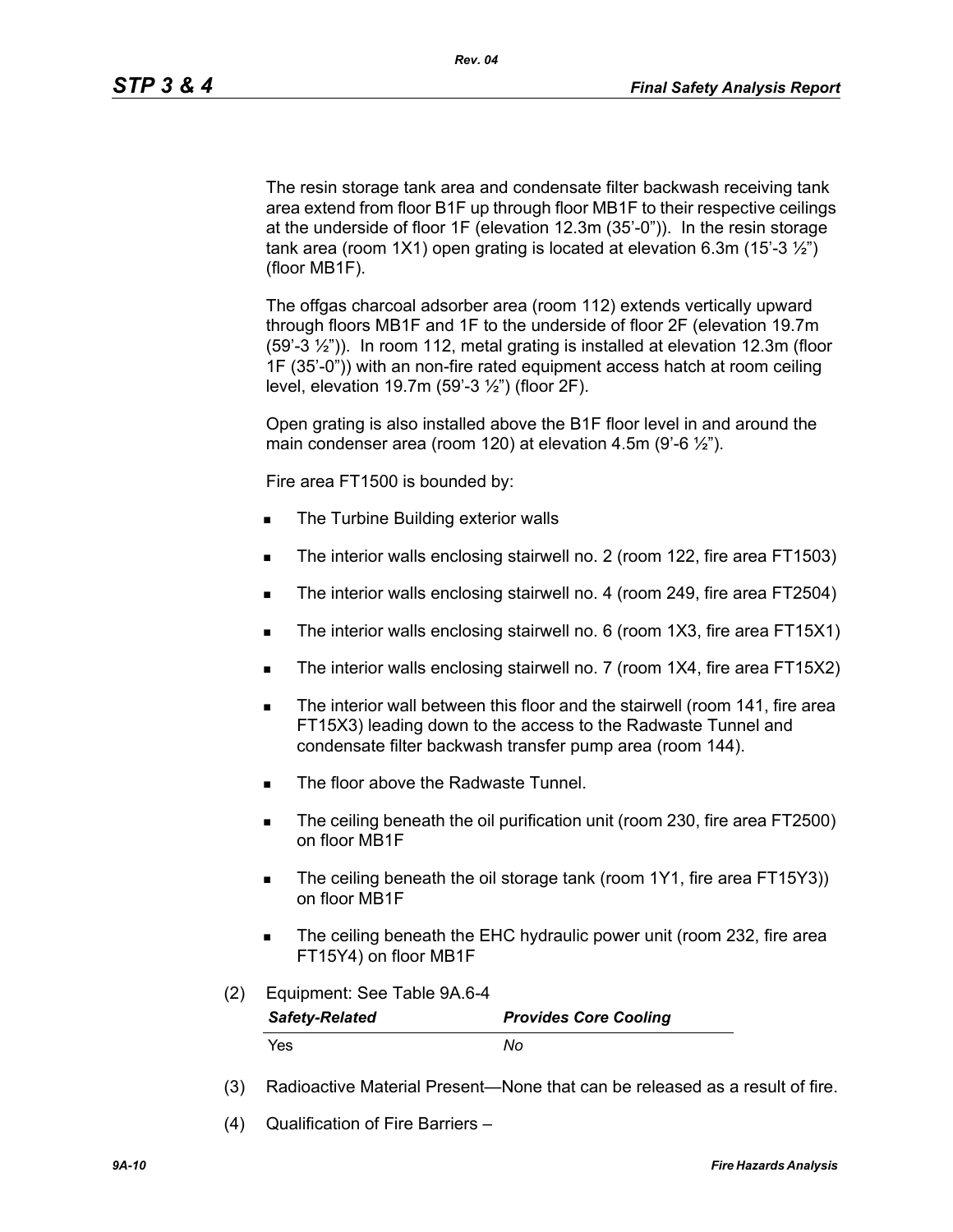The resin storage tank area and condensate filter backwash receiving tank area extend from floor B1F up through floor MB1F to their respective ceilings at the underside of floor 1F (elevation 12.3m (35'-0")). In the resin storage tank area (room 1X1) open grating is located at elevation 6.3m (15'-3 ½") (floor MB1F).

The offgas charcoal adsorber area (room 112) extends vertically upward through floors MB1F and 1F to the underside of floor 2F (elevation 19.7m (59'-3 ½")). In room 112, metal grating is installed at elevation 12.3m (floor 1F (35'-0")) with an non-fire rated equipment access hatch at room ceiling level, elevation 19.7m (59'-3 ½") (floor 2F).

Open grating is also installed above the B1F floor level in and around the main condenser area (room 120) at elevation 4.5m (9'-6 ½").

Fire area FT1500 is bounded by:

- The Turbine Building exterior walls
- The interior walls enclosing stairwell no. 2 (room 122, fire area FT1503)
- The interior walls enclosing stairwell no. 4 (room 249, fire area FT2504)
- The interior walls enclosing stairwell no. 6 (room 1X3, fire area FT15X1)
- The interior walls enclosing stairwell no. 7 (room 1X4, fire area FT15X2)
- The interior wall between this floor and the stairwell (room 141, fire area FT15X3) leading down to the access to the Radwaste Tunnel and condensate filter backwash transfer pump area (room 144).
- The floor above the Radwaste Tunnel.
- The ceiling beneath the oil purification unit (room 230, fire area FT2500) on floor MB1F
- The ceiling beneath the oil storage tank (room 1Y1, fire area FT15Y3)) on floor MB1F
- The ceiling beneath the EHC hydraulic power unit (room 232, fire area FT15Y4) on floor MB1F

(2) Equipment: See Table 9A.6-4

| *Safety-Related* | *Provides Core Cooling* |
|---|---|
| Yes | *No* |

(3) Radioactive Material Present—None that can be released as a result of fire.

(4) Qualification of Fire Barriers –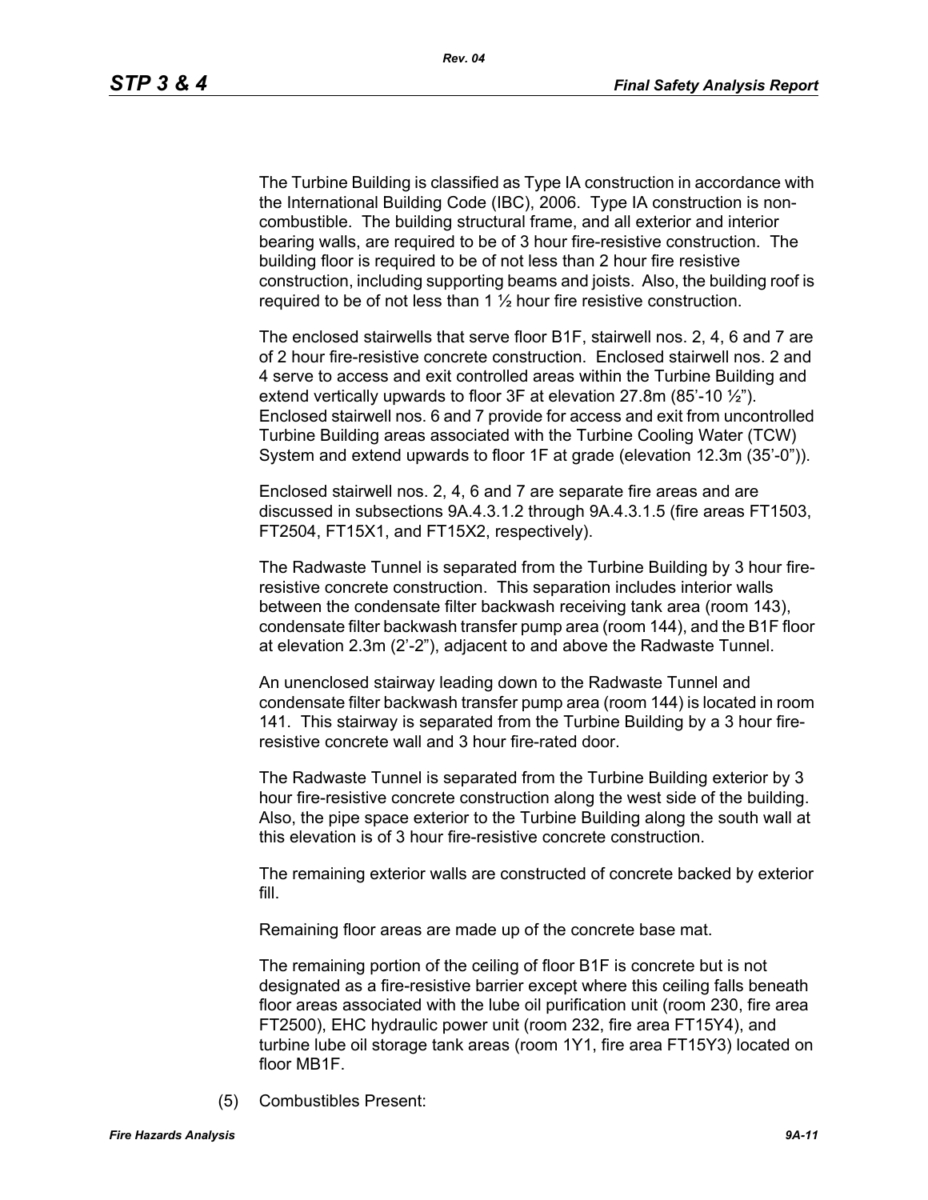The Turbine Building is classified as Type IA construction in accordance with the International Building Code (IBC), 2006. Type IA construction is non-combustible. The building structural frame, and all exterior and interior bearing walls, are required to be of 3 hour fire-resistive construction. The building floor is required to be of not less than 2 hour fire resistive construction, including supporting beams and joists. Also, the building roof is required to be of not less than 1 ½ hour fire resistive construction.

The enclosed stairwells that serve floor B1F, stairwell nos. 2, 4, 6 and 7 are of 2 hour fire-resistive concrete construction. Enclosed stairwell nos. 2 and 4 serve to access and exit controlled areas within the Turbine Building and extend vertically upwards to floor 3F at elevation 27.8m (85'-10 ½"). Enclosed stairwell nos. 6 and 7 provide for access and exit from uncontrolled Turbine Building areas associated with the Turbine Cooling Water (TCW) System and extend upwards to floor 1F at grade (elevation 12.3m (35'-0")).

Enclosed stairwell nos. 2, 4, 6 and 7 are separate fire areas and are discussed in subsections 9A.4.3.1.2 through 9A.4.3.1.5 (fire areas FT1503, FT2504, FT15X1, and FT15X2, respectively).

The Radwaste Tunnel is separated from the Turbine Building by 3 hour fire-resistive concrete construction. This separation includes interior walls between the condensate filter backwash receiving tank area (room 143), condensate filter backwash transfer pump area (room 144), and the B1F floor at elevation 2.3m (2'-2"), adjacent to and above the Radwaste Tunnel.

An unenclosed stairway leading down to the Radwaste Tunnel and condensate filter backwash transfer pump area (room 144) is located in room 141. This stairway is separated from the Turbine Building by a 3 hour fire-resistive concrete wall and 3 hour fire-rated door.

The Radwaste Tunnel is separated from the Turbine Building exterior by 3 hour fire-resistive concrete construction along the west side of the building. Also, the pipe space exterior to the Turbine Building along the south wall at this elevation is of 3 hour fire-resistive concrete construction.

The remaining exterior walls are constructed of concrete backed by exterior fill.

Remaining floor areas are made up of the concrete base mat.

The remaining portion of the ceiling of floor B1F is concrete but is not designated as a fire-resistive barrier except where this ceiling falls beneath floor areas associated with the lube oil purification unit (room 230, fire area FT2500), EHC hydraulic power unit (room 232, fire area FT15Y4), and turbine lube oil storage tank areas (room 1Y1, fire area FT15Y3) located on floor MB1F.

(5) Combustibles Present: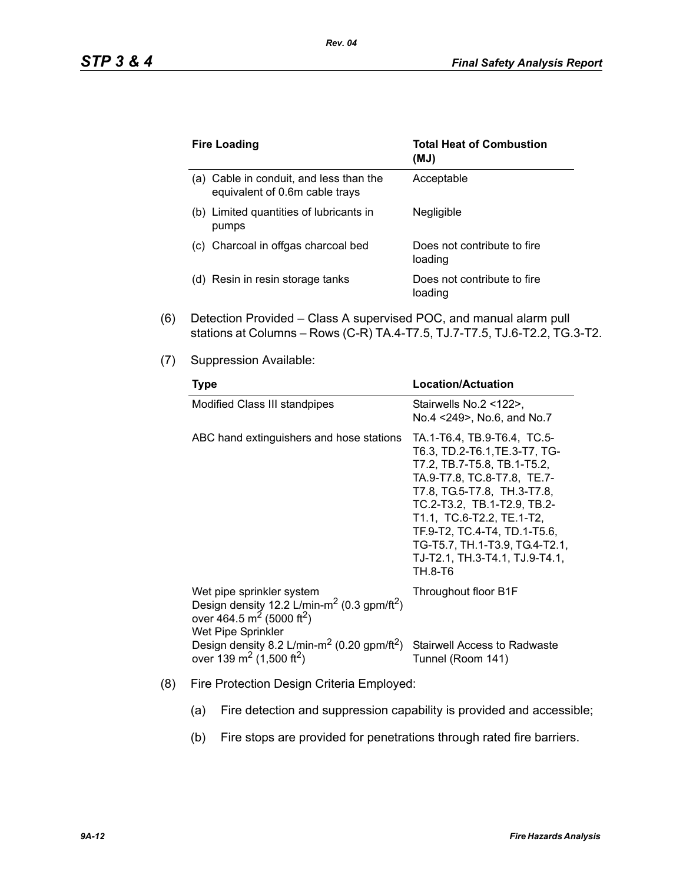| Fire Loading | Total Heat of Combustion (MJ) |
|---|---|
| (a) Cable in conduit, and less than the equivalent of 0.6m cable trays | Acceptable |
| (b) Limited quantities of lubricants in pumps | Negligible |
| (c) Charcoal in offgas charcoal bed | Does not contribute to fire loading |
| (d) Resin in resin storage tanks | Does not contribute to fire loading |

(6) Detection Provided – Class A supervised POC, and manual alarm pull stations at Columns – Rows (C-R) TA.4-T7.5, TJ.7-T7.5, TJ.6-T2.2, TG.3-T2.

(7) Suppression Available:

| Type | Location/Actuation |
|---|---|
| Modified Class III standpipes | Stairwells No.2 <122>, No.4 <249>, No.6, and No.7 |
| ABC hand extinguishers and hose stations | TA.1-T6.4, TB.9-T6.4, TC.5-T6.3, TD.2-T6.1, TE.3-T7, TG-T7.2, TB.7-T5.8, TB.1-T5.2, TA.9-T7.8, TC.8-T7.8, TE.7-T7.8, TG.5-T7.8, TH.3-T7.8, TC.2-T3.2, TB.1-T2.9, TB.2-T1.1, TC.6-T2.2, TE.1-T2, TF.9-T2, TC.4-T4, TD.1-T5.6, TG-T5.7, TH.1-T3.9, TG.4-T2.1, TJ-T2.1, TH.3-T4.1, TJ.9-T4.1, TH.8-T6 |
| Wet pipe sprinkler system Design density 12.2 L/min-m$^2$ (0.3 gpm/ft$^2$) over 464.5 m$^2$ (5000 ft$^2$) | Throughout floor B1F |
| Wet Pipe Sprinkler Design density 8.2 L/min-m$^2$ (0.20 gpm/ft$^2$) over 139 m$^2$ (1,500 ft$^2$) | Stairwell Access to Radwaste Tunnel (Room 141) |

(8) Fire Protection Design Criteria Employed:

(a) Fire detection and suppression capability is provided and accessible;

(b) Fire stops are provided for penetrations through rated fire barriers.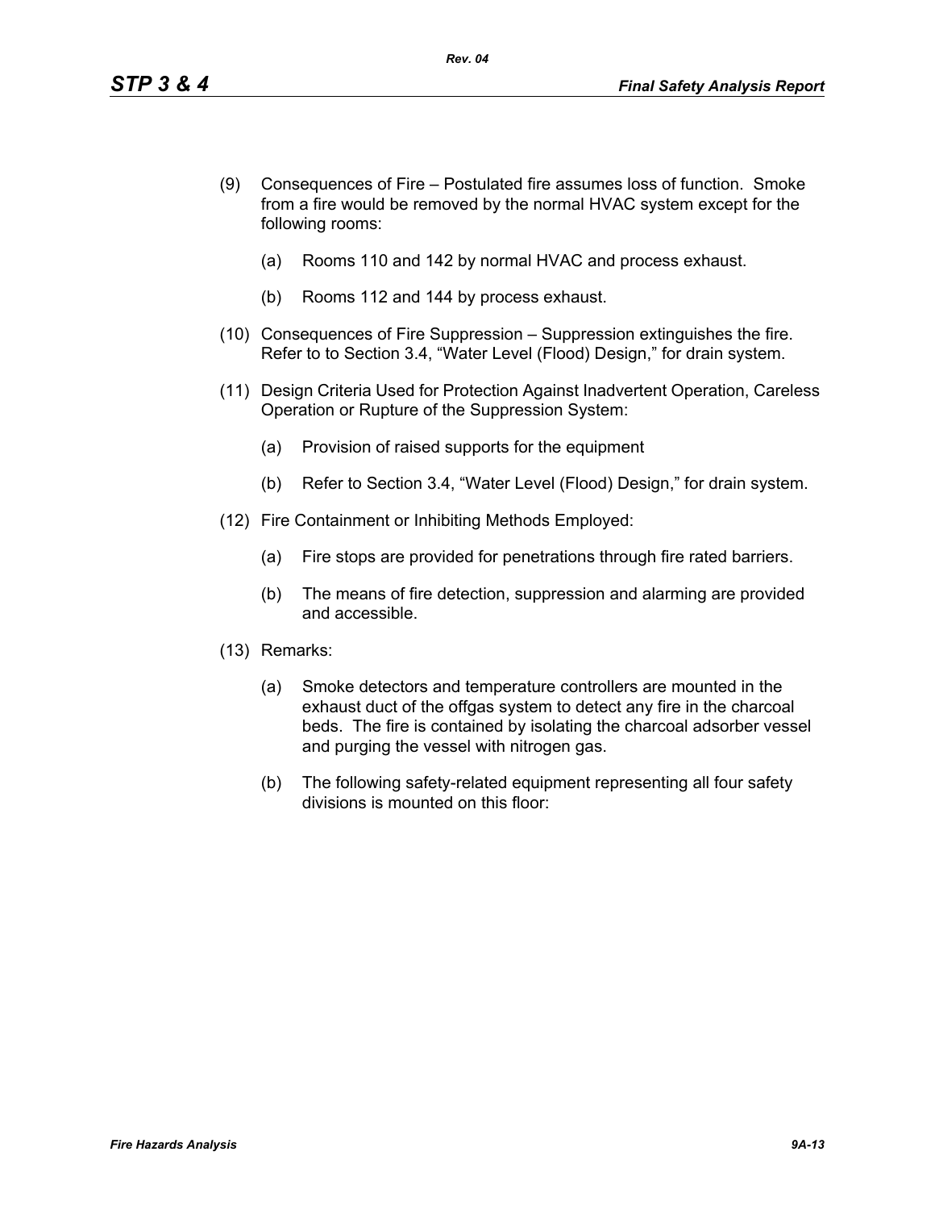(9) Consequences of Fire – Postulated fire assumes loss of function. Smoke from a fire would be removed by the normal HVAC system except for the following rooms:

    (a) Rooms 110 and 142 by normal HVAC and process exhaust.

    (b) Rooms 112 and 144 by process exhaust.

(10) Consequences of Fire Suppression – Suppression extinguishes the fire. Refer to to Section 3.4, "Water Level (Flood) Design," for drain system.

(11) Design Criteria Used for Protection Against Inadvertent Operation, Careless Operation or Rupture of the Suppression System:

    (a) Provision of raised supports for the equipment

    (b) Refer to Section 3.4, "Water Level (Flood) Design," for drain system.

(12) Fire Containment or Inhibiting Methods Employed:

    (a) Fire stops are provided for penetrations through fire rated barriers.

    (b) The means of fire detection, suppression and alarming are provided and accessible.

(13) Remarks:

    (a) Smoke detectors and temperature controllers are mounted in the exhaust duct of the offgas system to detect any fire in the charcoal beds. The fire is contained by isolating the charcoal adsorber vessel and purging the vessel with nitrogen gas.

    (b) The following safety-related equipment representing all four safety divisions is mounted on this floor: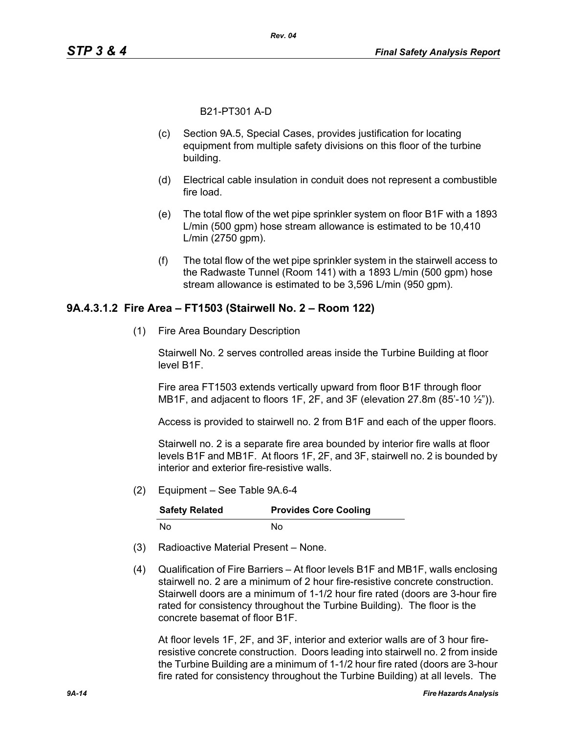B21-PT301 A-D

(c) Section 9A.5, Special Cases, provides justification for locating equipment from multiple safety divisions on this floor of the turbine building.

(d) Electrical cable insulation in conduit does not represent a combustible fire load.

(e) The total flow of the wet pipe sprinkler system on floor B1F with a 1893 L/min (500 gpm) hose stream allowance is estimated to be 10,410 L/min (2750 gpm).

(f) The total flow of the wet pipe sprinkler system in the stairwell access to the Radwaste Tunnel (Room 141) with a 1893 L/min (500 gpm) hose stream allowance is estimated to be 3,596 L/min (950 gpm).

### 9A.4.3.1.2 Fire Area – FT1503 (Stairwell No. 2 – Room 122)

(1) Fire Area Boundary Description

Stairwell No. 2 serves controlled areas inside the Turbine Building at floor level B1F.

Fire area FT1503 extends vertically upward from floor B1F through floor MB1F, and adjacent to floors 1F, 2F, and 3F (elevation 27.8m (85'-10 ½")).

Access is provided to stairwell no. 2 from B1F and each of the upper floors.

Stairwell no. 2 is a separate fire area bounded by interior fire walls at floor levels B1F and MB1F. At floors 1F, 2F, and 3F, stairwell no. 2 is bounded by interior and exterior fire-resistive walls.

(2) Equipment – See Table 9A.6-4

| Safety Related | Provides Core Cooling |
|---|---|
| No | No |

(3) Radioactive Material Present – None.

(4) Qualification of Fire Barriers – At floor levels B1F and MB1F, walls enclosing stairwell no. 2 are a minimum of 2 hour fire-resistive concrete construction. Stairwell doors are a minimum of 1-1/2 hour fire rated (doors are 3-hour fire rated for consistency throughout the Turbine Building). The floor is the concrete basemat of floor B1F.

At floor levels 1F, 2F, and 3F, interior and exterior walls are of 3 hour fire-resistive concrete construction. Doors leading into stairwell no. 2 from inside the Turbine Building are a minimum of 1-1/2 hour fire rated (doors are 3-hour fire rated for consistency throughout the Turbine Building) at all levels. The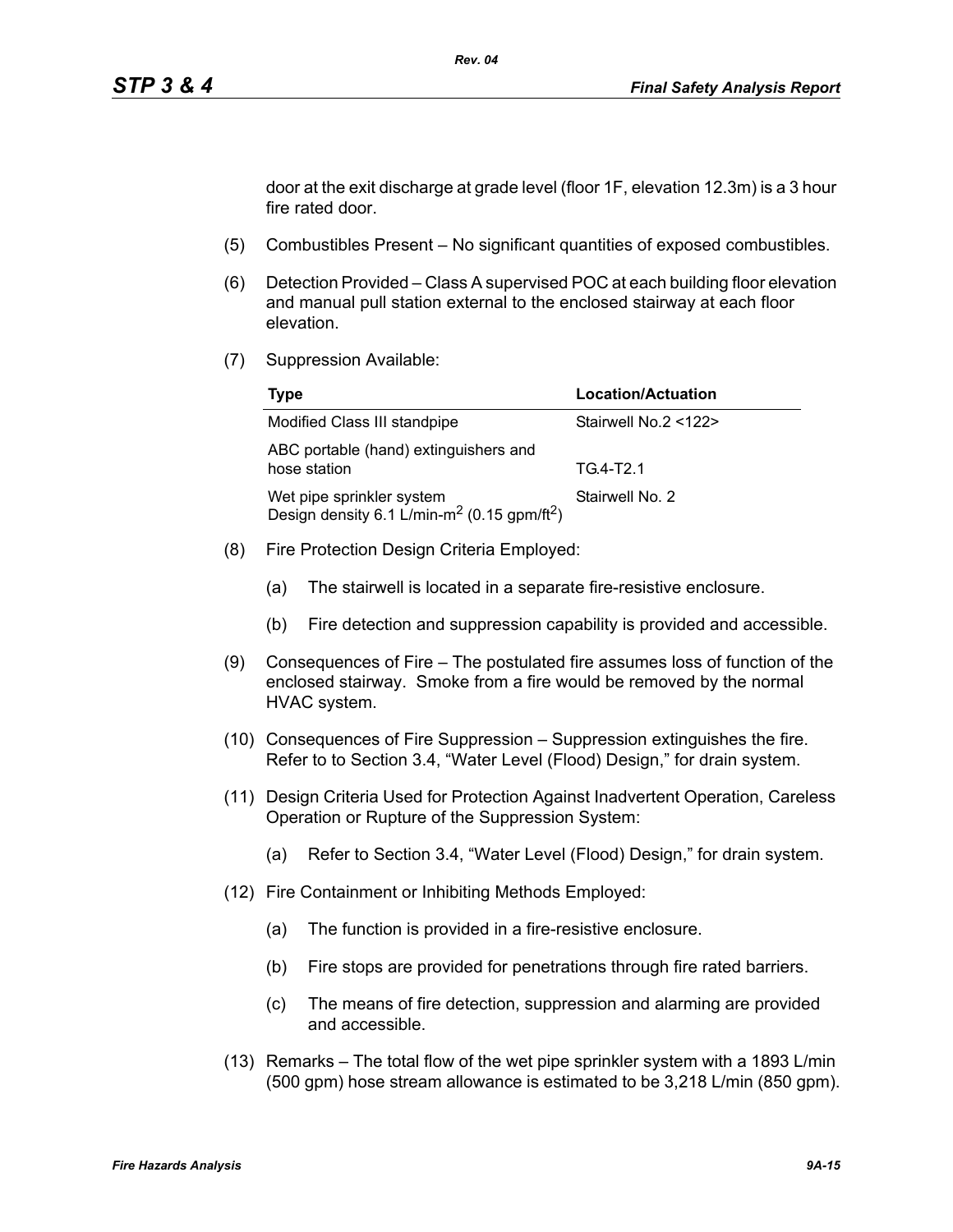door at the exit discharge at grade level (floor 1F, elevation 12.3m) is a 3 hour fire rated door.

(5) Combustibles Present – No significant quantities of exposed combustibles.

(6) Detection Provided – Class A supervised POC at each building floor elevation and manual pull station external to the enclosed stairway at each floor elevation.

(7) Suppression Available:

| Type | Location/Actuation |
|---|---|
| Modified Class III standpipe | Stairwell No.2 <122> |
| ABC portable (hand) extinguishers and hose station | TG.4-T2.1 |
| Wet pipe sprinkler system Design density 6.1 L/min-$m^2$ (0.15 gpm/$ft^2$) | Stairwell No. 2 |

(8) Fire Protection Design Criteria Employed:

(a) The stairwell is located in a separate fire-resistive enclosure.

(b) Fire detection and suppression capability is provided and accessible.

(9) Consequences of Fire – The postulated fire assumes loss of function of the enclosed stairway. Smoke from a fire would be removed by the normal HVAC system.

(10) Consequences of Fire Suppression – Suppression extinguishes the fire. Refer to to Section 3.4, "Water Level (Flood) Design," for drain system.

(11) Design Criteria Used for Protection Against Inadvertent Operation, Careless Operation or Rupture of the Suppression System:

(a) Refer to Section 3.4, "Water Level (Flood) Design," for drain system.

(12) Fire Containment or Inhibiting Methods Employed:

(a) The function is provided in a fire-resistive enclosure.

(b) Fire stops are provided for penetrations through fire rated barriers.

(c) The means of fire detection, suppression and alarming are provided and accessible.

(13) Remarks – The total flow of the wet pipe sprinkler system with a 1893 L/min (500 gpm) hose stream allowance is estimated to be 3,218 L/min (850 gpm).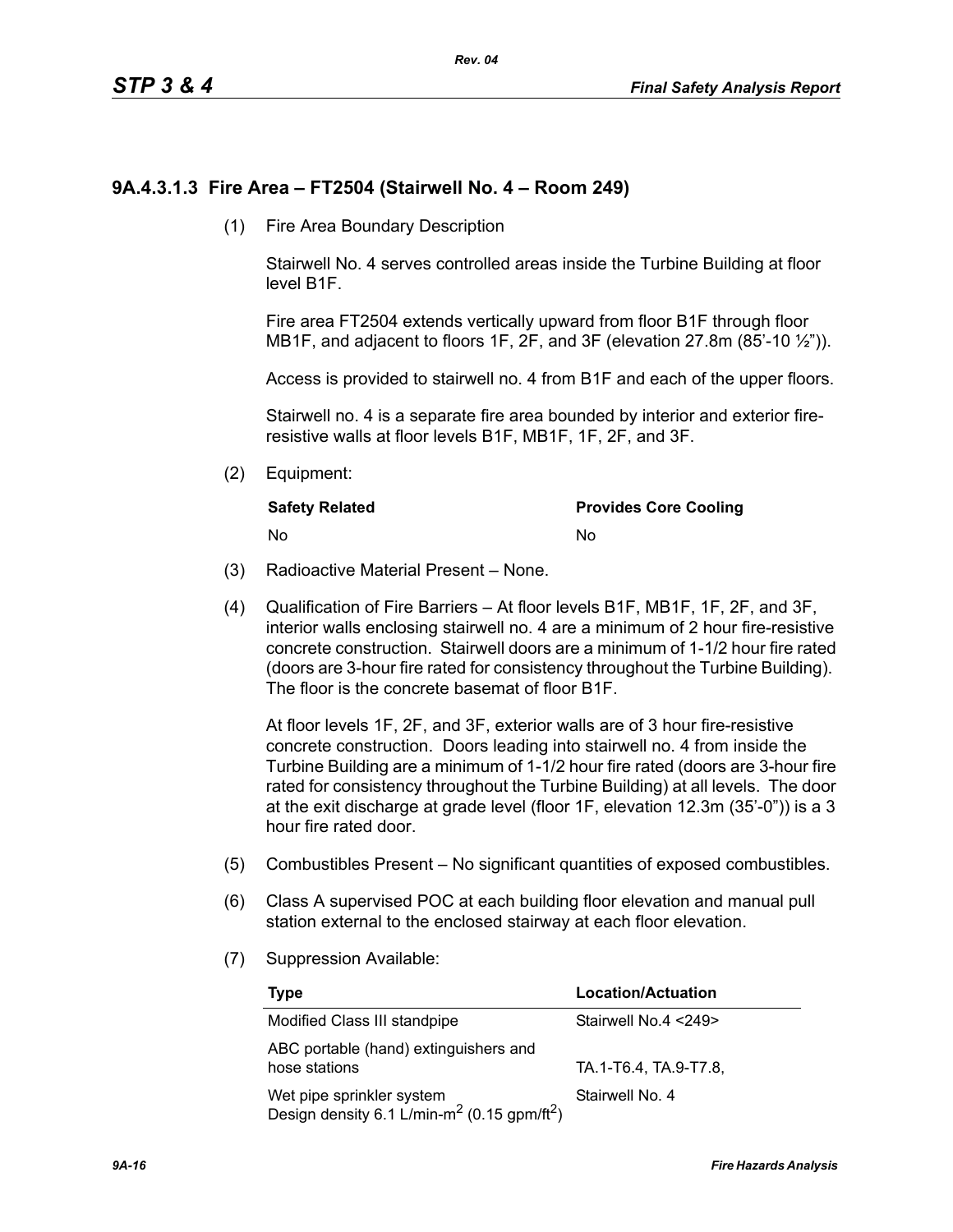### 9A.4.3.1.3 Fire Area – FT2504 (Stairwell No. 4 – Room 249)

(1) Fire Area Boundary Description

Stairwell No. 4 serves controlled areas inside the Turbine Building at floor level B1F.

Fire area FT2504 extends vertically upward from floor B1F through floor MB1F, and adjacent to floors 1F, 2F, and 3F (elevation 27.8m (85'-10 ½")).

Access is provided to stairwell no. 4 from B1F and each of the upper floors.

Stairwell no. 4 is a separate fire area bounded by interior and exterior fire-resistive walls at floor levels B1F, MB1F, 1F, 2F, and 3F.

(2) Equipment:

| Safety Related | Provides Core Cooling |
|---|---|
| No | No |

(3) Radioactive Material Present – None.

(4) Qualification of Fire Barriers – At floor levels B1F, MB1F, 1F, 2F, and 3F, interior walls enclosing stairwell no. 4 are a minimum of 2 hour fire-resistive concrete construction. Stairwell doors are a minimum of 1-1/2 hour fire rated (doors are 3-hour fire rated for consistency throughout the Turbine Building). The floor is the concrete basemat of floor B1F.

At floor levels 1F, 2F, and 3F, exterior walls are of 3 hour fire-resistive concrete construction. Doors leading into stairwell no. 4 from inside the Turbine Building are a minimum of 1-1/2 hour fire rated (doors are 3-hour fire rated for consistency throughout the Turbine Building) at all levels. The door at the exit discharge at grade level (floor 1F, elevation 12.3m (35'-0")) is a 3 hour fire rated door.

(5) Combustibles Present – No significant quantities of exposed combustibles.

(6) Class A supervised POC at each building floor elevation and manual pull station external to the enclosed stairway at each floor elevation.

(7) Suppression Available:

| Type | Location/Actuation |
|---|---|
| Modified Class III standpipe | Stairwell No.4 <249> |
| ABC portable (hand) extinguishers and hose stations | TA.1-T6.4, TA.9-T7.8, |
| Wet pipe sprinkler system Design density 6.1 L/min-m$^2$ (0.15 gpm/ft$^2$) | Stairwell No. 4 |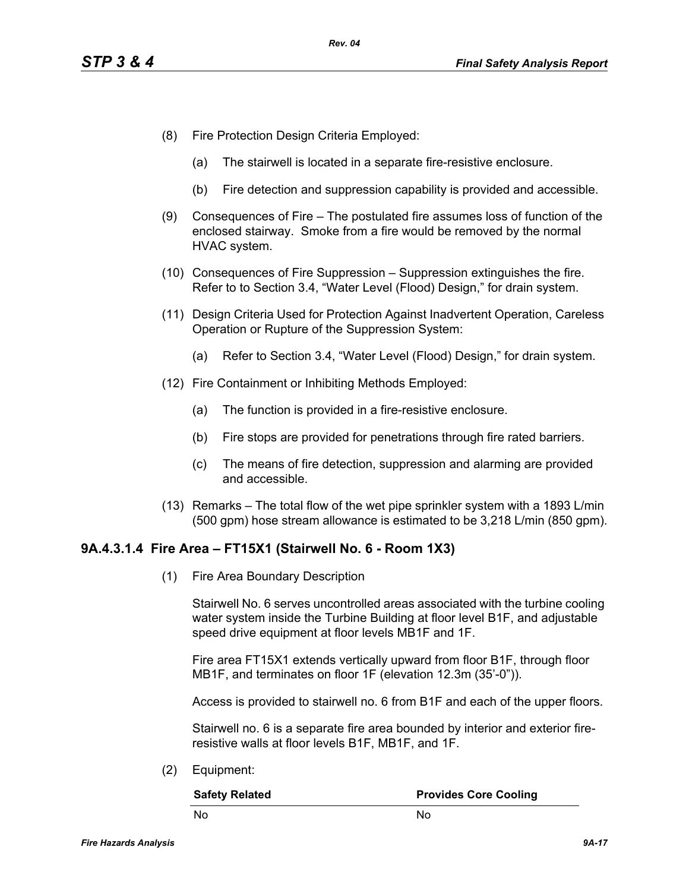(8) Fire Protection Design Criteria Employed:

   (a) The stairwell is located in a separate fire-resistive enclosure.

   (b) Fire detection and suppression capability is provided and accessible.

(9) Consequences of Fire – The postulated fire assumes loss of function of the enclosed stairway. Smoke from a fire would be removed by the normal HVAC system.

(10) Consequences of Fire Suppression – Suppression extinguishes the fire. Refer to to Section 3.4, "Water Level (Flood) Design," for drain system.

(11) Design Criteria Used for Protection Against Inadvertent Operation, Careless Operation or Rupture of the Suppression System:

   (a) Refer to Section 3.4, "Water Level (Flood) Design," for drain system.

(12) Fire Containment or Inhibiting Methods Employed:

   (a) The function is provided in a fire-resistive enclosure.

   (b) Fire stops are provided for penetrations through fire rated barriers.

   (c) The means of fire detection, suppression and alarming are provided and accessible.

(13) Remarks – The total flow of the wet pipe sprinkler system with a 1893 L/min (500 gpm) hose stream allowance is estimated to be 3,218 L/min (850 gpm).

#### 9A.4.3.1.4 Fire Area – FT15X1 (Stairwell No. 6 - Room 1X3)

(1) Fire Area Boundary Description

   Stairwell No. 6 serves uncontrolled areas associated with the turbine cooling water system inside the Turbine Building at floor level B1F, and adjustable speed drive equipment at floor levels MB1F and 1F.

   Fire area FT15X1 extends vertically upward from floor B1F, through floor MB1F, and terminates on floor 1F (elevation 12.3m (35'-0")).

   Access is provided to stairwell no. 6 from B1F and each of the upper floors.

   Stairwell no. 6 is a separate fire area bounded by interior and exterior fire-resistive walls at floor levels B1F, MB1F, and 1F.

(2) Equipment:

| Safety Related | Provides Core Cooling |
|---|---|
| No | No |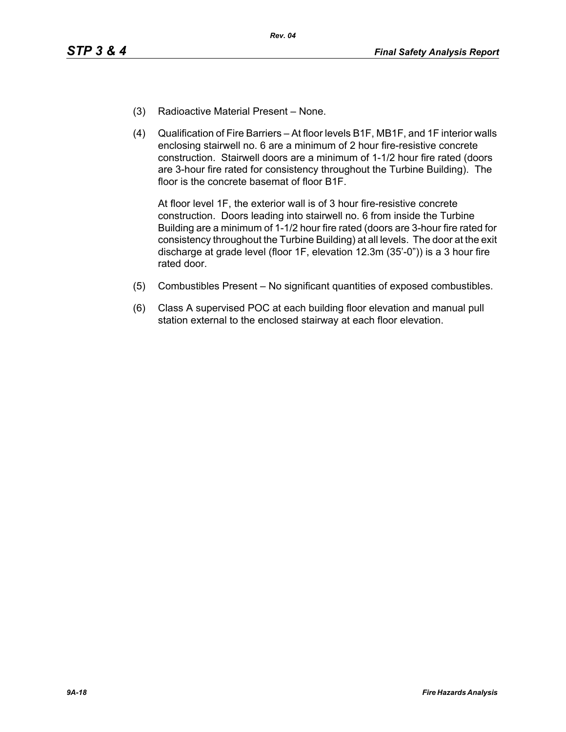(3) Radioactive Material Present – None.

(4) Qualification of Fire Barriers – At floor levels B1F, MB1F, and 1F interior walls enclosing stairwell no. 6 are a minimum of 2 hour fire-resistive concrete construction. Stairwell doors are a minimum of 1-1/2 hour fire rated (doors are 3-hour fire rated for consistency throughout the Turbine Building). The floor is the concrete basemat of floor B1F.

   At floor level 1F, the exterior wall is of 3 hour fire-resistive concrete construction. Doors leading into stairwell no. 6 from inside the Turbine Building are a minimum of 1-1/2 hour fire rated (doors are 3-hour fire rated for consistency throughout the Turbine Building) at all levels. The door at the exit discharge at grade level (floor 1F, elevation 12.3m (35'-0")) is a 3 hour fire rated door.

(5) Combustibles Present – No significant quantities of exposed combustibles.

(6) Class A supervised POC at each building floor elevation and manual pull station external to the enclosed stairway at each floor elevation.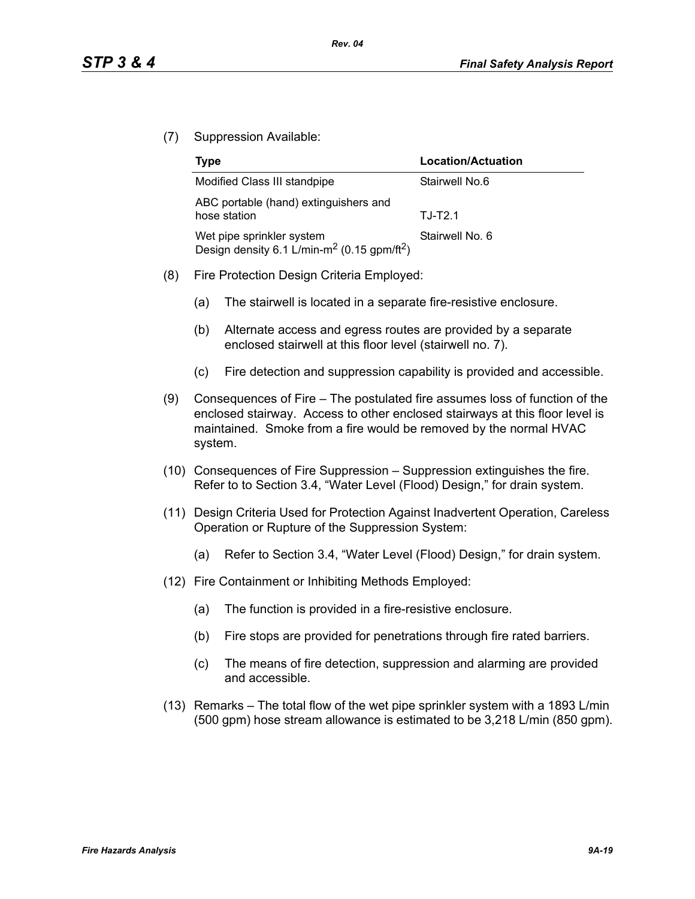(7) Suppression Available:

| Type | Location/Actuation |
|---|---|
| Modified Class III standpipe | Stairwell No.6 |
| ABC portable (hand) extinguishers and hose station | TJ-T2.1 |
| Wet pipe sprinkler system Design density 6.1 L/min-$m^2$ (0.15 gpm/$ft^2$) | Stairwell No. 6 |

(8) Fire Protection Design Criteria Employed:

(a) The stairwell is located in a separate fire-resistive enclosure.

(b) Alternate access and egress routes are provided by a separate enclosed stairwell at this floor level (stairwell no. 7).

(c) Fire detection and suppression capability is provided and accessible.

(9) Consequences of Fire – The postulated fire assumes loss of function of the enclosed stairway. Access to other enclosed stairways at this floor level is maintained. Smoke from a fire would be removed by the normal HVAC system.

(10) Consequences of Fire Suppression – Suppression extinguishes the fire. Refer to to Section 3.4, "Water Level (Flood) Design," for drain system.

(11) Design Criteria Used for Protection Against Inadvertent Operation, Careless Operation or Rupture of the Suppression System:

(a) Refer to Section 3.4, "Water Level (Flood) Design," for drain system.

(12) Fire Containment or Inhibiting Methods Employed:

(a) The function is provided in a fire-resistive enclosure.

(b) Fire stops are provided for penetrations through fire rated barriers.

(c) The means of fire detection, suppression and alarming are provided and accessible.

(13) Remarks – The total flow of the wet pipe sprinkler system with a 1893 L/min (500 gpm) hose stream allowance is estimated to be 3,218 L/min (850 gpm).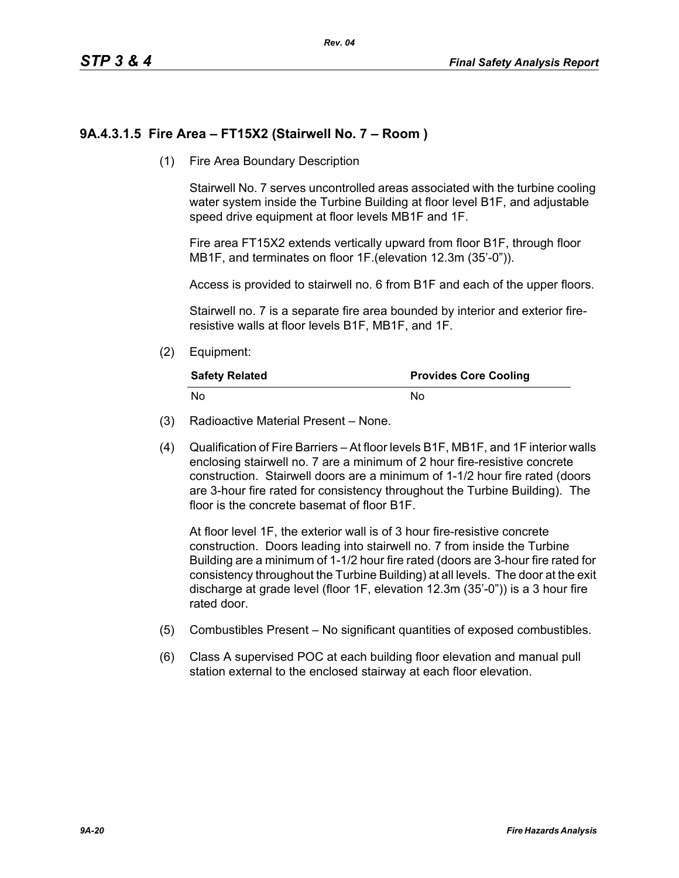### 9A.4.3.1.5 Fire Area – FT15X2 (Stairwell No. 7 – Room )

(1) Fire Area Boundary Description

Stairwell No. 7 serves uncontrolled areas associated with the turbine cooling water system inside the Turbine Building at floor level B1F, and adjustable speed drive equipment at floor levels MB1F and 1F.

Fire area FT15X2 extends vertically upward from floor B1F, through floor MB1F, and terminates on floor 1F.(elevation 12.3m (35'-0")).

Access is provided to stairwell no. 6 from B1F and each of the upper floors.

Stairwell no. 7 is a separate fire area bounded by interior and exterior fire-resistive walls at floor levels B1F, MB1F, and 1F.

(2) Equipment:

| Safety Related | Provides Core Cooling |
|---|---|
| No | No |

(3) Radioactive Material Present – None.

(4) Qualification of Fire Barriers – At floor levels B1F, MB1F, and 1F interior walls enclosing stairwell no. 7 are a minimum of 2 hour fire-resistive concrete construction. Stairwell doors are a minimum of 1-1/2 hour fire rated (doors are 3-hour fire rated for consistency throughout the Turbine Building). The floor is the concrete basemat of floor B1F.

At floor level 1F, the exterior wall is of 3 hour fire-resistive concrete construction. Doors leading into stairwell no. 7 from inside the Turbine Building are a minimum of 1-1/2 hour fire rated (doors are 3-hour fire rated for consistency throughout the Turbine Building) at all levels. The door at the exit discharge at grade level (floor 1F, elevation 12.3m (35'-0")) is a 3 hour fire rated door.

(5) Combustibles Present – No significant quantities of exposed combustibles.

(6) Class A supervised POC at each building floor elevation and manual pull station external to the enclosed stairway at each floor elevation.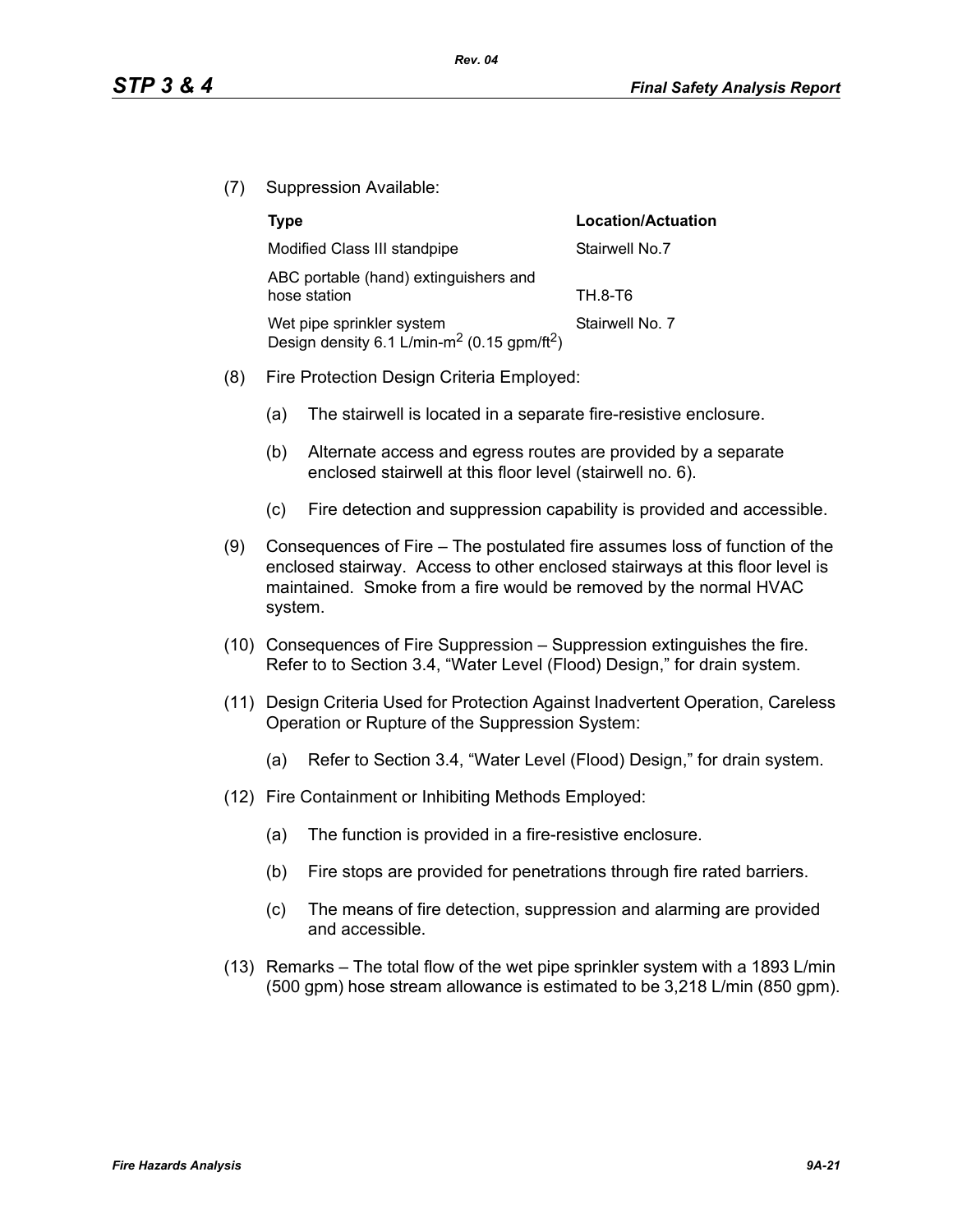(7) Suppression Available:

| Type | Location/Actuation |
|---|---|
| Modified Class III standpipe | Stairwell No.7 |
| ABC portable (hand) extinguishers and hose station | TH.8-T6 |
| Wet pipe sprinkler system Design density 6.1 L/min-$m^2$ (0.15 gpm/$ft^2$) | Stairwell No. 7 |

(8) Fire Protection Design Criteria Employed:

(a) The stairwell is located in a separate fire-resistive enclosure.

(b) Alternate access and egress routes are provided by a separate enclosed stairwell at this floor level (stairwell no. 6).

(c) Fire detection and suppression capability is provided and accessible.

(9) Consequences of Fire – The postulated fire assumes loss of function of the enclosed stairway. Access to other enclosed stairways at this floor level is maintained. Smoke from a fire would be removed by the normal HVAC system.

(10) Consequences of Fire Suppression – Suppression extinguishes the fire. Refer to to Section 3.4, "Water Level (Flood) Design," for drain system.

(11) Design Criteria Used for Protection Against Inadvertent Operation, Careless Operation or Rupture of the Suppression System:

(a) Refer to Section 3.4, "Water Level (Flood) Design," for drain system.

(12) Fire Containment or Inhibiting Methods Employed:

(a) The function is provided in a fire-resistive enclosure.

(b) Fire stops are provided for penetrations through fire rated barriers.

(c) The means of fire detection, suppression and alarming are provided and accessible.

(13) Remarks – The total flow of the wet pipe sprinkler system with a 1893 L/min (500 gpm) hose stream allowance is estimated to be 3,218 L/min (850 gpm).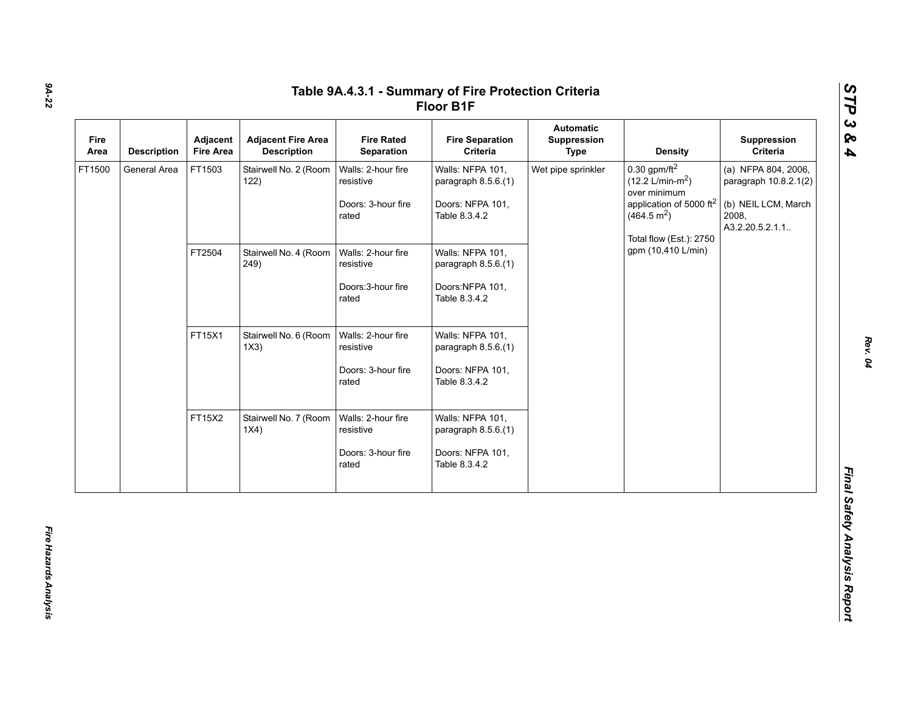# Table 9A.4.3.1 - Summary of Fire Protection Criteria Floor B1F

| Fire Area | Description | Adjacent Fire Area | Adjacent Fire Area Description | Fire Rated Separation | Fire Separation Criteria | Automatic Suppression Type | Density | Suppression Criteria |
|---|---|---|---|---|---|---|---|---|
| FT1500 | General Area | FT1503 | Stairwell No. 2 (Room 122) | Walls: 2-hour fire resistive<br><br>Doors: 3-hour fire rated | Walls: NFPA 101, paragraph 8.5.6.(1)<br><br>Doors: NFPA 101, Table 8.3.4.2 | Wet pipe sprinkler | 0.30 gpm/ft$^2$ (12.2 L/min-m$^2$) over minimum application of 5000 ft$^2$ (464.5 m$^2$)<br><br>Total flow (Est.): 2750 gpm (10,410 L/min) | (a) NFPA 804, 2006, paragraph 10.8.2.1(2)<br><br>(b) NEIL LCM, March 2008, A3.2.20.5.2.1.1.. |
| | | FT2504 | Stairwell No. 4 (Room 249) | Walls: 2-hour fire resistive<br><br>Doors:3-hour fire rated | Walls: NFPA 101, paragraph 8.5.6.(1)<br><br>Doors:NFPA 101, Table 8.3.4.2 | | | |
| | | FT15X1 | Stairwell No. 6 (Room 1X3) | Walls: 2-hour fire resistive<br><br>Doors: 3-hour fire rated | Walls: NFPA 101, paragraph 8.5.6.(1)<br><br>Doors: NFPA 101, Table 8.3.4.2 | | | |
| | | FT15X2 | Stairwell No. 7 (Room 1X4) | Walls: 2-hour fire resistive<br><br>Doors: 3-hour fire rated | Walls: NFPA 101, paragraph 8.5.6.(1)<br><br>Doors: NFPA 101, Table 8.3.4.2 | | | |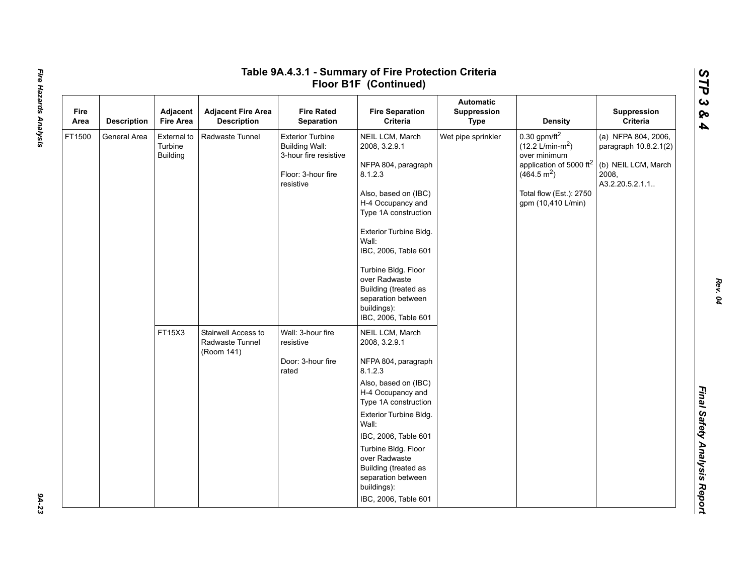# Table 9A.4.3.1 - Summary of Fire Protection Criteria Floor B1F (Continued)

| Fire Area | Description | Adjacent Fire Area | Adjacent Fire Area Description | Fire Rated Separation | Fire Separation Criteria | Automatic Suppression Type | Density | Suppression Criteria |
|---|---|---|---|---|---|---|---|---|
| FT1500 | General Area | External to Turbine Building | Radwaste Tunnel | Exterior Turbine Building Wall: 3-hour fire resistive<br><br>Floor: 3-hour fire resistive | NEIL LCM, March 2008, 3.2.9.1<br><br>NFPA 804, paragraph 8.1.2.3<br><br>Also, based on (IBC) H-4 Occupancy and Type 1A construction<br><br>Exterior Turbine Bldg. Wall:<br>IBC, 2006, Table 601<br><br>Turbine Bldg. Floor over Radwaste Building (treated as separation between buildings):<br>IBC, 2006, Table 601 | Wet pipe sprinkler | 0.30 gpm/ft$^2$ (12.2 L/min-m$^2$) over minimum application of 5000 ft$^2$ (464.5 m$^2$)<br><br>Total flow (Est.): 2750 gpm (10,410 L/min) | (a) NFPA 804, 2006, paragraph 10.8.2.1(2)<br><br>(b) NEIL LCM, March 2008, A3.2.20.5.2.1.1.. |
| | | FT15X3 | Stairwell Access to Radwaste Tunnel (Room 141) | Wall: 3-hour fire resistive<br><br>Door: 3-hour fire rated | NEIL LCM, March 2008, 3.2.9.1<br><br>NFPA 804, paragraph 8.1.2.3<br><br>Also, based on (IBC) H-4 Occupancy and Type 1A construction<br><br>Exterior Turbine Bldg. Wall:<br><br>IBC, 2006, Table 601<br><br>Turbine Bldg. Floor over Radwaste Building (treated as separation between buildings):<br><br>IBC, 2006, Table 601 | | | |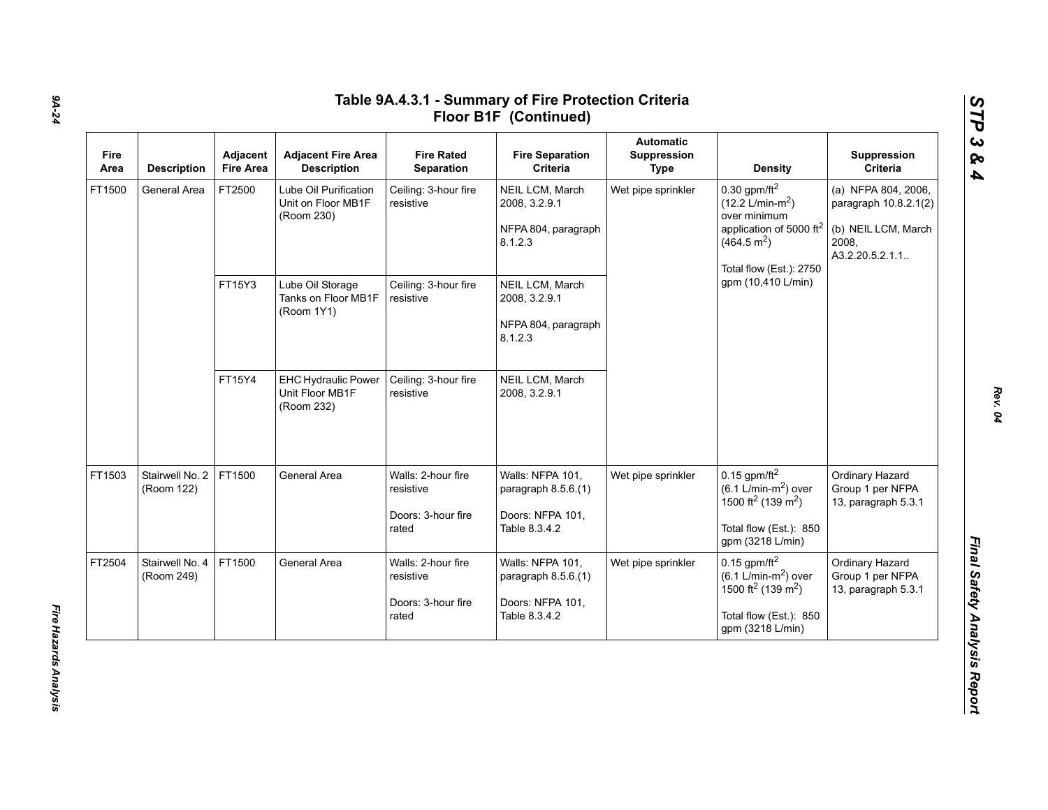## Table 9A.4.3.1 - Summary of Fire Protection Criteria Floor B1F (Continued)

| Fire Area | Description | Adjacent Fire Area | Adjacent Fire Area Description | Fire Rated Separation | Fire Separation Criteria | Automatic Suppression Type | Density | Suppression Criteria |
|---|---|---|---|---|---|---|---|---|
| FT1500 | General Area | FT2500 | Lube Oil Purification Unit on Floor MB1F (Room 230) | Ceiling: 3-hour fire resistive | NEIL LCM, March 2008, 3.2.9.1<br><br>NFPA 804, paragraph 8.1.2.3 | Wet pipe sprinkler | 0.30 gpm/ft$^2$ (12.2 L/min-m$^2$) over minimum application of 5000 ft$^2$ (464.5 m$^2$)<br><br>Total flow (Est.): 2750 gpm (10,410 L/min) | (a) NFPA 804, 2006, paragraph 10.8.2.1(2)<br><br>(b) NEIL LCM, March 2008, A3.2.20.5.2.1.1.. |
| | | FT15Y3 | Lube Oil Storage Tanks on Floor MB1F (Room 1Y1) | Ceiling: 3-hour fire resistive | NEIL LCM, March 2008, 3.2.9.1<br><br>NFPA 804, paragraph 8.1.2.3 | | | |
| | | FT15Y4 | EHC Hydraulic Power Unit Floor MB1F (Room 232) | Ceiling: 3-hour fire resistive | NEIL LCM, March 2008, 3.2.9.1 | | | |
| FT1503 | Stairwell No. 2 (Room 122) | FT1500 | General Area | Walls: 2-hour fire resistive<br><br>Doors: 3-hour fire rated | Walls: NFPA 101, paragraph 8.5.6.(1)<br><br>Doors: NFPA 101, Table 8.3.4.2 | Wet pipe sprinkler | 0.15 gpm/ft$^2$ (6.1 L/min-m$^2$) over 1500 ft$^2$ (139 m$^2$)<br><br>Total flow (Est.): 850 gpm (3218 L/min) | Ordinary Hazard Group 1 per NFPA 13, paragraph 5.3.1 |
| FT2504 | Stairwell No. 4 (Room 249) | FT1500 | General Area | Walls: 2-hour fire resistive<br><br>Doors: 3-hour fire rated | Walls: NFPA 101, paragraph 8.5.6.(1)<br><br>Doors: NFPA 101, Table 8.3.4.2 | Wet pipe sprinkler | 0.15 gpm/ft$^2$ (6.1 L/min-m$^2$) over 1500 ft$^2$ (139 m$^2$)<br><br>Total flow (Est.): 850 gpm (3218 L/min) | Ordinary Hazard Group 1 per NFPA 13, paragraph 5.3.1 |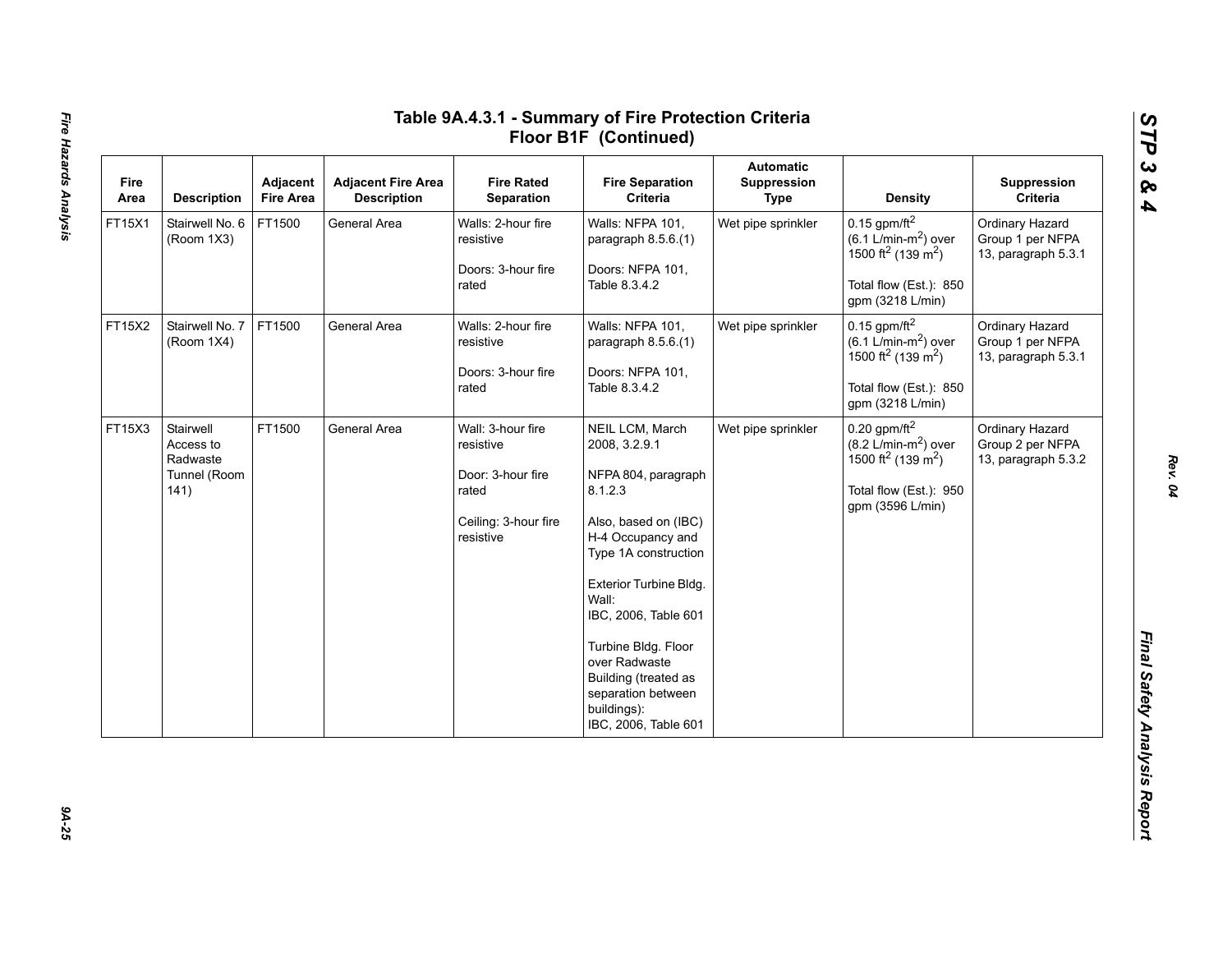# Table 9A.4.3.1 - Summary of Fire Protection Criteria Floor B1F (Continued)

| Fire Area | Description | Adjacent Fire Area | Adjacent Fire Area Description | Fire Rated Separation | Fire Separation Criteria | Automatic Suppression Type | Density | Suppression Criteria |
|---|---|---|---|---|---|---|---|---|
| FT15X1 | Stairwell No. 6 (Room 1X3) | FT1500 | General Area | Walls: 2-hour fire resistive<br><br>Doors: 3-hour fire rated | Walls: NFPA 101, paragraph 8.5.6.(1)<br><br>Doors: NFPA 101, Table 8.3.4.2 | Wet pipe sprinkler | 0.15 gpm/ft$^2$ (6.1 L/min-m$^2$) over 1500 ft$^2$ (139 m$^2$)<br><br>Total flow (Est.): 850 gpm (3218 L/min) | Ordinary Hazard Group 1 per NFPA 13, paragraph 5.3.1 |
| FT15X2 | Stairwell No. 7 (Room 1X4) | FT1500 | General Area | Walls: 2-hour fire resistive<br><br>Doors: 3-hour fire rated | Walls: NFPA 101, paragraph 8.5.6.(1)<br><br>Doors: NFPA 101, Table 8.3.4.2 | Wet pipe sprinkler | 0.15 gpm/ft$^2$ (6.1 L/min-m$^2$) over 1500 ft$^2$ (139 m$^2$)<br><br>Total flow (Est.): 850 gpm (3218 L/min) | Ordinary Hazard Group 1 per NFPA 13, paragraph 5.3.1 |
| FT15X3 | Stairwell Access to Radwaste Tunnel (Room 141) | FT1500 | General Area | Wall: 3-hour fire resistive<br><br>Door: 3-hour fire rated<br><br>Ceiling: 3-hour fire resistive | NEIL LCM, March 2008, 3.2.9.1<br><br>NFPA 804, paragraph 8.1.2.3<br><br>Also, based on (IBC) H-4 Occupancy and Type 1A construction<br><br>Exterior Turbine Bldg. Wall:<br>IBC, 2006, Table 601<br><br>Turbine Bldg. Floor over Radwaste Building (treated as separation between buildings):<br>IBC, 2006, Table 601 | Wet pipe sprinkler | 0.20 gpm/ft$^2$ (8.2 L/min-m$^2$) over 1500 ft$^2$ (139 m$^2$)<br><br>Total flow (Est.): 950 gpm (3596 L/min) | Ordinary Hazard Group 2 per NFPA 13, paragraph 5.3.2 |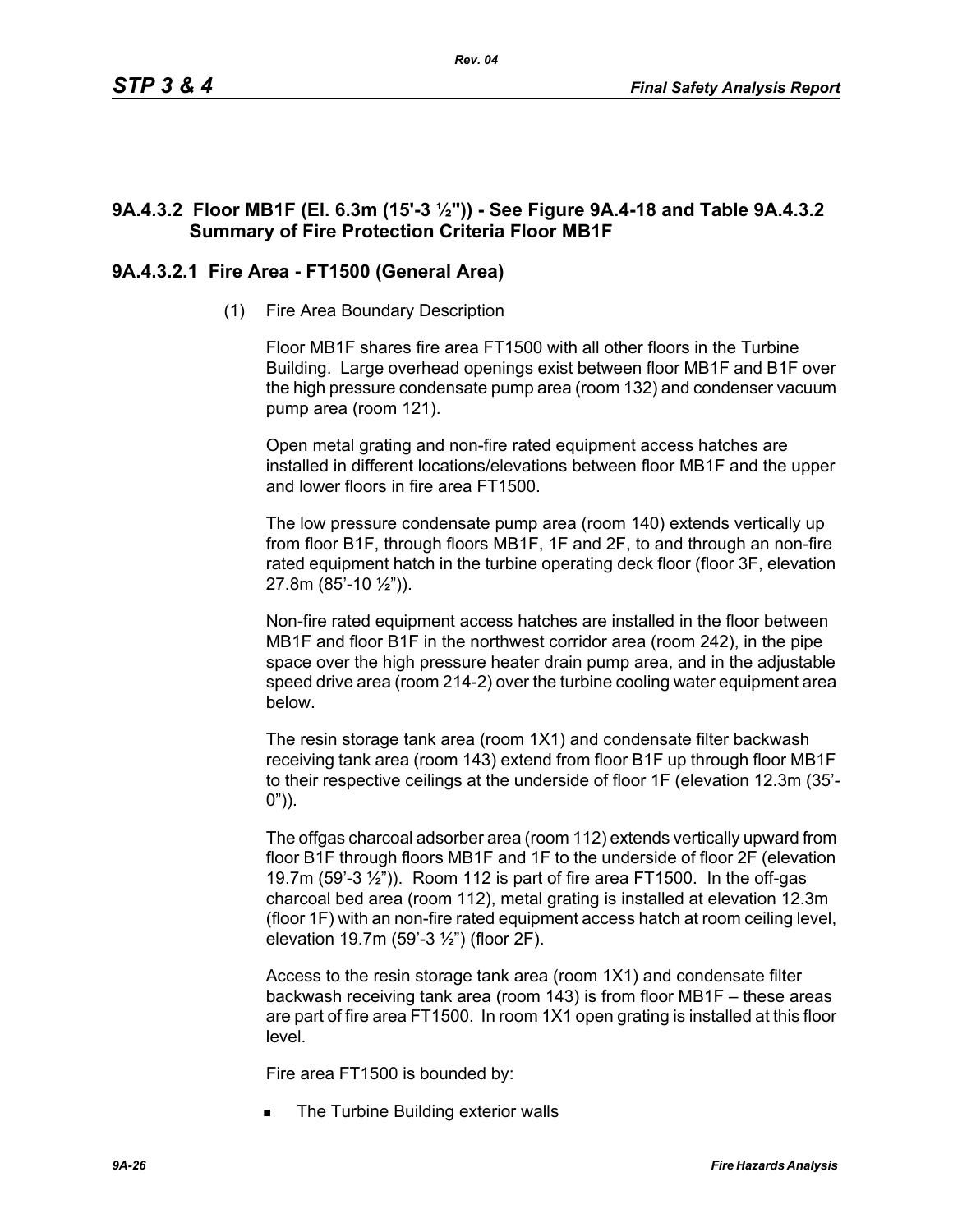### 9A.4.3.2 Floor MB1F (El. 6.3m (15'-3 ½")) - See Figure 9A.4-18 and Table 9A.4.3.2 Summary of Fire Protection Criteria Floor MB1F

#### 9A.4.3.2.1 Fire Area - FT1500 (General Area)

(1) Fire Area Boundary Description

Floor MB1F shares fire area FT1500 with all other floors in the Turbine Building. Large overhead openings exist between floor MB1F and B1F over the high pressure condensate pump area (room 132) and condenser vacuum pump area (room 121).

Open metal grating and non-fire rated equipment access hatches are installed in different locations/elevations between floor MB1F and the upper and lower floors in fire area FT1500.

The low pressure condensate pump area (room 140) extends vertically up from floor B1F, through floors MB1F, 1F and 2F, to and through an non-fire rated equipment hatch in the turbine operating deck floor (floor 3F, elevation 27.8m (85'-10 ½")).

Non-fire rated equipment access hatches are installed in the floor between MB1F and floor B1F in the northwest corridor area (room 242), in the pipe space over the high pressure heater drain pump area, and in the adjustable speed drive area (room 214-2) over the turbine cooling water equipment area below.

The resin storage tank area (room 1X1) and condensate filter backwash receiving tank area (room 143) extend from floor B1F up through floor MB1F to their respective ceilings at the underside of floor 1F (elevation 12.3m (35'-0")).

The offgas charcoal adsorber area (room 112) extends vertically upward from floor B1F through floors MB1F and 1F to the underside of floor 2F (elevation 19.7m (59'-3 ½")). Room 112 is part of fire area FT1500. In the off-gas charcoal bed area (room 112), metal grating is installed at elevation 12.3m (floor 1F) with an non-fire rated equipment access hatch at room ceiling level, elevation 19.7m (59'-3 ½") (floor 2F).

Access to the resin storage tank area (room 1X1) and condensate filter backwash receiving tank area (room 143) is from floor MB1F – these areas are part of fire area FT1500. In room 1X1 open grating is installed at this floor level.

Fire area FT1500 is bounded by:

- The Turbine Building exterior walls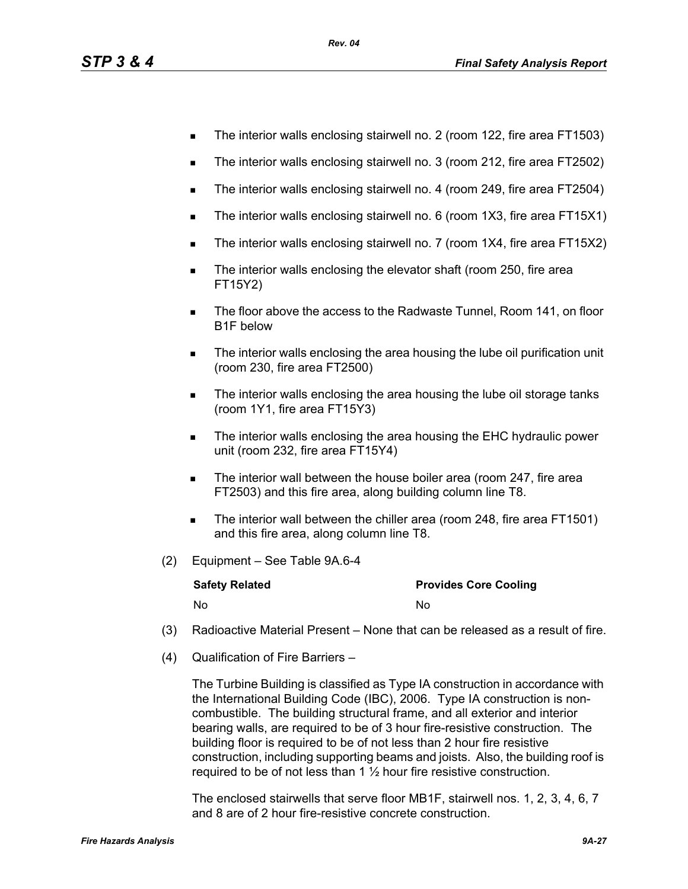- The interior walls enclosing stairwell no. 2 (room 122, fire area FT1503)
- The interior walls enclosing stairwell no. 3 (room 212, fire area FT2502)
- The interior walls enclosing stairwell no. 4 (room 249, fire area FT2504)
- The interior walls enclosing stairwell no. 6 (room 1X3, fire area FT15X1)
- The interior walls enclosing stairwell no. 7 (room 1X4, fire area FT15X2)
- The interior walls enclosing the elevator shaft (room 250, fire area FT15Y2)
- The floor above the access to the Radwaste Tunnel, Room 141, on floor B1F below
- The interior walls enclosing the area housing the lube oil purification unit (room 230, fire area FT2500)
- The interior walls enclosing the area housing the lube oil storage tanks (room 1Y1, fire area FT15Y3)
- The interior walls enclosing the area housing the EHC hydraulic power unit (room 232, fire area FT15Y4)
- The interior wall between the house boiler area (room 247, fire area FT2503) and this fire area, along building column line T8.
- The interior wall between the chiller area (room 248, fire area FT1501) and this fire area, along column line T8.

(2) Equipment – See Table 9A.6-4

| Safety Related | Provides Core Cooling |
|---|---|
| No | No |

(3) Radioactive Material Present – None that can be released as a result of fire.

(4) Qualification of Fire Barriers –

The Turbine Building is classified as Type IA construction in accordance with the International Building Code (IBC), 2006. Type IA construction is non-combustible. The building structural frame, and all exterior and interior bearing walls, are required to be of 3 hour fire-resistive construction. The building floor is required to be of not less than 2 hour fire resistive construction, including supporting beams and joists. Also, the building roof is required to be of not less than 1 ½ hour fire resistive construction.

The enclosed stairwells that serve floor MB1F, stairwell nos. 1, 2, 3, 4, 6, 7 and 8 are of 2 hour fire-resistive concrete construction.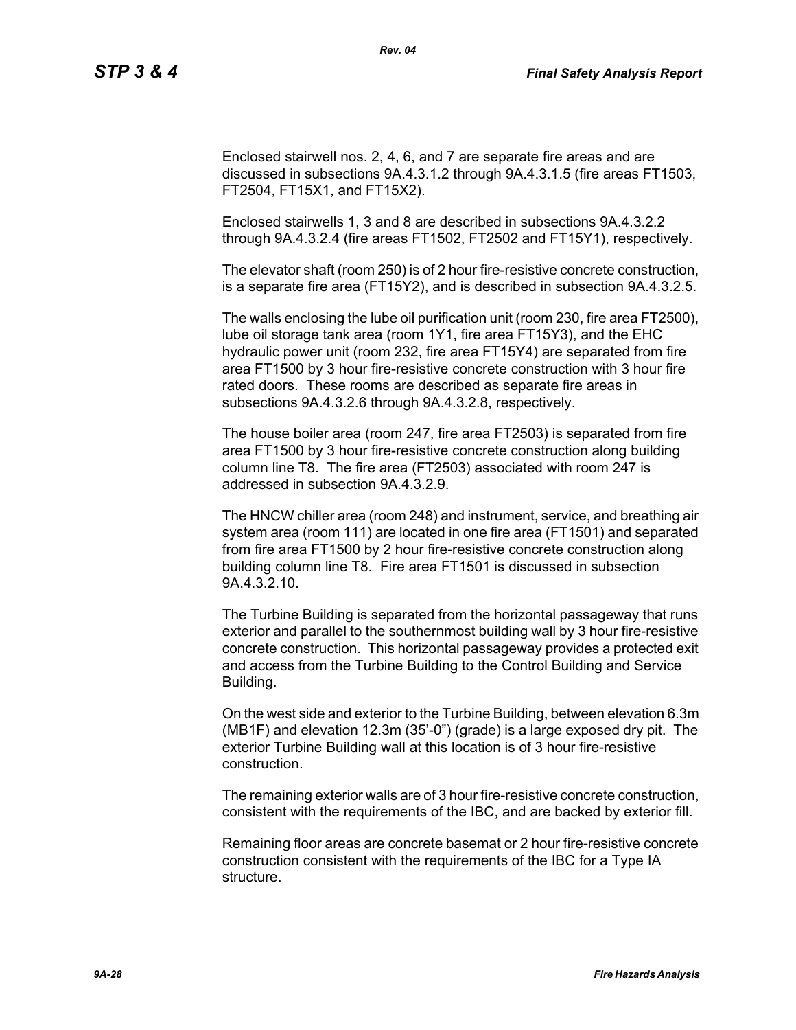Enclosed stairwell nos. 2, 4, 6, and 7 are separate fire areas and are discussed in subsections 9A.4.3.1.2 through 9A.4.3.1.5 (fire areas FT1503, FT2504, FT15X1, and FT15X2).

Enclosed stairwells 1, 3 and 8 are described in subsections 9A.4.3.2.2 through 9A.4.3.2.4 (fire areas FT1502, FT2502 and FT15Y1), respectively.

The elevator shaft (room 250) is of 2 hour fire-resistive concrete construction, is a separate fire area (FT15Y2), and is described in subsection 9A.4.3.2.5.

The walls enclosing the lube oil purification unit (room 230, fire area FT2500), lube oil storage tank area (room 1Y1, fire area FT15Y3), and the EHC hydraulic power unit (room 232, fire area FT15Y4) are separated from fire area FT1500 by 3 hour fire-resistive concrete construction with 3 hour fire rated doors. These rooms are described as separate fire areas in subsections 9A.4.3.2.6 through 9A.4.3.2.8, respectively.

The house boiler area (room 247, fire area FT2503) is separated from fire area FT1500 by 3 hour fire-resistive concrete construction along building column line T8. The fire area (FT2503) associated with room 247 is addressed in subsection 9A.4.3.2.9.

The HNCW chiller area (room 248) and instrument, service, and breathing air system area (room 111) are located in one fire area (FT1501) and separated from fire area FT1500 by 2 hour fire-resistive concrete construction along building column line T8. Fire area FT1501 is discussed in subsection 9A.4.3.2.10.

The Turbine Building is separated from the horizontal passageway that runs exterior and parallel to the southernmost building wall by 3 hour fire-resistive concrete construction. This horizontal passageway provides a protected exit and access from the Turbine Building to the Control Building and Service Building.

On the west side and exterior to the Turbine Building, between elevation 6.3m (MB1F) and elevation 12.3m (35'-0") (grade) is a large exposed dry pit. The exterior Turbine Building wall at this location is of 3 hour fire-resistive construction.

The remaining exterior walls are of 3 hour fire-resistive concrete construction, consistent with the requirements of the IBC, and are backed by exterior fill.

Remaining floor areas are concrete basemat or 2 hour fire-resistive concrete construction consistent with the requirements of the IBC for a Type IA structure.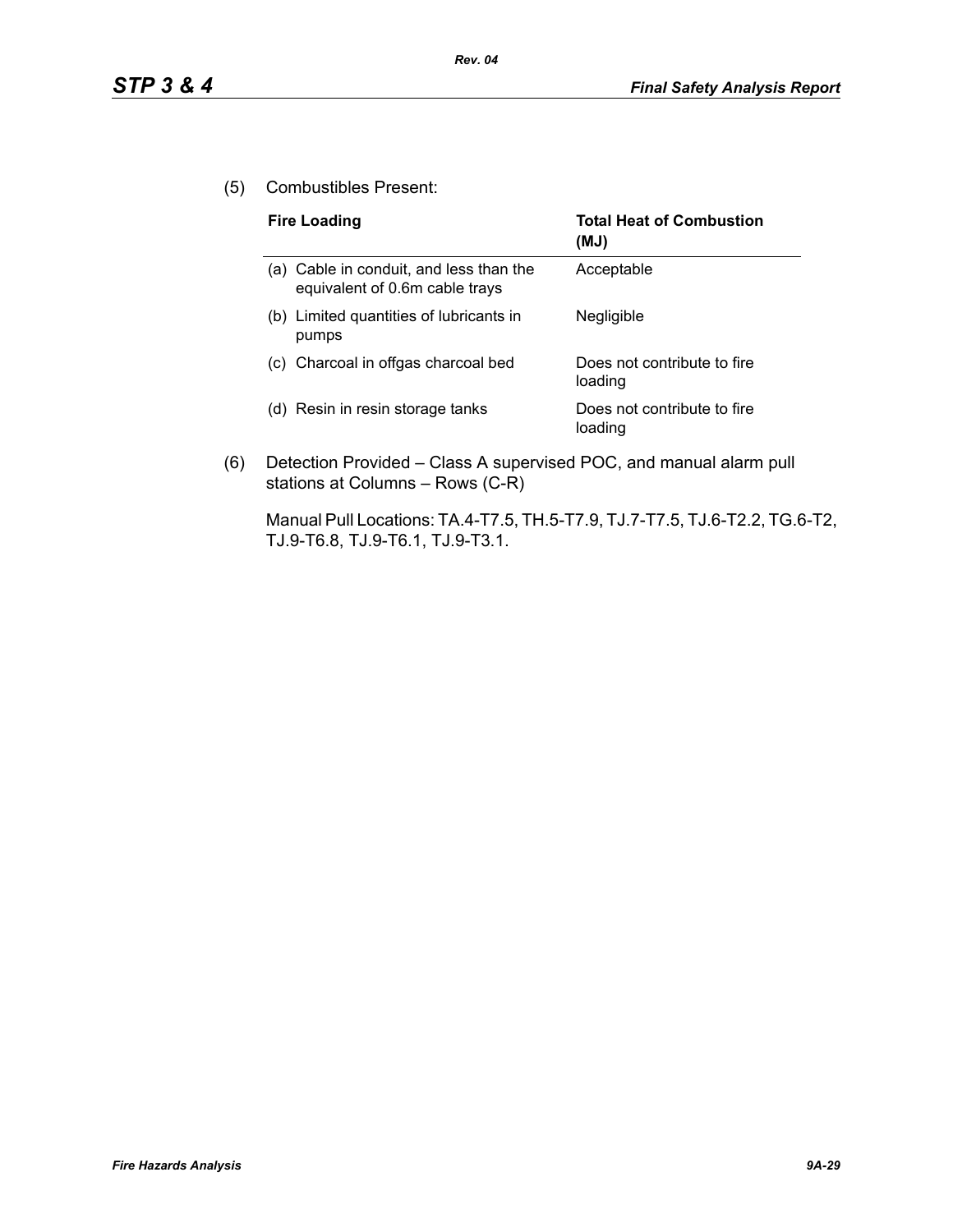(5) Combustibles Present:

| Fire Loading | Total Heat of Combustion (MJ) |
|---|---|
| (a) Cable in conduit, and less than the equivalent of 0.6m cable trays | Acceptable |
| (b) Limited quantities of lubricants in pumps | Negligible |
| (c) Charcoal in offgas charcoal bed | Does not contribute to fire loading |
| (d) Resin in resin storage tanks | Does not contribute to fire loading |

(6) Detection Provided – Class A supervised POC, and manual alarm pull stations at Columns – Rows (C-R)

Manual Pull Locations: TA.4-T7.5, TH.5-T7.9, TJ.7-T7.5, TJ.6-T2.2, TG.6-T2, TJ.9-T6.8, TJ.9-T6.1, TJ.9-T3.1.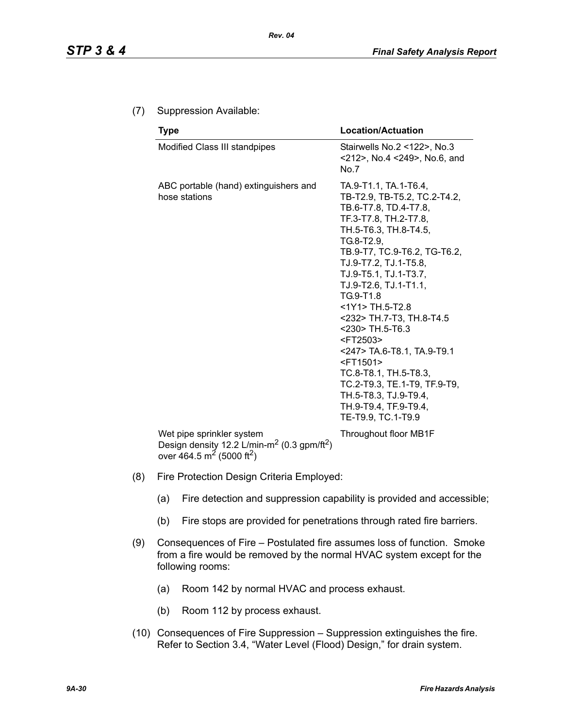(7) Suppression Available:

| Type | Location/Actuation |
|---|---|
| Modified Class III standpipes | Stairwells No.2 <122>, No.3 <212>, No.4 <249>, No.6, and No.7 |
| ABC portable (hand) extinguishers and hose stations | TA.9-T1.1, TA.1-T6.4, TB-T2.9, TB-T5.2, TC.2-T4.2, TB.6-T7.8, TD.4-T7.8, TF.3-T7.8, TH.2-T7.8, TH.5-T6.3, TH.8-T4.5, TG.8-T2.9, TB.9-T7, TC.9-T6.2, TG-T6.2, TJ.9-T7.2, TJ.1-T5.8, TJ.9-T5.1, TJ.1-T3.7, TJ.9-T2.6, TJ.1-T1.1, TG.9-T1.8 <1Y1> TH.5-T2.8 <232> TH.7-T3, TH.8-T4.5 <230> TH.5-T6.3 <FT2503> <247> TA.6-T8.1, TA.9-T9.1 <FT1501> TC.8-T8.1, TH.5-T8.3, TC.2-T9.3, TE.1-T9, TF.9-T9, TH.5-T8.3, TJ.9-T9.4, TH.9-T9.4, TF.9-T9.4, TE-T9.9, TC.1-T9.9 |
| Wet pipe sprinkler system Design density 12.2 L/min-$m^2$ (0.3 gpm/$ft^2$) over 464.5 $m^2$ (5000 $ft^2$) | Throughout floor MB1F |

(8) Fire Protection Design Criteria Employed:

(a) Fire detection and suppression capability is provided and accessible;

(b) Fire stops are provided for penetrations through rated fire barriers.

(9) Consequences of Fire – Postulated fire assumes loss of function. Smoke from a fire would be removed by the normal HVAC system except for the following rooms:

(a) Room 142 by normal HVAC and process exhaust.

(b) Room 112 by process exhaust.

(10) Consequences of Fire Suppression – Suppression extinguishes the fire. Refer to Section 3.4, "Water Level (Flood) Design," for drain system.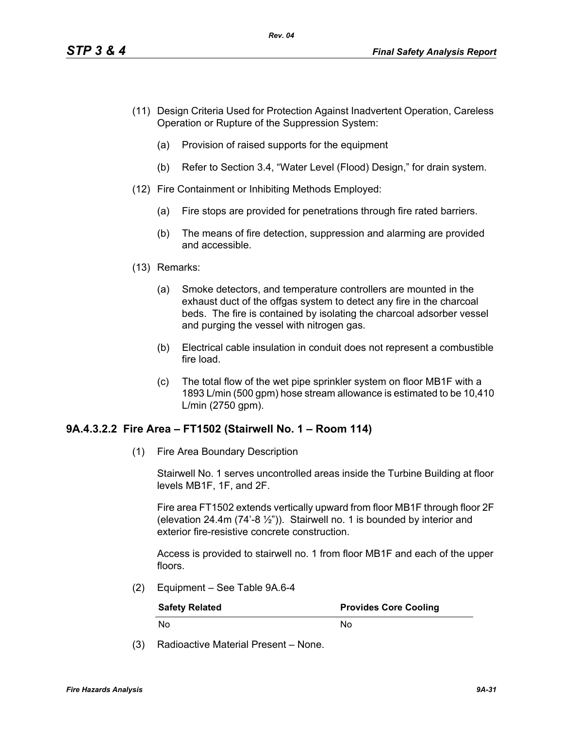(11) Design Criteria Used for Protection Against Inadvertent Operation, Careless Operation or Rupture of the Suppression System:

(a) Provision of raised supports for the equipment

(b) Refer to Section 3.4, "Water Level (Flood) Design," for drain system.

(12) Fire Containment or Inhibiting Methods Employed:

(a) Fire stops are provided for penetrations through fire rated barriers.

(b) The means of fire detection, suppression and alarming are provided and accessible.

(13) Remarks:

(a) Smoke detectors, and temperature controllers are mounted in the exhaust duct of the offgas system to detect any fire in the charcoal beds. The fire is contained by isolating the charcoal adsorber vessel and purging the vessel with nitrogen gas.

(b) Electrical cable insulation in conduit does not represent a combustible fire load.

(c) The total flow of the wet pipe sprinkler system on floor MB1F with a 1893 L/min (500 gpm) hose stream allowance is estimated to be 10,410 L/min (2750 gpm).

### 9A.4.3.2.2 Fire Area – FT1502 (Stairwell No. 1 – Room 114)

(1) Fire Area Boundary Description

Stairwell No. 1 serves uncontrolled areas inside the Turbine Building at floor levels MB1F, 1F, and 2F.

Fire area FT1502 extends vertically upward from floor MB1F through floor 2F (elevation 24.4m (74'-8 ½")). Stairwell no. 1 is bounded by interior and exterior fire-resistive concrete construction.

Access is provided to stairwell no. 1 from floor MB1F and each of the upper floors.

(2) Equipment – See Table 9A.6-4

| Safety Related | Provides Core Cooling |
|---|---|
| No | No |

(3) Radioactive Material Present – None.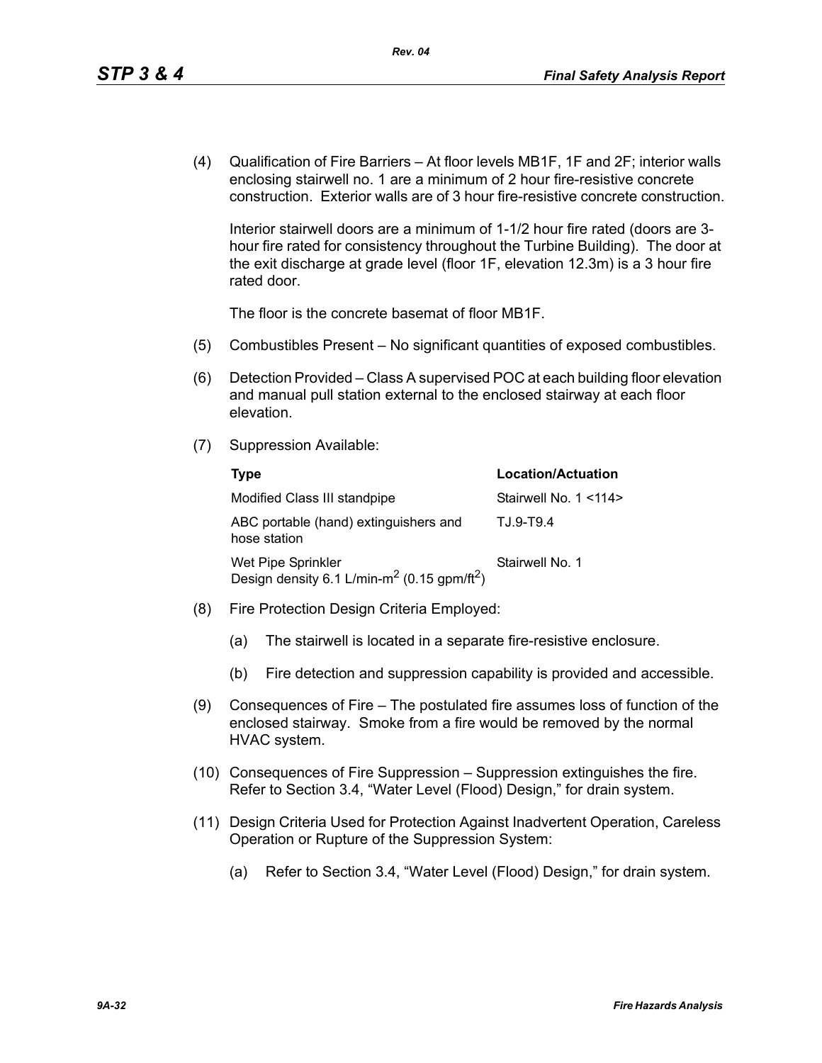(4) Qualification of Fire Barriers – At floor levels MB1F, 1F and 2F; interior walls enclosing stairwell no. 1 are a minimum of 2 hour fire-resistive concrete construction. Exterior walls are of 3 hour fire-resistive concrete construction.

Interior stairwell doors are a minimum of 1-1/2 hour fire rated (doors are 3-hour fire rated for consistency throughout the Turbine Building). The door at the exit discharge at grade level (floor 1F, elevation 12.3m) is a 3 hour fire rated door.

The floor is the concrete basemat of floor MB1F.

(5) Combustibles Present – No significant quantities of exposed combustibles.

(6) Detection Provided – Class A supervised POC at each building floor elevation and manual pull station external to the enclosed stairway at each floor elevation.

(7) Suppression Available:

| Type | Location/Actuation |
|---|---|
| Modified Class III standpipe | Stairwell No. 1 <114> |
| ABC portable (hand) extinguishers and hose station | TJ.9-T9.4 |
| Wet Pipe Sprinkler Design density 6.1 L/min-m$^2$ (0.15 gpm/ft$^2$) | Stairwell No. 1 |

(8) Fire Protection Design Criteria Employed:

(a) The stairwell is located in a separate fire-resistive enclosure.

(b) Fire detection and suppression capability is provided and accessible.

(9) Consequences of Fire – The postulated fire assumes loss of function of the enclosed stairway. Smoke from a fire would be removed by the normal HVAC system.

(10) Consequences of Fire Suppression – Suppression extinguishes the fire. Refer to Section 3.4, "Water Level (Flood) Design," for drain system.

(11) Design Criteria Used for Protection Against Inadvertent Operation, Careless Operation or Rupture of the Suppression System:

(a) Refer to Section 3.4, "Water Level (Flood) Design," for drain system.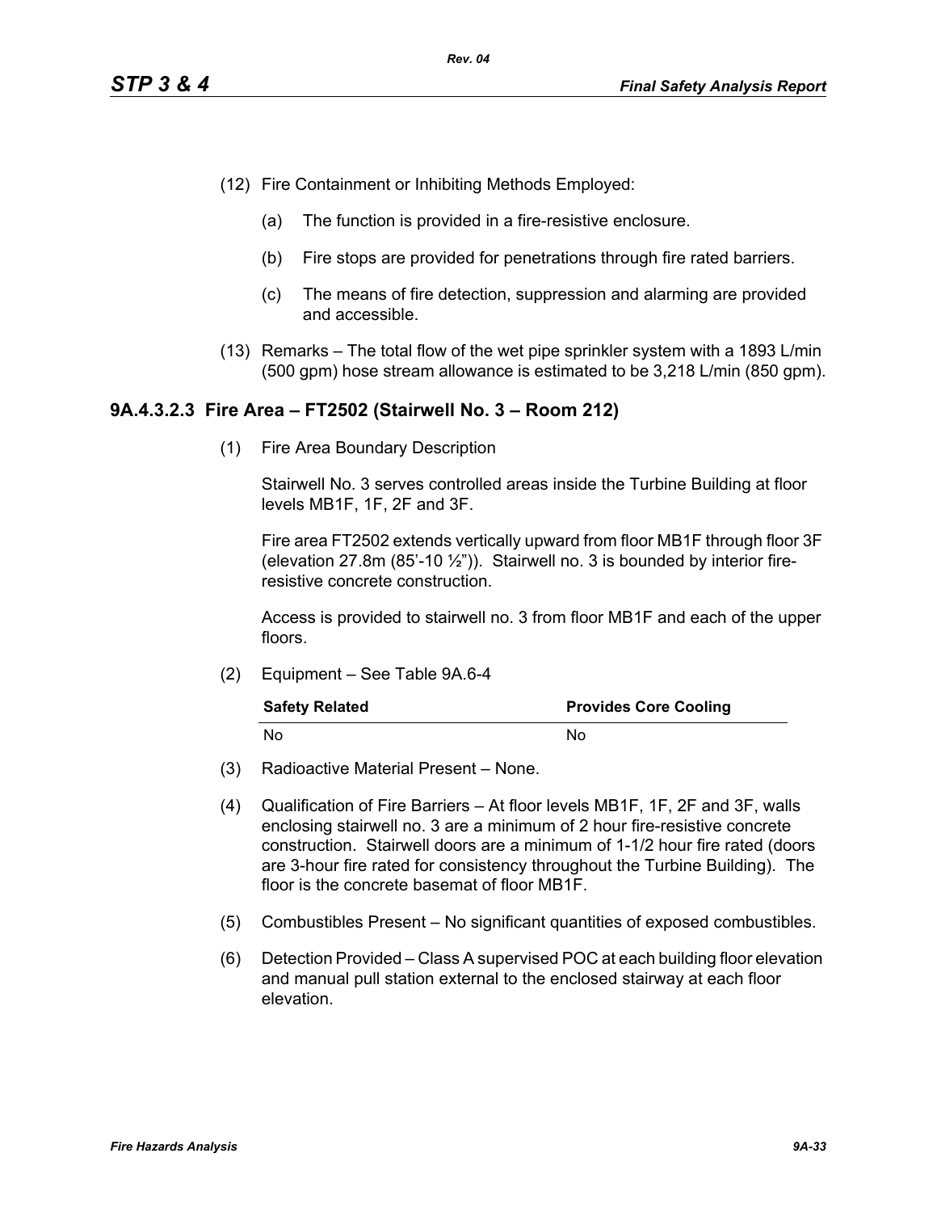(12) Fire Containment or Inhibiting Methods Employed:

   (a) The function is provided in a fire-resistive enclosure.

   (b) Fire stops are provided for penetrations through fire rated barriers.

   (c) The means of fire detection, suppression and alarming are provided and accessible.

(13) Remarks – The total flow of the wet pipe sprinkler system with a 1893 L/min (500 gpm) hose stream allowance is estimated to be 3,218 L/min (850 gpm).

### 9A.4.3.2.3 Fire Area – FT2502 (Stairwell No. 3 – Room 212)

(1) Fire Area Boundary Description

Stairwell No. 3 serves controlled areas inside the Turbine Building at floor levels MB1F, 1F, 2F and 3F.

Fire area FT2502 extends vertically upward from floor MB1F through floor 3F (elevation 27.8m (85'-10 ½")). Stairwell no. 3 is bounded by interior fire-resistive concrete construction.

Access is provided to stairwell no. 3 from floor MB1F and each of the upper floors.

(2) Equipment – See Table 9A.6-4

| Safety Related | Provides Core Cooling |
|---|---|
| No | No |

(3) Radioactive Material Present – None.

(4) Qualification of Fire Barriers – At floor levels MB1F, 1F, 2F and 3F, walls enclosing stairwell no. 3 are a minimum of 2 hour fire-resistive concrete construction. Stairwell doors are a minimum of 1-1/2 hour fire rated (doors are 3-hour fire rated for consistency throughout the Turbine Building). The floor is the concrete basemat of floor MB1F.

(5) Combustibles Present – No significant quantities of exposed combustibles.

(6) Detection Provided – Class A supervised POC at each building floor elevation and manual pull station external to the enclosed stairway at each floor elevation.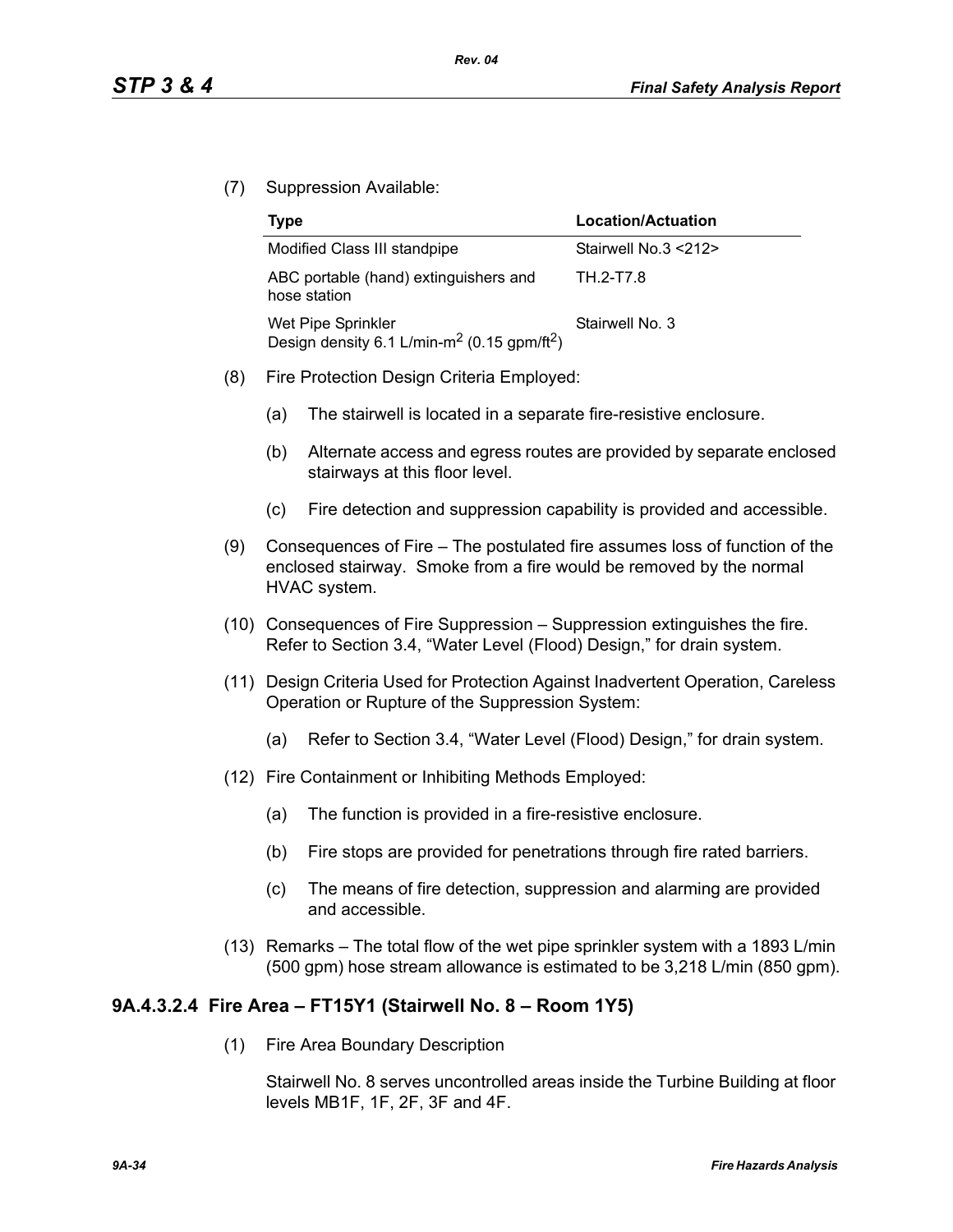(7) Suppression Available:

| Type | Location/Actuation |
|---|---|
| Modified Class III standpipe | Stairwell No.3 <212> |
| ABC portable (hand) extinguishers and hose station | TH.2-T7.8 |
| Wet Pipe Sprinkler<br>Design density 6.1 L/min-$m^2$ (0.15 gpm/$ft^2$) | Stairwell No. 3 |

(8) Fire Protection Design Criteria Employed:

  (a) The stairwell is located in a separate fire-resistive enclosure.

  (b) Alternate access and egress routes are provided by separate enclosed stairways at this floor level.

  (c) Fire detection and suppression capability is provided and accessible.

(9) Consequences of Fire – The postulated fire assumes loss of function of the enclosed stairway. Smoke from a fire would be removed by the normal HVAC system.

(10) Consequences of Fire Suppression – Suppression extinguishes the fire. Refer to Section 3.4, "Water Level (Flood) Design," for drain system.

(11) Design Criteria Used for Protection Against Inadvertent Operation, Careless Operation or Rupture of the Suppression System:

  (a) Refer to Section 3.4, "Water Level (Flood) Design," for drain system.

(12) Fire Containment or Inhibiting Methods Employed:

  (a) The function is provided in a fire-resistive enclosure.

  (b) Fire stops are provided for penetrations through fire rated barriers.

  (c) The means of fire detection, suppression and alarming are provided and accessible.

(13) Remarks – The total flow of the wet pipe sprinkler system with a 1893 L/min (500 gpm) hose stream allowance is estimated to be 3,218 L/min (850 gpm).

### 9A.4.3.2.4 Fire Area – FT15Y1 (Stairwell No. 8 – Room 1Y5)

(1) Fire Area Boundary Description

Stairwell No. 8 serves uncontrolled areas inside the Turbine Building at floor levels MB1F, 1F, 2F, 3F and 4F.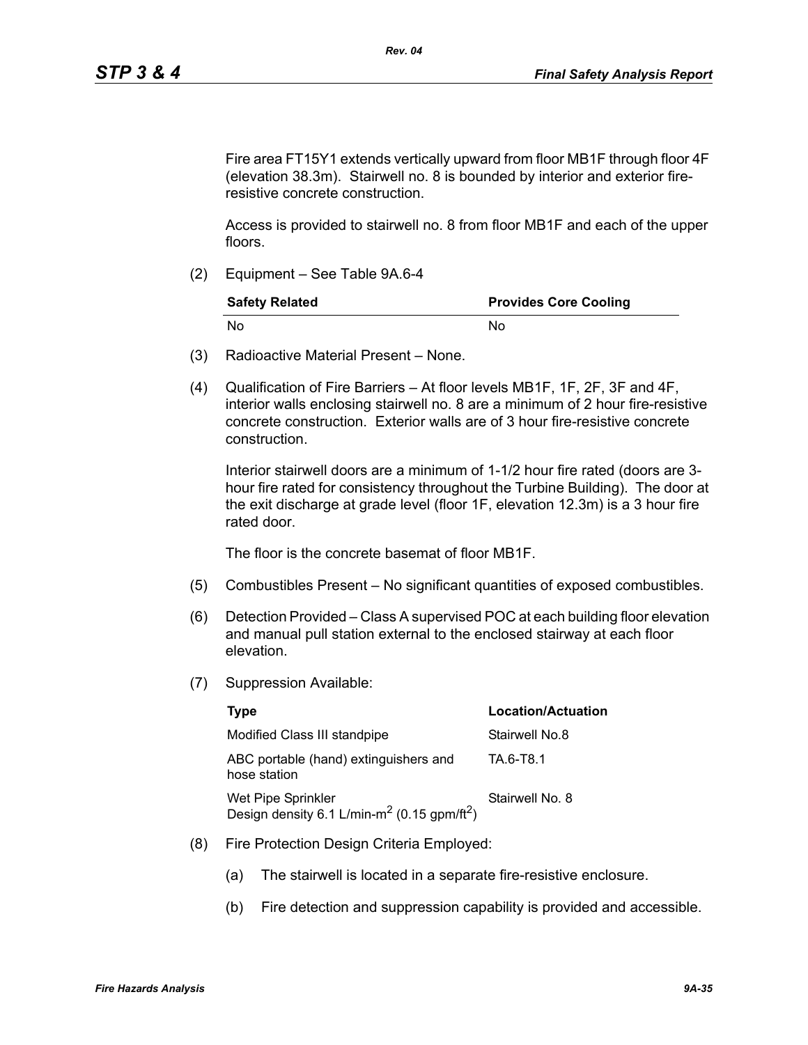Fire area FT15Y1 extends vertically upward from floor MB1F through floor 4F (elevation 38.3m). Stairwell no. 8 is bounded by interior and exterior fire-resistive concrete construction.

Access is provided to stairwell no. 8 from floor MB1F and each of the upper floors.

(2) Equipment – See Table 9A.6-4

| Safety Related | Provides Core Cooling |
|---|---|
| No | No |

(3) Radioactive Material Present – None.

(4) Qualification of Fire Barriers – At floor levels MB1F, 1F, 2F, 3F and 4F, interior walls enclosing stairwell no. 8 are a minimum of 2 hour fire-resistive concrete construction. Exterior walls are of 3 hour fire-resistive concrete construction.

Interior stairwell doors are a minimum of 1-1/2 hour fire rated (doors are 3-hour fire rated for consistency throughout the Turbine Building). The door at the exit discharge at grade level (floor 1F, elevation 12.3m) is a 3 hour fire rated door.

The floor is the concrete basemat of floor MB1F.

(5) Combustibles Present – No significant quantities of exposed combustibles.

(6) Detection Provided – Class A supervised POC at each building floor elevation and manual pull station external to the enclosed stairway at each floor elevation.

(7) Suppression Available:

| Type | Location/Actuation |
|---|---|
| Modified Class III standpipe | Stairwell No.8 |
| ABC portable (hand) extinguishers and hose station | TA.6-T8.1 |
| Wet Pipe Sprinkler<br>Design density 6.1 L/min-$m^2$ (0.15 gpm/$ft^2$) | Stairwell No. 8 |

(8) Fire Protection Design Criteria Employed:

(a) The stairwell is located in a separate fire-resistive enclosure.

(b) Fire detection and suppression capability is provided and accessible.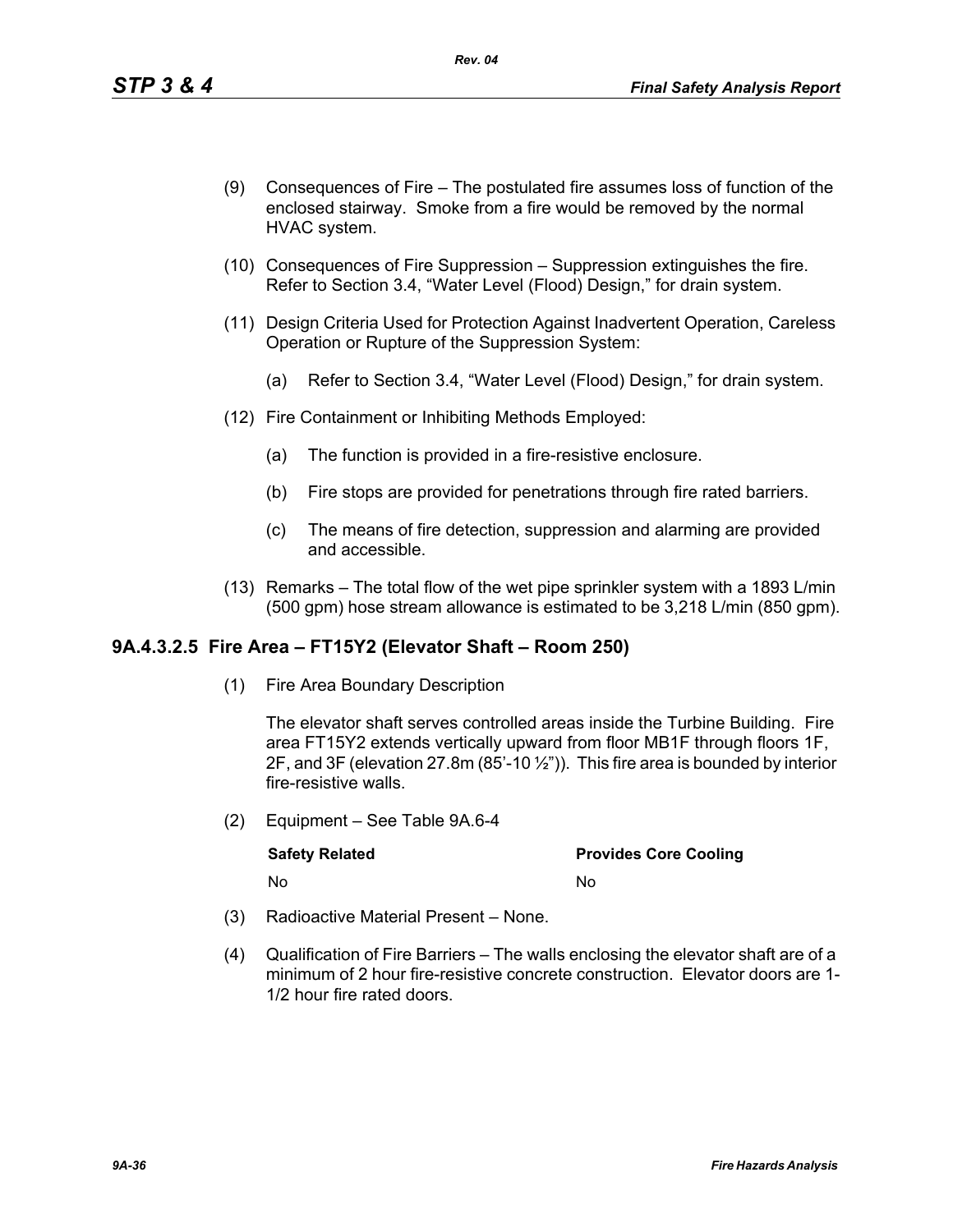(9) Consequences of Fire – The postulated fire assumes loss of function of the enclosed stairway. Smoke from a fire would be removed by the normal HVAC system.

(10) Consequences of Fire Suppression – Suppression extinguishes the fire. Refer to Section 3.4, "Water Level (Flood) Design," for drain system.

(11) Design Criteria Used for Protection Against Inadvertent Operation, Careless Operation or Rupture of the Suppression System:

  (a) Refer to Section 3.4, "Water Level (Flood) Design," for drain system.

(12) Fire Containment or Inhibiting Methods Employed:

  (a) The function is provided in a fire-resistive enclosure.

  (b) Fire stops are provided for penetrations through fire rated barriers.

  (c) The means of fire detection, suppression and alarming are provided and accessible.

(13) Remarks – The total flow of the wet pipe sprinkler system with a 1893 L/min (500 gpm) hose stream allowance is estimated to be 3,218 L/min (850 gpm).

### 9A.4.3.2.5 Fire Area – FT15Y2 (Elevator Shaft – Room 250)

(1) Fire Area Boundary Description

The elevator shaft serves controlled areas inside the Turbine Building. Fire area FT15Y2 extends vertically upward from floor MB1F through floors 1F, 2F, and 3F (elevation 27.8m (85'-10 ½")). This fire area is bounded by interior fire-resistive walls.

(2) Equipment – See Table 9A.6-4

| Safety Related | Provides Core Cooling |
|---|---|
| No | No |

(3) Radioactive Material Present – None.

(4) Qualification of Fire Barriers – The walls enclosing the elevator shaft are of a minimum of 2 hour fire-resistive concrete construction. Elevator doors are 1-1/2 hour fire rated doors.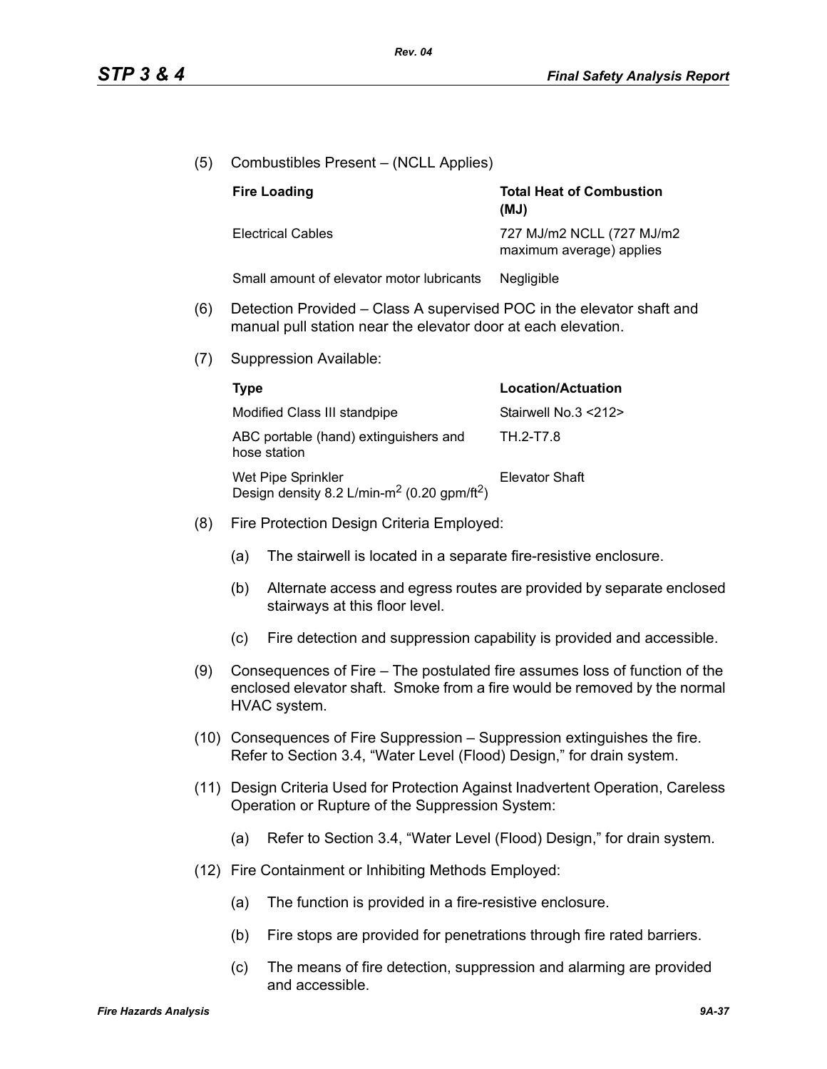(5) Combustibles Present – (NCLL Applies)

| Fire Loading | Total Heat of Combustion (MJ) |
|---|---|
| Electrical Cables | 727 MJ/m2 NCLL (727 MJ/m2 maximum average) applies |
| Small amount of elevator motor lubricants | Negligible |

(6) Detection Provided – Class A supervised POC in the elevator shaft and manual pull station near the elevator door at each elevation.

(7) Suppression Available:

| Type | Location/Actuation |
|---|---|
| Modified Class III standpipe | Stairwell No.3 <212> |
| ABC portable (hand) extinguishers and hose station | TH.2-T7.8 |
| Wet Pipe Sprinkler Design density 8.2 L/min-m$^2$ (0.20 gpm/ft$^2$) | Elevator Shaft |

(8) Fire Protection Design Criteria Employed:

(a) The stairwell is located in a separate fire-resistive enclosure.

(b) Alternate access and egress routes are provided by separate enclosed stairways at this floor level.

(c) Fire detection and suppression capability is provided and accessible.

(9) Consequences of Fire – The postulated fire assumes loss of function of the enclosed elevator shaft. Smoke from a fire would be removed by the normal HVAC system.

(10) Consequences of Fire Suppression – Suppression extinguishes the fire. Refer to Section 3.4, "Water Level (Flood) Design," for drain system.

(11) Design Criteria Used for Protection Against Inadvertent Operation, Careless Operation or Rupture of the Suppression System:

(a) Refer to Section 3.4, "Water Level (Flood) Design," for drain system.

(12) Fire Containment or Inhibiting Methods Employed:

(a) The function is provided in a fire-resistive enclosure.

(b) Fire stops are provided for penetrations through fire rated barriers.

(c) The means of fire detection, suppression and alarming are provided and accessible.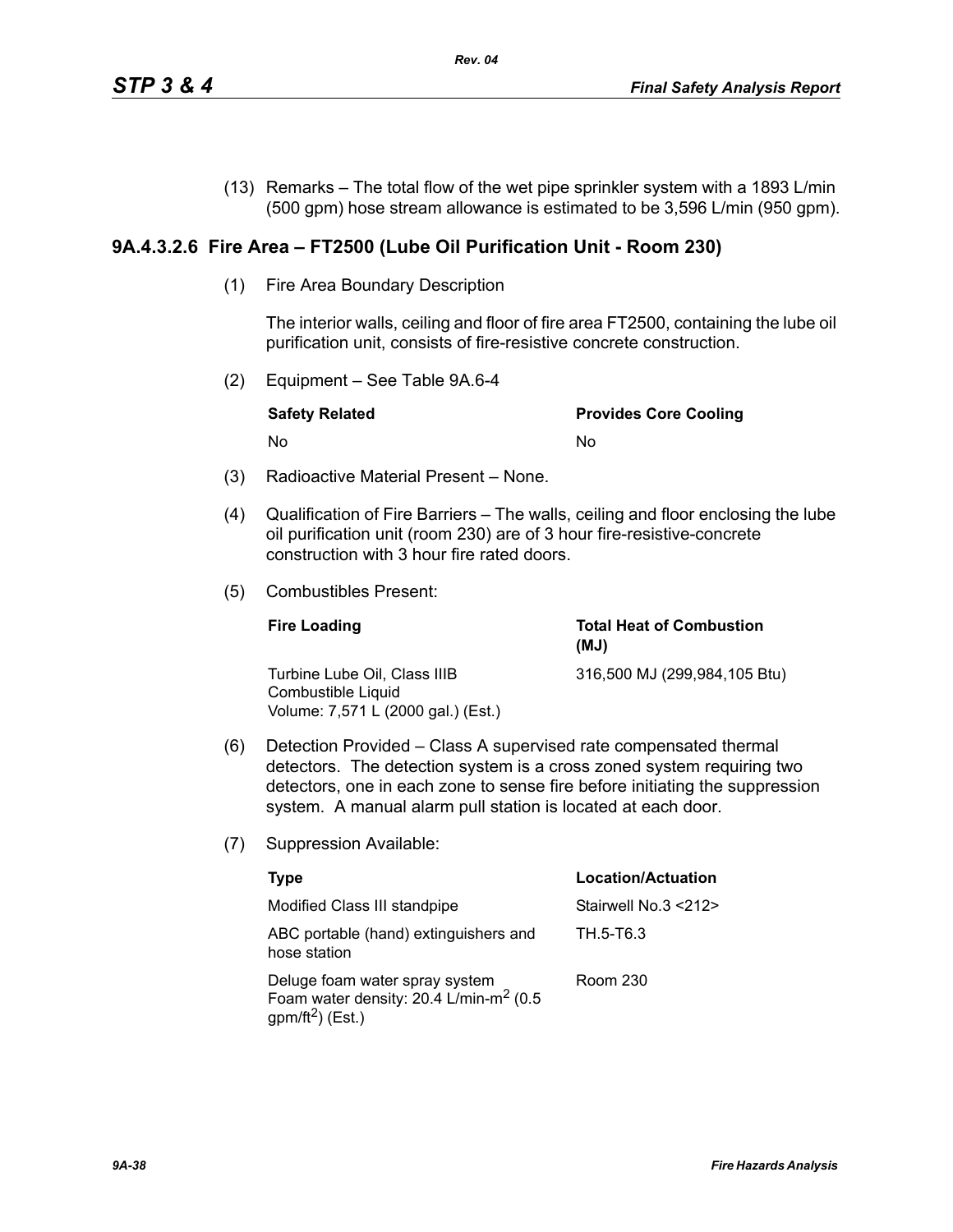(13) Remarks – The total flow of the wet pipe sprinkler system with a 1893 L/min (500 gpm) hose stream allowance is estimated to be 3,596 L/min (950 gpm).

### 9A.4.3.2.6 Fire Area – FT2500 (Lube Oil Purification Unit - Room 230)

(1) Fire Area Boundary Description

The interior walls, ceiling and floor of fire area FT2500, containing the lube oil purification unit, consists of fire-resistive concrete construction.

(2) Equipment – See Table 9A.6-4

| Safety Related | Provides Core Cooling |
|---|---|
| No | No |

(3) Radioactive Material Present – None.

(4) Qualification of Fire Barriers – The walls, ceiling and floor enclosing the lube oil purification unit (room 230) are of 3 hour fire-resistive-concrete construction with 3 hour fire rated doors.

(5) Combustibles Present:

| Fire Loading | Total Heat of Combustion (MJ) |
|---|---|
| Turbine Lube Oil, Class IIIB Combustible Liquid Volume: 7,571 L (2000 gal.) (Est.) | 316,500 MJ (299,984,105 Btu) |

(6) Detection Provided – Class A supervised rate compensated thermal detectors. The detection system is a cross zoned system requiring two detectors, one in each zone to sense fire before initiating the suppression system. A manual alarm pull station is located at each door.

(7) Suppression Available:

| Type | Location/Actuation |
|---|---|
| Modified Class III standpipe | Stairwell No.3 <212> |
| ABC portable (hand) extinguishers and hose station | TH.5-T6.3 |
| Deluge foam water spray system Foam water density: 20.4 L/min-$m^2$ (0.5 gpm/$ft^2$) (Est.) | Room 230 |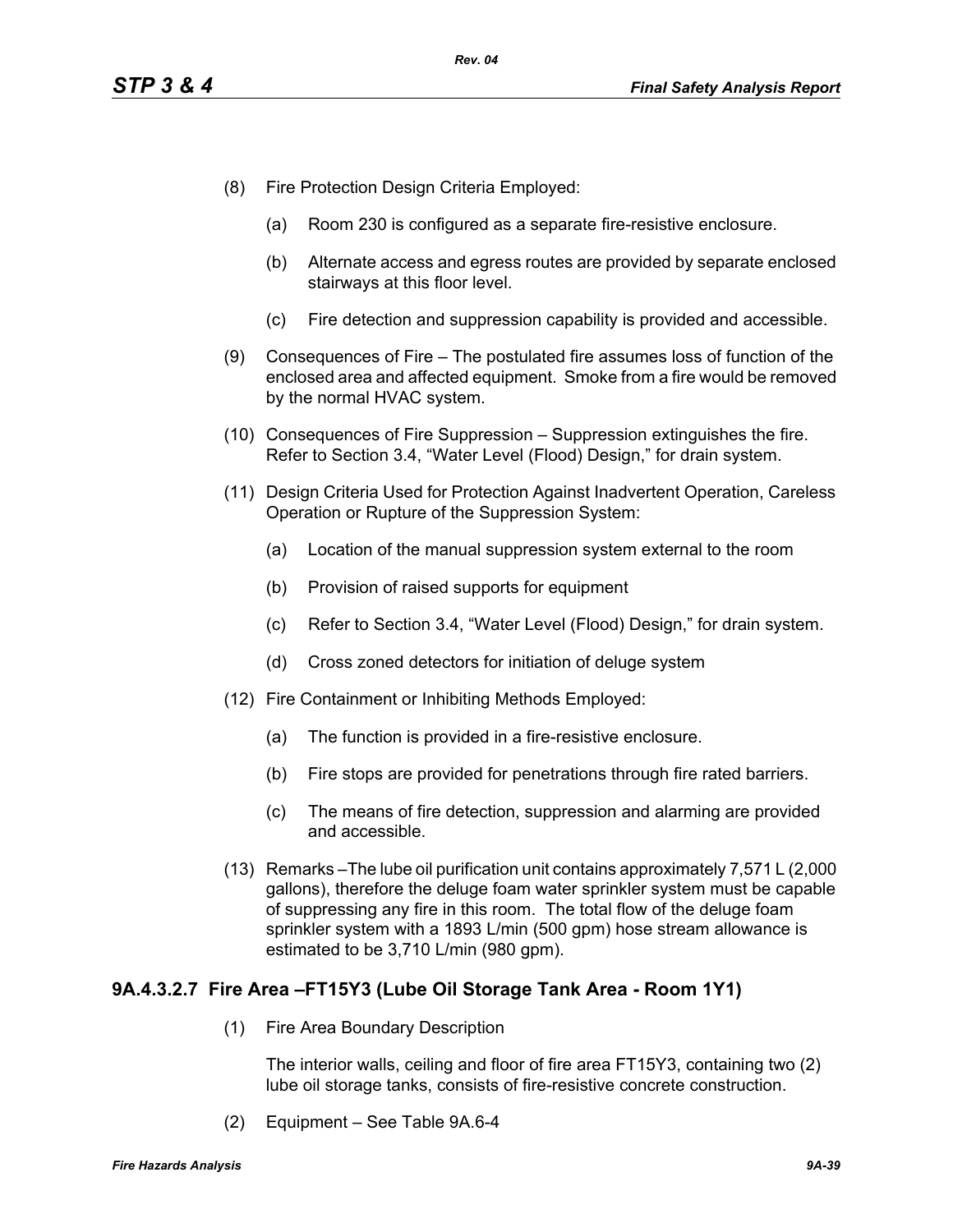(8) Fire Protection Design Criteria Employed:

   (a) Room 230 is configured as a separate fire-resistive enclosure.

   (b) Alternate access and egress routes are provided by separate enclosed stairways at this floor level.

   (c) Fire detection and suppression capability is provided and accessible.

(9) Consequences of Fire – The postulated fire assumes loss of function of the enclosed area and affected equipment. Smoke from a fire would be removed by the normal HVAC system.

(10) Consequences of Fire Suppression – Suppression extinguishes the fire. Refer to Section 3.4, “Water Level (Flood) Design,” for drain system.

(11) Design Criteria Used for Protection Against Inadvertent Operation, Careless Operation or Rupture of the Suppression System:

   (a) Location of the manual suppression system external to the room

   (b) Provision of raised supports for equipment

   (c) Refer to Section 3.4, “Water Level (Flood) Design,” for drain system.

   (d) Cross zoned detectors for initiation of deluge system

(12) Fire Containment or Inhibiting Methods Employed:

   (a) The function is provided in a fire-resistive enclosure.

   (b) Fire stops are provided for penetrations through fire rated barriers.

   (c) The means of fire detection, suppression and alarming are provided and accessible.

(13) Remarks –The lube oil purification unit contains approximately 7,571 L (2,000 gallons), therefore the deluge foam water sprinkler system must be capable of suppressing any fire in this room. The total flow of the deluge foam sprinkler system with a 1893 L/min (500 gpm) hose stream allowance is estimated to be 3,710 L/min (980 gpm).

### 9A.4.3.2.7 Fire Area –FT15Y3 (Lube Oil Storage Tank Area - Room 1Y1)

(1) Fire Area Boundary Description

   The interior walls, ceiling and floor of fire area FT15Y3, containing two (2) lube oil storage tanks, consists of fire-resistive concrete construction.

(2) Equipment – See Table 9A.6-4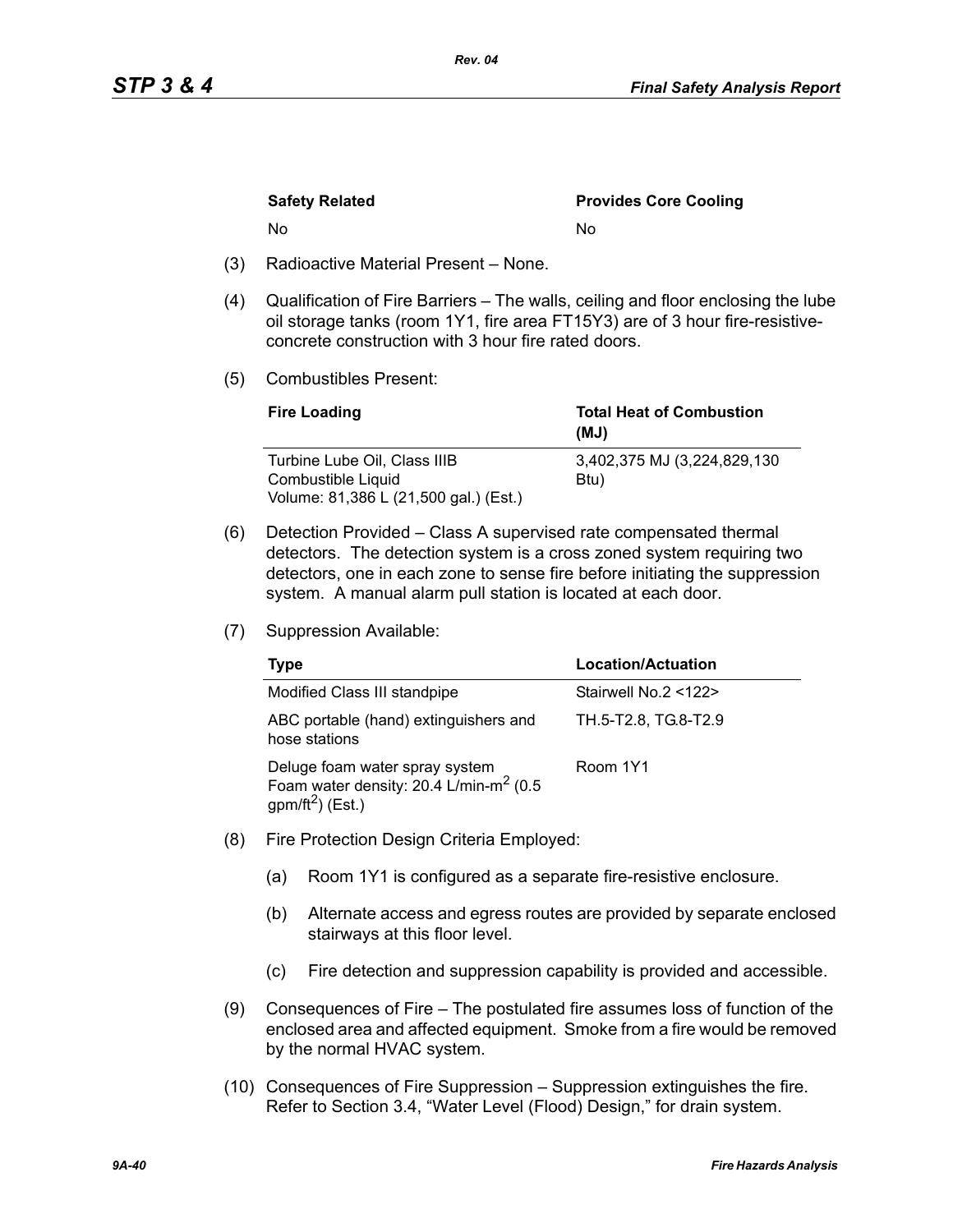| Safety Related | Provides Core Cooling |
|---|---|
| No | No |

(3) Radioactive Material Present – None.

(4) Qualification of Fire Barriers – The walls, ceiling and floor enclosing the lube oil storage tanks (room 1Y1, fire area FT15Y3) are of 3 hour fire-resistive-concrete construction with 3 hour fire rated doors.

(5) Combustibles Present:

| Fire Loading | Total Heat of Combustion (MJ) |
|---|---|
| Turbine Lube Oil, Class IIIB Combustible Liquid Volume: 81,386 L (21,500 gal.) (Est.) | 3,402,375 MJ (3,224,829,130 Btu) |

(6) Detection Provided – Class A supervised rate compensated thermal detectors. The detection system is a cross zoned system requiring two detectors, one in each zone to sense fire before initiating the suppression system. A manual alarm pull station is located at each door.

(7) Suppression Available:

| Type | Location/Actuation |
|---|---|
| Modified Class III standpipe | Stairwell No.2 <122> |
| ABC portable (hand) extinguishers and hose stations | TH.5-T2.8, TG.8-T2.9 |
| Deluge foam water spray system Foam water density: 20.4 L/min-m$^2$ (0.5 gpm/ft$^2$) (Est.) | Room 1Y1 |

(8) Fire Protection Design Criteria Employed:

(a) Room 1Y1 is configured as a separate fire-resistive enclosure.

(b) Alternate access and egress routes are provided by separate enclosed stairways at this floor level.

(c) Fire detection and suppression capability is provided and accessible.

(9) Consequences of Fire – The postulated fire assumes loss of function of the enclosed area and affected equipment. Smoke from a fire would be removed by the normal HVAC system.

(10) Consequences of Fire Suppression – Suppression extinguishes the fire. Refer to Section 3.4, "Water Level (Flood) Design," for drain system.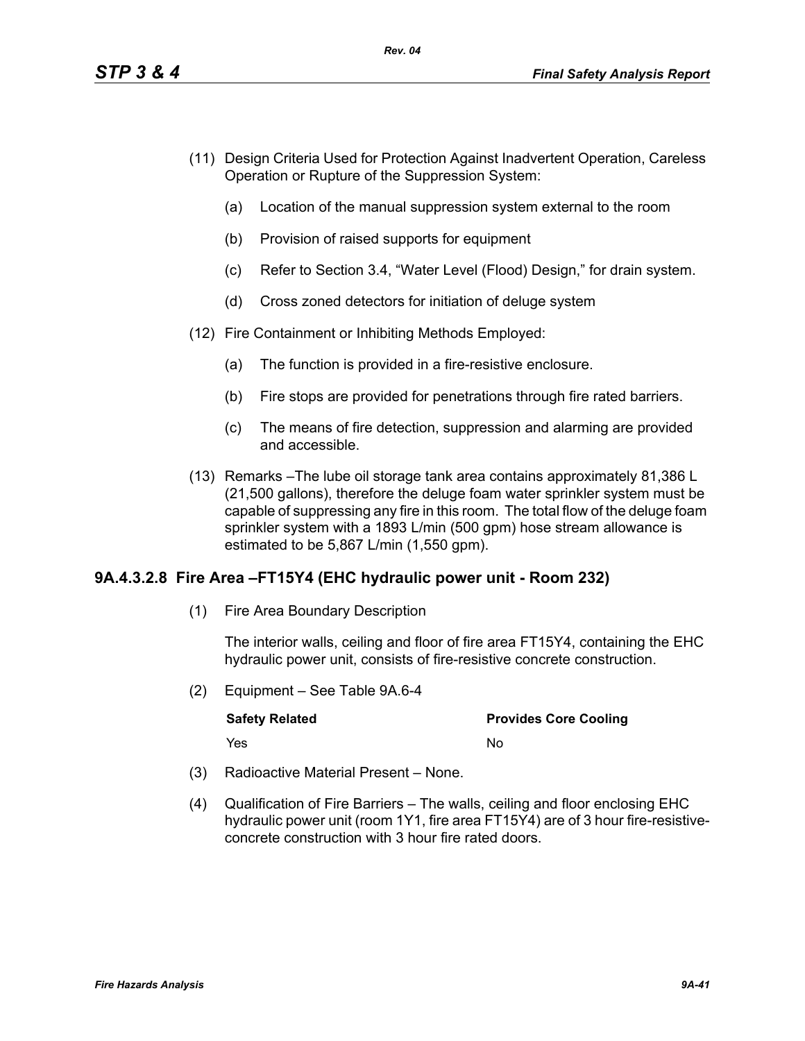(11) Design Criteria Used for Protection Against Inadvertent Operation, Careless Operation or Rupture of the Suppression System:

   (a) Location of the manual suppression system external to the room

   (b) Provision of raised supports for equipment

   (c) Refer to Section 3.4, "Water Level (Flood) Design," for drain system.

   (d) Cross zoned detectors for initiation of deluge system

(12) Fire Containment or Inhibiting Methods Employed:

   (a) The function is provided in a fire-resistive enclosure.

   (b) Fire stops are provided for penetrations through fire rated barriers.

   (c) The means of fire detection, suppression and alarming are provided and accessible.

(13) Remarks –The lube oil storage tank area contains approximately 81,386 L (21,500 gallons), therefore the deluge foam water sprinkler system must be capable of suppressing any fire in this room. The total flow of the deluge foam sprinkler system with a 1893 L/min (500 gpm) hose stream allowance is estimated to be 5,867 L/min (1,550 gpm).

### 9A.4.3.2.8 Fire Area –FT15Y4 (EHC hydraulic power unit - Room 232)

(1) Fire Area Boundary Description

   The interior walls, ceiling and floor of fire area FT15Y4, containing the EHC hydraulic power unit, consists of fire-resistive concrete construction.

(2) Equipment – See Table 9A.6-4

| Safety Related | Provides Core Cooling |
|---|---|
| Yes | No |

(3) Radioactive Material Present – None.

(4) Qualification of Fire Barriers – The walls, ceiling and floor enclosing EHC hydraulic power unit (room 1Y1, fire area FT15Y4) are of 3 hour fire-resistive-concrete construction with 3 hour fire rated doors.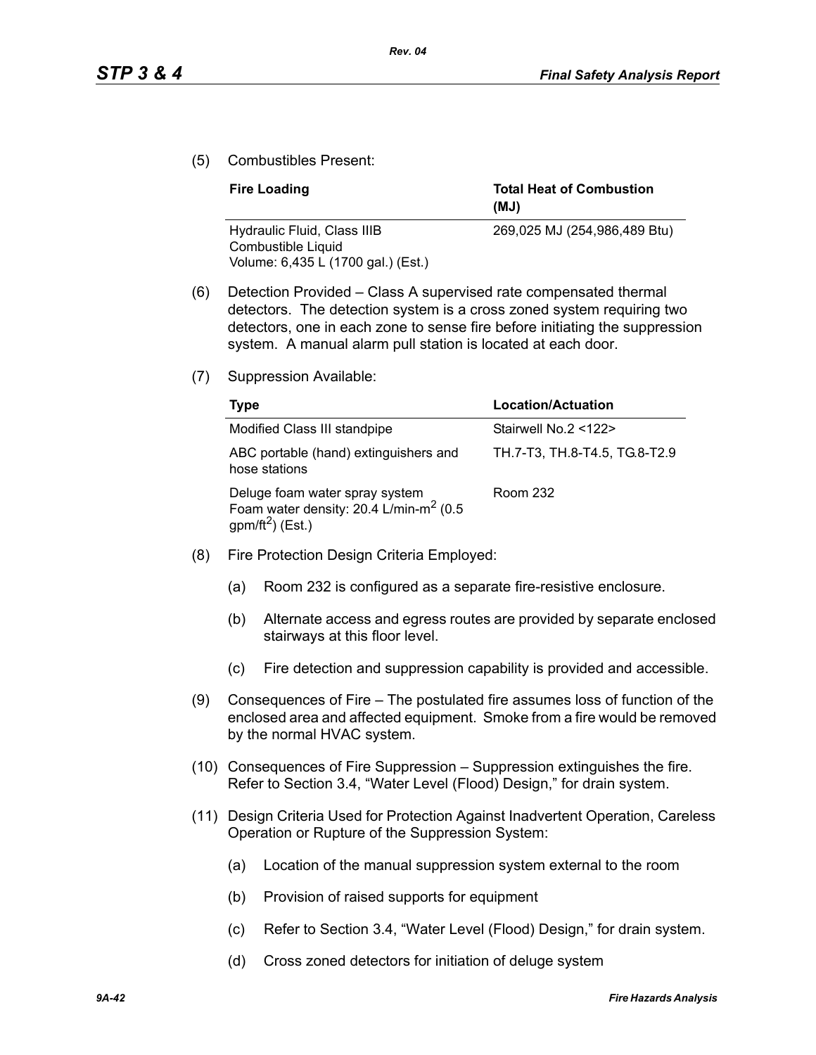(5) Combustibles Present:

| Fire Loading | Total Heat of Combustion (MJ) |
|---|---|
| Hydraulic Fluid, Class IIIB Combustible Liquid Volume: 6,435 L (1700 gal.) (Est.) | 269,025 MJ (254,986,489 Btu) |

(6) Detection Provided – Class A supervised rate compensated thermal detectors. The detection system is a cross zoned system requiring two detectors, one in each zone to sense fire before initiating the suppression system. A manual alarm pull station is located at each door.

(7) Suppression Available:

| Type | Location/Actuation |
|---|---|
| Modified Class III standpipe | Stairwell No.2 <122> |
| ABC portable (hand) extinguishers and hose stations | TH.7-T3, TH.8-T4.5, TG.8-T2.9 |
| Deluge foam water spray system Foam water density: 20.4 L/min-$m^2$ (0.5 gpm/$ft^2$) (Est.) | Room 232 |

(8) Fire Protection Design Criteria Employed:

(a) Room 232 is configured as a separate fire-resistive enclosure.

(b) Alternate access and egress routes are provided by separate enclosed stairways at this floor level.

(c) Fire detection and suppression capability is provided and accessible.

(9) Consequences of Fire – The postulated fire assumes loss of function of the enclosed area and affected equipment. Smoke from a fire would be removed by the normal HVAC system.

(10) Consequences of Fire Suppression – Suppression extinguishes the fire. Refer to Section 3.4, "Water Level (Flood) Design," for drain system.

(11) Design Criteria Used for Protection Against Inadvertent Operation, Careless Operation or Rupture of the Suppression System:

(a) Location of the manual suppression system external to the room

(b) Provision of raised supports for equipment

(c) Refer to Section 3.4, "Water Level (Flood) Design," for drain system.

(d) Cross zoned detectors for initiation of deluge system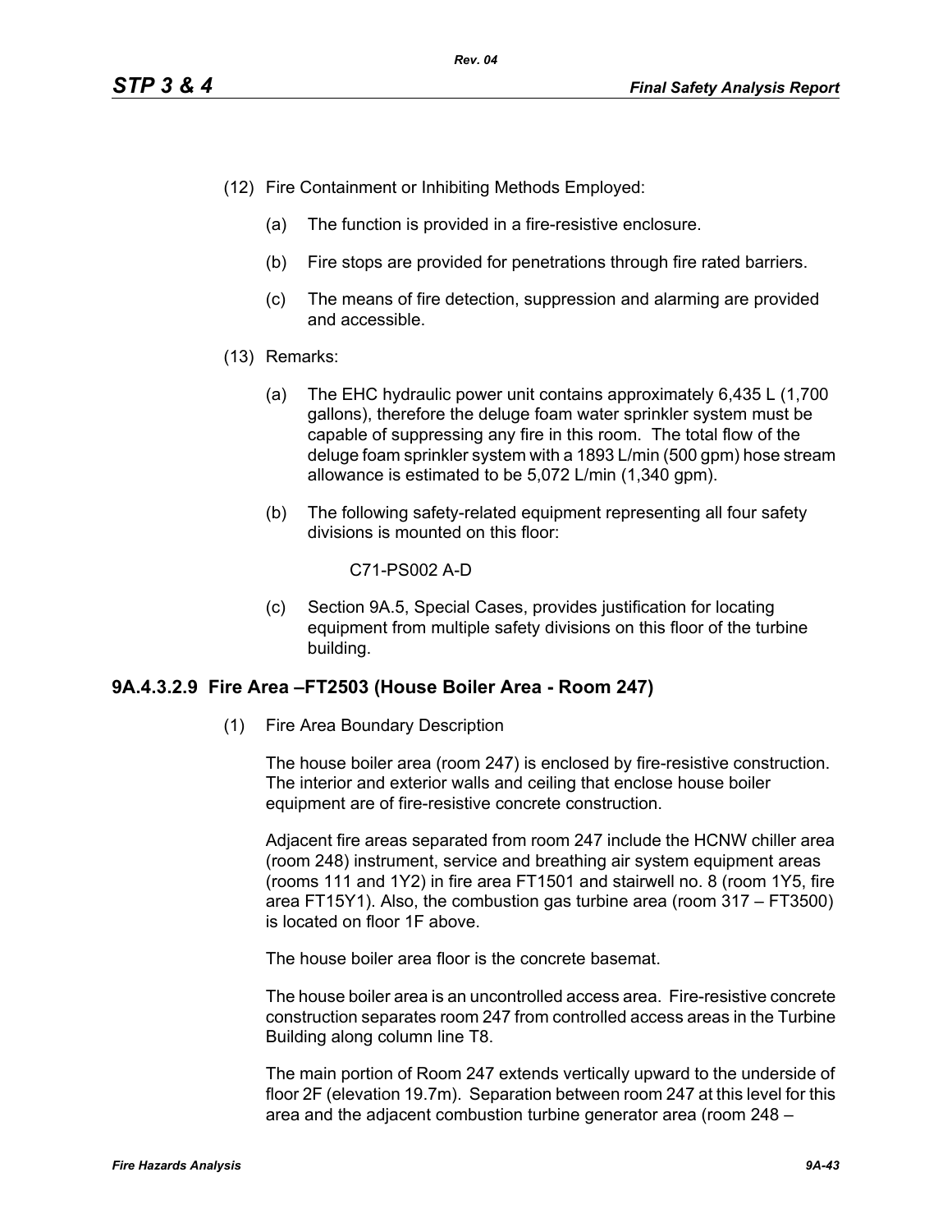(12) Fire Containment or Inhibiting Methods Employed:

   (a) The function is provided in a fire-resistive enclosure.

   (b) Fire stops are provided for penetrations through fire rated barriers.

   (c) The means of fire detection, suppression and alarming are provided and accessible.

(13) Remarks:

   (a) The EHC hydraulic power unit contains approximately 6,435 L (1,700 gallons), therefore the deluge foam water sprinkler system must be capable of suppressing any fire in this room. The total flow of the deluge foam sprinkler system with a 1893 L/min (500 gpm) hose stream allowance is estimated to be 5,072 L/min (1,340 gpm).

   (b) The following safety-related equipment representing all four safety divisions is mounted on this floor:

      C71-PS002 A-D

   (c) Section 9A.5, Special Cases, provides justification for locating equipment from multiple safety divisions on this floor of the turbine building.

### 9A.4.3.2.9 Fire Area –FT2503 (House Boiler Area - Room 247)

(1) Fire Area Boundary Description

The house boiler area (room 247) is enclosed by fire-resistive construction. The interior and exterior walls and ceiling that enclose house boiler equipment are of fire-resistive concrete construction.

Adjacent fire areas separated from room 247 include the HCNW chiller area (room 248) instrument, service and breathing air system equipment areas (rooms 111 and 1Y2) in fire area FT1501 and stairwell no. 8 (room 1Y5, fire area FT15Y1). Also, the combustion gas turbine area (room 317 – FT3500) is located on floor 1F above.

The house boiler area floor is the concrete basemat.

The house boiler area is an uncontrolled access area. Fire-resistive concrete construction separates room 247 from controlled access areas in the Turbine Building along column line T8.

The main portion of Room 247 extends vertically upward to the underside of floor 2F (elevation 19.7m). Separation between room 247 at this level for this area and the adjacent combustion turbine generator area (room 248 –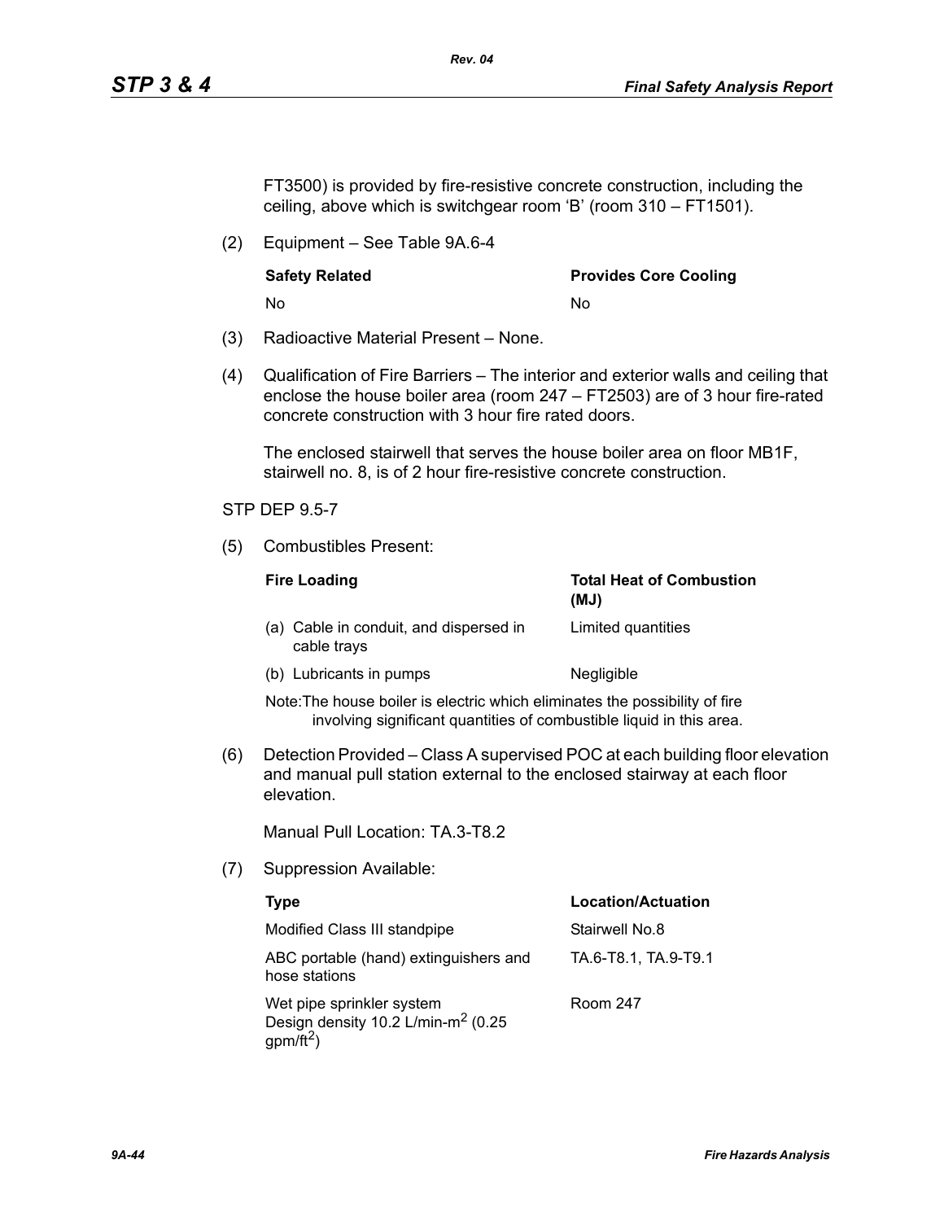FT3500) is provided by fire-resistive concrete construction, including the ceiling, above which is switchgear room 'B' (room 310 – FT1501).

(2) Equipment – See Table 9A.6-4

| Safety Related | Provides Core Cooling |
|---|---|
| No | No |

(3) Radioactive Material Present – None.

(4) Qualification of Fire Barriers – The interior and exterior walls and ceiling that enclose the house boiler area (room 247 – FT2503) are of 3 hour fire-rated concrete construction with 3 hour fire rated doors.

The enclosed stairwell that serves the house boiler area on floor MB1F, stairwell no. 8, is of 2 hour fire-resistive concrete construction.

STP DEP 9.5-7

(5) Combustibles Present:

| Fire Loading | Total Heat of Combustion (MJ) |
|---|---|
| (a) Cable in conduit, and dispersed in cable trays | Limited quantities |
| (b) Lubricants in pumps | Negligible |

Note: The house boiler is electric which eliminates the possibility of fire involving significant quantities of combustible liquid in this area.

(6) Detection Provided – Class A supervised POC at each building floor elevation and manual pull station external to the enclosed stairway at each floor elevation.

Manual Pull Location: TA.3-T8.2

(7) Suppression Available:

| Type | Location/Actuation |
|---|---|
| Modified Class III standpipe | Stairwell No.8 |
| ABC portable (hand) extinguishers and hose stations | TA.6-T8.1, TA.9-T9.1 |
| Wet pipe sprinkler system Design density 10.2 L/min-m$^2$ (0.25 gpm/ft$^2$) | Room 247 |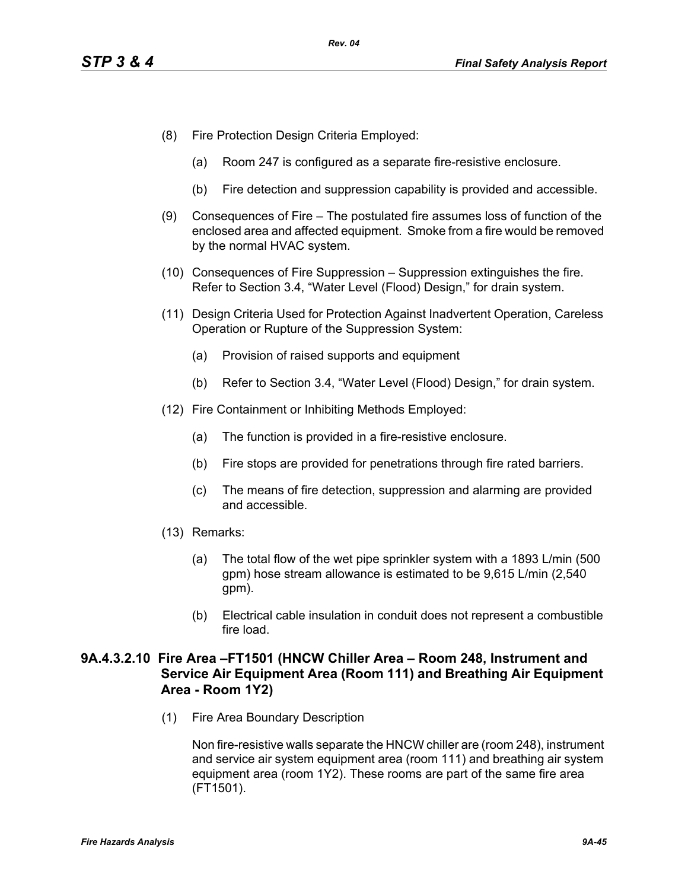(8) Fire Protection Design Criteria Employed:

    (a) Room 247 is configured as a separate fire-resistive enclosure.

    (b) Fire detection and suppression capability is provided and accessible.

(9) Consequences of Fire – The postulated fire assumes loss of function of the enclosed area and affected equipment. Smoke from a fire would be removed by the normal HVAC system.

(10) Consequences of Fire Suppression – Suppression extinguishes the fire. Refer to Section 3.4, "Water Level (Flood) Design," for drain system.

(11) Design Criteria Used for Protection Against Inadvertent Operation, Careless Operation or Rupture of the Suppression System:

    (a) Provision of raised supports and equipment

    (b) Refer to Section 3.4, "Water Level (Flood) Design," for drain system.

(12) Fire Containment or Inhibiting Methods Employed:

    (a) The function is provided in a fire-resistive enclosure.

    (b) Fire stops are provided for penetrations through fire rated barriers.

    (c) The means of fire detection, suppression and alarming are provided and accessible.

(13) Remarks:

    (a) The total flow of the wet pipe sprinkler system with a 1893 L/min (500 gpm) hose stream allowance is estimated to be 9,615 L/min (2,540 gpm).

    (b) Electrical cable insulation in conduit does not represent a combustible fire load.

### 9A.4.3.2.10 Fire Area –FT1501 (HNCW Chiller Area – Room 248, Instrument and Service Air Equipment Area (Room 111) and Breathing Air Equipment Area - Room 1Y2)

(1) Fire Area Boundary Description

    Non fire-resistive walls separate the HNCW chiller are (room 248), instrument and service air system equipment area (room 111) and breathing air system equipment area (room 1Y2). These rooms are part of the same fire area (FT1501).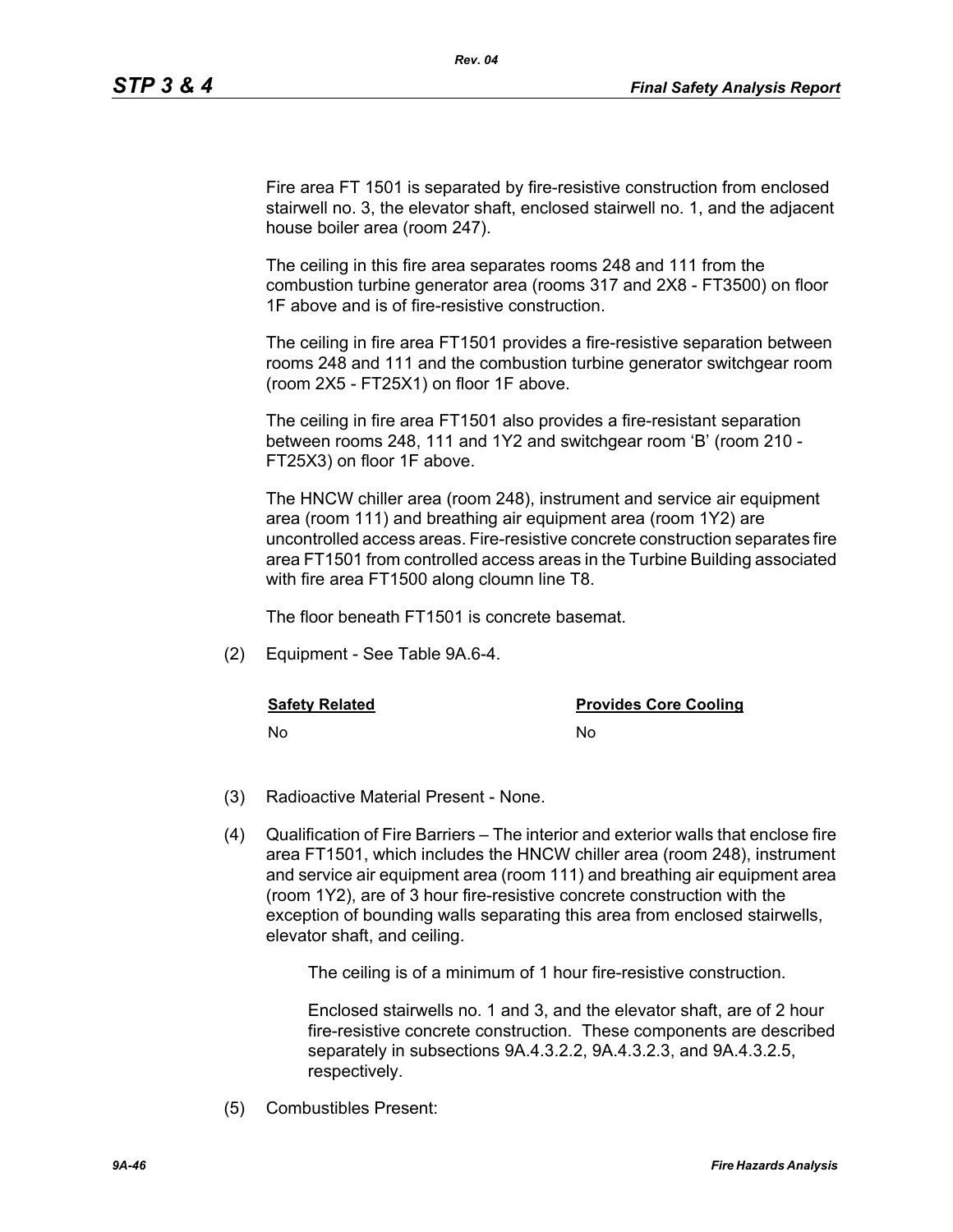Fire area FT 1501 is separated by fire-resistive construction from enclosed stairwell no. 3, the elevator shaft, enclosed stairwell no. 1, and the adjacent house boiler area (room 247).

The ceiling in this fire area separates rooms 248 and 111 from the combustion turbine generator area (rooms 317 and 2X8 - FT3500) on floor 1F above and is of fire-resistive construction.

The ceiling in fire area FT1501 provides a fire-resistive separation between rooms 248 and 111 and the combustion turbine generator switchgear room (room 2X5 - FT25X1) on floor 1F above.

The ceiling in fire area FT1501 also provides a fire-resistant separation between rooms 248, 111 and 1Y2 and switchgear room 'B' (room 210 - FT25X3) on floor 1F above.

The HNCW chiller area (room 248), instrument and service air equipment area (room 111) and breathing air equipment area (room 1Y2) are uncontrolled access areas. Fire-resistive concrete construction separates fire area FT1501 from controlled access areas in the Turbine Building associated with fire area FT1500 along cloumn line T8.

The floor beneath FT1501 is concrete basemat.

(2) Equipment - See Table 9A.6-4.

| Safety Related | Provides Core Cooling |
|---|---|
| No | No |

(3) Radioactive Material Present - None.

(4) Qualification of Fire Barriers – The interior and exterior walls that enclose fire area FT1501, which includes the HNCW chiller area (room 248), instrument and service air equipment area (room 111) and breathing air equipment area (room 1Y2), are of 3 hour fire-resistive concrete construction with the exception of bounding walls separating this area from enclosed stairwells, elevator shaft, and ceiling.

The ceiling is of a minimum of 1 hour fire-resistive construction.

Enclosed stairwells no. 1 and 3, and the elevator shaft, are of 2 hour fire-resistive concrete construction. These components are described separately in subsections 9A.4.3.2.2, 9A.4.3.2.3, and 9A.4.3.2.5, respectively.

(5) Combustibles Present: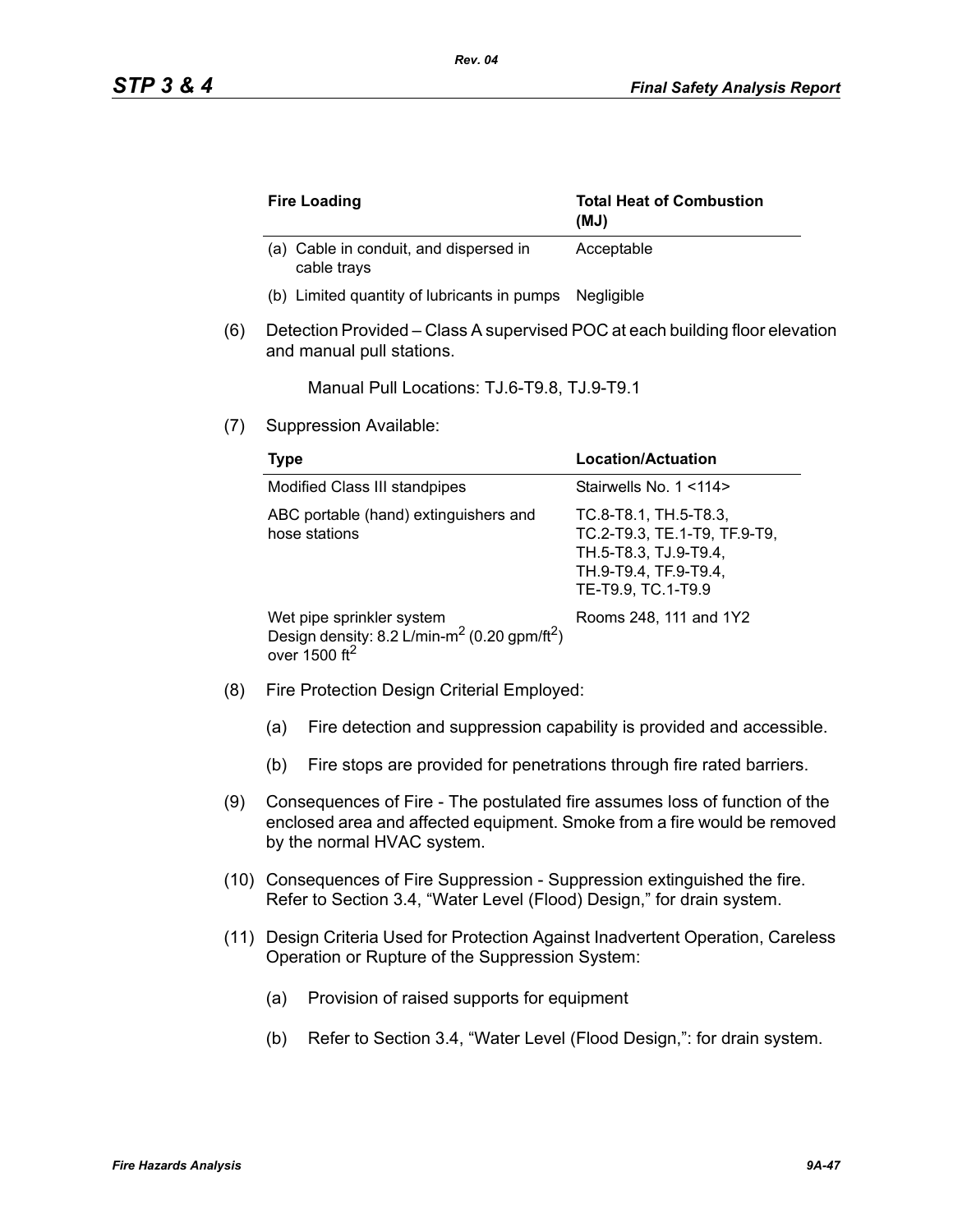| Fire Loading | Total Heat of Combustion (MJ) |
| --- | --- |
| (a) Cable in conduit, and dispersed in cable trays | Acceptable |
| (b) Limited quantity of lubricants in pumps | Negligible |

(6) Detection Provided – Class A supervised POC at each building floor elevation and manual pull stations.

Manual Pull Locations: TJ.6-T9.8, TJ.9-T9.1

(7) Suppression Available:

| Type | Location/Actuation |
| --- | --- |
| Modified Class III standpipes | Stairwells No. 1 <114> |
| ABC portable (hand) extinguishers and hose stations | TC.8-T8.1, TH.5-T8.3, TC.2-T9.3, TE.1-T9, TF.9-T9, TH.5-T8.3, TJ.9-T9.4, TH.9-T9.4, TF.9-T9.4, TE-T9.9, TC.1-T9.9 |
| Wet pipe sprinkler system Design density: 8.2 L/min-m$^2$ (0.20 gpm/ft$^2$) over 1500 ft$^2$ | Rooms 248, 111 and 1Y2 |

(8) Fire Protection Design Criterial Employed:

(a) Fire detection and suppression capability is provided and accessible.

(b) Fire stops are provided for penetrations through fire rated barriers.

(9) Consequences of Fire - The postulated fire assumes loss of function of the enclosed area and affected equipment. Smoke from a fire would be removed by the normal HVAC system.

(10) Consequences of Fire Suppression - Suppression extinguished the fire. Refer to Section 3.4, "Water Level (Flood) Design," for drain system.

(11) Design Criteria Used for Protection Against Inadvertent Operation, Careless Operation or Rupture of the Suppression System:

(a) Provision of raised supports for equipment

(b) Refer to Section 3.4, "Water Level (Flood Design,": for drain system.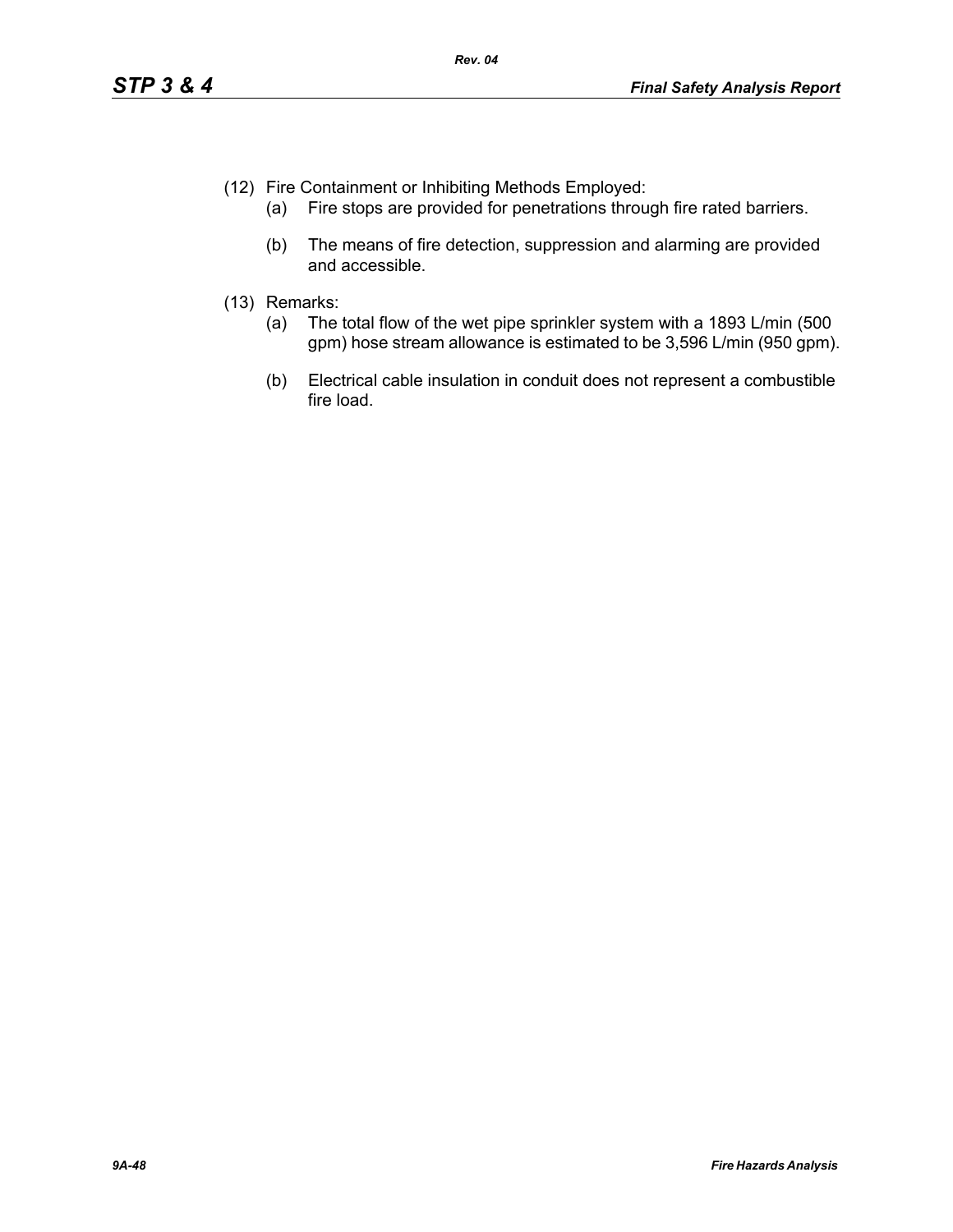(12) Fire Containment or Inhibiting Methods Employed:

   (a) Fire stops are provided for penetrations through fire rated barriers.

   (b) The means of fire detection, suppression and alarming are provided and accessible.

(13) Remarks:

   (a) The total flow of the wet pipe sprinkler system with a 1893 L/min (500 gpm) hose stream allowance is estimated to be 3,596 L/min (950 gpm).

   (b) Electrical cable insulation in conduit does not represent a combustible fire load.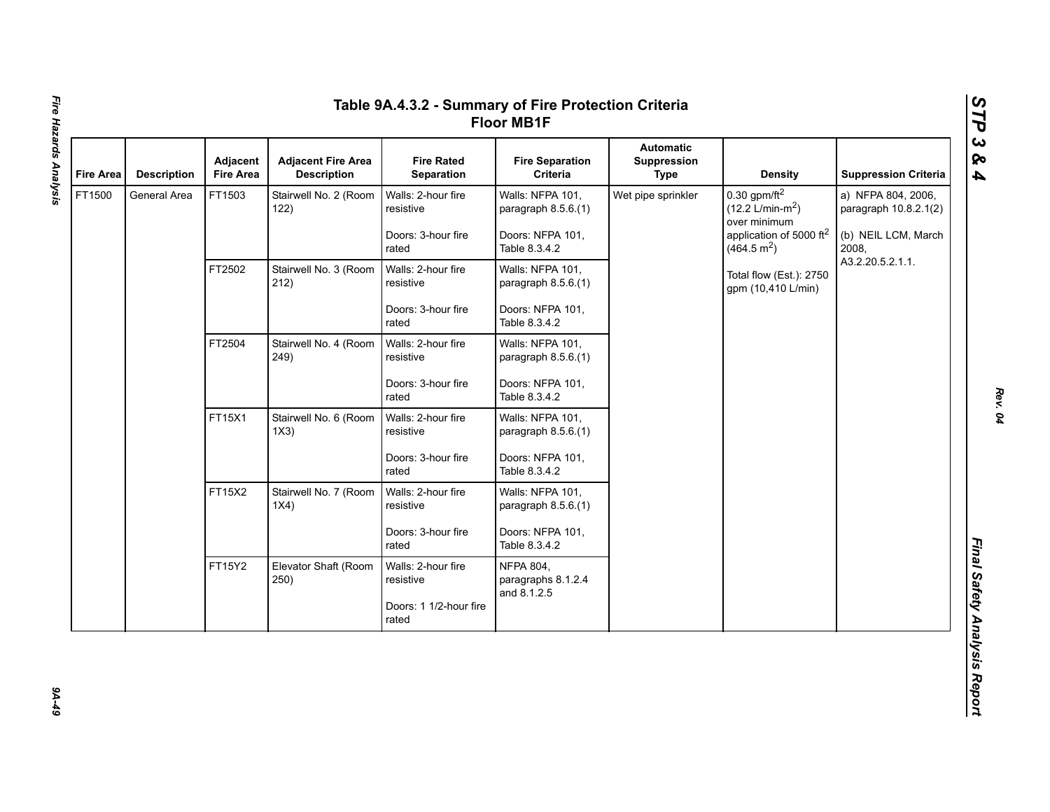# Table 9A.4.3.2 - Summary of Fire Protection Criteria Floor MB1F

| Fire Area | Description | Adjacent Fire Area | Adjacent Fire Area Description | Fire Rated Separation | Fire Separation Criteria | Automatic Suppression Type | Density | Suppression Criteria |
|---|---|---|---|---|---|---|---|---|
| FT1500 | General Area | FT1503 | Stairwell No. 2 (Room 122) | Walls: 2-hour fire resistive<br><br>Doors: 3-hour fire rated | Walls: NFPA 101, paragraph 8.5.6.(1)<br><br>Doors: NFPA 101, Table 8.3.4.2 | Wet pipe sprinkler | 0.30 gpm/ft$^2$ (12.2 L/min-m$^2$) over minimum application of 5000 ft$^2$ (464.5 m$^2$)<br><br>Total flow (Est.): 2750 gpm (10,410 L/min) | a) NFPA 804, 2006, paragraph 10.8.2.1(2)<br><br>(b) NEIL LCM, March 2008, A3.2.20.5.2.1.1. |
| | | FT2502 | Stairwell No. 3 (Room 212) | Walls: 2-hour fire resistive<br><br>Doors: 3-hour fire rated | Walls: NFPA 101, paragraph 8.5.6.(1)<br><br>Doors: NFPA 101, Table 8.3.4.2 | | | |
| | | FT2504 | Stairwell No. 4 (Room 249) | Walls: 2-hour fire resistive<br><br>Doors: 3-hour fire rated | Walls: NFPA 101, paragraph 8.5.6.(1)<br><br>Doors: NFPA 101, Table 8.3.4.2 | | | |
| | | FT15X1 | Stairwell No. 6 (Room 1X3) | Walls: 2-hour fire resistive<br><br>Doors: 3-hour fire rated | Walls: NFPA 101, paragraph 8.5.6.(1)<br><br>Doors: NFPA 101, Table 8.3.4.2 | | | |
| | | FT15X2 | Stairwell No. 7 (Room 1X4) | Walls: 2-hour fire resistive<br><br>Doors: 3-hour fire rated | Walls: NFPA 101, paragraph 8.5.6.(1)<br><br>Doors: NFPA 101, Table 8.3.4.2 | | | |
| | | FT15Y2 | Elevator Shaft (Room 250) | Walls: 2-hour fire resistive<br><br>Doors: 1 1/2-hour fire rated | NFPA 804, paragraphs 8.1.2.4 and 8.1.2.5 | | | |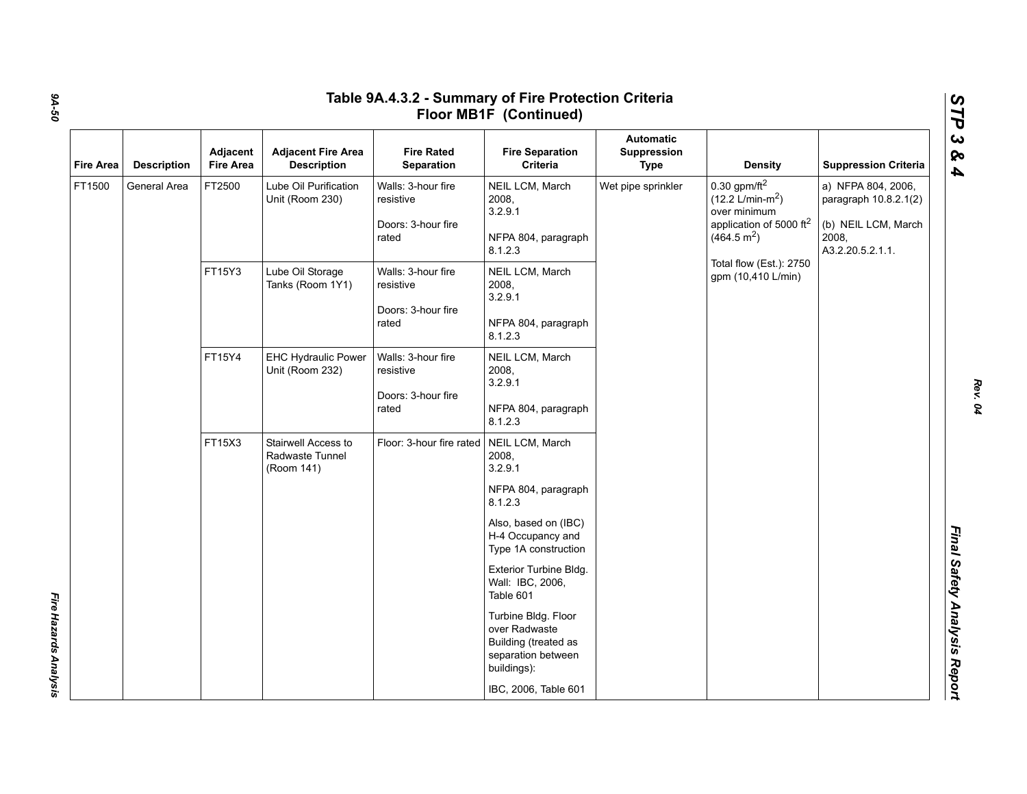# Table 9A.4.3.2 - Summary of Fire Protection Criteria Floor MB1F (Continued)

| Fire Area | Description | Adjacent Fire Area | Adjacent Fire Area Description | Fire Rated Separation | Fire Separation Criteria | Automatic Suppression Type | Density | Suppression Criteria |
|---|---|---|---|---|---|---|---|---|
| FT1500 | General Area | FT2500 | Lube Oil Purification Unit (Room 230) | Walls: 3-hour fire resistive<br><br>Doors: 3-hour fire rated | NEIL LCM, March 2008, 3.2.9.1<br><br>NFPA 804, paragraph 8.1.2.3 | Wet pipe sprinkler | 0.30 gpm/ft$^2$ (12.2 L/min-m$^2$) over minimum application of 5000 ft$^2$ (464.5 m$^2$)<br><br>Total flow (Est.): 2750 gpm (10,410 L/min) | a) NFPA 804, 2006, paragraph 10.8.2.1(2)<br><br>(b) NEIL LCM, March 2008, A3.2.20.5.2.1.1. |
| | | FT15Y3 | Lube Oil Storage Tanks (Room 1Y1) | Walls: 3-hour fire resistive<br><br>Doors: 3-hour fire rated | NEIL LCM, March 2008, 3.2.9.1<br><br>NFPA 804, paragraph 8.1.2.3 | | | |
| | | FT15Y4 | EHC Hydraulic Power Unit (Room 232) | Walls: 3-hour fire resistive<br><br>Doors: 3-hour fire rated | NEIL LCM, March 2008, 3.2.9.1<br><br>NFPA 804, paragraph 8.1.2.3 | | | |
| | | FT15X3 | Stairwell Access to Radwaste Tunnel (Room 141) | Floor: 3-hour fire rated | NEIL LCM, March 2008, 3.2.9.1<br><br>NFPA 804, paragraph 8.1.2.3<br><br>Also, based on (IBC) H-4 Occupancy and Type 1A construction<br><br>Exterior Turbine Bldg. Wall: IBC, 2006, Table 601<br><br>Turbine Bldg. Floor over Radwaste Building (treated as separation between buildings):<br><br>IBC, 2006, Table 601 | | | |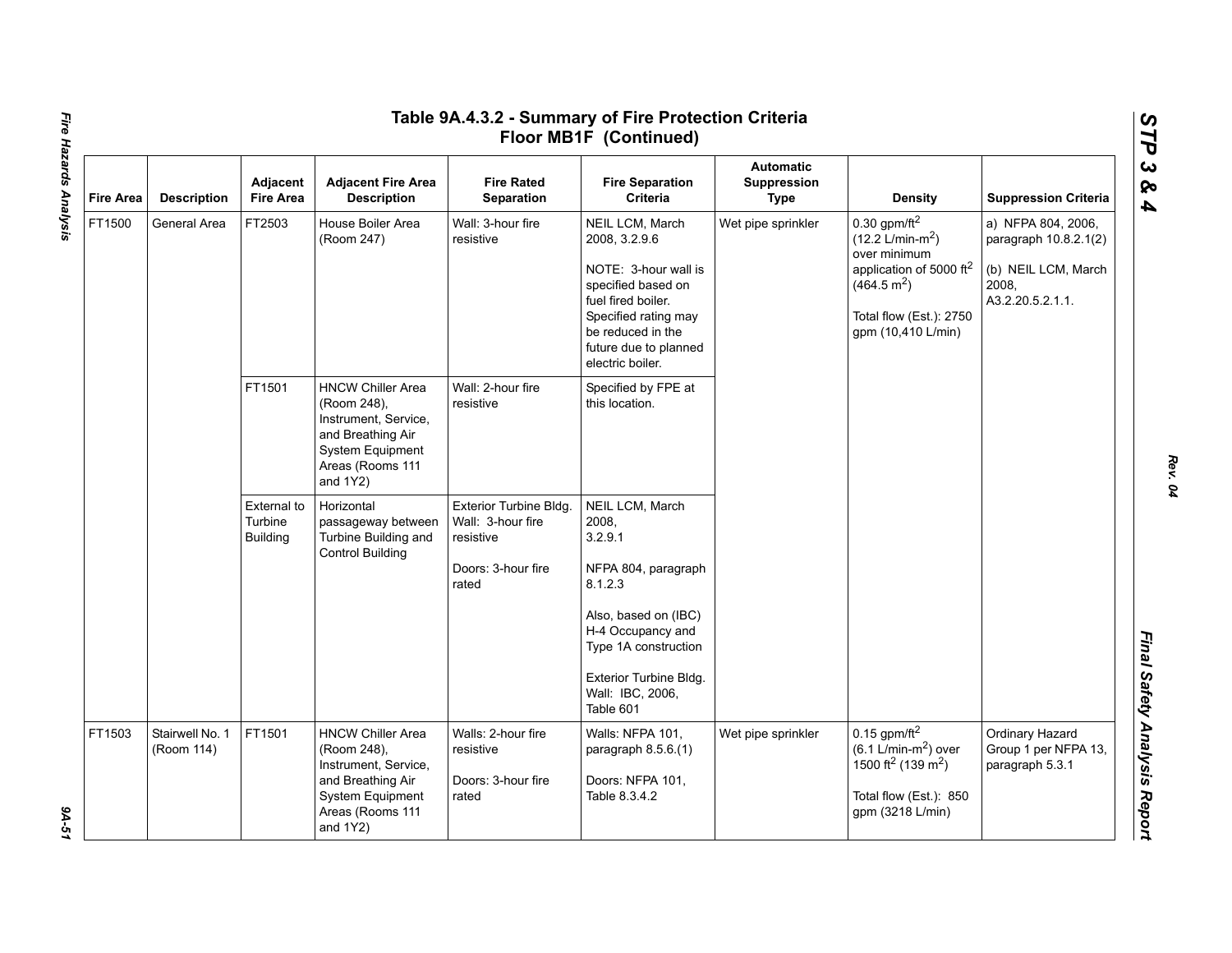# Table 9A.4.3.2 - Summary of Fire Protection Criteria Floor MB1F (Continued)

| Fire Area | Description | Adjacent Fire Area | Adjacent Fire Area Description | Fire Rated Separation | Fire Separation Criteria | Automatic Suppression Type | Density | Suppression Criteria |
|---|---|---|---|---|---|---|---|---|
| FT1500 | General Area | FT2503 | House Boiler Area (Room 247) | Wall: 3-hour fire resistive | NEIL LCM, March 2008, 3.2.9.6<br><br>NOTE: 3-hour wall is specified based on fuel fired boiler. Specified rating may be reduced in the future due to planned electric boiler. | Wet pipe sprinkler | 0.30 gpm/ft$^2$ (12.2 L/min-m$^2$) over minimum application of 5000 ft$^2$ (464.5 m$^2$)<br><br>Total flow (Est.): 2750 gpm (10,410 L/min) | a) NFPA 804, 2006, paragraph 10.8.2.1(2)<br><br>(b) NEIL LCM, March 2008, A3.2.20.5.2.1.1. |
| | | FT1501 | HNCW Chiller Area (Room 248), Instrument, Service, and Breathing Air System Equipment Areas (Rooms 111 and 1Y2) | Wall: 2-hour fire resistive | Specified by FPE at this location. | | | |
| | | External to Turbine Building | Horizontal passageway between Turbine Building and Control Building | Exterior Turbine Bldg. Wall: 3-hour fire resistive<br><br>Doors: 3-hour fire rated | NEIL LCM, March 2008, 3.2.9.1<br><br>NFPA 804, paragraph 8.1.2.3<br><br>Also, based on (IBC) H-4 Occupancy and Type 1A construction<br><br>Exterior Turbine Bldg. Wall: IBC, 2006, Table 601 | | | |
| FT1503 | Stairwell No. 1 (Room 114) | FT1501 | HNCW Chiller Area (Room 248), Instrument, Service, and Breathing Air System Equipment Areas (Rooms 111 and 1Y2) | Walls: 2-hour fire resistive<br><br>Doors: 3-hour fire rated | Walls: NFPA 101, paragraph 8.5.6.(1)<br><br>Doors: NFPA 101, Table 8.3.4.2 | Wet pipe sprinkler | 0.15 gpm/ft$^2$ (6.1 L/min-m$^2$) over 1500 ft$^2$ (139 m$^2$)<br><br>Total flow (Est.): 850 gpm (3218 L/min) | Ordinary Hazard Group 1 per NFPA 13, paragraph 5.3.1 |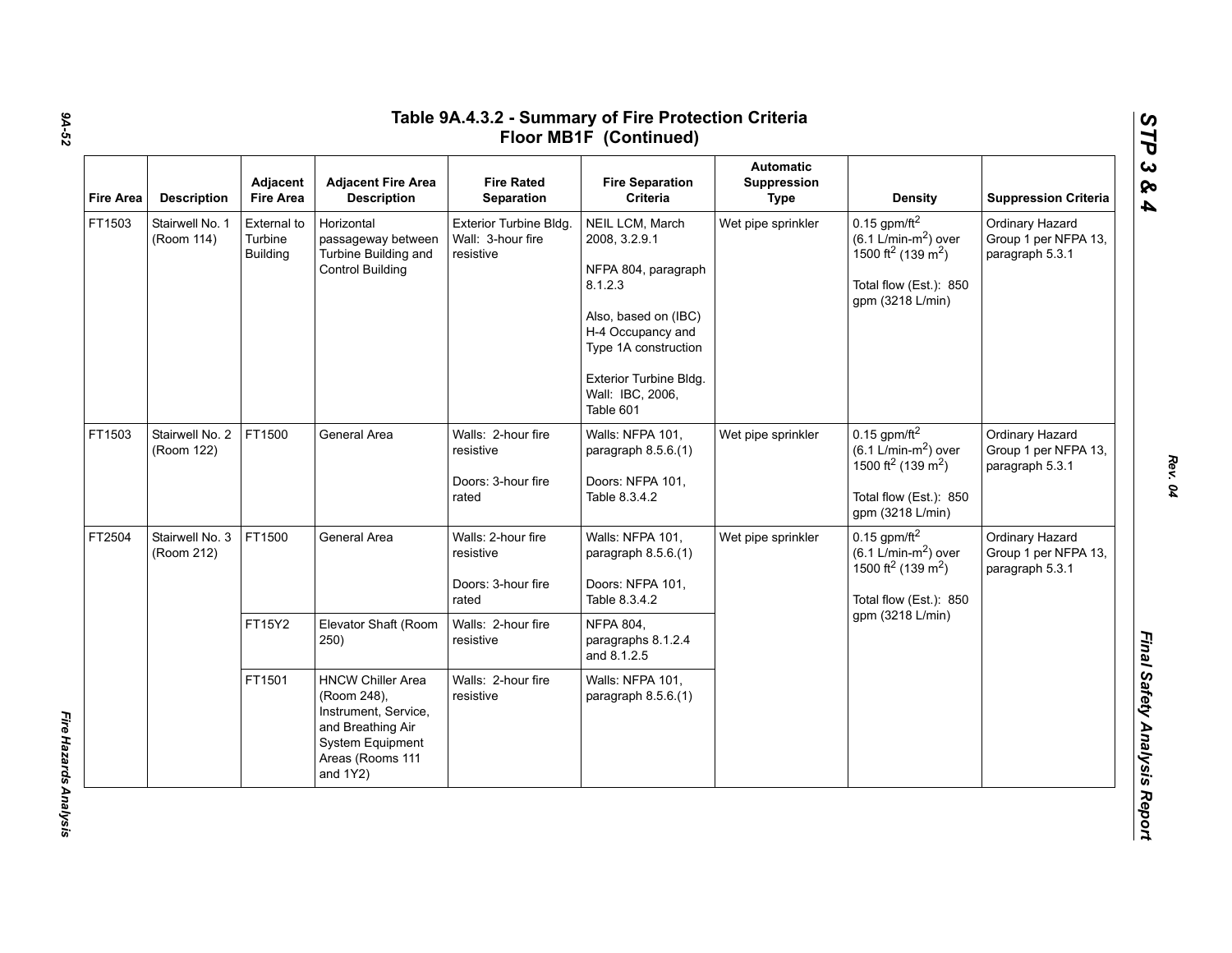## Table 9A.4.3.2 - Summary of Fire Protection Criteria Floor MB1F (Continued)

| Fire Area | Description | Adjacent Fire Area | Adjacent Fire Area Description | Fire Rated Separation | Fire Separation Criteria | Automatic Suppression Type | Density | Suppression Criteria |
|---|---|---|---|---|---|---|---|---|
| FT1503 | Stairwell No. 1 (Room 114) | External to Turbine Building | Horizontal passageway between Turbine Building and Control Building | Exterior Turbine Bldg. Wall: 3-hour fire resistive | NEIL LCM, March 2008, 3.2.9.1<br><br>NFPA 804, paragraph 8.1.2.3<br><br>Also, based on (IBC) H-4 Occupancy and Type 1A construction<br><br>Exterior Turbine Bldg. Wall: IBC, 2006, Table 601 | Wet pipe sprinkler | 0.15 gpm/ft$^2$ (6.1 L/min-m$^2$) over 1500 ft$^2$ (139 m$^2$)<br><br>Total flow (Est.): 850 gpm (3218 L/min) | Ordinary Hazard Group 1 per NFPA 13, paragraph 5.3.1 |
| FT1503 | Stairwell No. 2 (Room 122) | FT1500 | General Area | Walls: 2-hour fire resistive<br><br>Doors: 3-hour fire rated | Walls: NFPA 101, paragraph 8.5.6.(1)<br><br>Doors: NFPA 101, Table 8.3.4.2 | Wet pipe sprinkler | 0.15 gpm/ft$^2$ (6.1 L/min-m$^2$) over 1500 ft$^2$ (139 m$^2$)<br><br>Total flow (Est.): 850 gpm (3218 L/min) | Ordinary Hazard Group 1 per NFPA 13, paragraph 5.3.1 |
| FT2504 | Stairwell No. 3 (Room 212) | FT1500 | General Area | Walls: 2-hour fire resistive<br><br>Doors: 3-hour fire rated | Walls: NFPA 101, paragraph 8.5.6.(1)<br><br>Doors: NFPA 101, Table 8.3.4.2 | Wet pipe sprinkler | 0.15 gpm/ft$^2$ (6.1 L/min-m$^2$) over 1500 ft$^2$ (139 m$^2$)<br><br>Total flow (Est.): 850 gpm (3218 L/min) | Ordinary Hazard Group 1 per NFPA 13, paragraph 5.3.1 |
| | | FT15Y2 | Elevator Shaft (Room 250) | Walls: 2-hour fire resistive | NFPA 804, paragraphs 8.1.2.4 and 8.1.2.5 | | | |
| | | FT1501 | HNCW Chiller Area (Room 248), Instrument, Service, and Breathing Air System Equipment Areas (Rooms 111 and 1Y2) | Walls: 2-hour fire resistive | Walls: NFPA 101, paragraph 8.5.6.(1) | | | |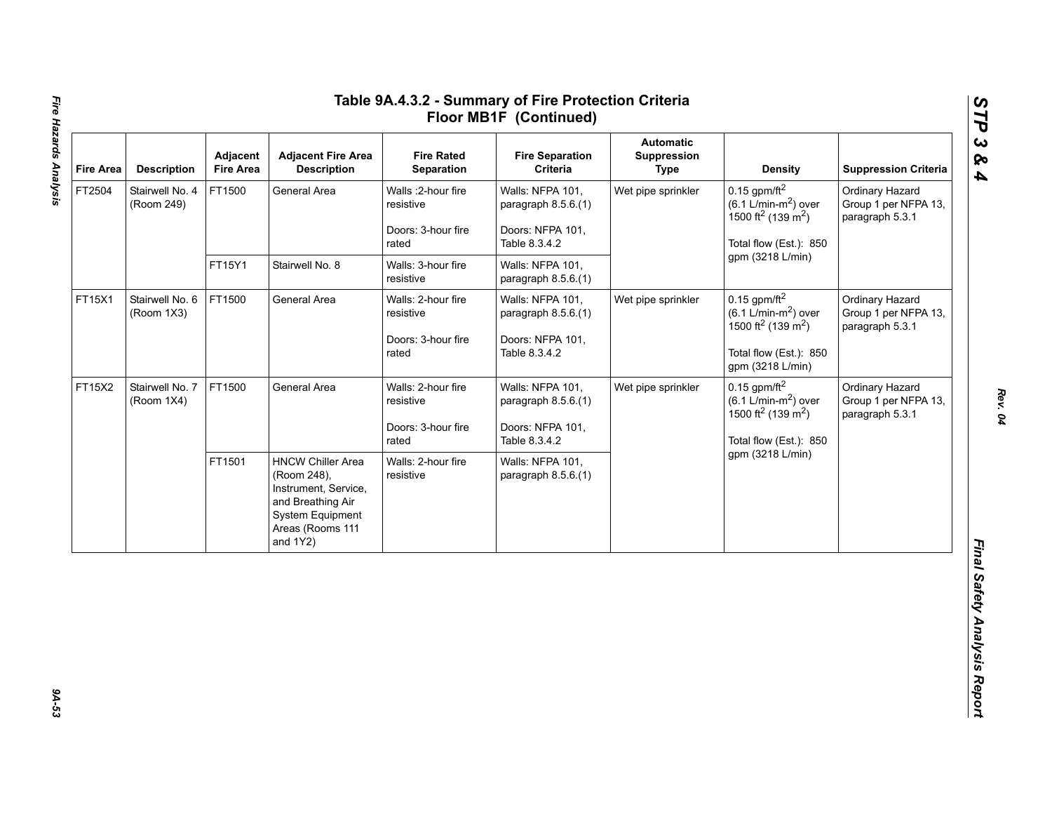# Table 9A.4.3.2 - Summary of Fire Protection Criteria Floor MB1F (Continued)

| Fire Area | Description | Adjacent Fire Area | Adjacent Fire Area Description | Fire Rated Separation | Fire Separation Criteria | Automatic Suppression Type | Density | Suppression Criteria |
|---|---|---|---|---|---|---|---|---|
| FT2504 | Stairwell No. 4 (Room 249) | FT1500 | General Area | Walls :2-hour fire resistive<br><br>Doors: 3-hour fire rated | Walls: NFPA 101, paragraph 8.5.6.(1)<br><br>Doors: NFPA 101, Table 8.3.4.2 | Wet pipe sprinkler | 0.15 gpm/$ft^2$ (6.1 L/min-$m^2$) over 1500 $ft^2$ (139 $m^2$)<br><br>Total flow (Est.): 850 gpm (3218 L/min) | Ordinary Hazard Group 1 per NFPA 13, paragraph 5.3.1 |
| | | FT15Y1 | Stairwell No. 8 | Walls: 3-hour fire resistive | Walls: NFPA 101, paragraph 8.5.6.(1) | | | |
| FT15X1 | Stairwell No. 6 (Room 1X3) | FT1500 | General Area | Walls: 2-hour fire resistive<br><br>Doors: 3-hour fire rated | Walls: NFPA 101, paragraph 8.5.6.(1)<br><br>Doors: NFPA 101, Table 8.3.4.2 | Wet pipe sprinkler | 0.15 gpm/$ft^2$ (6.1 L/min-$m^2$) over 1500 $ft^2$ (139 $m^2$)<br><br>Total flow (Est.): 850 gpm (3218 L/min) | Ordinary Hazard Group 1 per NFPA 13, paragraph 5.3.1 |
| FT15X2 | Stairwell No. 7 (Room 1X4) | FT1500 | General Area | Walls: 2-hour fire resistive<br><br>Doors: 3-hour fire rated | Walls: NFPA 101, paragraph 8.5.6.(1)<br><br>Doors: NFPA 101, Table 8.3.4.2 | Wet pipe sprinkler | 0.15 gpm/$ft^2$ (6.1 L/min-$m^2$) over 1500 $ft^2$ (139 $m^2$)<br><br>Total flow (Est.): 850 gpm (3218 L/min) | Ordinary Hazard Group 1 per NFPA 13, paragraph 5.3.1 |
| | | FT1501 | HNCW Chiller Area (Room 248), Instrument, Service, and Breathing Air System Equipment Areas (Rooms 111 and 1Y2) | Walls: 2-hour fire resistive | Walls: NFPA 101, paragraph 8.5.6.(1) | | | |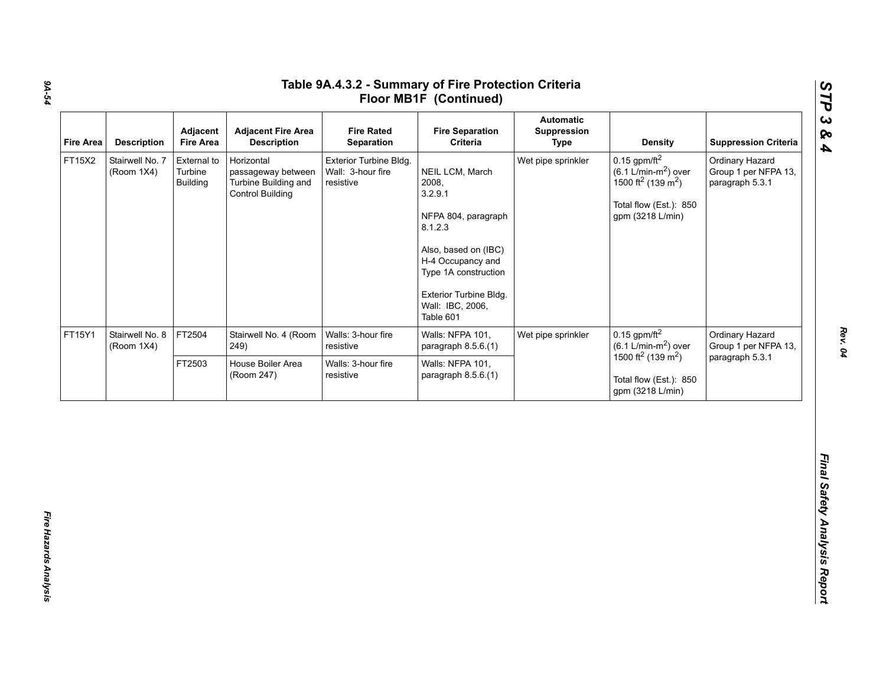# Table 9A.4.3.2 - Summary of Fire Protection Criteria Floor MB1F (Continued)

| Fire Area | Description | Adjacent Fire Area | Adjacent Fire Area Description | Fire Rated Separation | Fire Separation Criteria | Automatic Suppression Type | Density | Suppression Criteria |
|---|---|---|---|---|---|---|---|---|
| FT15X2 | Stairwell No. 7 (Room 1X4) | External to Turbine Building | Horizontal passageway between Turbine Building and Control Building | Exterior Turbine Bldg. Wall: 3-hour fire resistive | NEIL LCM, March 2008, 3.2.9.1<br><br>NFPA 804, paragraph 8.1.2.3<br><br>Also, based on (IBC) H-4 Occupancy and Type 1A construction<br><br>Exterior Turbine Bldg. Wall: IBC, 2006, Table 601 | Wet pipe sprinkler | 0.15 gpm/ft$^2$ (6.1 L/min-m$^2$) over 1500 ft$^2$ (139 m$^2$)<br><br>Total flow (Est.): 850 gpm (3218 L/min) | Ordinary Hazard Group 1 per NFPA 13, paragraph 5.3.1 |
| FT15Y1 | Stairwell No. 8 (Room 1X4) | FT2504 | Stairwell No. 4 (Room 249) | Walls: 3-hour fire resistive | Walls: NFPA 101, paragraph 8.5.6.(1) | Wet pipe sprinkler | 0.15 gpm/ft$^2$ (6.1 L/min-m$^2$) over 1500 ft$^2$ (139 m$^2$)<br><br>Total flow (Est.): 850 gpm (3218 L/min) | Ordinary Hazard Group 1 per NFPA 13, paragraph 5.3.1 |
| | | FT2503 | House Boiler Area (Room 247) | Walls: 3-hour fire resistive | Walls: NFPA 101, paragraph 8.5.6.(1) | | | |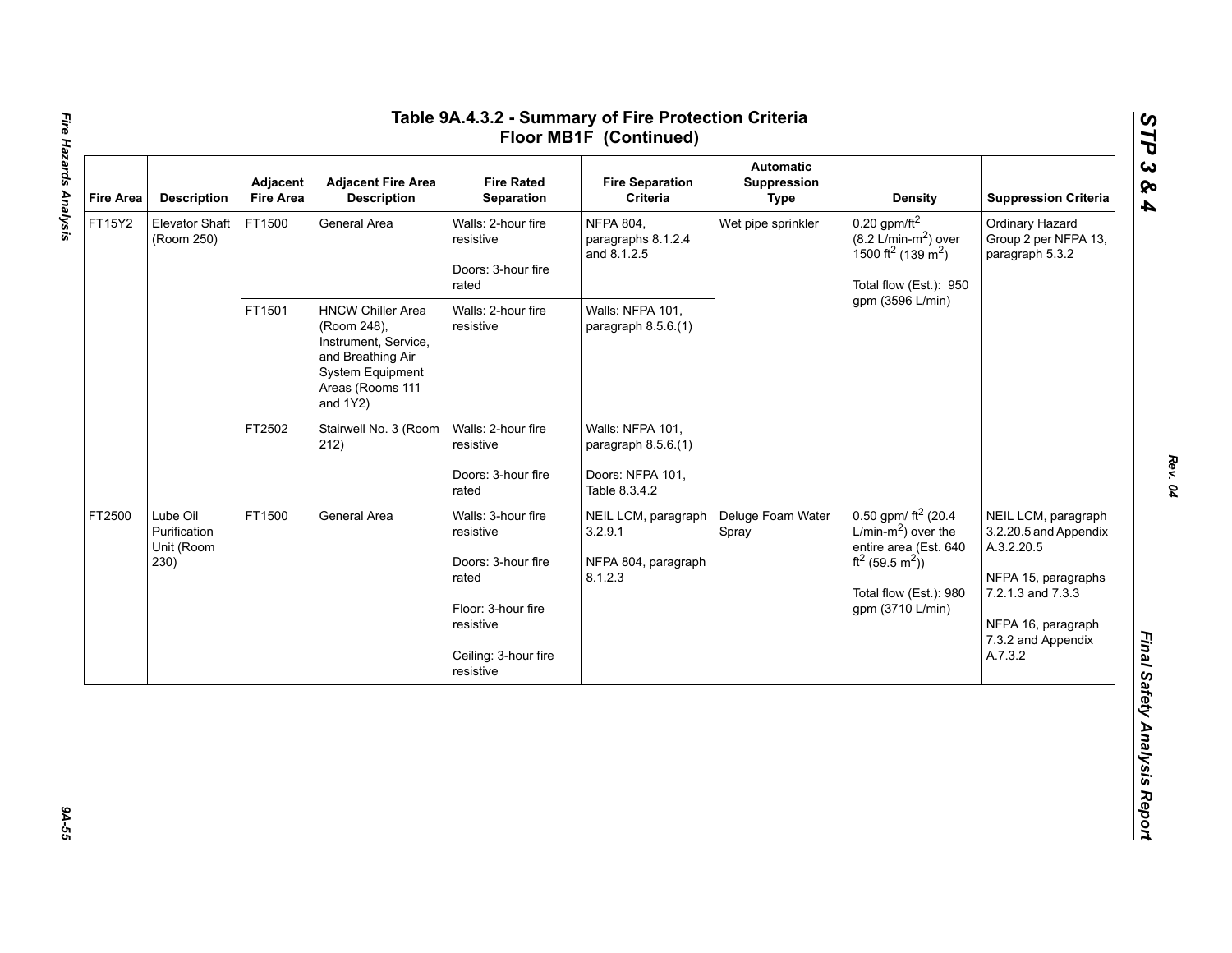## Table 9A.4.3.2 - Summary of Fire Protection Criteria Floor MB1F (Continued)

| Fire Area | Description | Adjacent Fire Area | Adjacent Fire Area Description | Fire Rated Separation | Fire Separation Criteria | Automatic Suppression Type | Density | Suppression Criteria |
|---|---|---|---|---|---|---|---|---|
| FT15Y2 | Elevator Shaft (Room 250) | FT1500 | General Area | Walls: 2-hour fire resistive<br><br>Doors: 3-hour fire rated | NFPA 804, paragraphs 8.1.2.4 and 8.1.2.5 | Wet pipe sprinkler | 0.20 gpm/ft$^2$ (8.2 L/min-m$^2$) over 1500 ft$^2$ (139 m$^2$)<br><br>Total flow (Est.): 950 gpm (3596 L/min) | Ordinary Hazard Group 2 per NFPA 13, paragraph 5.3.2 |
| | | FT1501 | HNCW Chiller Area (Room 248), Instrument, Service, and Breathing Air System Equipment Areas (Rooms 111 and 1Y2) | Walls: 2-hour fire resistive | Walls: NFPA 101, paragraph 8.5.6.(1) | | | |
| | | FT2502 | Stairwell No. 3 (Room 212) | Walls: 2-hour fire resistive<br><br>Doors: 3-hour fire rated | Walls: NFPA 101, paragraph 8.5.6.(1)<br><br>Doors: NFPA 101, Table 8.3.4.2 | | | |
| FT2500 | Lube Oil Purification Unit (Room 230) | FT1500 | General Area | Walls: 3-hour fire resistive<br><br>Doors: 3-hour fire rated<br><br>Floor: 3-hour fire resistive<br><br>Ceiling: 3-hour fire resistive | NEIL LCM, paragraph 3.2.9.1<br><br>NFPA 804, paragraph 8.1.2.3 | Deluge Foam Water Spray | 0.50 gpm/ ft$^2$ (20.4 L/min-m$^2$) over the entire area (Est. 640 ft$^2$ (59.5 m$^2$))<br><br>Total flow (Est.): 980 gpm (3710 L/min) | NEIL LCM, paragraph 3.2.20.5 and Appendix A.3.2.20.5<br><br>NFPA 15, paragraphs 7.2.1.3 and 7.3.3<br><br>NFPA 16, paragraph 7.3.2 and Appendix A.7.3.2 |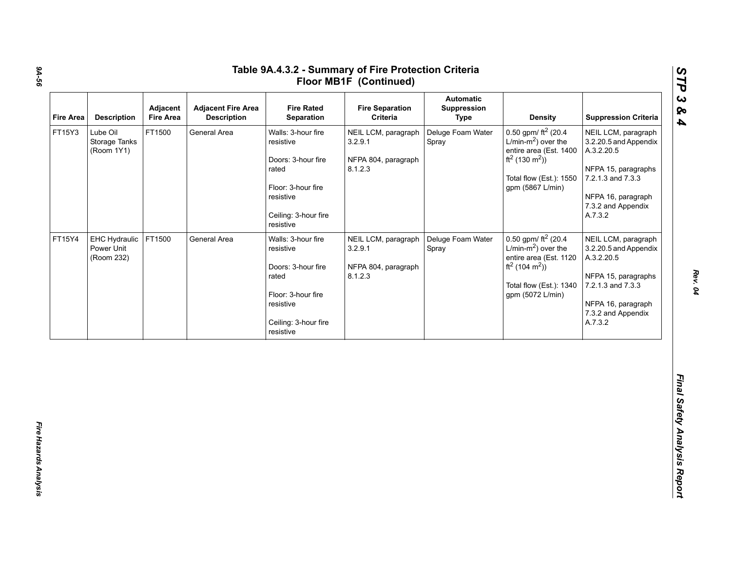# Table 9A.4.3.2 - Summary of Fire Protection Criteria Floor MB1F (Continued)

| Fire Area | Description | Adjacent Fire Area | Adjacent Fire Area Description | Fire Rated Separation | Fire Separation Criteria | Automatic Suppression Type | Density | Suppression Criteria |
|---|---|---|---|---|---|---|---|---|
| FT15Y3 | Lube Oil Storage Tanks (Room 1Y1) | FT1500 | General Area | Walls: 3-hour fire resistive<br><br>Doors: 3-hour fire rated<br><br>Floor: 3-hour fire resistive<br><br>Ceiling: 3-hour fire resistive | NEIL LCM, paragraph 3.2.9.1<br><br>NFPA 804, paragraph 8.1.2.3 | Deluge Foam Water Spray | 0.50 gpm/ $ft^2$ (20.4 L/min-$m^2$) over the entire area (Est. 1400 $ft^2$ (130 $m^2$))<br><br>Total flow (Est.): 1550 gpm (5867 L/min) | NEIL LCM, paragraph 3.2.20.5 and Appendix A.3.2.20.5<br><br>NFPA 15, paragraphs 7.2.1.3 and 7.3.3<br><br>NFPA 16, paragraph 7.3.2 and Appendix A.7.3.2 |
| FT15Y4 | EHC Hydraulic Power Unit (Room 232) | FT1500 | General Area | Walls: 3-hour fire resistive<br><br>Doors: 3-hour fire rated<br><br>Floor: 3-hour fire resistive<br><br>Ceiling: 3-hour fire resistive | NEIL LCM, paragraph 3.2.9.1<br><br>NFPA 804, paragraph 8.1.2.3 | Deluge Foam Water Spray | 0.50 gpm/ $ft^2$ (20.4 L/min-$m^2$) over the entire area (Est. 1120 $ft^2$ (104 $m^2$))<br><br>Total flow (Est.): 1340 gpm (5072 L/min) | NEIL LCM, paragraph 3.2.20.5 and Appendix A.3.2.20.5<br><br>NFPA 15, paragraphs 7.2.1.3 and 7.3.3<br><br>NFPA 16, paragraph 7.3.2 and Appendix A.7.3.2 |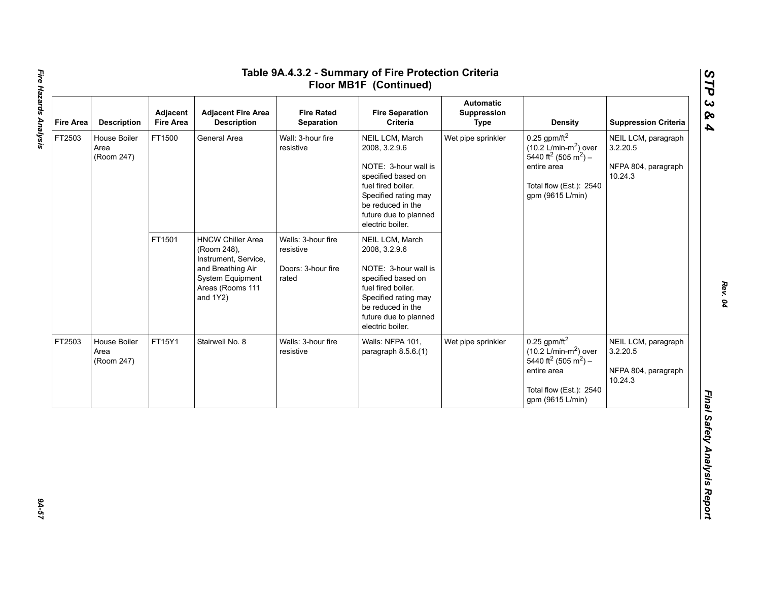# Table 9A.4.3.2 - Summary of Fire Protection Criteria Floor MB1F (Continued)

| Fire Area | Description | Adjacent Fire Area | Adjacent Fire Area Description | Fire Rated Separation | Fire Separation Criteria | Automatic Suppression Type | Density | Suppression Criteria |
|---|---|---|---|---|---|---|---|---|
| FT2503 | House Boiler Area (Room 247) | FT1500 | General Area | Wall: 3-hour fire resistive | NEIL LCM, March 2008, 3.2.9.6<br><br>NOTE: 3-hour wall is specified based on fuel fired boiler. Specified rating may be reduced in the future due to planned electric boiler. | Wet pipe sprinkler | 0.25 gpm/ft$^2$ (10.2 L/min-m$^2$) over 5440 ft$^2$ (505 m$^2$) – entire area<br><br>Total flow (Est.): 2540 gpm (9615 L/min) | NEIL LCM, paragraph 3.2.20.5<br><br>NFPA 804, paragraph 10.24.3 |
| | | FT1501 | HNCW Chiller Area (Room 248), Instrument, Service, and Breathing Air System Equipment Areas (Rooms 111 and 1Y2) | Walls: 3-hour fire resistive<br><br>Doors: 3-hour fire rated | NEIL LCM, March 2008, 3.2.9.6<br><br>NOTE: 3-hour wall is specified based on fuel fired boiler. Specified rating may be reduced in the future due to planned electric boiler. | | | |
| FT2503 | House Boiler Area (Room 247) | FT15Y1 | Stairwell No. 8 | Walls: 3-hour fire resistive | Walls: NFPA 101, paragraph 8.5.6.(1) | Wet pipe sprinkler | 0.25 gpm/ft$^2$ (10.2 L/min-m$^2$) over 5440 ft$^2$ (505 m$^2$) – entire area<br><br>Total flow (Est.): 2540 gpm (9615 L/min) | NEIL LCM, paragraph 3.2.20.5<br><br>NFPA 804, paragraph 10.24.3 |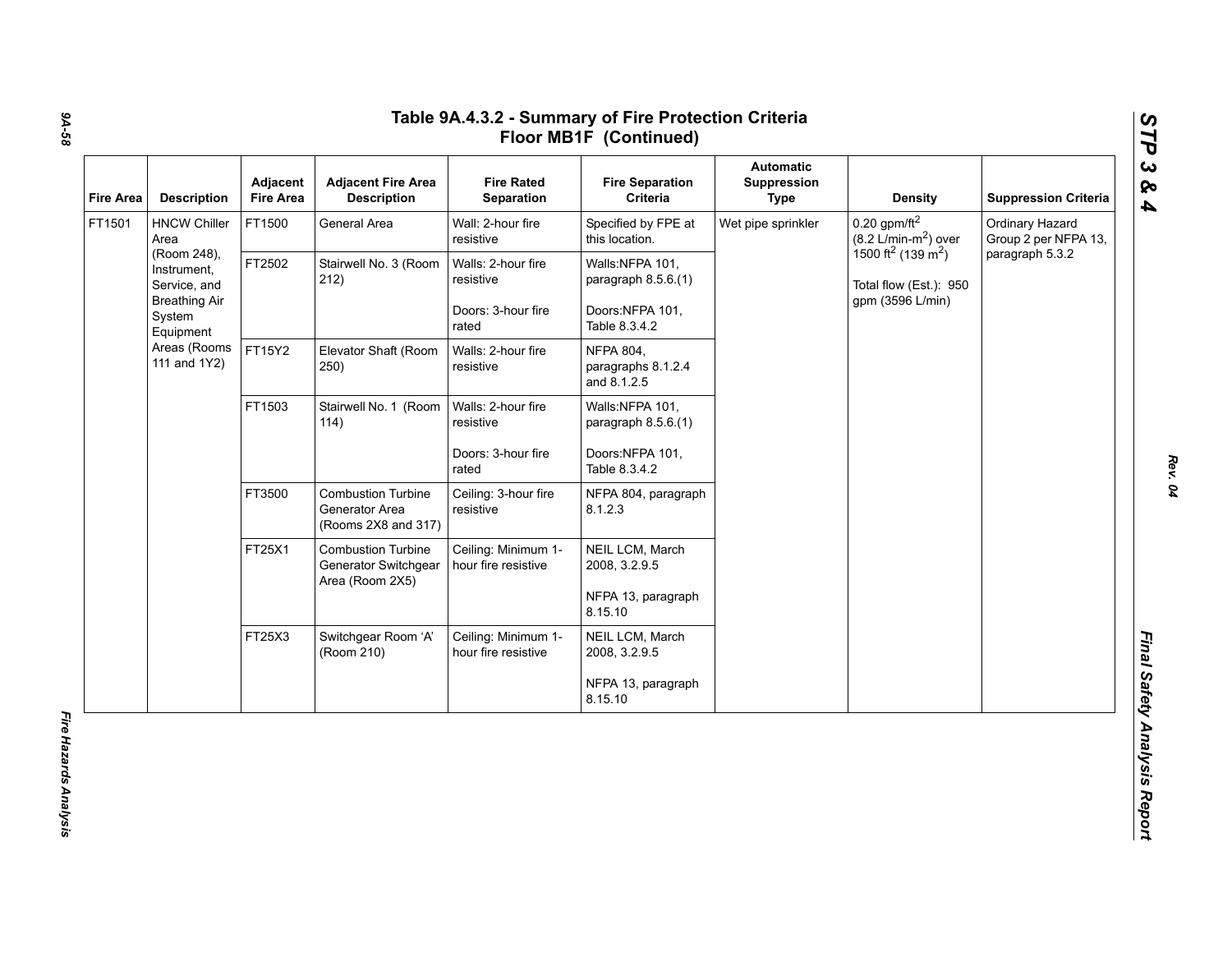# Table 9A.4.3.2 - Summary of Fire Protection Criteria Floor MB1F (Continued)

| Fire Area | Description | Adjacent Fire Area | Adjacent Fire Area Description | Fire Rated Separation | Fire Separation Criteria | Automatic Suppression Type | Density | Suppression Criteria |
|---|---|---|---|---|---|---|---|---|
| FT1501 | HNCW Chiller Area (Room 248), Instrument, Service, and Breathing Air System Equipment Areas (Rooms 111 and 1Y2) | FT1500 | General Area | Wall: 2-hour fire resistive | Specified by FPE at this location. | Wet pipe sprinkler | 0.20 gpm/ft$^2$ (8.2 L/min-m$^2$) over 1500 ft$^2$ (139 m$^2$)<br><br>Total flow (Est.): 950 gpm (3596 L/min) | Ordinary Hazard Group 2 per NFPA 13, paragraph 5.3.2 |
| | | FT2502 | Stairwell No. 3 (Room 212) | Walls: 2-hour fire resistive<br><br>Doors: 3-hour fire rated | Walls:NFPA 101, paragraph 8.5.6.(1)<br><br>Doors:NFPA 101, Table 8.3.4.2 | | | |
| | | FT15Y2 | Elevator Shaft (Room 250) | Walls: 2-hour fire resistive | NFPA 804, paragraphs 8.1.2.4 and 8.1.2.5 | | | |
| | | FT1503 | Stairwell No. 1 (Room 114) | Walls: 2-hour fire resistive<br><br>Doors: 3-hour fire rated | Walls:NFPA 101, paragraph 8.5.6.(1)<br><br>Doors:NFPA 101, Table 8.3.4.2 | | | |
| | | FT3500 | Combustion Turbine Generator Area (Rooms 2X8 and 317) | Ceiling: 3-hour fire resistive | NFPA 804, paragraph 8.1.2.3 | | | |
| | | FT25X1 | Combustion Turbine Generator Switchgear Area (Room 2X5) | Ceiling: Minimum 1-hour fire resistive | NEIL LCM, March 2008, 3.2.9.5<br><br>NFPA 13, paragraph 8.15.10 | | | |
| | | FT25X3 | Switchgear Room 'A' (Room 210) | Ceiling: Minimum 1-hour fire resistive | NEIL LCM, March 2008, 3.2.9.5<br><br>NFPA 13, paragraph 8.15.10 | | | |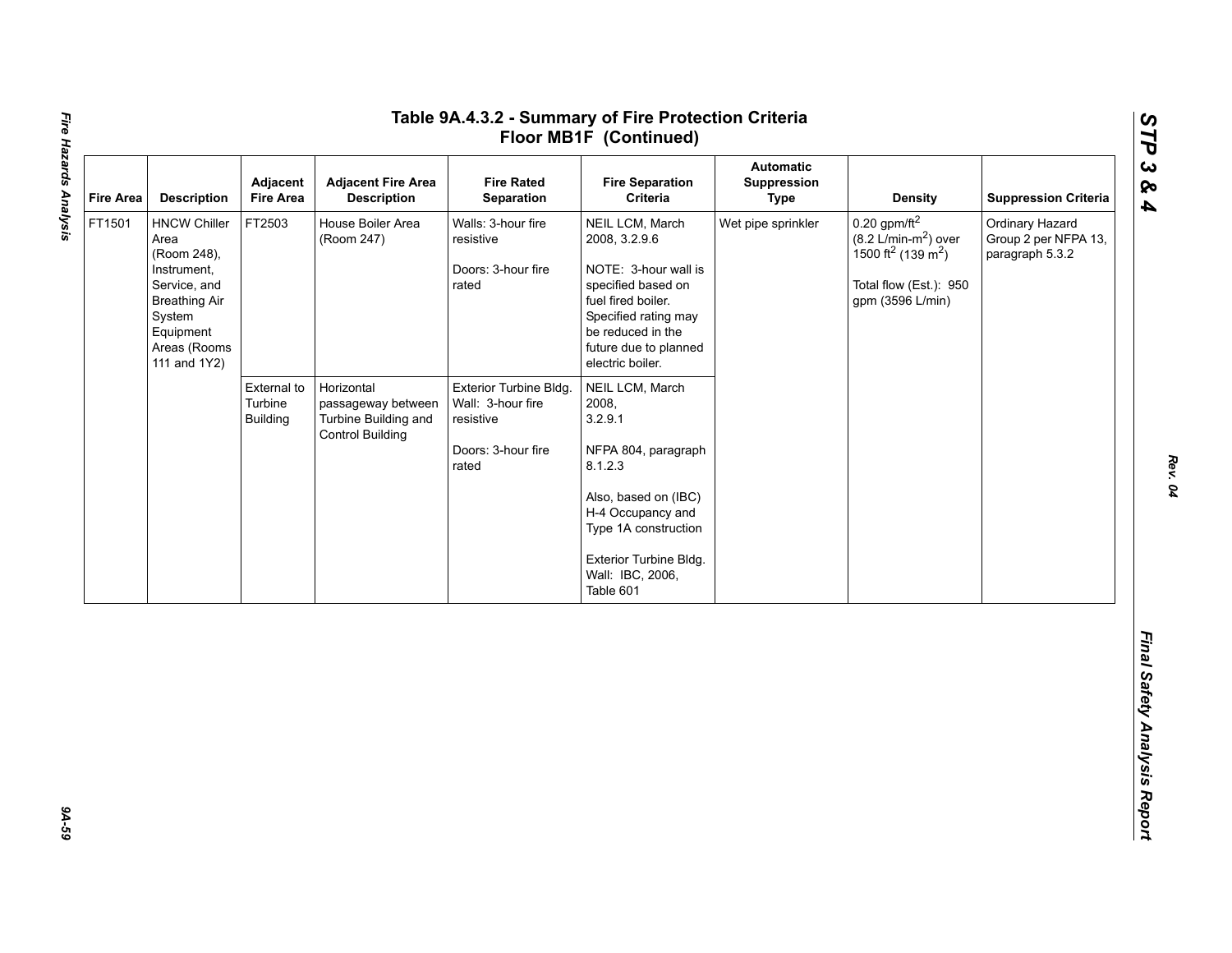## Table 9A.4.3.2 - Summary of Fire Protection Criteria Floor MB1F (Continued)

| Fire Area | Description | Adjacent Fire Area | Adjacent Fire Area Description | Fire Rated Separation | Fire Separation Criteria | Automatic Suppression Type | Density | Suppression Criteria |
|---|---|---|---|---|---|---|---|---|
| FT1501 | HNCW Chiller Area (Room 248), Instrument, Service, and Breathing Air System Equipment Areas (Rooms 111 and 1Y2) | FT2503 | House Boiler Area (Room 247) | Walls: 3-hour fire resistive<br><br>Doors: 3-hour fire rated | NEIL LCM, March 2008, 3.2.9.6<br><br>NOTE: 3-hour wall is specified based on fuel fired boiler. Specified rating may be reduced in the future due to planned electric boiler. | Wet pipe sprinkler | 0.20 gpm/ft$^2$ (8.2 L/min-m$^2$) over 1500 ft$^2$ (139 m$^2$)<br><br>Total flow (Est.): 950 gpm (3596 L/min) | Ordinary Hazard Group 2 per NFPA 13, paragraph 5.3.2 |
| | | External to Turbine Building | Horizontal passageway between Turbine Building and Control Building | Exterior Turbine Bldg. Wall: 3-hour fire resistive<br><br>Doors: 3-hour fire rated | NEIL LCM, March 2008, 3.2.9.1<br><br>NFPA 804, paragraph 8.1.2.3<br><br>Also, based on (IBC) H-4 Occupancy and Type 1A construction<br><br>Exterior Turbine Bldg. Wall: IBC, 2006, Table 601 | | | |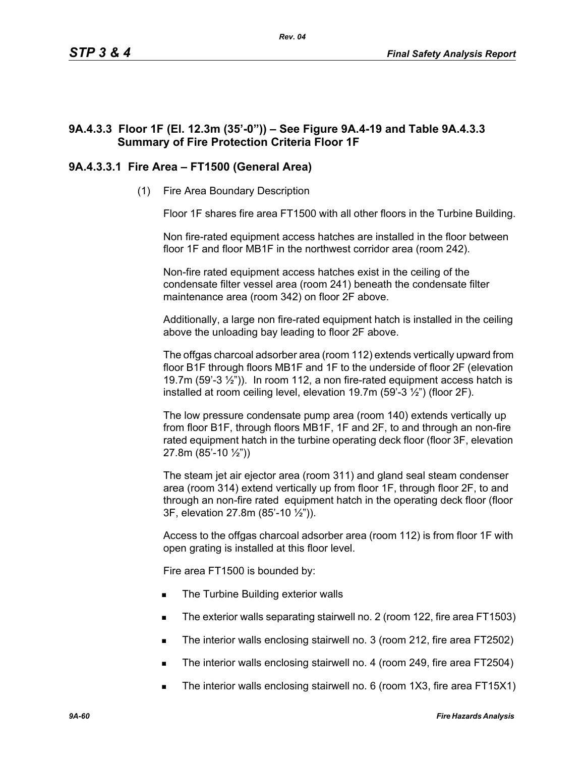### 9A.4.3.3 Floor 1F (El. 12.3m (35’-0”)) – See Figure 9A.4-19 and Table 9A.4.3.3 Summary of Fire Protection Criteria Floor 1F

#### 9A.4.3.3.1 Fire Area – FT1500 (General Area)

(1) Fire Area Boundary Description

Floor 1F shares fire area FT1500 with all other floors in the Turbine Building.

Non fire-rated equipment access hatches are installed in the floor between floor 1F and floor MB1F in the northwest corridor area (room 242).

Non-fire rated equipment access hatches exist in the ceiling of the condensate filter vessel area (room 241) beneath the condensate filter maintenance area (room 342) on floor 2F above.

Additionally, a large non fire-rated equipment hatch is installed in the ceiling above the unloading bay leading to floor 2F above.

The offgas charcoal adsorber area (room 112) extends vertically upward from floor B1F through floors MB1F and 1F to the underside of floor 2F (elevation 19.7m (59’-3 ½”)). In room 112, a non fire-rated equipment access hatch is installed at room ceiling level, elevation 19.7m (59’-3 ½”) (floor 2F).

The low pressure condensate pump area (room 140) extends vertically up from floor B1F, through floors MB1F, 1F and 2F, to and through an non-fire rated equipment hatch in the turbine operating deck floor (floor 3F, elevation 27.8m (85’-10 ½”))

The steam jet air ejector area (room 311) and gland seal steam condenser area (room 314) extend vertically up from floor 1F, through floor 2F, to and through an non-fire rated equipment hatch in the operating deck floor (floor 3F, elevation 27.8m (85’-10 ½”)).

Access to the offgas charcoal adsorber area (room 112) is from floor 1F with open grating is installed at this floor level.

Fire area FT1500 is bounded by:

- The Turbine Building exterior walls
- The exterior walls separating stairwell no. 2 (room 122, fire area FT1503)
- The interior walls enclosing stairwell no. 3 (room 212, fire area FT2502)
- The interior walls enclosing stairwell no. 4 (room 249, fire area FT2504)
- The interior walls enclosing stairwell no. 6 (room 1X3, fire area FT15X1)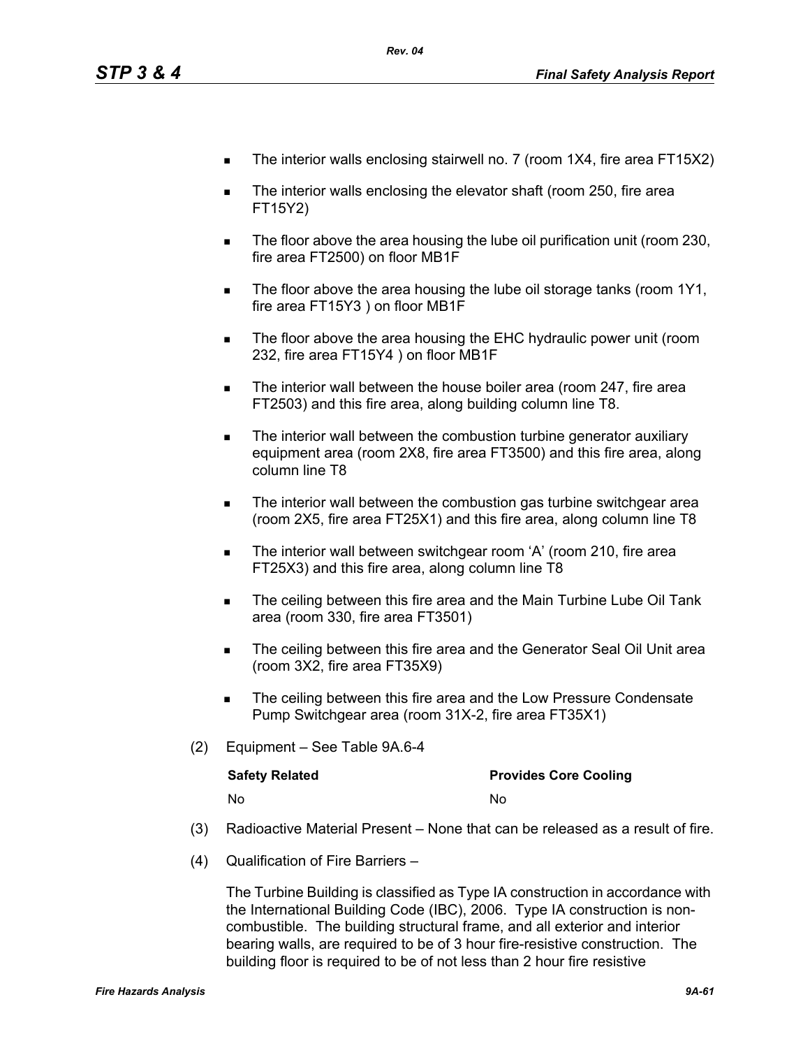- The interior walls enclosing stairwell no. 7 (room 1X4, fire area FT15X2)
- The interior walls enclosing the elevator shaft (room 250, fire area FT15Y2)
- The floor above the area housing the lube oil purification unit (room 230, fire area FT2500) on floor MB1F
- The floor above the area housing the lube oil storage tanks (room 1Y1, fire area FT15Y3 ) on floor MB1F
- The floor above the area housing the EHC hydraulic power unit (room 232, fire area FT15Y4 ) on floor MB1F
- The interior wall between the house boiler area (room 247, fire area FT2503) and this fire area, along building column line T8.
- The interior wall between the combustion turbine generator auxiliary equipment area (room 2X8, fire area FT3500) and this fire area, along column line T8
- The interior wall between the combustion gas turbine switchgear area (room 2X5, fire area FT25X1) and this fire area, along column line T8
- The interior wall between switchgear room 'A' (room 210, fire area FT25X3) and this fire area, along column line T8
- The ceiling between this fire area and the Main Turbine Lube Oil Tank area (room 330, fire area FT3501)
- The ceiling between this fire area and the Generator Seal Oil Unit area (room 3X2, fire area FT35X9)
- The ceiling between this fire area and the Low Pressure Condensate Pump Switchgear area (room 31X-2, fire area FT35X1)

(2) Equipment – See Table 9A.6-4

| Safety Related | Provides Core Cooling |
|---|---|
| No | No |

(3) Radioactive Material Present – None that can be released as a result of fire.

(4) Qualification of Fire Barriers –

The Turbine Building is classified as Type IA construction in accordance with the International Building Code (IBC), 2006. Type IA construction is non-combustible. The building structural frame, and all exterior and interior bearing walls, are required to be of 3 hour fire-resistive construction. The building floor is required to be of not less than 2 hour fire resistive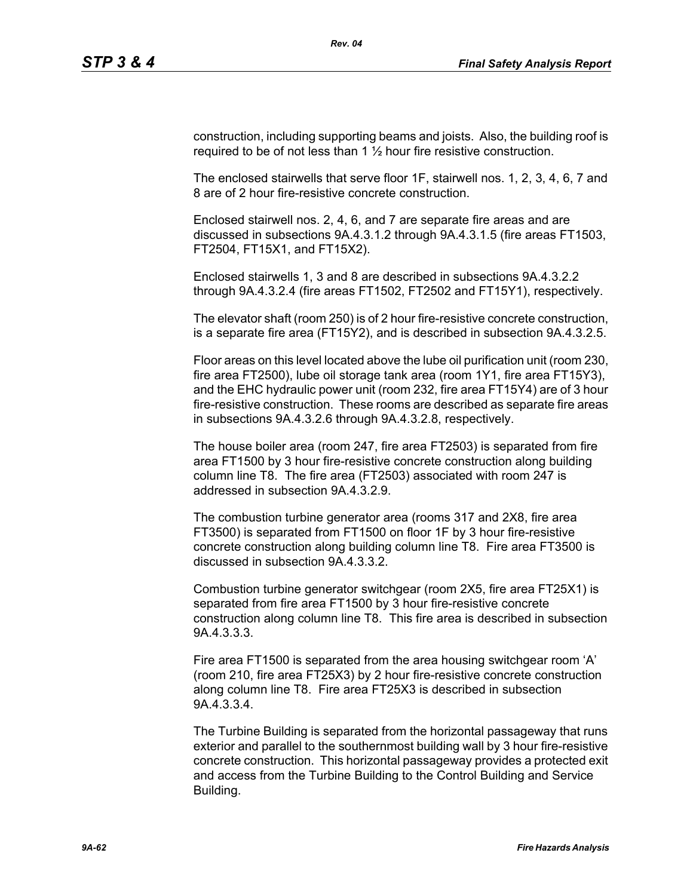construction, including supporting beams and joists. Also, the building roof is required to be of not less than 1 ½ hour fire resistive construction.

The enclosed stairwells that serve floor 1F, stairwell nos. 1, 2, 3, 4, 6, 7 and 8 are of 2 hour fire-resistive concrete construction.

Enclosed stairwell nos. 2, 4, 6, and 7 are separate fire areas and are discussed in subsections 9A.4.3.1.2 through 9A.4.3.1.5 (fire areas FT1503, FT2504, FT15X1, and FT15X2).

Enclosed stairwells 1, 3 and 8 are described in subsections 9A.4.3.2.2 through 9A.4.3.2.4 (fire areas FT1502, FT2502 and FT15Y1), respectively.

The elevator shaft (room 250) is of 2 hour fire-resistive concrete construction, is a separate fire area (FT15Y2), and is described in subsection 9A.4.3.2.5.

Floor areas on this level located above the lube oil purification unit (room 230, fire area FT2500), lube oil storage tank area (room 1Y1, fire area FT15Y3), and the EHC hydraulic power unit (room 232, fire area FT15Y4) are of 3 hour fire-resistive construction. These rooms are described as separate fire areas in subsections 9A.4.3.2.6 through 9A.4.3.2.8, respectively.

The house boiler area (room 247, fire area FT2503) is separated from fire area FT1500 by 3 hour fire-resistive concrete construction along building column line T8. The fire area (FT2503) associated with room 247 is addressed in subsection 9A.4.3.2.9.

The combustion turbine generator area (rooms 317 and 2X8, fire area FT3500) is separated from FT1500 on floor 1F by 3 hour fire-resistive concrete construction along building column line T8. Fire area FT3500 is discussed in subsection 9A.4.3.3.2.

Combustion turbine generator switchgear (room 2X5, fire area FT25X1) is separated from fire area FT1500 by 3 hour fire-resistive concrete construction along column line T8. This fire area is described in subsection 9A.4.3.3.3.

Fire area FT1500 is separated from the area housing switchgear room ‘A’ (room 210, fire area FT25X3) by 2 hour fire-resistive concrete construction along column line T8. Fire area FT25X3 is described in subsection 9A.4.3.3.4.

The Turbine Building is separated from the horizontal passageway that runs exterior and parallel to the southernmost building wall by 3 hour fire-resistive concrete construction. This horizontal passageway provides a protected exit and access from the Turbine Building to the Control Building and Service Building.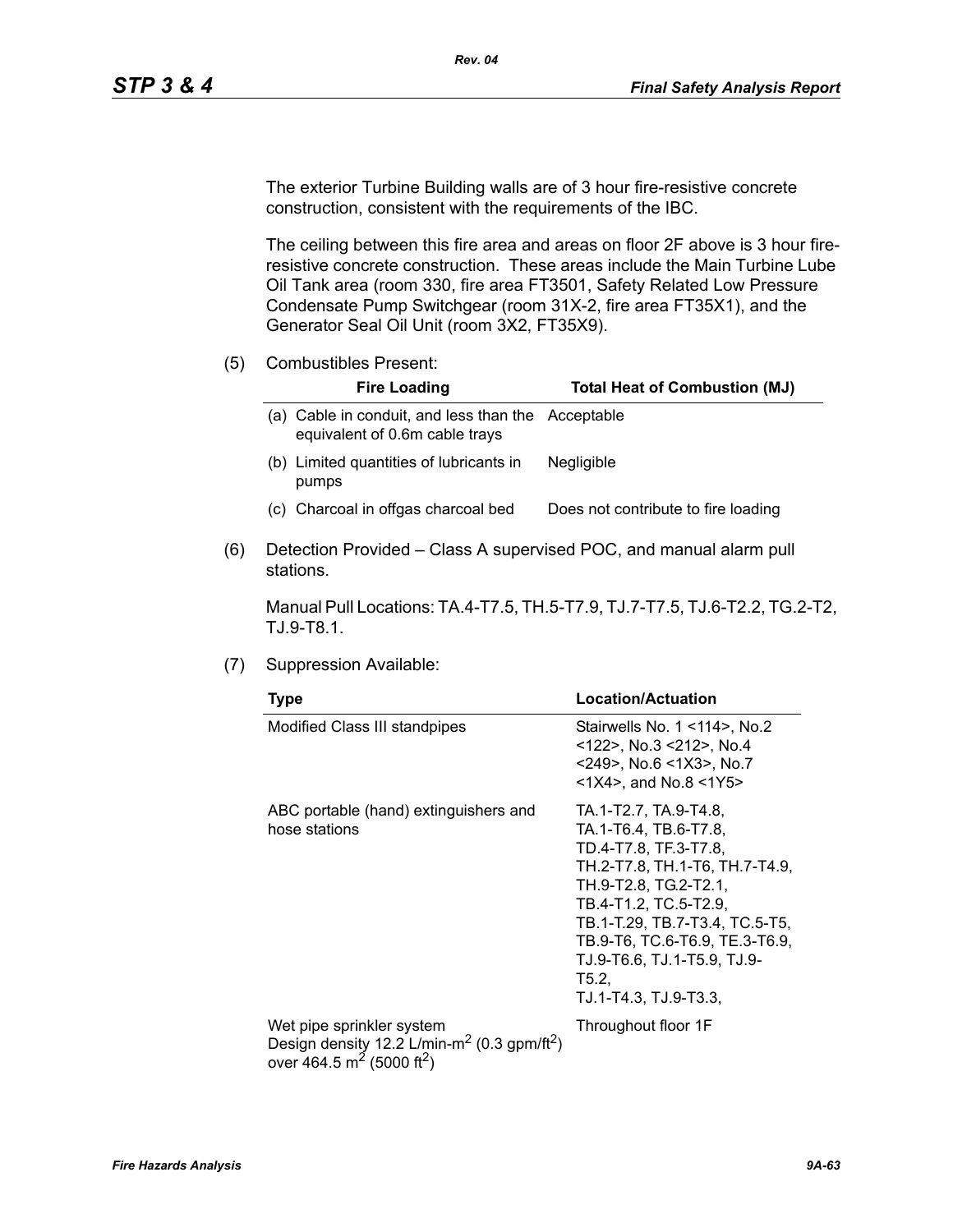The exterior Turbine Building walls are of 3 hour fire-resistive concrete construction, consistent with the requirements of the IBC.

The ceiling between this fire area and areas on floor 2F above is 3 hour fire-resistive concrete construction. These areas include the Main Turbine Lube Oil Tank area (room 330, fire area FT3501, Safety Related Low Pressure Condensate Pump Switchgear (room 31X-2, fire area FT35X1), and the Generator Seal Oil Unit (room 3X2, FT35X9).

(5) Combustibles Present:

| Fire Loading | Total Heat of Combustion (MJ) |
|---|---|
| (a) Cable in conduit, and less than the equivalent of 0.6m cable trays | Acceptable |
| (b) Limited quantities of lubricants in pumps | Negligible |
| (c) Charcoal in offgas charcoal bed | Does not contribute to fire loading |

(6) Detection Provided – Class A supervised POC, and manual alarm pull stations.

Manual Pull Locations: TA.4-T7.5, TH.5-T7.9, TJ.7-T7.5, TJ.6-T2.2, TG.2-T2, TJ.9-T8.1.

(7) Suppression Available:

| Type | Location/Actuation |
|---|---|
| Modified Class III standpipes | Stairwells No. 1 <114>, No.2 <122>, No.3 <212>, No.4 <249>, No.6 <1X3>, No.7 <1X4>, and No.8 <1Y5> |
| ABC portable (hand) extinguishers and hose stations | TA.1-T2.7, TA.9-T4.8, TA.1-T6.4, TB.6-T7.8, TD.4-T7.8, TF.3-T7.8, TH.2-T7.8, TH.1-T6, TH.7-T4.9, TH.9-T2.8, TG.2-T2.1, TB.4-T1.2, TC.5-T2.9, TB.1-T.29, TB.7-T3.4, TC.5-T5, TB.9-T6, TC.6-T6.9, TE.3-T6.9, TJ.9-T6.6, TJ.1-T5.9, TJ.9-T5.2, TJ.1-T4.3, TJ.9-T3.3, |
| Wet pipe sprinkler system Design density 12.2 L/min-$m^2$ (0.3 gpm/$ft^2$) over 464.5 $m^2$ (5000 $ft^2$) | Throughout floor 1F |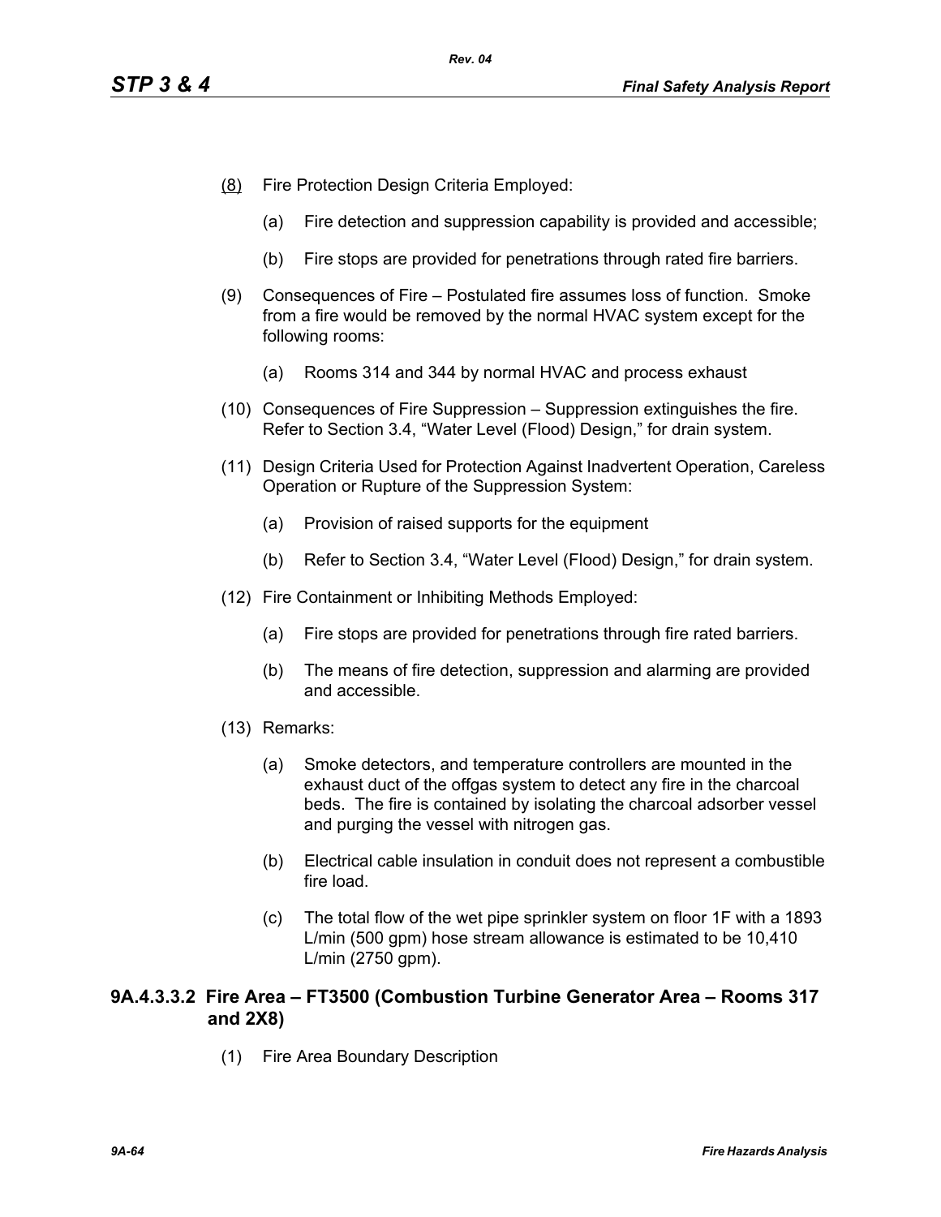(8) Fire Protection Design Criteria Employed:

   (a) Fire detection and suppression capability is provided and accessible;

   (b) Fire stops are provided for penetrations through rated fire barriers.

(9) Consequences of Fire – Postulated fire assumes loss of function. Smoke from a fire would be removed by the normal HVAC system except for the following rooms:

   (a) Rooms 314 and 344 by normal HVAC and process exhaust

(10) Consequences of Fire Suppression – Suppression extinguishes the fire. Refer to Section 3.4, "Water Level (Flood) Design," for drain system.

(11) Design Criteria Used for Protection Against Inadvertent Operation, Careless Operation or Rupture of the Suppression System:

   (a) Provision of raised supports for the equipment

   (b) Refer to Section 3.4, "Water Level (Flood) Design," for drain system.

(12) Fire Containment or Inhibiting Methods Employed:

   (a) Fire stops are provided for penetrations through fire rated barriers.

   (b) The means of fire detection, suppression and alarming are provided and accessible.

(13) Remarks:

   (a) Smoke detectors, and temperature controllers are mounted in the exhaust duct of the offgas system to detect any fire in the charcoal beds. The fire is contained by isolating the charcoal adsorber vessel and purging the vessel with nitrogen gas.

   (b) Electrical cable insulation in conduit does not represent a combustible fire load.

   (c) The total flow of the wet pipe sprinkler system on floor 1F with a 1893 L/min (500 gpm) hose stream allowance is estimated to be 10,410 L/min (2750 gpm).

### 9A.4.3.3.2 Fire Area – FT3500 (Combustion Turbine Generator Area – Rooms 317 and 2X8)

(1) Fire Area Boundary Description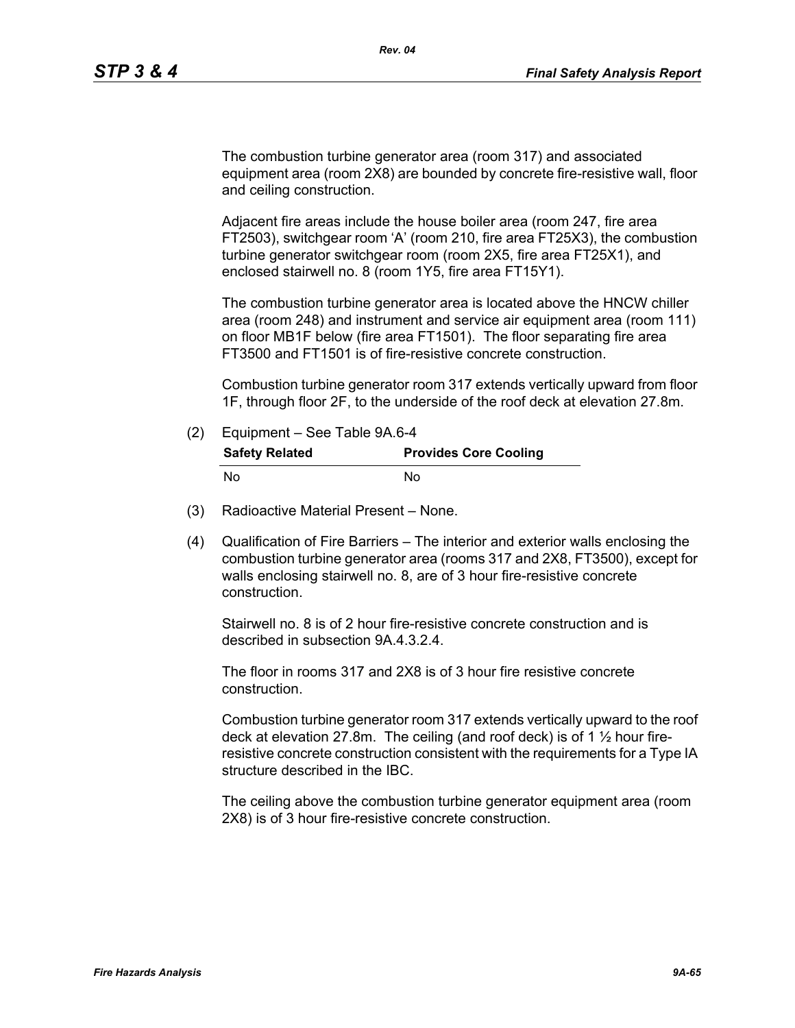The combustion turbine generator area (room 317) and associated equipment area (room 2X8) are bounded by concrete fire-resistive wall, floor and ceiling construction.

Adjacent fire areas include the house boiler area (room 247, fire area FT2503), switchgear room ‘A’ (room 210, fire area FT25X3), the combustion turbine generator switchgear room (room 2X5, fire area FT25X1), and enclosed stairwell no. 8 (room 1Y5, fire area FT15Y1).

The combustion turbine generator area is located above the HNCW chiller area (room 248) and instrument and service air equipment area (room 111) on floor MB1F below (fire area FT1501). The floor separating fire area FT3500 and FT1501 is of fire-resistive concrete construction.

Combustion turbine generator room 317 extends vertically upward from floor 1F, through floor 2F, to the underside of the roof deck at elevation 27.8m.

(2) Equipment – See Table 9A.6-4

| Safety Related | Provides Core Cooling |
|---|---|
| No | No |

(3) Radioactive Material Present – None.

(4) Qualification of Fire Barriers – The interior and exterior walls enclosing the combustion turbine generator area (rooms 317 and 2X8, FT3500), except for walls enclosing stairwell no. 8, are of 3 hour fire-resistive concrete construction.

Stairwell no. 8 is of 2 hour fire-resistive concrete construction and is described in subsection 9A.4.3.2.4.

The floor in rooms 317 and 2X8 is of 3 hour fire resistive concrete construction.

Combustion turbine generator room 317 extends vertically upward to the roof deck at elevation 27.8m. The ceiling (and roof deck) is of 1 ½ hour fire-resistive concrete construction consistent with the requirements for a Type IA structure described in the IBC.

The ceiling above the combustion turbine generator equipment area (room 2X8) is of 3 hour fire-resistive concrete construction.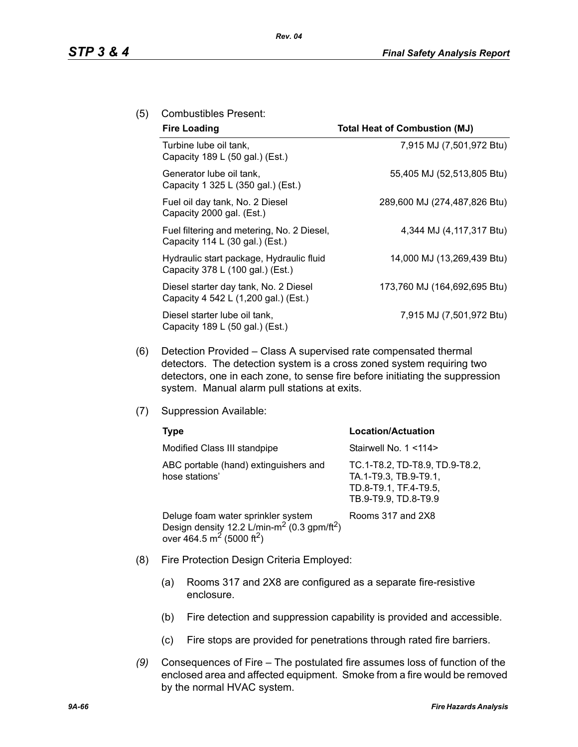(5) Combustibles Present:

| Fire Loading | Total Heat of Combustion (MJ) |
|---|---|
| Turbine lube oil tank, Capacity 189 L (50 gal.) (Est.) | 7,915 MJ (7,501,972 Btu) |
| Generator lube oil tank, Capacity 1 325 L (350 gal.) (Est.) | 55,405 MJ (52,513,805 Btu) |
| Fuel oil day tank, No. 2 Diesel Capacity 2000 gal. (Est.) | 289,600 MJ (274,487,826 Btu) |
| Fuel filtering and metering, No. 2 Diesel, Capacity 114 L (30 gal.) (Est.) | 4,344 MJ (4,117,317 Btu) |
| Hydraulic start package, Hydraulic fluid Capacity 378 L (100 gal.) (Est.) | 14,000 MJ (13,269,439 Btu) |
| Diesel starter day tank, No. 2 Diesel Capacity 4 542 L (1,200 gal.) (Est.) | 173,760 MJ (164,692,695 Btu) |
| Diesel starter lube oil tank, Capacity 189 L (50 gal.) (Est.) | 7,915 MJ (7,501,972 Btu) |

(6) Detection Provided – Class A supervised rate compensated thermal detectors. The detection system is a cross zoned system requiring two detectors, one in each zone, to sense fire before initiating the suppression system. Manual alarm pull stations at exits.

(7) Suppression Available:

| Type | Location/Actuation |
|---|---|
| Modified Class III standpipe | Stairwell No. 1 <114> |
| ABC portable (hand) extinguishers and hose stations' | TC.1-T8.2, TD-T8.9, TD.9-T8.2, TA.1-T9.3, TB.9-T9.1, TD.8-T9.1, TF.4-T9.5, TB.9-T9.9, TD.8-T9.9 |
| Deluge foam water sprinkler system Design density 12.2 L/min-$m^2$ (0.3 gpm/$ft^2$) over 464.5 $m^2$ (5000 $ft^2$) | Rooms 317 and 2X8 |

(8) Fire Protection Design Criteria Employed:

(a) Rooms 317 and 2X8 are configured as a separate fire-resistive enclosure.

(b) Fire detection and suppression capability is provided and accessible.

(c) Fire stops are provided for penetrations through rated fire barriers.

*(9)* Consequences of Fire – The postulated fire assumes loss of function of the enclosed area and affected equipment. Smoke from a fire would be removed by the normal HVAC system.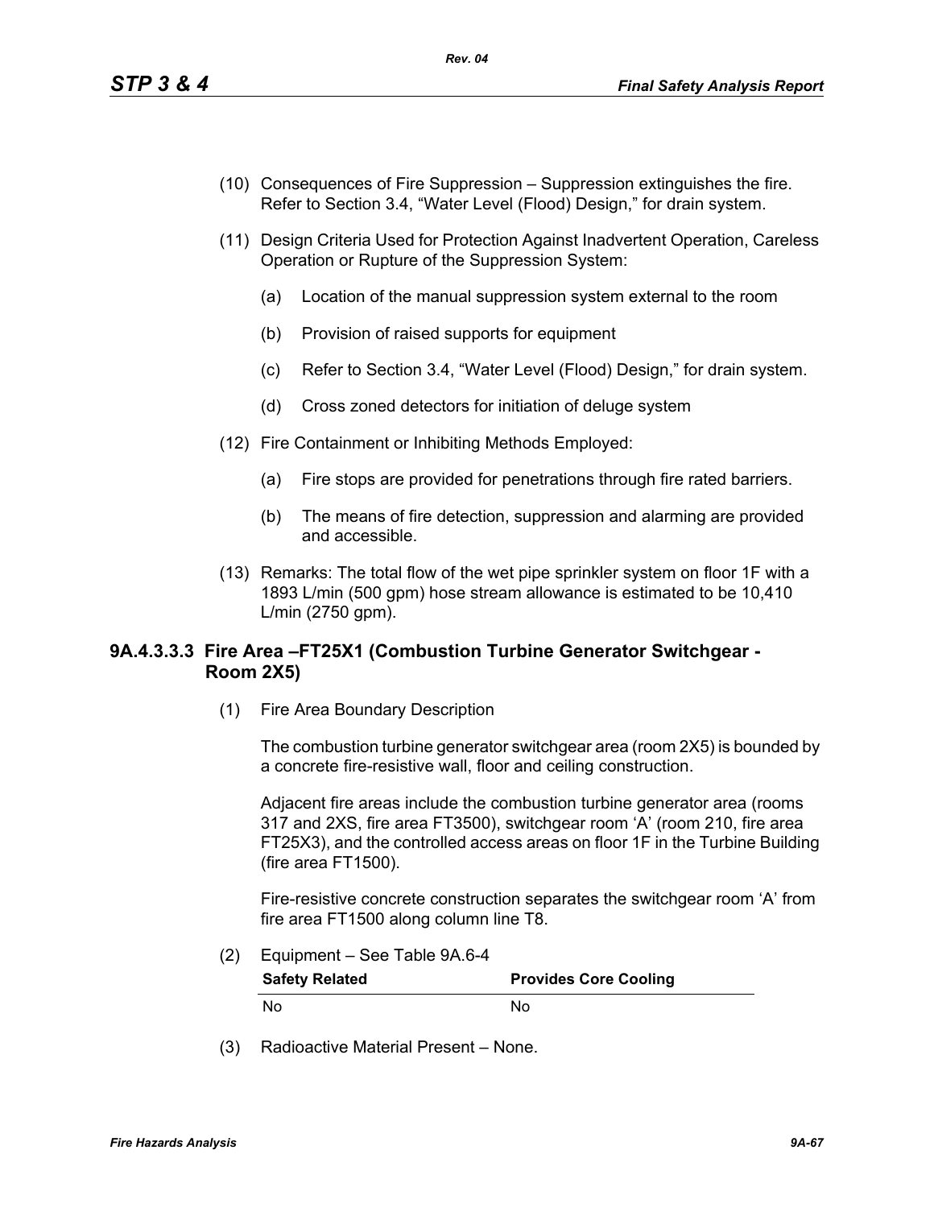(10) Consequences of Fire Suppression – Suppression extinguishes the fire. Refer to Section 3.4, “Water Level (Flood) Design,” for drain system.

(11) Design Criteria Used for Protection Against Inadvertent Operation, Careless Operation or Rupture of the Suppression System:

(a) Location of the manual suppression system external to the room

(b) Provision of raised supports for equipment

(c) Refer to Section 3.4, “Water Level (Flood) Design,” for drain system.

(d) Cross zoned detectors for initiation of deluge system

(12) Fire Containment or Inhibiting Methods Employed:

(a) Fire stops are provided for penetrations through fire rated barriers.

(b) The means of fire detection, suppression and alarming are provided and accessible.

(13) Remarks: The total flow of the wet pipe sprinkler system on floor 1F with a 1893 L/min (500 gpm) hose stream allowance is estimated to be 10,410 L/min (2750 gpm).

### 9A.4.3.3.3 Fire Area –FT25X1 (Combustion Turbine Generator Switchgear - Room 2X5)

(1) Fire Area Boundary Description

The combustion turbine generator switchgear area (room 2X5) is bounded by a concrete fire-resistive wall, floor and ceiling construction.

Adjacent fire areas include the combustion turbine generator area (rooms 317 and 2XS, fire area FT3500), switchgear room ‘A’ (room 210, fire area FT25X3), and the controlled access areas on floor 1F in the Turbine Building (fire area FT1500).

Fire-resistive concrete construction separates the switchgear room ‘A’ from fire area FT1500 along column line T8.

(2) Equipment – See Table 9A.6-4

| Safety Related | Provides Core Cooling |
|---|---|
| No | No |

(3) Radioactive Material Present – None.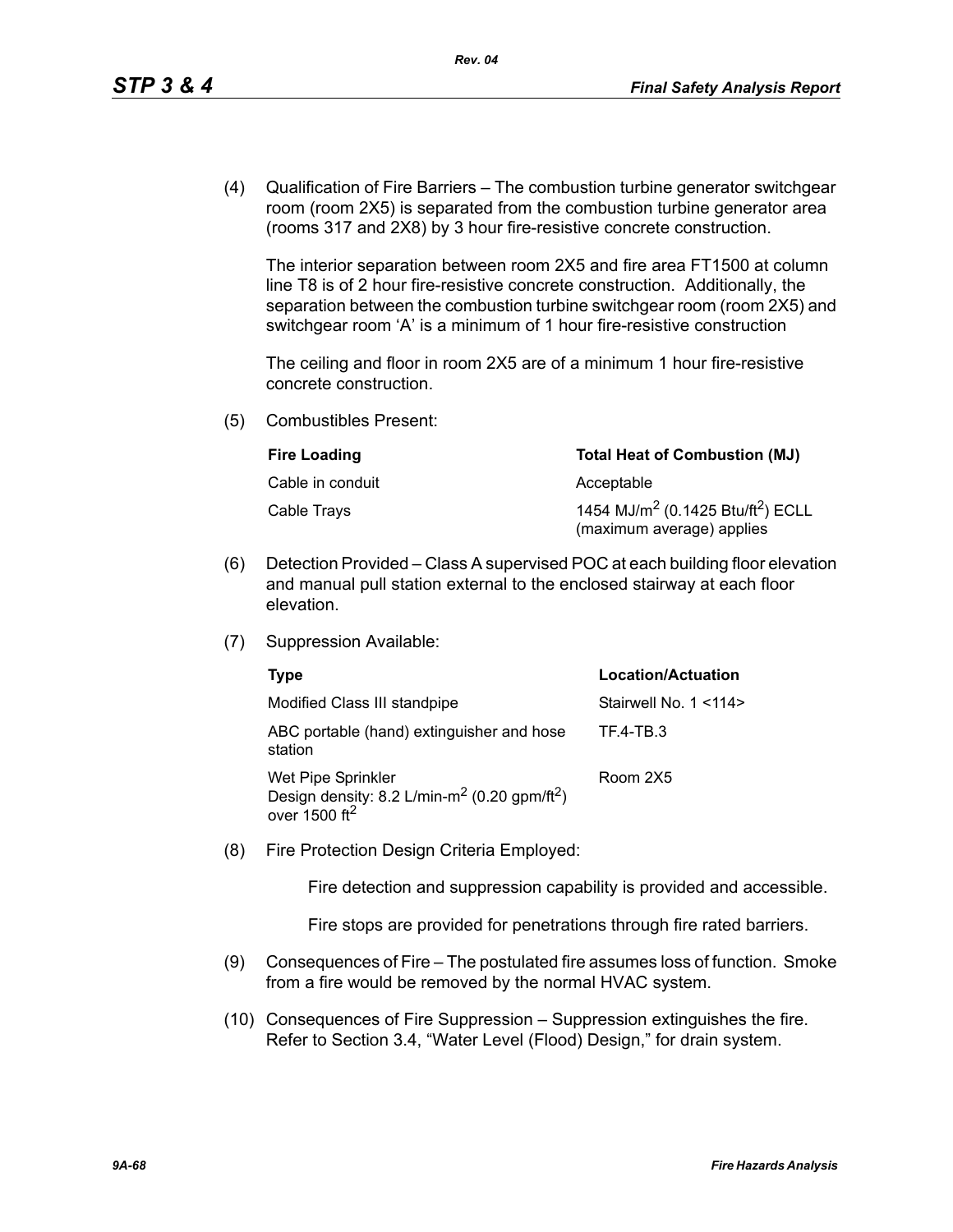(4) Qualification of Fire Barriers – The combustion turbine generator switchgear room (room 2X5) is separated from the combustion turbine generator area (rooms 317 and 2X8) by 3 hour fire-resistive concrete construction.

The interior separation between room 2X5 and fire area FT1500 at column line T8 is of 2 hour fire-resistive concrete construction. Additionally, the separation between the combustion turbine switchgear room (room 2X5) and switchgear room 'A' is a minimum of 1 hour fire-resistive construction

The ceiling and floor in room 2X5 are of a minimum 1 hour fire-resistive concrete construction.

(5) Combustibles Present:

| Fire Loading | Total Heat of Combustion (MJ) |
|---|---|
| Cable in conduit | Acceptable |
| Cable Trays | 1454 MJ/m$^2$ (0.1425 Btu/ft$^2$) ECLL (maximum average) applies |

(6) Detection Provided – Class A supervised POC at each building floor elevation and manual pull station external to the enclosed stairway at each floor elevation.

(7) Suppression Available:

| Type | Location/Actuation |
|---|---|
| Modified Class III standpipe | Stairwell No. 1 <114> |
| ABC portable (hand) extinguisher and hose station | TF.4-TB.3 |
| Wet Pipe Sprinkler Design density: 8.2 L/min-m$^2$ (0.20 gpm/ft$^2$) over 1500 ft$^2$ | Room 2X5 |

(8) Fire Protection Design Criteria Employed:

Fire detection and suppression capability is provided and accessible.

Fire stops are provided for penetrations through fire rated barriers.

(9) Consequences of Fire – The postulated fire assumes loss of function. Smoke from a fire would be removed by the normal HVAC system.

(10) Consequences of Fire Suppression – Suppression extinguishes the fire. Refer to Section 3.4, "Water Level (Flood) Design," for drain system.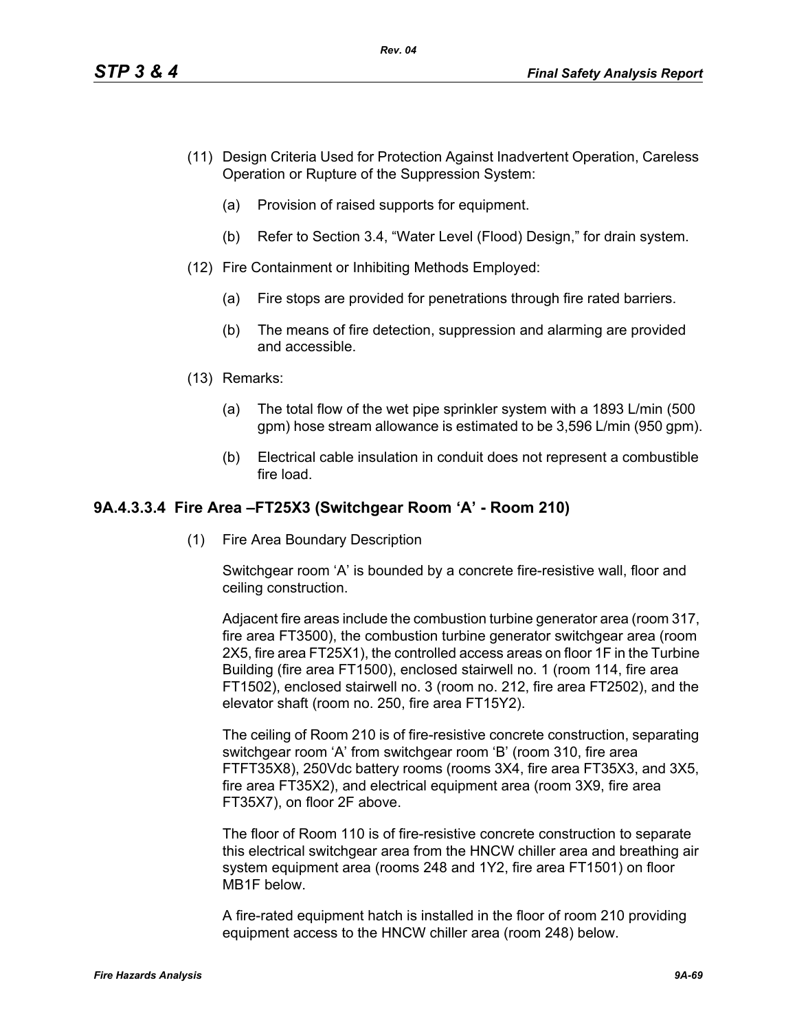(11) Design Criteria Used for Protection Against Inadvertent Operation, Careless Operation or Rupture of the Suppression System:

   (a) Provision of raised supports for equipment.

   (b) Refer to Section 3.4, "Water Level (Flood) Design," for drain system.

(12) Fire Containment or Inhibiting Methods Employed:

   (a) Fire stops are provided for penetrations through fire rated barriers.

   (b) The means of fire detection, suppression and alarming are provided and accessible.

(13) Remarks:

   (a) The total flow of the wet pipe sprinkler system with a 1893 L/min (500 gpm) hose stream allowance is estimated to be 3,596 L/min (950 gpm).

   (b) Electrical cable insulation in conduit does not represent a combustible fire load.

### 9A.4.3.3.4 Fire Area –FT25X3 (Switchgear Room 'A' - Room 210)

(1) Fire Area Boundary Description

Switchgear room 'A' is bounded by a concrete fire-resistive wall, floor and ceiling construction.

Adjacent fire areas include the combustion turbine generator area (room 317, fire area FT3500), the combustion turbine generator switchgear area (room 2X5, fire area FT25X1), the controlled access areas on floor 1F in the Turbine Building (fire area FT1500), enclosed stairwell no. 1 (room 114, fire area FT1502), enclosed stairwell no. 3 (room no. 212, fire area FT2502), and the elevator shaft (room no. 250, fire area FT15Y2).

The ceiling of Room 210 is of fire-resistive concrete construction, separating switchgear room 'A' from switchgear room 'B' (room 310, fire area FTFT35X8), 250Vdc battery rooms (rooms 3X4, fire area FT35X3, and 3X5, fire area FT35X2), and electrical equipment area (room 3X9, fire area FT35X7), on floor 2F above.

The floor of Room 110 is of fire-resistive concrete construction to separate this electrical switchgear area from the HNCW chiller area and breathing air system equipment area (rooms 248 and 1Y2, fire area FT1501) on floor MB1F below.

A fire-rated equipment hatch is installed in the floor of room 210 providing equipment access to the HNCW chiller area (room 248) below.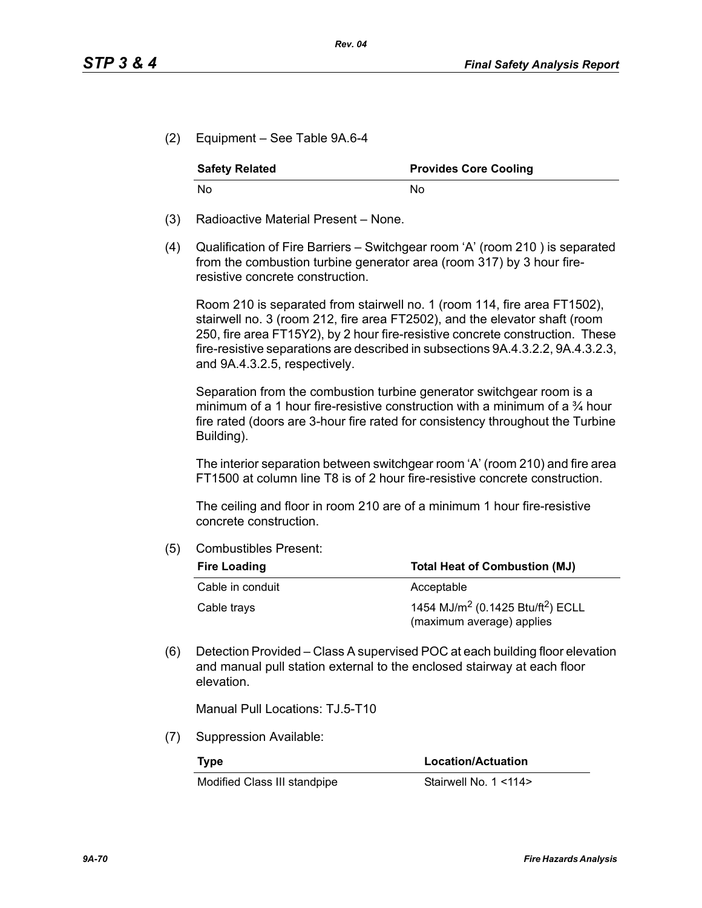(2) Equipment – See Table 9A.6-4

| Safety Related | Provides Core Cooling |
|---|---|
| No | No |

(3) Radioactive Material Present – None.

(4) Qualification of Fire Barriers – Switchgear room 'A' (room 210 ) is separated from the combustion turbine generator area (room 317) by 3 hour fire-resistive concrete construction.

Room 210 is separated from stairwell no. 1 (room 114, fire area FT1502), stairwell no. 3 (room 212, fire area FT2502), and the elevator shaft (room 250, fire area FT15Y2), by 2 hour fire-resistive concrete construction. These fire-resistive separations are described in subsections 9A.4.3.2.2, 9A.4.3.2.3, and 9A.4.3.2.5, respectively.

Separation from the combustion turbine generator switchgear room is a minimum of a 1 hour fire-resistive construction with a minimum of a ¾ hour fire rated (doors are 3-hour fire rated for consistency throughout the Turbine Building).

The interior separation between switchgear room 'A' (room 210) and fire area FT1500 at column line T8 is of 2 hour fire-resistive concrete construction.

The ceiling and floor in room 210 are of a minimum 1 hour fire-resistive concrete construction.

(5) Combustibles Present:

| Fire Loading | Total Heat of Combustion (MJ) |
|---|---|
| Cable in conduit | Acceptable |
| Cable trays | 1454 $MJ/m^2$ (0.1425 $Btu/ft^2$) ECLL (maximum average) applies |

(6) Detection Provided – Class A supervised POC at each building floor elevation and manual pull station external to the enclosed stairway at each floor elevation.

Manual Pull Locations: TJ.5-T10

(7) Suppression Available:

| Type | Location/Actuation |
|---|---|
| Modified Class III standpipe | Stairwell No. 1 <114> |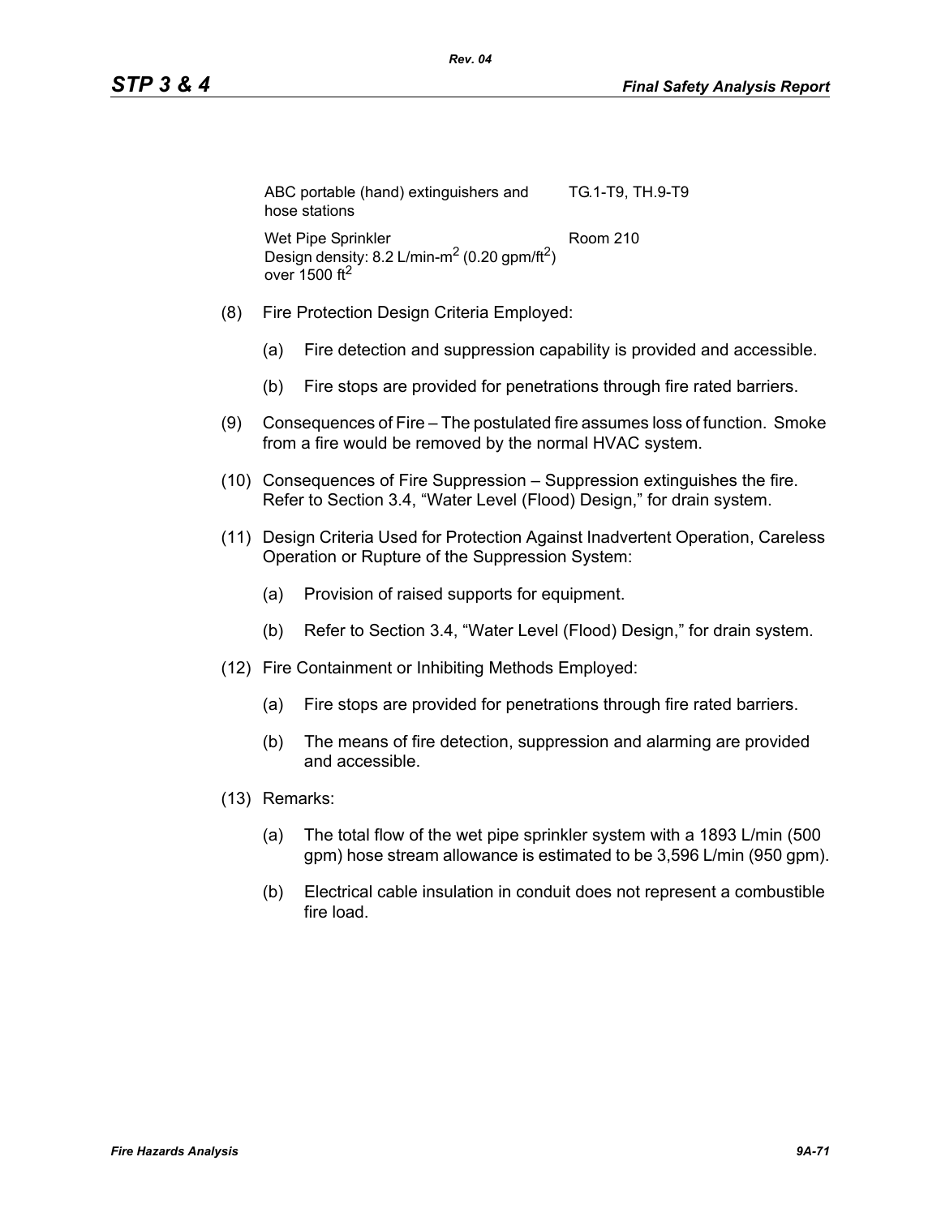| | |
|---|---|
| ABC portable (hand) extinguishers and hose stations | TG.1-T9, TH.9-T9 |
| Wet Pipe Sprinkler<br>Design density: 8.2 L/min-$m^2$ (0.20 gpm/$ft^2$) over 1500 $ft^2$ | Room 210 |

(8) Fire Protection Design Criteria Employed:

(a) Fire detection and suppression capability is provided and accessible.

(b) Fire stops are provided for penetrations through fire rated barriers.

(9) Consequences of Fire – The postulated fire assumes loss of function. Smoke from a fire would be removed by the normal HVAC system.

(10) Consequences of Fire Suppression – Suppression extinguishes the fire. Refer to Section 3.4, "Water Level (Flood) Design," for drain system.

(11) Design Criteria Used for Protection Against Inadvertent Operation, Careless Operation or Rupture of the Suppression System:

(a) Provision of raised supports for equipment.

(b) Refer to Section 3.4, "Water Level (Flood) Design," for drain system.

(12) Fire Containment or Inhibiting Methods Employed:

(a) Fire stops are provided for penetrations through fire rated barriers.

(b) The means of fire detection, suppression and alarming are provided and accessible.

(13) Remarks:

(a) The total flow of the wet pipe sprinkler system with a 1893 L/min (500 gpm) hose stream allowance is estimated to be 3,596 L/min (950 gpm).

(b) Electrical cable insulation in conduit does not represent a combustible fire load.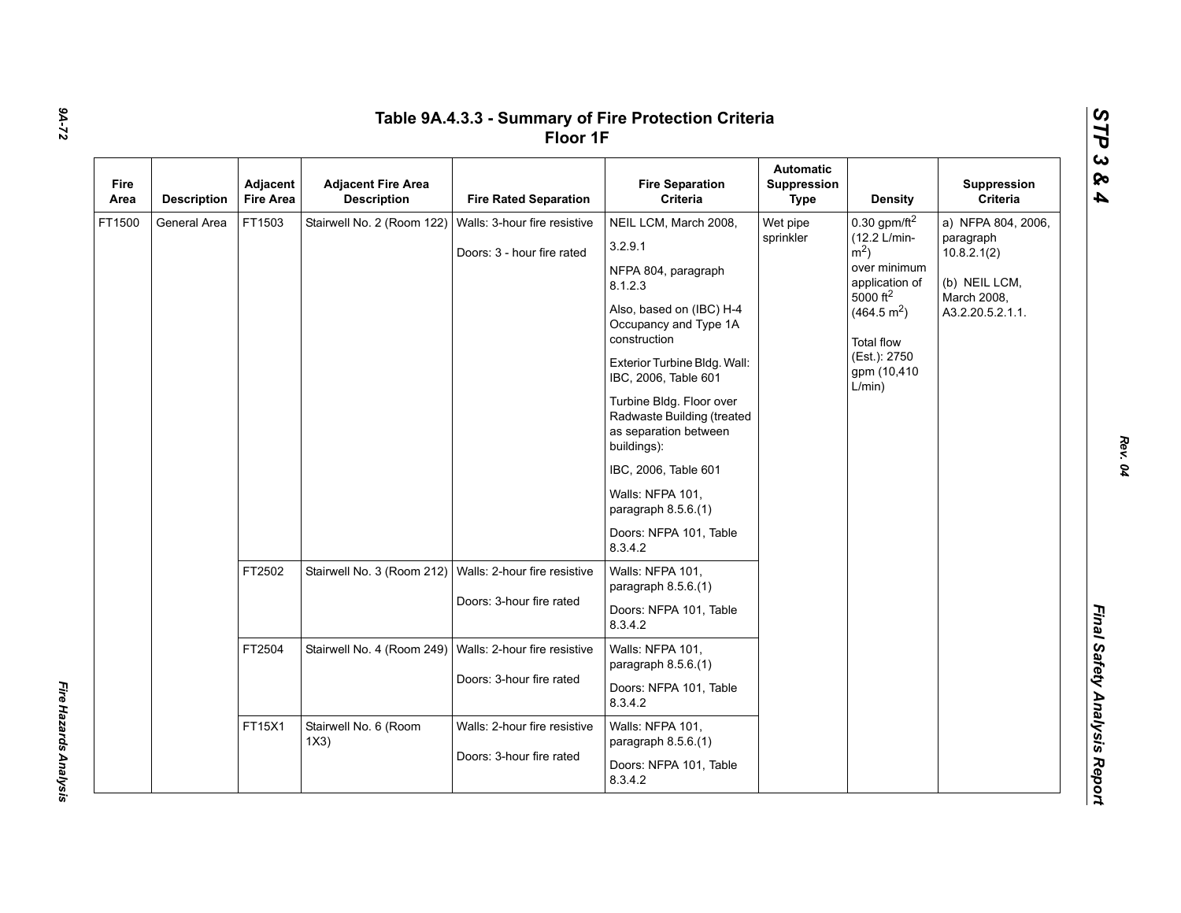# Table 9A.4.3.3 - Summary of Fire Protection Criteria Floor 1F

| Fire Area | Description | Adjacent Fire Area | Adjacent Fire Area Description | Fire Rated Separation | Fire Separation Criteria | Automatic Suppression Type | Density | Suppression Criteria |
|---|---|---|---|---|---|---|---|---|
| FT1500 | General Area | FT1503 | Stairwell No. 2 (Room 122) | Walls: 3-hour fire resistive<br>Doors: 3 - hour fire rated | NEIL LCM, March 2008, 3.2.9.1<br>NFPA 804, paragraph 8.1.2.3<br>Also, based on (IBC) H-4 Occupancy and Type 1A construction<br>Exterior Turbine Bldg. Wall: IBC, 2006, Table 601<br>Turbine Bldg. Floor over Radwaste Building (treated as separation between buildings):<br>IBC, 2006, Table 601<br>Walls: NFPA 101, paragraph 8.5.6.(1)<br>Doors: NFPA 101, Table 8.3.4.2 | Wet pipe sprinkler | 0.30 gpm/ft$^2$ (12.2 L/min-m$^2$) over minimum application of 5000 ft$^2$ (464.5 m$^2$)<br>Total flow (Est.): 2750 gpm (10,410 L/min) | a) NFPA 804, 2006, paragraph 10.8.2.1(2)<br>(b) NEIL LCM, March 2008, A3.2.20.5.2.1.1. |
| | | FT2502 | Stairwell No. 3 (Room 212) | Walls: 2-hour fire resistive<br>Doors: 3-hour fire rated | Walls: NFPA 101, paragraph 8.5.6.(1)<br>Doors: NFPA 101, Table 8.3.4.2 | | | |
| | | FT2504 | Stairwell No. 4 (Room 249) | Walls: 2-hour fire resistive<br>Doors: 3-hour fire rated | Walls: NFPA 101, paragraph 8.5.6.(1)<br>Doors: NFPA 101, Table 8.3.4.2 | | | |
| | | FT15X1 | Stairwell No. 6 (Room 1X3) | Walls: 2-hour fire resistive<br>Doors: 3-hour fire rated | Walls: NFPA 101, paragraph 8.5.6.(1)<br>Doors: NFPA 101, Table 8.3.4.2 | | | |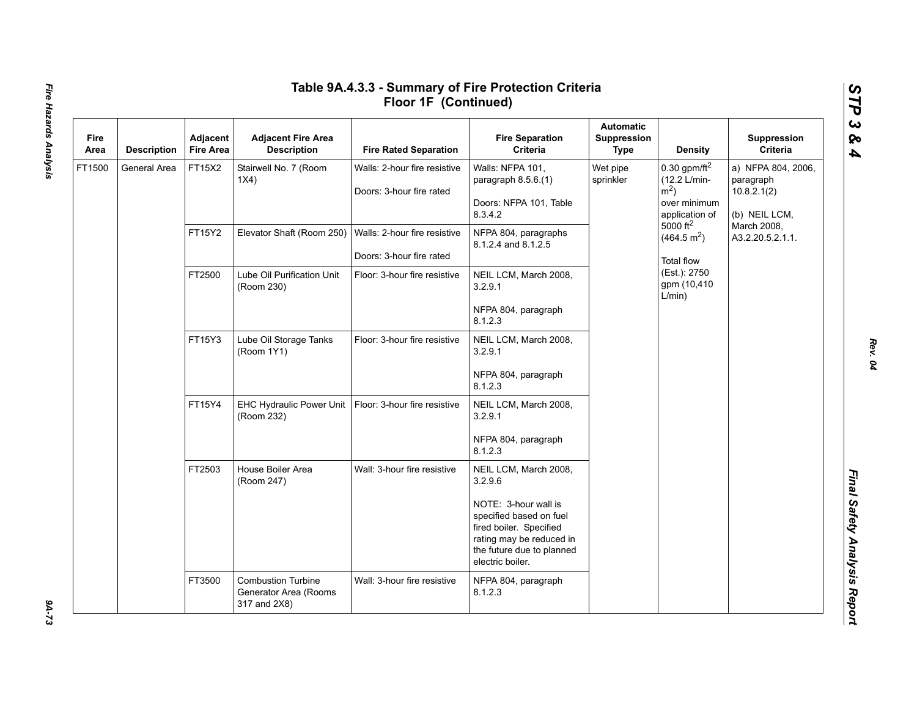# Table 9A.4.3.3 - Summary of Fire Protection Criteria Floor 1F (Continued)

| Fire Area | Description | Adjacent Fire Area | Adjacent Fire Area Description | Fire Rated Separation | Fire Separation Criteria | Automatic Suppression Type | Density | Suppression Criteria |
|---|---|---|---|---|---|---|---|---|
| FT1500 | General Area | FT15X2 | Stairwell No. 7 (Room 1X4) | Walls: 2-hour fire resistive<br><br>Doors: 3-hour fire rated | Walls: NFPA 101, paragraph 8.5.6.(1)<br><br>Doors: NFPA 101, Table 8.3.4.2 | Wet pipe sprinkler | 0.30 gpm/ft$^2$ (12.2 L/min-m$^2$) over minimum application of 5000 ft$^2$ (464.5 m$^2$)<br><br>Total flow (Est.): 2750 gpm (10,410 L/min) | a) NFPA 804, 2006, paragraph 10.8.2.1(2)<br><br>(b) NEIL LCM, March 2008, A3.2.20.5.2.1.1. |
| | | FT15Y2 | Elevator Shaft (Room 250) | Walls: 2-hour fire resistive<br><br>Doors: 3-hour fire rated | NFPA 804, paragraphs 8.1.2.4 and 8.1.2.5 | | | |
| | | FT2500 | Lube Oil Purification Unit (Room 230) | Floor: 3-hour fire resistive | NEIL LCM, March 2008, 3.2.9.1<br><br>NFPA 804, paragraph 8.1.2.3 | | | |
| | | FT15Y3 | Lube Oil Storage Tanks (Room 1Y1) | Floor: 3-hour fire resistive | NEIL LCM, March 2008, 3.2.9.1<br><br>NFPA 804, paragraph 8.1.2.3 | | | |
| | | FT15Y4 | EHC Hydraulic Power Unit (Room 232) | Floor: 3-hour fire resistive | NEIL LCM, March 2008, 3.2.9.1<br><br>NFPA 804, paragraph 8.1.2.3 | | | |
| | | FT2503 | House Boiler Area (Room 247) | Wall: 3-hour fire resistive | NEIL LCM, March 2008, 3.2.9.6<br><br>NOTE: 3-hour wall is specified based on fuel fired boiler. Specified rating may be reduced in the future due to planned electric boiler. | | | |
| | | FT3500 | Combustion Turbine Generator Area (Rooms 317 and 2X8) | Wall: 3-hour fire resistive | NFPA 804, paragraph 8.1.2.3 | | | |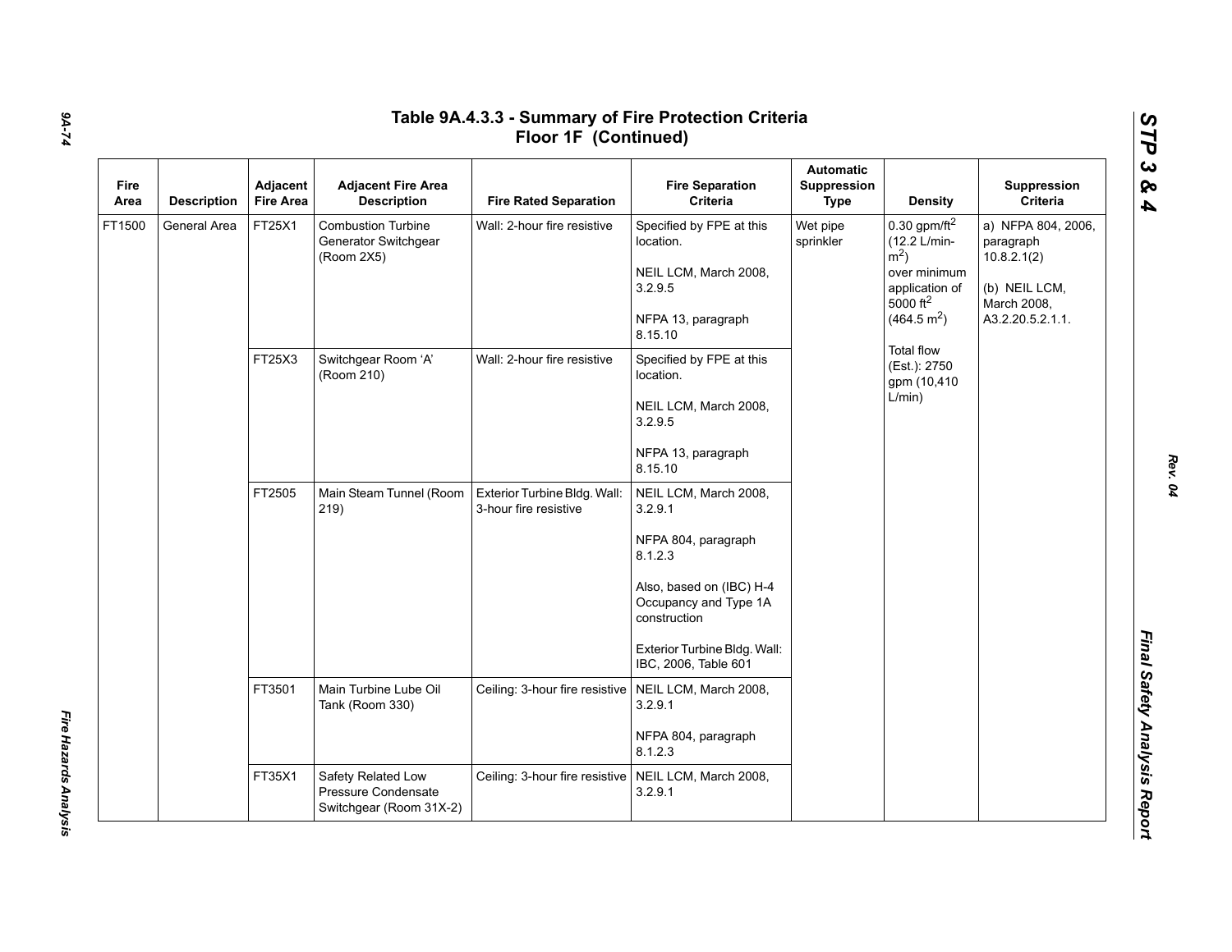# Table 9A.4.3.3 - Summary of Fire Protection Criteria Floor 1F (Continued)

| Fire Area | Description | Adjacent Fire Area | Adjacent Fire Area Description | Fire Rated Separation | Fire Separation Criteria | Automatic Suppression Type | Density | Suppression Criteria |
|---|---|---|---|---|---|---|---|---|
| FT1500 | General Area | FT25X1 | Combustion Turbine Generator Switchgear (Room 2X5) | Wall: 2-hour fire resistive | Specified by FPE at this location.<br><br>NEIL LCM, March 2008, 3.2.9.5<br><br>NFPA 13, paragraph 8.15.10 | Wet pipe sprinkler | 0.30 gpm/ft$^2$ (12.2 L/min-m$^2$) over minimum application of 5000 ft$^2$ (464.5 m$^2$)<br><br>Total flow (Est.): 2750 gpm (10,410 L/min) | a) NFPA 804, 2006, paragraph 10.8.2.1(2)<br><br>(b) NEIL LCM, March 2008, A3.2.20.5.2.1.1. |
| | | FT25X3 | Switchgear Room 'A' (Room 210) | Wall: 2-hour fire resistive | Specified by FPE at this location.<br><br>NEIL LCM, March 2008, 3.2.9.5<br><br>NFPA 13, paragraph 8.15.10 | | | |
| | | FT2505 | Main Steam Tunnel (Room 219) | Exterior Turbine Bldg. Wall: 3-hour fire resistive | NEIL LCM, March 2008, 3.2.9.1<br><br>NFPA 804, paragraph 8.1.2.3<br><br>Also, based on (IBC) H-4 Occupancy and Type 1A construction<br><br>Exterior Turbine Bldg. Wall: IBC, 2006, Table 601 | | | |
| | | FT3501 | Main Turbine Lube Oil Tank (Room 330) | Ceiling: 3-hour fire resistive | NEIL LCM, March 2008, 3.2.9.1<br><br>NFPA 804, paragraph 8.1.2.3 | | | |
| | | FT35X1 | Safety Related Low Pressure Condensate Switchgear (Room 31X-2) | Ceiling: 3-hour fire resistive | NEIL LCM, March 2008, 3.2.9.1 | | | |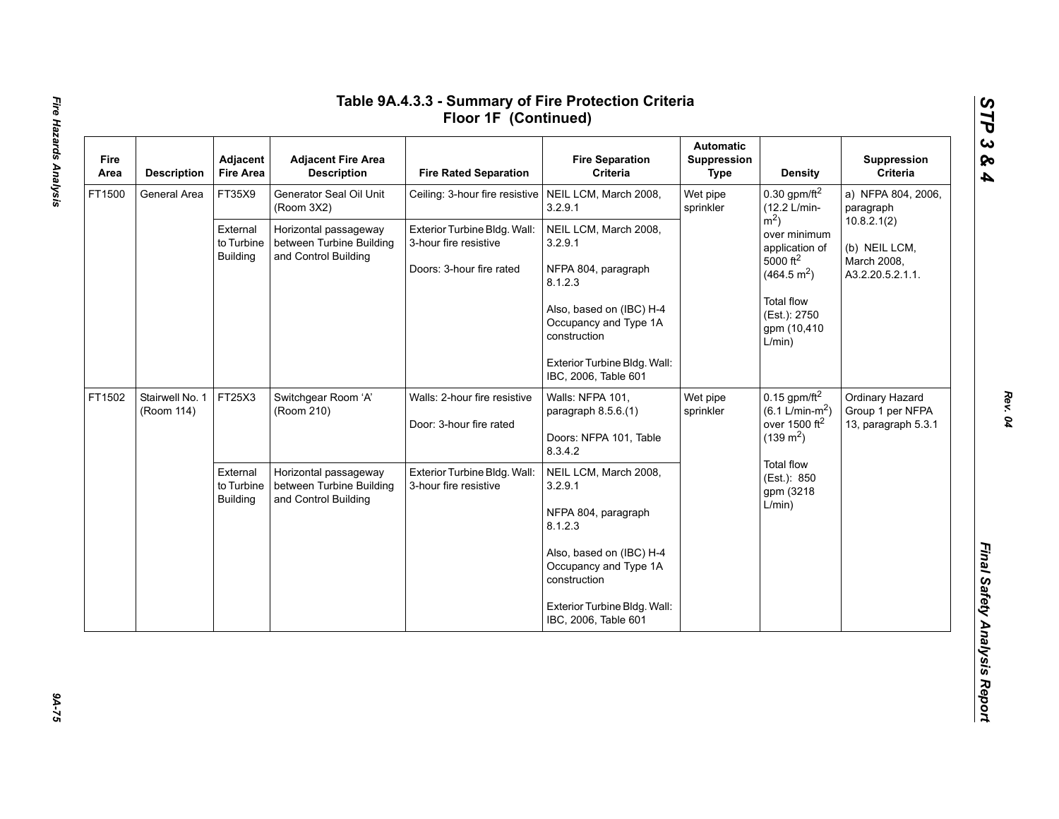# Table 9A.4.3.3 - Summary of Fire Protection Criteria Floor 1F (Continued)

| Fire Area | Description | Adjacent Fire Area | Adjacent Fire Area Description | Fire Rated Separation | Fire Separation Criteria | Automatic Suppression Type | Density | Suppression Criteria |
|---|---|---|---|---|---|---|---|---|
| FT1500 | General Area | FT35X9 | Generator Seal Oil Unit (Room 3X2) | Ceiling: 3-hour fire resistive | NEIL LCM, March 2008, 3.2.9.1 | Wet pipe sprinkler | 0.30 gpm/ft$^2$ (12.2 L/min-m$^2$) over minimum application of 5000 ft$^2$ (464.5 m$^2$)<br><br>Total flow (Est.): 2750 gpm (10,410 L/min) | a) NFPA 804, 2006, paragraph 10.8.2.1(2)<br><br>(b) NEIL LCM, March 2008, A3.2.20.5.2.1.1. |
| | | External to Turbine Building | Horizontal passageway between Turbine Building and Control Building | Exterior Turbine Bldg. Wall: 3-hour fire resistive<br><br>Doors: 3-hour fire rated | NEIL LCM, March 2008, 3.2.9.1<br><br>NFPA 804, paragraph 8.1.2.3<br><br>Also, based on (IBC) H-4 Occupancy and Type 1A construction<br><br>Exterior Turbine Bldg. Wall: IBC, 2006, Table 601 | | | |
| FT1502 | Stairwell No. 1 (Room 114) | FT25X3 | Switchgear Room 'A' (Room 210) | Walls: 2-hour fire resistive<br><br>Door: 3-hour fire rated | Walls: NFPA 101, paragraph 8.5.6.(1)<br><br>Doors: NFPA 101, Table 8.3.4.2 | Wet pipe sprinkler | 0.15 gpm/ft$^2$ (6.1 L/min-m$^2$) over 1500 ft$^2$ (139 m$^2$)<br><br>Total flow (Est.): 850 gpm (3218 L/min) | Ordinary Hazard Group 1 per NFPA 13, paragraph 5.3.1 |
| | | External to Turbine Building | Horizontal passageway between Turbine Building and Control Building | Exterior Turbine Bldg. Wall: 3-hour fire resistive | NEIL LCM, March 2008, 3.2.9.1<br><br>NFPA 804, paragraph 8.1.2.3<br><br>Also, based on (IBC) H-4 Occupancy and Type 1A construction<br><br>Exterior Turbine Bldg. Wall: IBC, 2006, Table 601 | | | |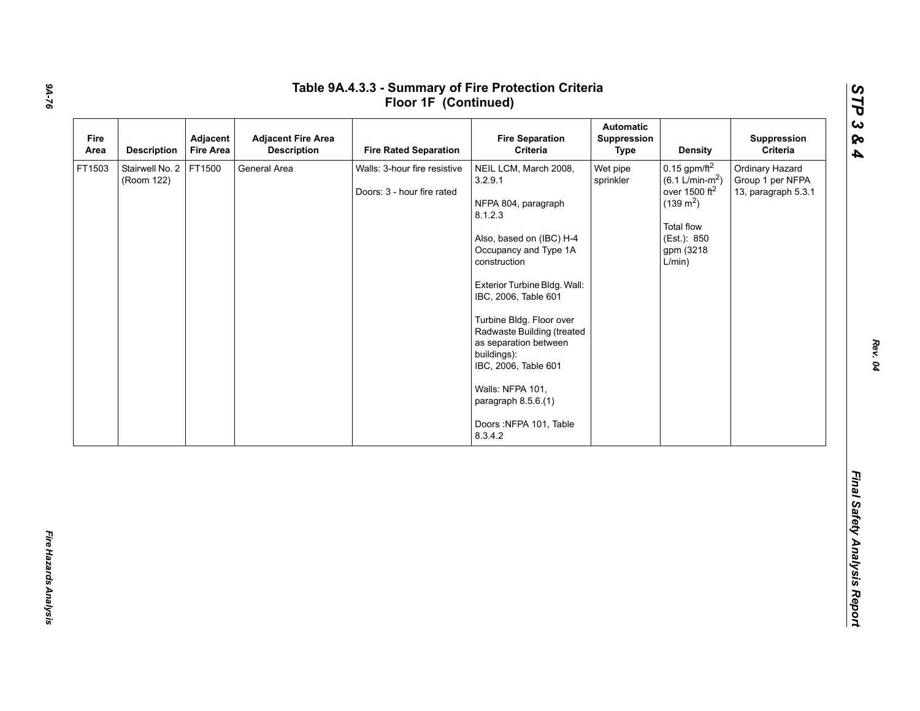## Table 9A.4.3.3 - Summary of Fire Protection Criteria Floor 1F (Continued)

| Fire Area | Description | Adjacent Fire Area | Adjacent Fire Area Description | Fire Rated Separation | Fire Separation Criteria | Automatic Suppression Type | Density | Suppression Criteria |
|---|---|---|---|---|---|---|---|---|
| FT1503 | Stairwell No. 2 (Room 122) | FT1500 | General Area | Walls: 3-hour fire resistive<br><br>Doors: 3 - hour fire rated | NEIL LCM, March 2008, 3.2.9.1<br><br>NFPA 804, paragraph 8.1.2.3<br><br>Also, based on (IBC) H-4 Occupancy and Type 1A construction<br><br>Exterior Turbine Bldg. Wall: IBC, 2006, Table 601<br><br>Turbine Bldg. Floor over Radwaste Building (treated as separation between buildings):<br>IBC, 2006, Table 601<br><br>Walls: NFPA 101, paragraph 8.5.6.(1)<br><br>Doors :NFPA 101, Table 8.3.4.2 | Wet pipe sprinkler | 0.15 gpm/ft$^2$ (6.1 L/min-m$^2$) over 1500 ft$^2$ (139 m$^2$)<br><br>Total flow (Est.): 850 gpm (3218 L/min) | Ordinary Hazard Group 1 per NFPA 13, paragraph 5.3.1 |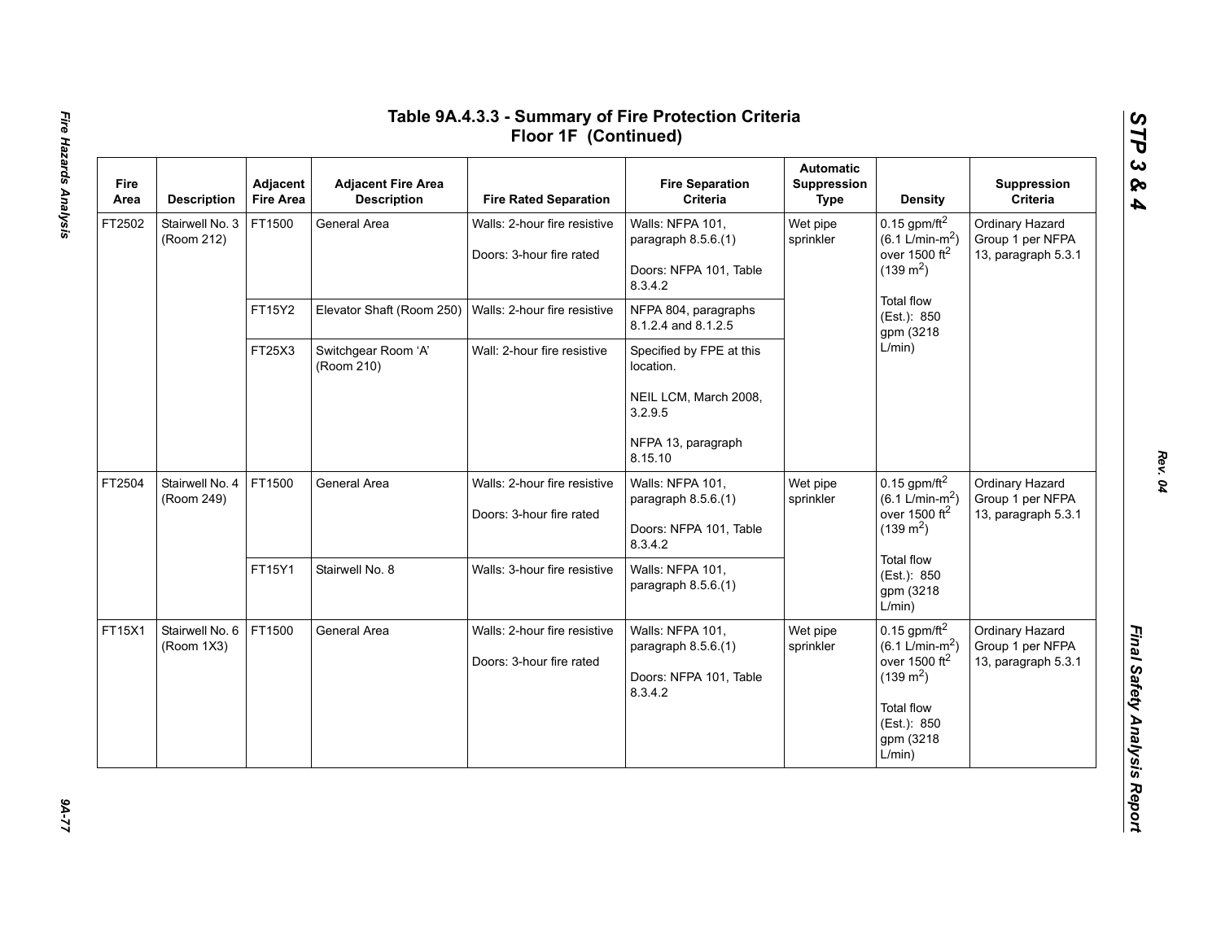## Table 9A.4.3.3 - Summary of Fire Protection Criteria Floor 1F (Continued)

| Fire Area | Description | Adjacent Fire Area | Adjacent Fire Area Description | Fire Rated Separation | Fire Separation Criteria | Automatic Suppression Type | Density | Suppression Criteria |
|---|---|---|---|---|---|---|---|---|
| FT2502 | Stairwell No. 3 (Room 212) | FT1500 | General Area | Walls: 2-hour fire resistive<br><br>Doors: 3-hour fire rated | Walls: NFPA 101, paragraph 8.5.6.(1)<br><br>Doors: NFPA 101, Table 8.3.4.2 | Wet pipe sprinkler | 0.15 gpm/ft$^2$ (6.1 L/min-m$^2$) over 1500 ft$^2$ (139 m$^2$)<br><br>Total flow (Est.): 850 gpm (3218 L/min) | Ordinary Hazard Group 1 per NFPA 13, paragraph 5.3.1 |
| | | FT15Y2 | Elevator Shaft (Room 250) | Walls: 2-hour fire resistive | NFPA 804, paragraphs 8.1.2.4 and 8.1.2.5 | | | |
| | | FT25X3 | Switchgear Room 'A' (Room 210) | Wall: 2-hour fire resistive | Specified by FPE at this location.<br><br>NEIL LCM, March 2008, 3.2.9.5<br><br>NFPA 13, paragraph 8.15.10 | | | |
| FT2504 | Stairwell No. 4 (Room 249) | FT1500 | General Area | Walls: 2-hour fire resistive<br><br>Doors: 3-hour fire rated | Walls: NFPA 101, paragraph 8.5.6.(1)<br><br>Doors: NFPA 101, Table 8.3.4.2 | Wet pipe sprinkler | 0.15 gpm/ft$^2$ (6.1 L/min-m$^2$) over 1500 ft$^2$ (139 m$^2$)<br><br>Total flow (Est.): 850 gpm (3218 L/min) | Ordinary Hazard Group 1 per NFPA 13, paragraph 5.3.1 |
| | | FT15Y1 | Stairwell No. 8 | Walls: 3-hour fire resistive | Walls: NFPA 101, paragraph 8.5.6.(1) | | | |
| FT15X1 | Stairwell No. 6 (Room 1X3) | FT1500 | General Area | Walls: 2-hour fire resistive<br><br>Doors: 3-hour fire rated | Walls: NFPA 101, paragraph 8.5.6.(1)<br><br>Doors: NFPA 101, Table 8.3.4.2 | Wet pipe sprinkler | 0.15 gpm/ft$^2$ (6.1 L/min-m$^2$) over 1500 ft$^2$ (139 m$^2$)<br><br>Total flow (Est.): 850 gpm (3218 L/min) | Ordinary Hazard Group 1 per NFPA 13, paragraph 5.3.1 |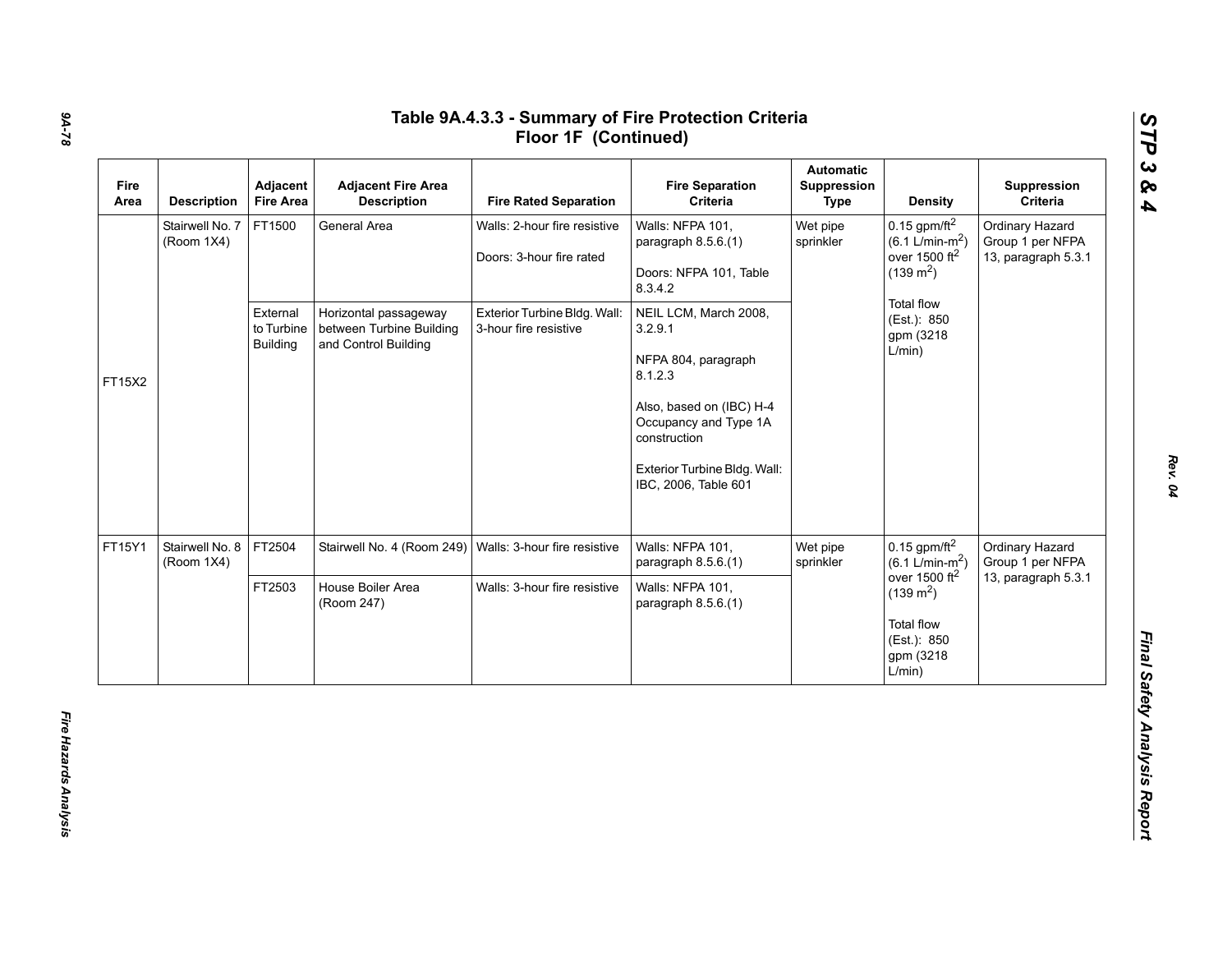# Table 9A.4.3.3 - Summary of Fire Protection Criteria Floor 1F (Continued)

| Fire Area | Description | Adjacent Fire Area | Adjacent Fire Area Description | Fire Rated Separation | Fire Separation Criteria | Automatic Suppression Type | Density | Suppression Criteria |
|---|---|---|---|---|---|---|---|---|
| FT15X2 | Stairwell No. 7 (Room 1X4) | FT1500 | General Area | Walls: 2-hour fire resistive<br><br>Doors: 3-hour fire rated | Walls: NFPA 101, paragraph 8.5.6.(1)<br><br>Doors: NFPA 101, Table 8.3.4.2 | Wet pipe sprinkler | 0.15 gpm/ft$^2$ (6.1 L/min-m$^2$) over 1500 ft$^2$ (139 m$^2$)<br><br>Total flow (Est.): 850 gpm (3218 L/min) | Ordinary Hazard Group 1 per NFPA 13, paragraph 5.3.1 |
| | | External to Turbine Building | Horizontal passageway between Turbine Building and Control Building | Exterior Turbine Bldg. Wall: 3-hour fire resistive | NEIL LCM, March 2008, 3.2.9.1<br><br>NFPA 804, paragraph 8.1.2.3<br><br>Also, based on (IBC) H-4 Occupancy and Type 1A construction<br><br>Exterior Turbine Bldg. Wall: IBC, 2006, Table 601 | | | |
| FT15Y1 | Stairwell No. 8 (Room 1X4) | FT2504 | Stairwell No. 4 (Room 249) | Walls: 3-hour fire resistive | Walls: NFPA 101, paragraph 8.5.6.(1) | Wet pipe sprinkler | 0.15 gpm/ft$^2$ (6.1 L/min-m$^2$) over 1500 ft$^2$ (139 m$^2$)<br><br>Total flow (Est.): 850 gpm (3218 L/min) | Ordinary Hazard Group 1 per NFPA 13, paragraph 5.3.1 |
| | | FT2503 | House Boiler Area (Room 247) | Walls: 3-hour fire resistive | Walls: NFPA 101, paragraph 8.5.6.(1) | | | |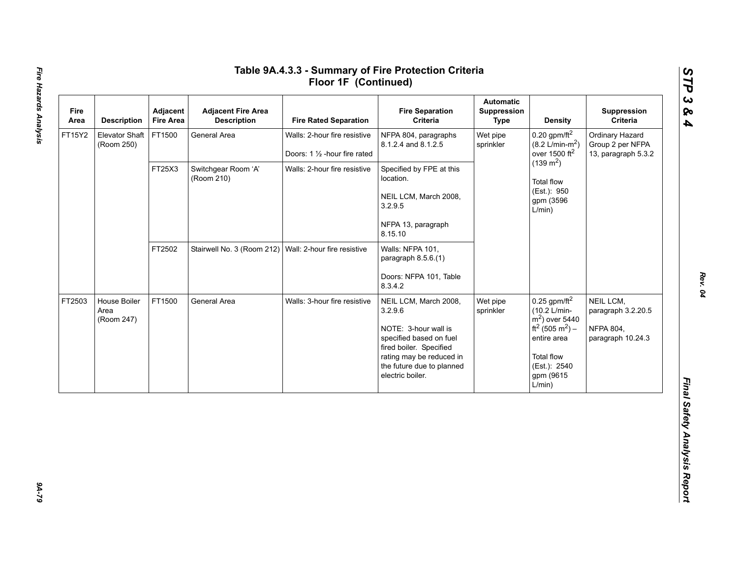# Table 9A.4.3.3 - Summary of Fire Protection Criteria Floor 1F (Continued)

| Fire Area | Description | Adjacent Fire Area | Adjacent Fire Area Description | Fire Rated Separation | Fire Separation Criteria | Automatic Suppression Type | Density | Suppression Criteria |
|---|---|---|---|---|---|---|---|---|
| FT15Y2 | Elevator Shaft (Room 250) | FT1500 | General Area | Walls: 2-hour fire resistive<br><br>Doors: 1 ½ -hour fire rated | NFPA 804, paragraphs 8.1.2.4 and 8.1.2.5 | Wet pipe sprinkler | 0.20 gpm/ft$^2$ (8.2 L/min-m$^2$) over 1500 ft$^2$ (139 m$^2$)<br><br>Total flow (Est.): 950 gpm (3596 L/min) | Ordinary Hazard Group 2 per NFPA 13, paragraph 5.3.2 |
| | | FT25X3 | Switchgear Room 'A' (Room 210) | Walls: 2-hour fire resistive | Specified by FPE at this location.<br><br>NEIL LCM, March 2008, 3.2.9.5<br><br>NFPA 13, paragraph 8.15.10 | | | |
| | | FT2502 | Stairwell No. 3 (Room 212) | Wall: 2-hour fire resistive | Walls: NFPA 101, paragraph 8.5.6.(1)<br><br>Doors: NFPA 101, Table 8.3.4.2 | | | |
| FT2503 | House Boiler Area (Room 247) | FT1500 | General Area | Walls: 3-hour fire resistive | NEIL LCM, March 2008, 3.2.9.6<br><br>NOTE: 3-hour wall is specified based on fuel fired boiler. Specified rating may be reduced in the future due to planned electric boiler. | Wet pipe sprinkler | 0.25 gpm/ft$^2$ (10.2 L/min-m$^2$) over 5440 ft$^2$ (505 m$^2$) – entire area<br><br>Total flow (Est.): 2540 gpm (9615 L/min) | NEIL LCM, paragraph 3.2.20.5<br><br>NFPA 804, paragraph 10.24.3 |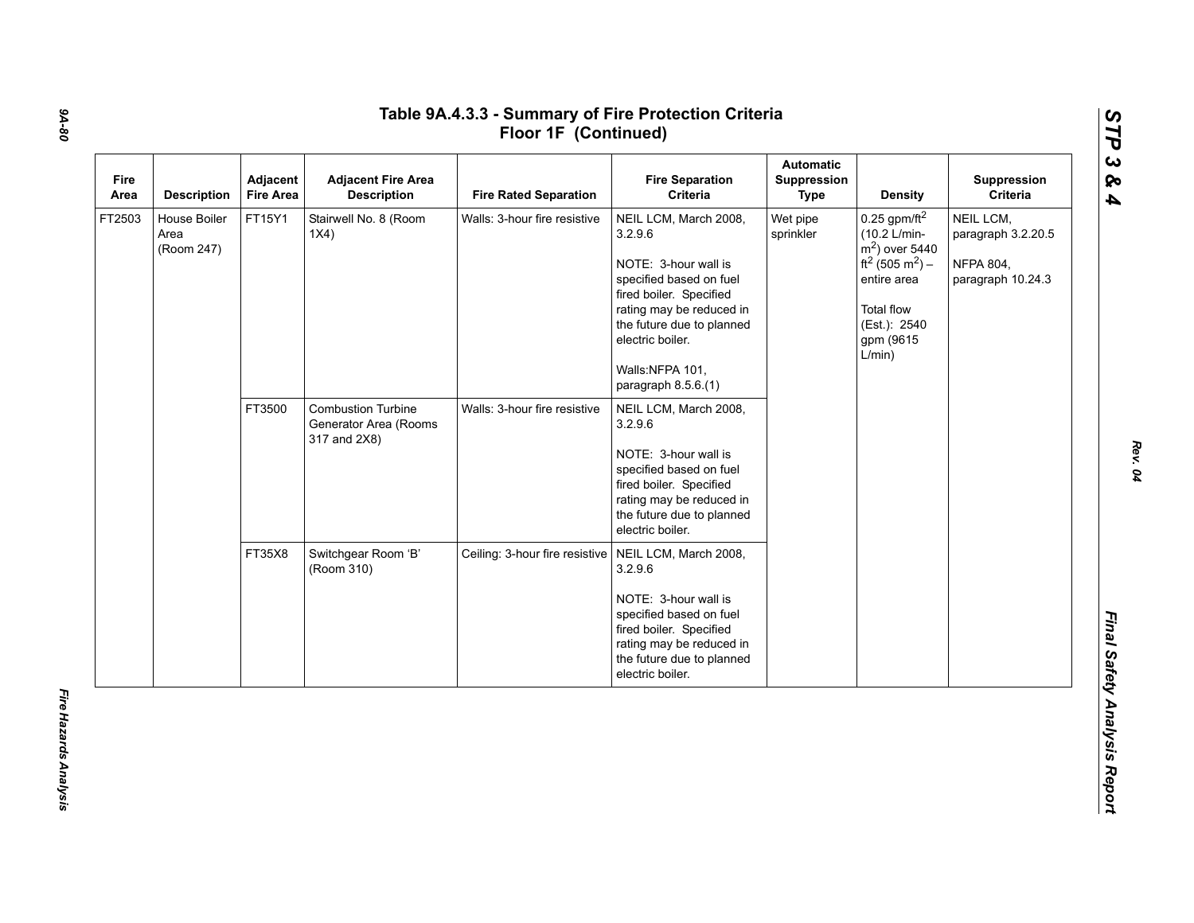# Table 9A.4.3.3 - Summary of Fire Protection Criteria Floor 1F (Continued)

| Fire Area | Description | Adjacent Fire Area | Adjacent Fire Area Description | Fire Rated Separation | Fire Separation Criteria | Automatic Suppression Type | Density | Suppression Criteria |
|---|---|---|---|---|---|---|---|---|
| FT2503 | House Boiler Area (Room 247) | FT15Y1 | Stairwell No. 8 (Room 1X4) | Walls: 3-hour fire resistive | NEIL LCM, March 2008, 3.2.9.6<br><br>NOTE: 3-hour wall is specified based on fuel fired boiler. Specified rating may be reduced in the future due to planned electric boiler.<br><br>Walls:NFPA 101, paragraph 8.5.6.(1) | Wet pipe sprinkler | 0.25 gpm/ft$^2$ (10.2 L/min-m$^2$) over 5440 ft$^2$ (505 m$^2$) – entire area<br><br>Total flow (Est.): 2540 gpm (9615 L/min) | NEIL LCM, paragraph 3.2.20.5<br><br>NFPA 804, paragraph 10.24.3 |
| | | FT3500 | Combustion Turbine Generator Area (Rooms 317 and 2X8) | Walls: 3-hour fire resistive | NEIL LCM, March 2008, 3.2.9.6<br><br>NOTE: 3-hour wall is specified based on fuel fired boiler. Specified rating may be reduced in the future due to planned electric boiler. | | | |
| | | FT35X8 | Switchgear Room 'B' (Room 310) | Ceiling: 3-hour fire resistive | NEIL LCM, March 2008, 3.2.9.6<br><br>NOTE: 3-hour wall is specified based on fuel fired boiler. Specified rating may be reduced in the future due to planned electric boiler. | | | |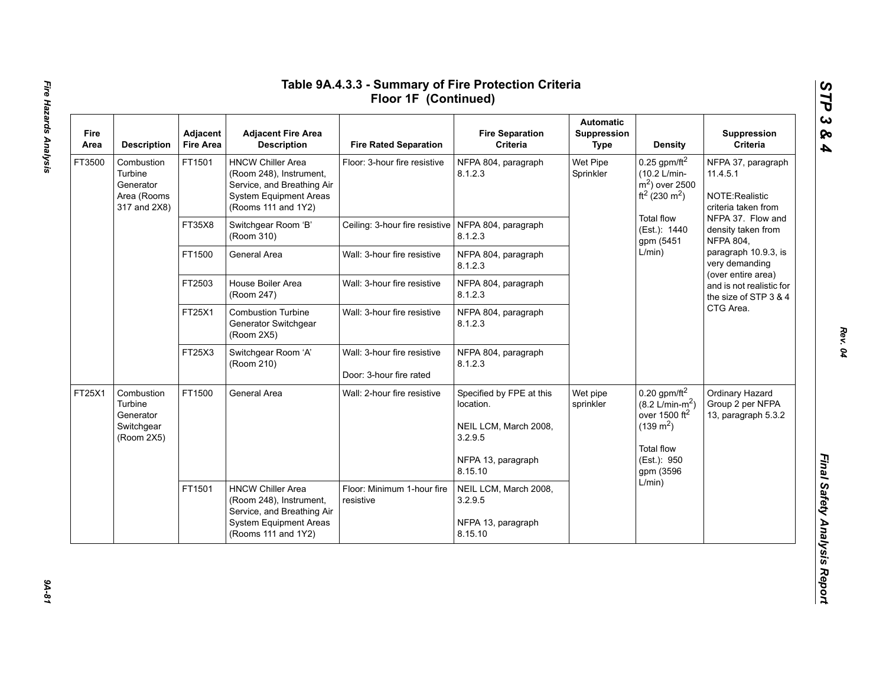# Table 9A.4.3.3 - Summary of Fire Protection Criteria Floor 1F (Continued)

| Fire Area | Description | Adjacent Fire Area | Adjacent Fire Area Description | Fire Rated Separation | Fire Separation Criteria | Automatic Suppression Type | Density | Suppression Criteria |
|---|---|---|---|---|---|---|---|---|
| FT3500 | Combustion Turbine Generator Area (Rooms 317 and 2X8) | FT1501 | HNCW Chiller Area (Room 248), Instrument, Service, and Breathing Air System Equipment Areas (Rooms 111 and 1Y2) | Floor: 3-hour fire resistive | NFPA 804, paragraph 8.1.2.3 | Wet Pipe Sprinkler | 0.25 gpm/ft$^2$ (10.2 L/min-m$^2$) over 2500 ft$^2$ (230 m$^2$)<br><br>Total flow (Est.): 1440 gpm (5451 L/min) | NFPA 37, paragraph 11.4.5.1<br><br>NOTE:Realistic criteria taken from NFPA 37. Flow and density taken from NFPA 804, paragraph 10.9.3, is very demanding (over entire area) and is not realistic for the size of STP 3 & 4 CTG Area. |
| | | FT35X8 | Switchgear Room 'B' (Room 310) | Ceiling: 3-hour fire resistive | NFPA 804, paragraph 8.1.2.3 | | | |
| | | FT1500 | General Area | Wall: 3-hour fire resistive | NFPA 804, paragraph 8.1.2.3 | | | |
| | | FT2503 | House Boiler Area (Room 247) | Wall: 3-hour fire resistive | NFPA 804, paragraph 8.1.2.3 | | | |
| | | FT25X1 | Combustion Turbine Generator Switchgear (Room 2X5) | Wall: 3-hour fire resistive | NFPA 804, paragraph 8.1.2.3 | | | |
| | | FT25X3 | Switchgear Room 'A' (Room 210) | Wall: 3-hour fire resistive<br><br>Door: 3-hour fire rated | NFPA 804, paragraph 8.1.2.3 | | | |
| FT25X1 | Combustion Turbine Generator Switchgear (Room 2X5) | FT1500 | General Area | Wall: 2-hour fire resistive | Specified by FPE at this location.<br><br>NEIL LCM, March 2008, 3.2.9.5<br><br>NFPA 13, paragraph 8.15.10 | Wet pipe sprinkler | 0.20 gpm/ft$^2$ (8.2 L/min-m$^2$) over 1500 ft$^2$ (139 m$^2$)<br><br>Total flow (Est.): 950 gpm (3596 L/min) | Ordinary Hazard Group 2 per NFPA 13, paragraph 5.3.2 |
| | | FT1501 | HNCW Chiller Area (Room 248), Instrument, Service, and Breathing Air System Equipment Areas (Rooms 111 and 1Y2) | Floor: Minimum 1-hour fire resistive | NEIL LCM, March 2008, 3.2.9.5<br><br>NFPA 13, paragraph 8.15.10 | | | |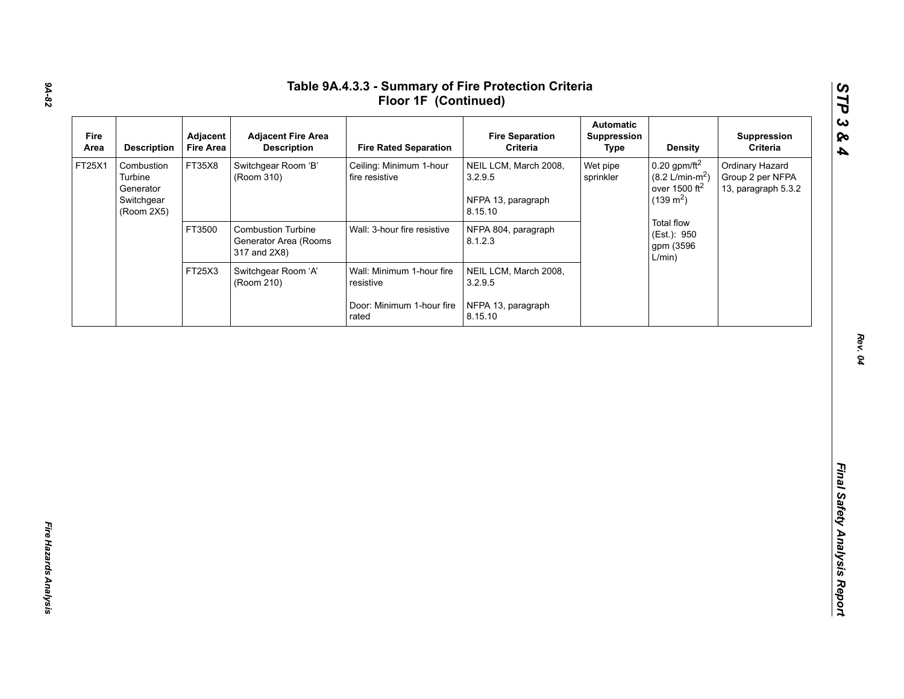## Table 9A.4.3.3 - Summary of Fire Protection Criteria Floor 1F (Continued)

| Fire Area | Description | Adjacent Fire Area | Adjacent Fire Area Description | Fire Rated Separation | Fire Separation Criteria | Automatic Suppression Type | Density | Suppression Criteria |
|---|---|---|---|---|---|---|---|---|
| FT25X1 | Combustion Turbine Generator Switchgear (Room 2X5) | FT35X8 | Switchgear Room 'B' (Room 310) | Ceiling: Minimum 1-hour fire resistive | NEIL LCM, March 2008, 3.2.9.5<br><br>NFPA 13, paragraph 8.15.10 | Wet pipe sprinkler | 0.20 gpm/ft$^2$ (8.2 L/min-m$^2$) over 1500 ft$^2$ (139 m$^2$)<br><br>Total flow (Est.): 950 gpm (3596 L/min) | Ordinary Hazard Group 2 per NFPA 13, paragraph 5.3.2 |
| | | FT3500 | Combustion Turbine Generator Area (Rooms 317 and 2X8) | Wall: 3-hour fire resistive | NFPA 804, paragraph 8.1.2.3 | | | |
| | | FT25X3 | Switchgear Room 'A' (Room 210) | Wall: Minimum 1-hour fire resistive<br><br>Door: Minimum 1-hour fire rated | NEIL LCM, March 2008, 3.2.9.5<br><br>NFPA 13, paragraph 8.15.10 | | | |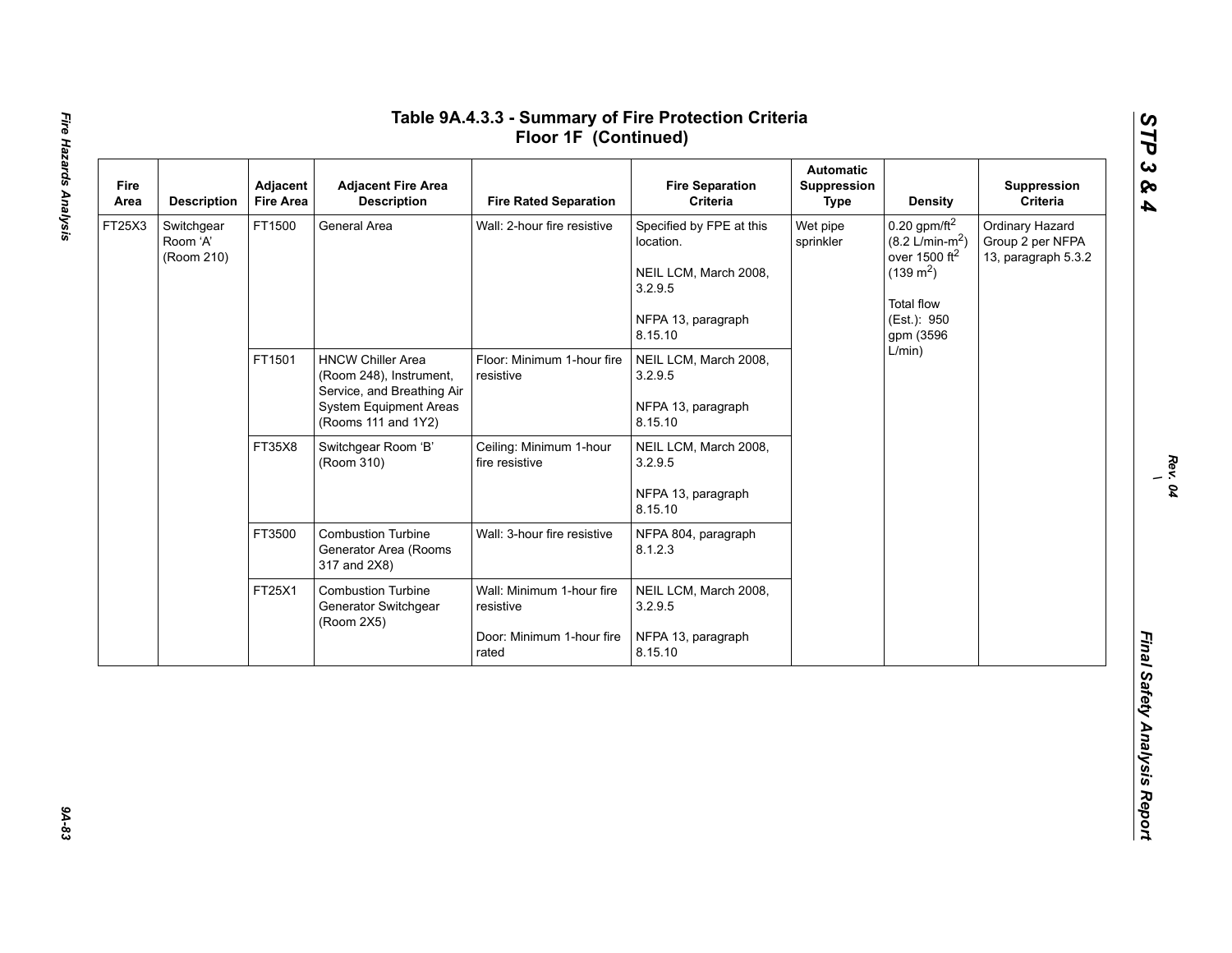# Table 9A.4.3.3 - Summary of Fire Protection Criteria Floor 1F (Continued)

| Fire Area | Description | Adjacent Fire Area | Adjacent Fire Area Description | Fire Rated Separation | Fire Separation Criteria | Automatic Suppression Type | Density | Suppression Criteria |
|---|---|---|---|---|---|---|---|---|
| FT25X3 | Switchgear Room 'A' (Room 210) | FT1500 | General Area | Wall: 2-hour fire resistive | Specified by FPE at this location.<br><br>NEIL LCM, March 2008, 3.2.9.5<br><br>NFPA 13, paragraph 8.15.10 | Wet pipe sprinkler | 0.20 gpm/ft$^2$ (8.2 L/min-m$^2$) over 1500 ft$^2$ (139 m$^2$)<br><br>Total flow (Est.): 950 gpm (3596 L/min) | Ordinary Hazard Group 2 per NFPA 13, paragraph 5.3.2 |
| | | FT1501 | HNCW Chiller Area (Room 248), Instrument, Service, and Breathing Air System Equipment Areas (Rooms 111 and 1Y2) | Floor: Minimum 1-hour fire resistive | NEIL LCM, March 2008, 3.2.9.5<br><br>NFPA 13, paragraph 8.15.10 | | | |
| | | FT35X8 | Switchgear Room 'B' (Room 310) | Ceiling: Minimum 1-hour fire resistive | NEIL LCM, March 2008, 3.2.9.5<br><br>NFPA 13, paragraph 8.15.10 | | | |
| | | FT3500 | Combustion Turbine Generator Area (Rooms 317 and 2X8) | Wall: 3-hour fire resistive | NFPA 804, paragraph 8.1.2.3 | | | |
| | | FT25X1 | Combustion Turbine Generator Switchgear (Room 2X5) | Wall: Minimum 1-hour fire resistive<br><br>Door: Minimum 1-hour fire rated | NEIL LCM, March 2008, 3.2.9.5<br><br>NFPA 13, paragraph 8.15.10 | | | |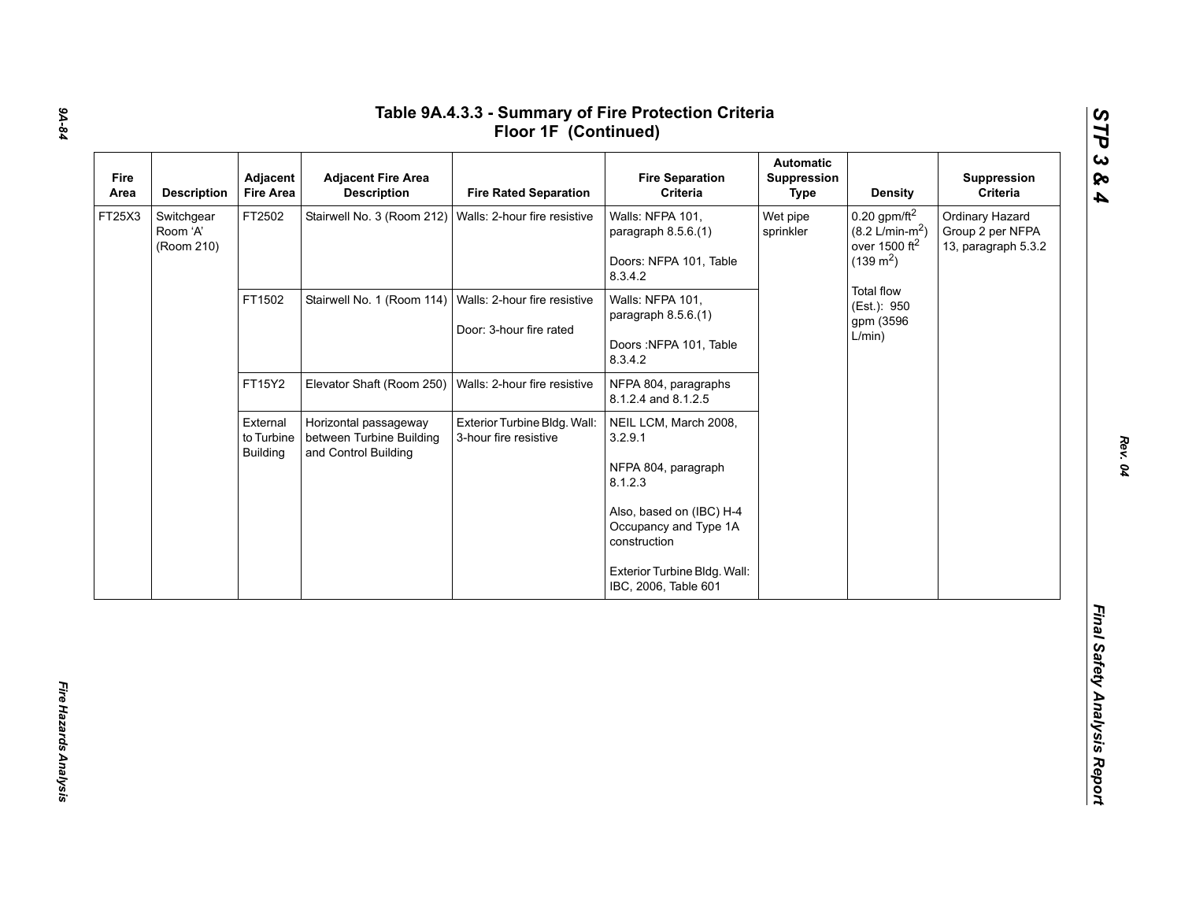# Table 9A.4.3.3 - Summary of Fire Protection Criteria Floor 1F (Continued)

| Fire Area | Description | Adjacent Fire Area | Adjacent Fire Area Description | Fire Rated Separation | Fire Separation Criteria | Automatic Suppression Type | Density | Suppression Criteria |
|---|---|---|---|---|---|---|---|---|
| FT25X3 | Switchgear Room ‘A’ (Room 210) | FT2502 | Stairwell No. 3 (Room 212) | Walls: 2-hour fire resistive | Walls: NFPA 101, paragraph 8.5.6.(1)<br><br>Doors: NFPA 101, Table 8.3.4.2 | Wet pipe sprinkler | 0.20 gpm/ft$^2$ (8.2 L/min-m$^2$) over 1500 ft$^2$ (139 m$^2$)<br><br>Total flow (Est.): 950 gpm (3596 L/min) | Ordinary Hazard Group 2 per NFPA 13, paragraph 5.3.2 |
| | | FT1502 | Stairwell No. 1 (Room 114) | Walls: 2-hour fire resistive<br><br>Door: 3-hour fire rated | Walls: NFPA 101, paragraph 8.5.6.(1)<br><br>Doors :NFPA 101, Table 8.3.4.2 | | | |
| | | FT15Y2 | Elevator Shaft (Room 250) | Walls: 2-hour fire resistive | NFPA 804, paragraphs 8.1.2.4 and 8.1.2.5 | | | |
| | | External to Turbine Building | Horizontal passageway between Turbine Building and Control Building | Exterior Turbine Bldg. Wall: 3-hour fire resistive | NEIL LCM, March 2008, 3.2.9.1<br><br>NFPA 804, paragraph 8.1.2.3<br><br>Also, based on (IBC) H-4 Occupancy and Type 1A construction<br><br>Exterior Turbine Bldg. Wall: IBC, 2006, Table 601 | | | |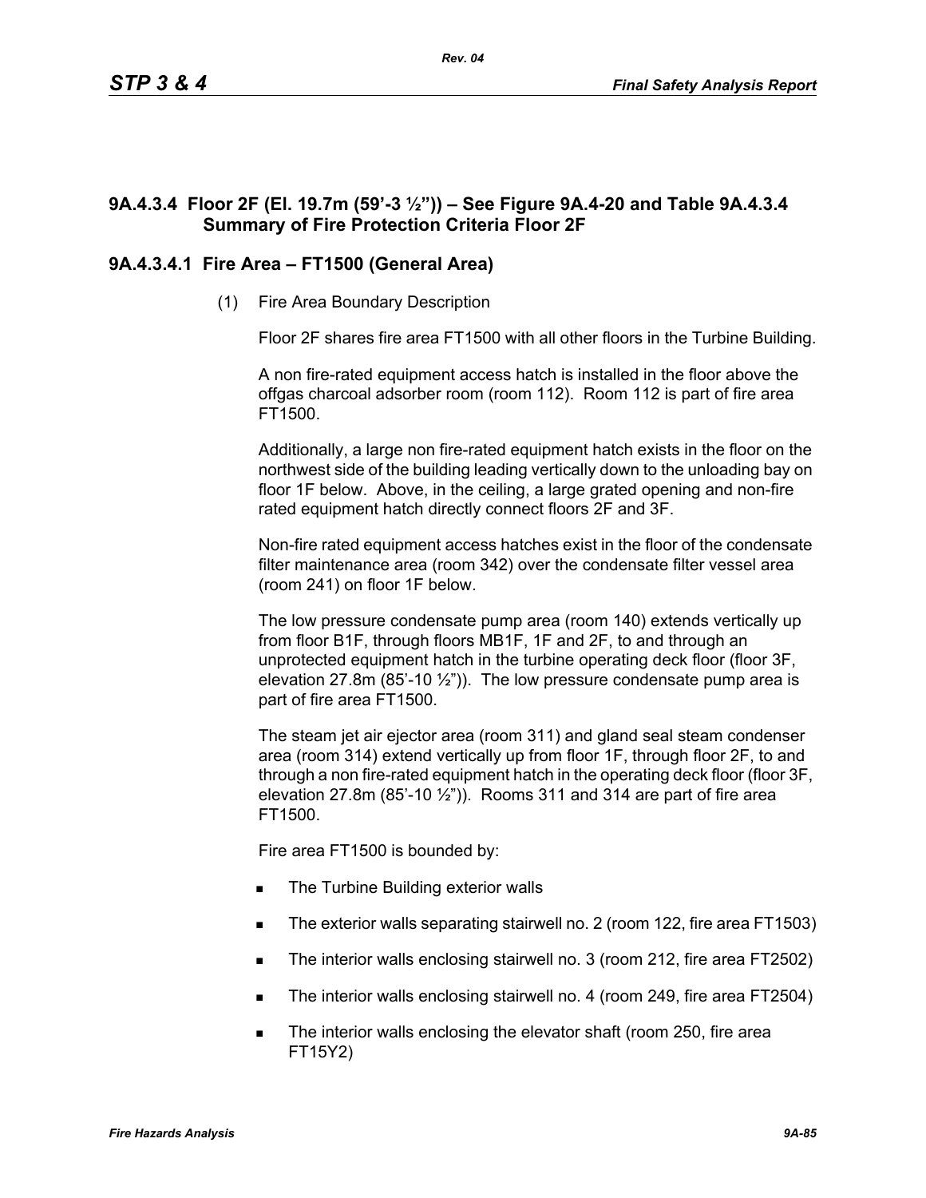### 9A.4.3.4 Floor 2F (El. 19.7m (59'-3 ½")) – See Figure 9A.4-20 and Table 9A.4.3.4 Summary of Fire Protection Criteria Floor 2F

#### 9A.4.3.4.1 Fire Area – FT1500 (General Area)

(1) Fire Area Boundary Description

Floor 2F shares fire area FT1500 with all other floors in the Turbine Building.

A non fire-rated equipment access hatch is installed in the floor above the offgas charcoal adsorber room (room 112). Room 112 is part of fire area FT1500.

Additionally, a large non fire-rated equipment hatch exists in the floor on the northwest side of the building leading vertically down to the unloading bay on floor 1F below. Above, in the ceiling, a large grated opening and non-fire rated equipment hatch directly connect floors 2F and 3F.

Non-fire rated equipment access hatches exist in the floor of the condensate filter maintenance area (room 342) over the condensate filter vessel area (room 241) on floor 1F below.

The low pressure condensate pump area (room 140) extends vertically up from floor B1F, through floors MB1F, 1F and 2F, to and through an unprotected equipment hatch in the turbine operating deck floor (floor 3F, elevation 27.8m (85'-10 ½")). The low pressure condensate pump area is part of fire area FT1500.

The steam jet air ejector area (room 311) and gland seal steam condenser area (room 314) extend vertically up from floor 1F, through floor 2F, to and through a non fire-rated equipment hatch in the operating deck floor (floor 3F, elevation 27.8m (85'-10 ½")). Rooms 311 and 314 are part of fire area FT1500.

Fire area FT1500 is bounded by:

- The Turbine Building exterior walls
- The exterior walls separating stairwell no. 2 (room 122, fire area FT1503)
- The interior walls enclosing stairwell no. 3 (room 212, fire area FT2502)
- The interior walls enclosing stairwell no. 4 (room 249, fire area FT2504)
- The interior walls enclosing the elevator shaft (room 250, fire area FT15Y2)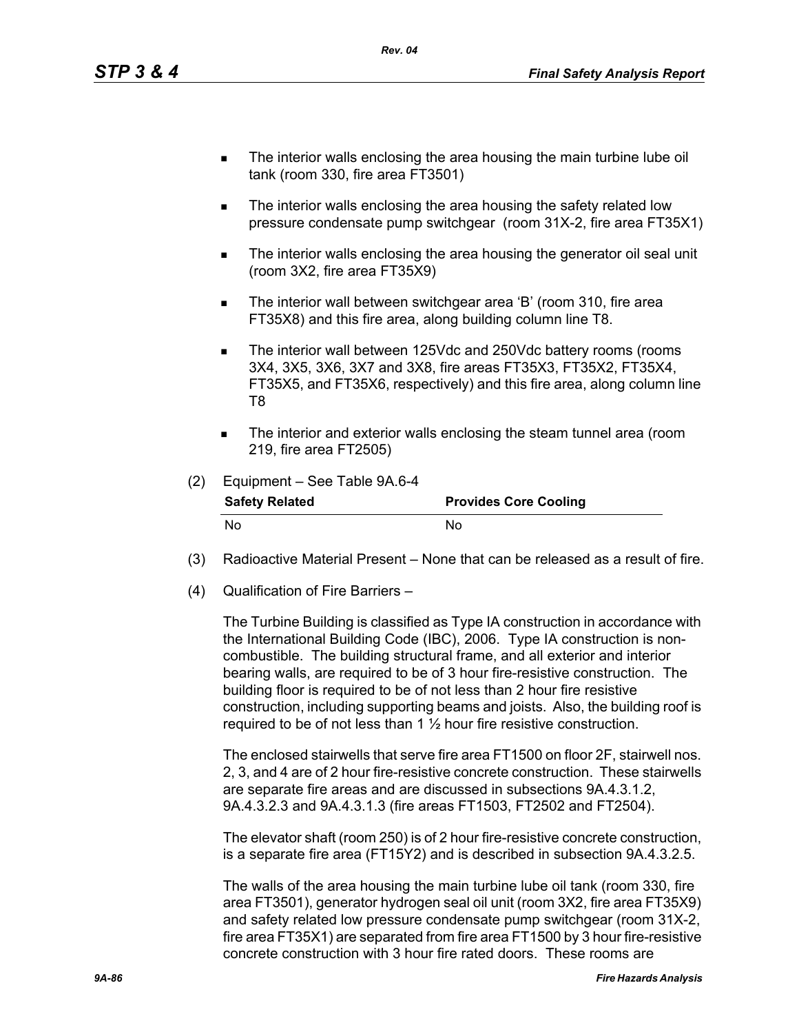- The interior walls enclosing the area housing the main turbine lube oil tank (room 330, fire area FT3501)
- The interior walls enclosing the area housing the safety related low pressure condensate pump switchgear (room 31X-2, fire area FT35X1)
- The interior walls enclosing the area housing the generator oil seal unit (room 3X2, fire area FT35X9)
- The interior wall between switchgear area 'B' (room 310, fire area FT35X8) and this fire area, along building column line T8.
- The interior wall between 125Vdc and 250Vdc battery rooms (rooms 3X4, 3X5, 3X6, 3X7 and 3X8, fire areas FT35X3, FT35X2, FT35X4, FT35X5, and FT35X6, respectively) and this fire area, along column line T8
- The interior and exterior walls enclosing the steam tunnel area (room 219, fire area FT2505)

(2) Equipment – See Table 9A.6-4

| Safety Related | Provides Core Cooling |
|---|---|
| No | No |

(3) Radioactive Material Present – None that can be released as a result of fire.

(4) Qualification of Fire Barriers –

The Turbine Building is classified as Type IA construction in accordance with the International Building Code (IBC), 2006. Type IA construction is non-combustible. The building structural frame, and all exterior and interior bearing walls, are required to be of 3 hour fire-resistive construction. The building floor is required to be of not less than 2 hour fire resistive construction, including supporting beams and joists. Also, the building roof is required to be of not less than 1 ½ hour fire resistive construction.

The enclosed stairwells that serve fire area FT1500 on floor 2F, stairwell nos. 2, 3, and 4 are of 2 hour fire-resistive concrete construction. These stairwells are separate fire areas and are discussed in subsections 9A.4.3.1.2, 9A.4.3.2.3 and 9A.4.3.1.3 (fire areas FT1503, FT2502 and FT2504).

The elevator shaft (room 250) is of 2 hour fire-resistive concrete construction, is a separate fire area (FT15Y2) and is described in subsection 9A.4.3.2.5.

The walls of the area housing the main turbine lube oil tank (room 330, fire area FT3501), generator hydrogen seal oil unit (room 3X2, fire area FT35X9) and safety related low pressure condensate pump switchgear (room 31X-2, fire area FT35X1) are separated from fire area FT1500 by 3 hour fire-resistive concrete construction with 3 hour fire rated doors. These rooms are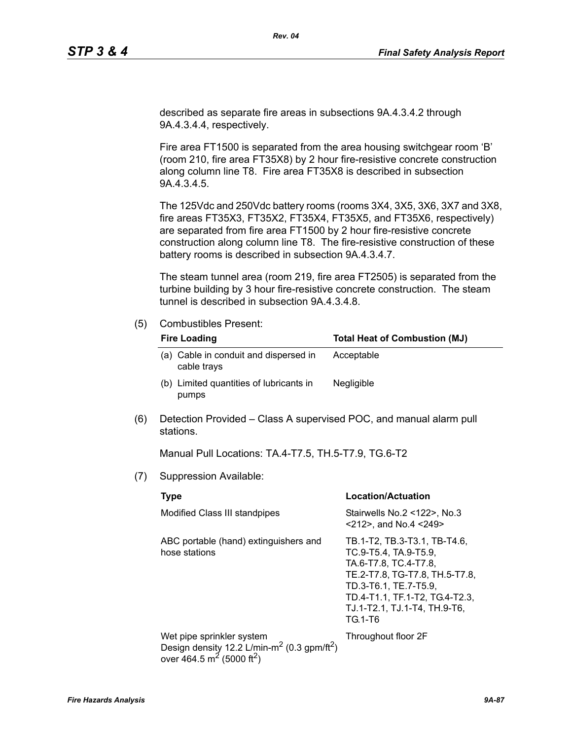described as separate fire areas in subsections 9A.4.3.4.2 through 9A.4.3.4.4, respectively.

Fire area FT1500 is separated from the area housing switchgear room 'B' (room 210, fire area FT35X8) by 2 hour fire-resistive concrete construction along column line T8. Fire area FT35X8 is described in subsection 9A.4.3.4.5.

The 125Vdc and 250Vdc battery rooms (rooms 3X4, 3X5, 3X6, 3X7 and 3X8, fire areas FT35X3, FT35X2, FT35X4, FT35X5, and FT35X6, respectively) are separated from fire area FT1500 by 2 hour fire-resistive concrete construction along column line T8. The fire-resistive construction of these battery rooms is described in subsection 9A.4.3.4.7.

The steam tunnel area (room 219, fire area FT2505) is separated from the turbine building by 3 hour fire-resistive concrete construction. The steam tunnel is described in subsection 9A.4.3.4.8.

(5) Combustibles Present:

| Fire Loading | Total Heat of Combustion (MJ) |
|---|---|
| (a) Cable in conduit and dispersed in cable trays | Acceptable |
| (b) Limited quantities of lubricants in pumps | Negligible |

(6) Detection Provided – Class A supervised POC, and manual alarm pull stations.

Manual Pull Locations: TA.4-T7.5, TH.5-T7.9, TG.6-T2

(7) Suppression Available:

| Type | Location/Actuation |
|---|---|
| Modified Class III standpipes | Stairwells No.2 <122>, No.3 <212>, and No.4 <249> |
| ABC portable (hand) extinguishers and hose stations | TB.1-T2, TB.3-T3.1, TB-T4.6, TC.9-T5.4, TA.9-T5.9, TA.6-T7.8, TC.4-T7.8, TE.2-T7.8, TG-T7.8, TH.5-T7.8, TD.3-T6.1, TE.7-T5.9, TD.4-T1.1, TF.1-T2, TG.4-T2.3, TJ.1-T2.1, TJ.1-T4, TH.9-T6, TG.1-T6 |
| Wet pipe sprinkler system Design density 12.2 L/min-$m^2$ (0.3 gpm/$ft^2$) over 464.5 $m^2$ (5000 $ft^2$) | Throughout floor 2F |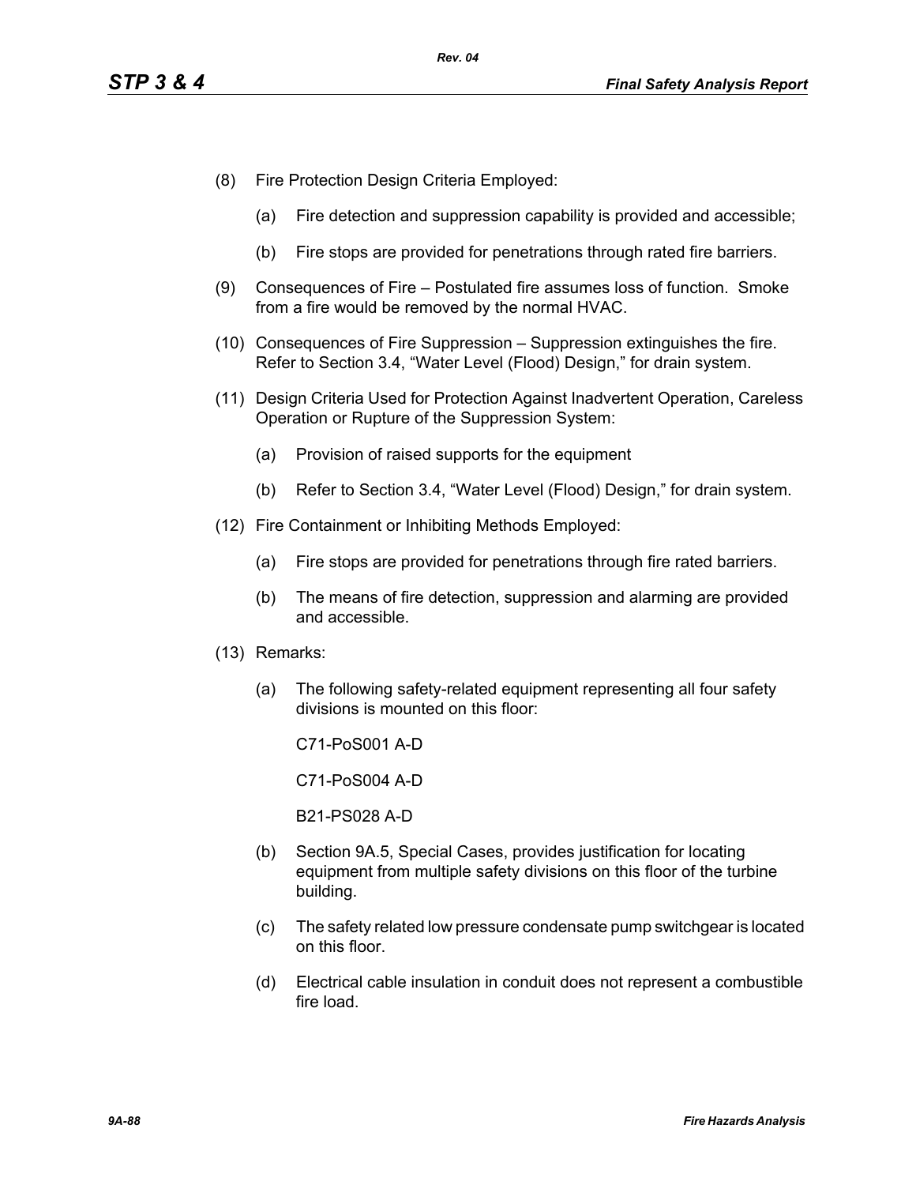(8) Fire Protection Design Criteria Employed:

  (a) Fire detection and suppression capability is provided and accessible;

  (b) Fire stops are provided for penetrations through rated fire barriers.

(9) Consequences of Fire – Postulated fire assumes loss of function. Smoke from a fire would be removed by the normal HVAC.

(10) Consequences of Fire Suppression – Suppression extinguishes the fire. Refer to Section 3.4, "Water Level (Flood) Design," for drain system.

(11) Design Criteria Used for Protection Against Inadvertent Operation, Careless Operation or Rupture of the Suppression System:

  (a) Provision of raised supports for the equipment

  (b) Refer to Section 3.4, "Water Level (Flood) Design," for drain system.

(12) Fire Containment or Inhibiting Methods Employed:

  (a) Fire stops are provided for penetrations through fire rated barriers.

  (b) The means of fire detection, suppression and alarming are provided and accessible.

(13) Remarks:

  (a) The following safety-related equipment representing all four safety divisions is mounted on this floor:

    C71-PoS001 A-D

    C71-PoS004 A-D

    B21-PS028 A-D

  (b) Section 9A.5, Special Cases, provides justification for locating equipment from multiple safety divisions on this floor of the turbine building.

  (c) The safety related low pressure condensate pump switchgear is located on this floor.

  (d) Electrical cable insulation in conduit does not represent a combustible fire load.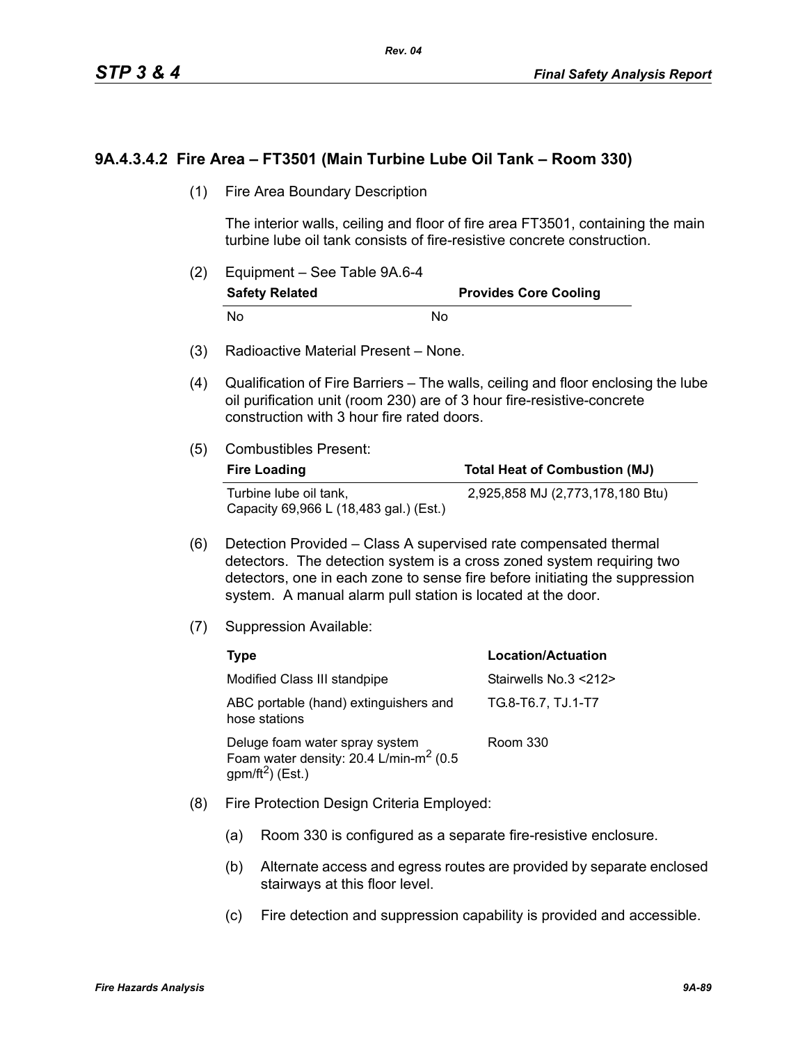### 9A.4.3.4.2 Fire Area – FT3501 (Main Turbine Lube Oil Tank – Room 330)

(1) Fire Area Boundary Description

The interior walls, ceiling and floor of fire area FT3501, containing the main turbine lube oil tank consists of fire-resistive concrete construction.

(2) Equipment – See Table 9A.6-4

| Safety Related | Provides Core Cooling |
|---|---|
| No | No |

(3) Radioactive Material Present – None.

(4) Qualification of Fire Barriers – The walls, ceiling and floor enclosing the lube oil purification unit (room 230) are of 3 hour fire-resistive-concrete construction with 3 hour fire rated doors.

(5) Combustibles Present:

| Fire Loading | Total Heat of Combustion (MJ) |
|---|---|
| Turbine lube oil tank, Capacity 69,966 L (18,483 gal.) (Est.) | 2,925,858 MJ (2,773,178,180 Btu) |

(6) Detection Provided – Class A supervised rate compensated thermal detectors. The detection system is a cross zoned system requiring two detectors, one in each zone to sense fire before initiating the suppression system. A manual alarm pull station is located at the door.

(7) Suppression Available:

| Type | Location/Actuation |
|---|---|
| Modified Class III standpipe | Stairwells No.3 <212> |
| ABC portable (hand) extinguishers and hose stations | TG.8-T6.7, TJ.1-T7 |
| Deluge foam water spray system Foam water density: 20.4 L/min-$m^2$ (0.5 gpm/$ft^2$) (Est.) | Room 330 |

(8) Fire Protection Design Criteria Employed:

(a) Room 330 is configured as a separate fire-resistive enclosure.

(b) Alternate access and egress routes are provided by separate enclosed stairways at this floor level.

(c) Fire detection and suppression capability is provided and accessible.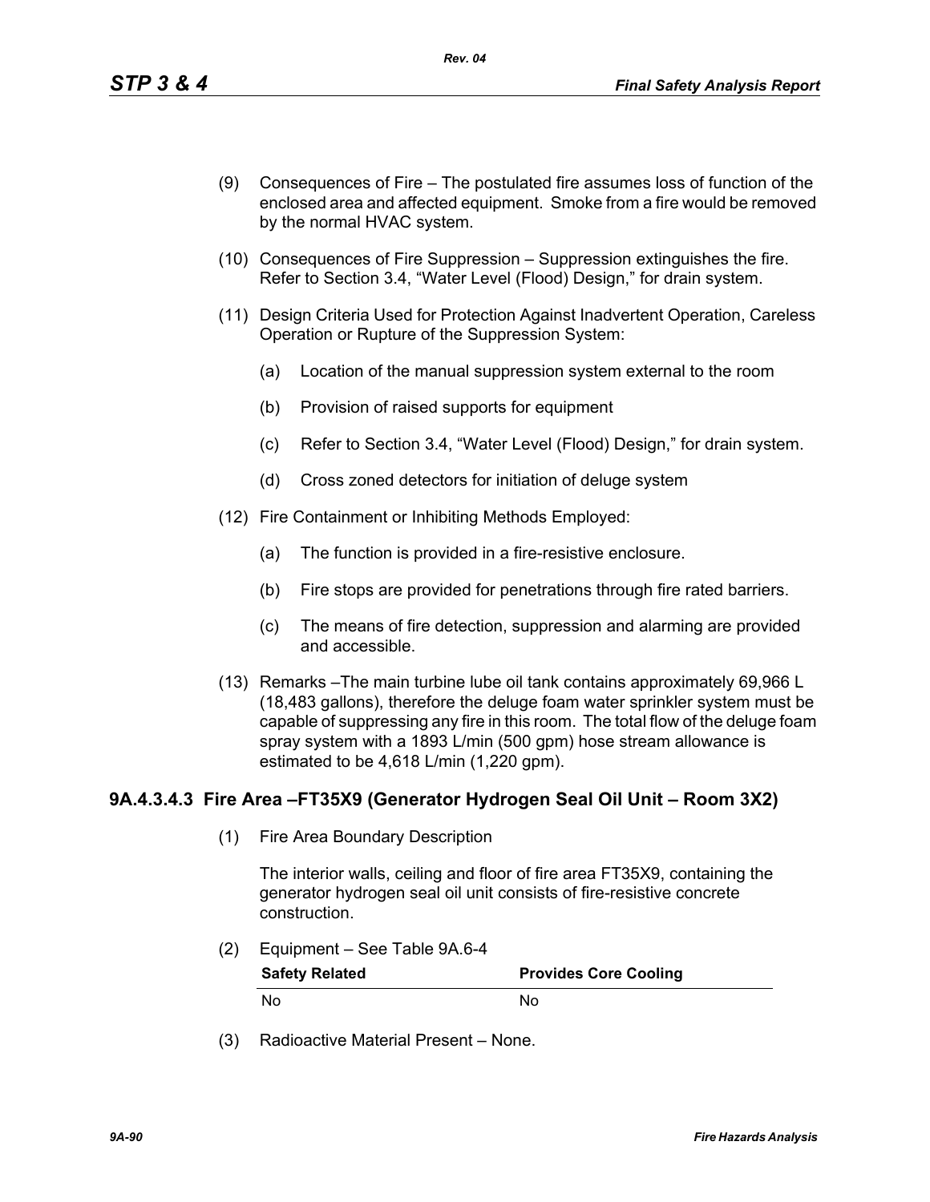(9) Consequences of Fire – The postulated fire assumes loss of function of the enclosed area and affected equipment. Smoke from a fire would be removed by the normal HVAC system.

(10) Consequences of Fire Suppression – Suppression extinguishes the fire. Refer to Section 3.4, "Water Level (Flood) Design," for drain system.

(11) Design Criteria Used for Protection Against Inadvertent Operation, Careless Operation or Rupture of the Suppression System:

   (a) Location of the manual suppression system external to the room

   (b) Provision of raised supports for equipment

   (c) Refer to Section 3.4, "Water Level (Flood) Design," for drain system.

   (d) Cross zoned detectors for initiation of deluge system

(12) Fire Containment or Inhibiting Methods Employed:

   (a) The function is provided in a fire-resistive enclosure.

   (b) Fire stops are provided for penetrations through fire rated barriers.

   (c) The means of fire detection, suppression and alarming are provided and accessible.

(13) Remarks –The main turbine lube oil tank contains approximately 69,966 L (18,483 gallons), therefore the deluge foam water sprinkler system must be capable of suppressing any fire in this room. The total flow of the deluge foam spray system with a 1893 L/min (500 gpm) hose stream allowance is estimated to be 4,618 L/min (1,220 gpm).

### 9A.4.3.4.3 Fire Area –FT35X9 (Generator Hydrogen Seal Oil Unit – Room 3X2)

(1) Fire Area Boundary Description

The interior walls, ceiling and floor of fire area FT35X9, containing the generator hydrogen seal oil unit consists of fire-resistive concrete construction.

(2) Equipment – See Table 9A.6-4

| Safety Related | Provides Core Cooling |
|---|---|
| No | No |

(3) Radioactive Material Present – None.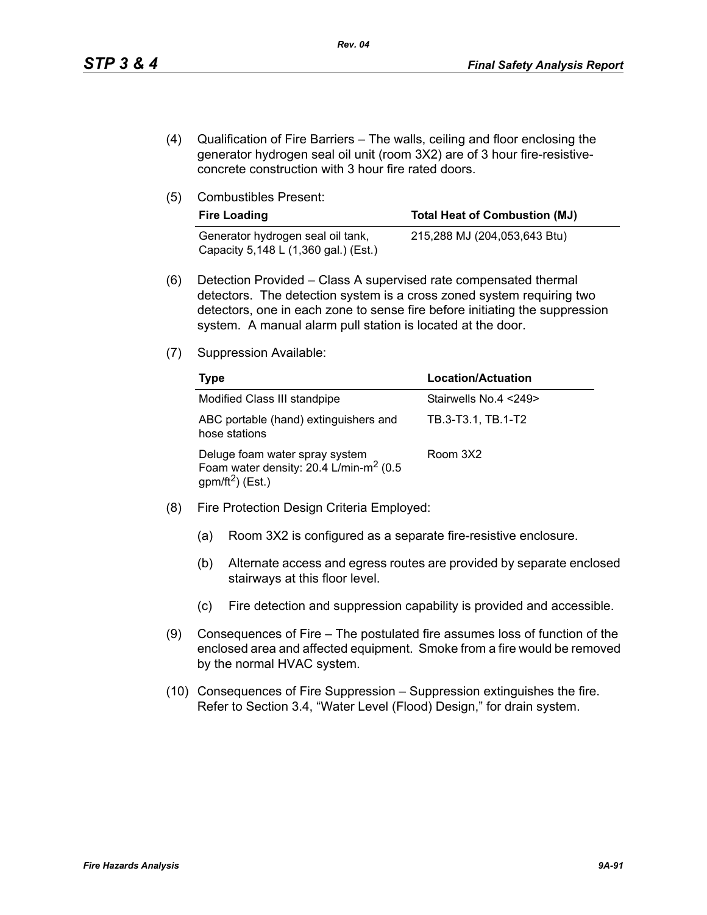(4) Qualification of Fire Barriers – The walls, ceiling and floor enclosing the generator hydrogen seal oil unit (room 3X2) are of 3 hour fire-resistive-concrete construction with 3 hour fire rated doors.

(5) Combustibles Present:

| Fire Loading | Total Heat of Combustion (MJ) |
|---|---|
| Generator hydrogen seal oil tank, Capacity 5,148 L (1,360 gal.) (Est.) | 215,288 MJ (204,053,643 Btu) |

(6) Detection Provided – Class A supervised rate compensated thermal detectors. The detection system is a cross zoned system requiring two detectors, one in each zone to sense fire before initiating the suppression system. A manual alarm pull station is located at the door.

(7) Suppression Available:

| Type | Location/Actuation |
|---|---|
| Modified Class III standpipe | Stairwells No.4 <249> |
| ABC portable (hand) extinguishers and hose stations | TB.3-T3.1, TB.1-T2 |
| Deluge foam water spray system Foam water density: 20.4 L/min-$m^2$ (0.5 gpm/$ft^2$) (Est.) | Room 3X2 |

(8) Fire Protection Design Criteria Employed:

(a) Room 3X2 is configured as a separate fire-resistive enclosure.

(b) Alternate access and egress routes are provided by separate enclosed stairways at this floor level.

(c) Fire detection and suppression capability is provided and accessible.

(9) Consequences of Fire – The postulated fire assumes loss of function of the enclosed area and affected equipment. Smoke from a fire would be removed by the normal HVAC system.

(10) Consequences of Fire Suppression – Suppression extinguishes the fire. Refer to Section 3.4, "Water Level (Flood) Design," for drain system.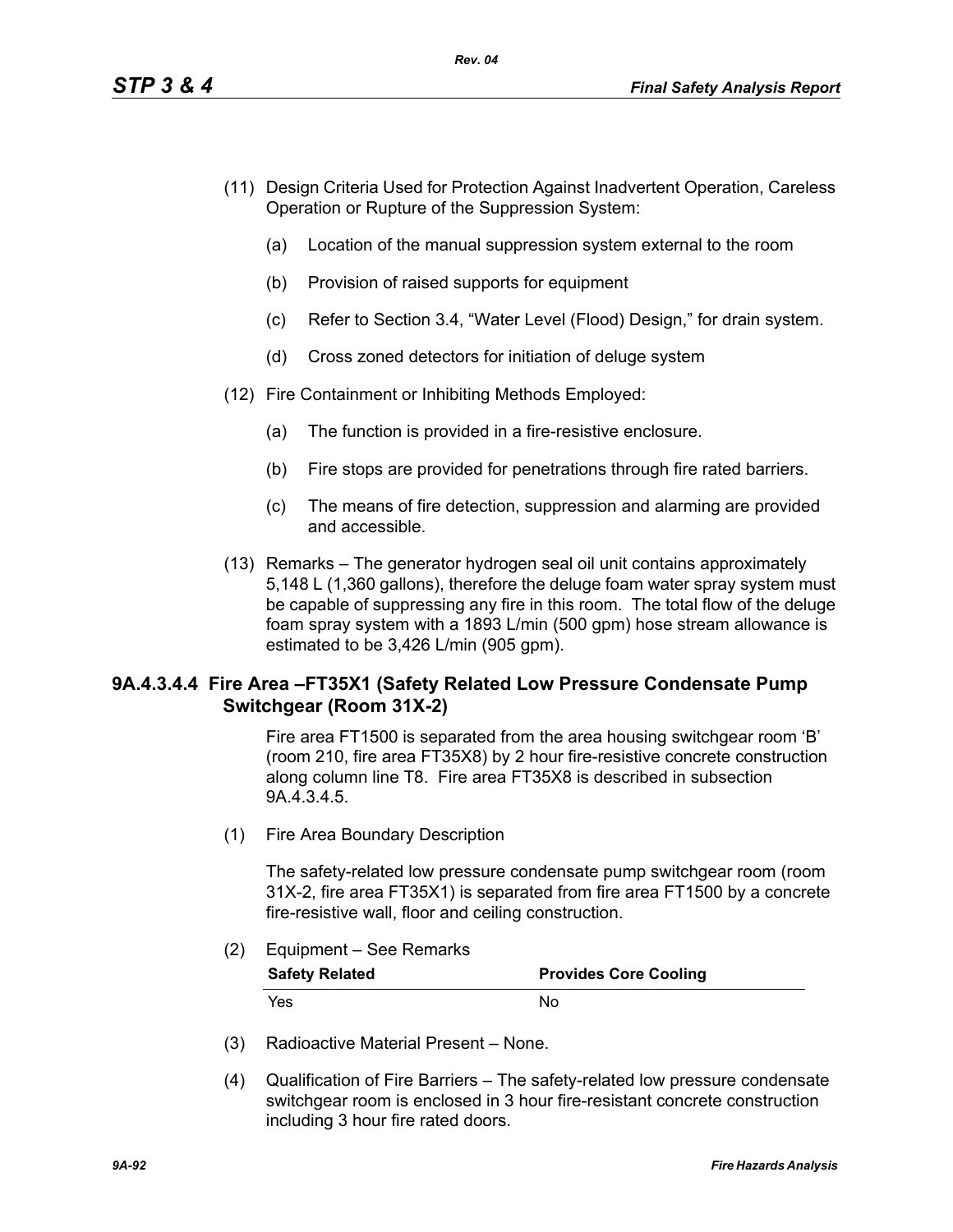(11) Design Criteria Used for Protection Against Inadvertent Operation, Careless Operation or Rupture of the Suppression System:

   (a) Location of the manual suppression system external to the room

   (b) Provision of raised supports for equipment

   (c) Refer to Section 3.4, “Water Level (Flood) Design,” for drain system.

   (d) Cross zoned detectors for initiation of deluge system

(12) Fire Containment or Inhibiting Methods Employed:

   (a) The function is provided in a fire-resistive enclosure.

   (b) Fire stops are provided for penetrations through fire rated barriers.

   (c) The means of fire detection, suppression and alarming are provided and accessible.

(13) Remarks – The generator hydrogen seal oil unit contains approximately 5,148 L (1,360 gallons), therefore the deluge foam water spray system must be capable of suppressing any fire in this room. The total flow of the deluge foam spray system with a 1893 L/min (500 gpm) hose stream allowance is estimated to be 3,426 L/min (905 gpm).

### 9A.4.3.4.4 Fire Area –FT35X1 (Safety Related Low Pressure Condensate Pump Switchgear (Room 31X-2)

Fire area FT1500 is separated from the area housing switchgear room ‘B’ (room 210, fire area FT35X8) by 2 hour fire-resistive concrete construction along column line T8. Fire area FT35X8 is described in subsection 9A.4.3.4.5.

(1) Fire Area Boundary Description

The safety-related low pressure condensate pump switchgear room (room 31X-2, fire area FT35X1) is separated from fire area FT1500 by a concrete fire-resistive wall, floor and ceiling construction.

(2) Equipment – See Remarks

| Safety Related | Provides Core Cooling |
|---|---|
| Yes | No |

(3) Radioactive Material Present – None.

(4) Qualification of Fire Barriers – The safety-related low pressure condensate switchgear room is enclosed in 3 hour fire-resistant concrete construction including 3 hour fire rated doors.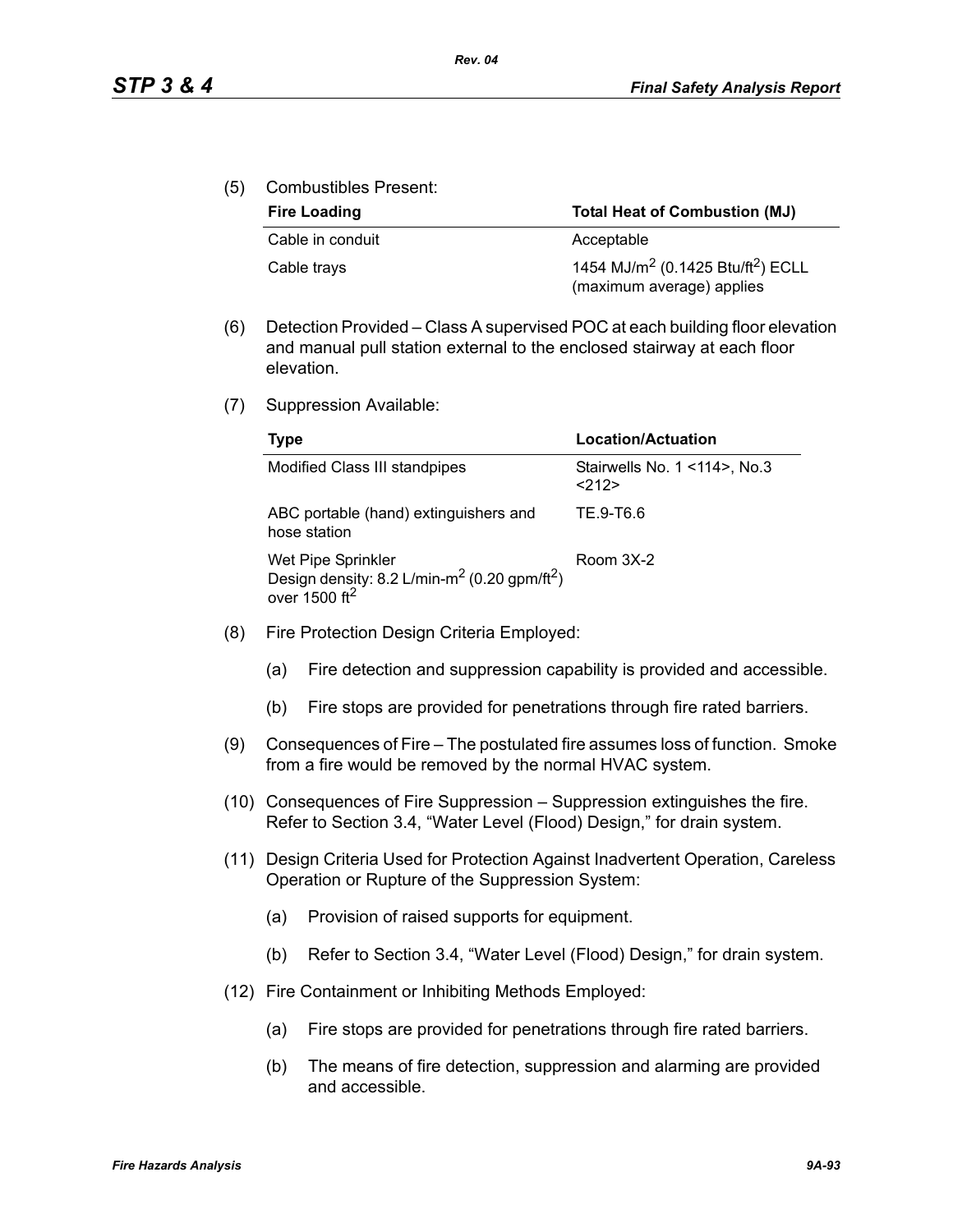(5) Combustibles Present:

| Fire Loading | Total Heat of Combustion (MJ) |
|---|---|
| Cable in conduit | Acceptable |
| Cable trays | 1454 MJ/m$^2$ (0.1425 Btu/ft$^2$) ECLL (maximum average) applies |

(6) Detection Provided – Class A supervised POC at each building floor elevation and manual pull station external to the enclosed stairway at each floor elevation.

(7) Suppression Available:

| Type | Location/Actuation |
|---|---|
| Modified Class III standpipes | Stairwells No. 1 <114>, No.3 <212> |
| ABC portable (hand) extinguishers and hose station | TE.9-T6.6 |
| Wet Pipe Sprinkler<br>Design density: 8.2 L/min-m$^2$ (0.20 gpm/ft$^2$) over 1500 ft$^2$ | Room 3X-2 |

(8) Fire Protection Design Criteria Employed:

   (a) Fire detection and suppression capability is provided and accessible.

   (b) Fire stops are provided for penetrations through fire rated barriers.

(9) Consequences of Fire – The postulated fire assumes loss of function. Smoke from a fire would be removed by the normal HVAC system.

(10) Consequences of Fire Suppression – Suppression extinguishes the fire. Refer to Section 3.4, "Water Level (Flood) Design," for drain system.

(11) Design Criteria Used for Protection Against Inadvertent Operation, Careless Operation or Rupture of the Suppression System:

   (a) Provision of raised supports for equipment.

   (b) Refer to Section 3.4, "Water Level (Flood) Design," for drain system.

(12) Fire Containment or Inhibiting Methods Employed:

   (a) Fire stops are provided for penetrations through fire rated barriers.

   (b) The means of fire detection, suppression and alarming are provided and accessible.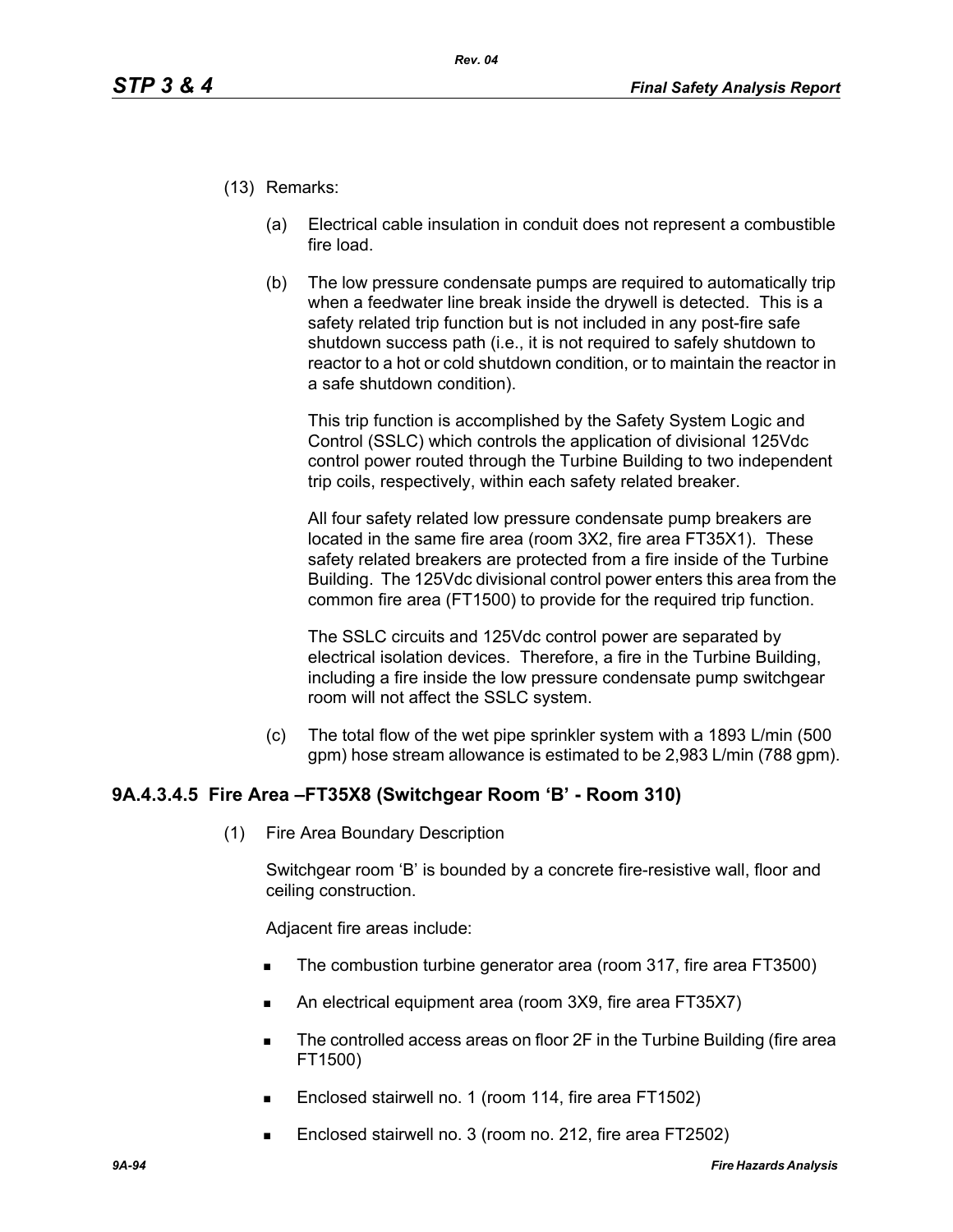(13) Remarks:

(a) Electrical cable insulation in conduit does not represent a combustible fire load.

(b) The low pressure condensate pumps are required to automatically trip when a feedwater line break inside the drywell is detected. This is a safety related trip function but is not included in any post-fire safe shutdown success path (i.e., it is not required to safely shutdown to reactor to a hot or cold shutdown condition, or to maintain the reactor in a safe shutdown condition).

This trip function is accomplished by the Safety System Logic and Control (SSLC) which controls the application of divisional 125Vdc control power routed through the Turbine Building to two independent trip coils, respectively, within each safety related breaker.

All four safety related low pressure condensate pump breakers are located in the same fire area (room 3X2, fire area FT35X1). These safety related breakers are protected from a fire inside of the Turbine Building. The 125Vdc divisional control power enters this area from the common fire area (FT1500) to provide for the required trip function.

The SSLC circuits and 125Vdc control power are separated by electrical isolation devices. Therefore, a fire in the Turbine Building, including a fire inside the low pressure condensate pump switchgear room will not affect the SSLC system.

(c) The total flow of the wet pipe sprinkler system with a 1893 L/min (500 gpm) hose stream allowance is estimated to be 2,983 L/min (788 gpm).

### 9A.4.3.4.5 Fire Area –FT35X8 (Switchgear Room 'B' - Room 310)

(1) Fire Area Boundary Description

Switchgear room 'B' is bounded by a concrete fire-resistive wall, floor and ceiling construction.

Adjacent fire areas include:

- The combustion turbine generator area (room 317, fire area FT3500)
- An electrical equipment area (room 3X9, fire area FT35X7)
- The controlled access areas on floor 2F in the Turbine Building (fire area FT1500)
- Enclosed stairwell no. 1 (room 114, fire area FT1502)
- Enclosed stairwell no. 3 (room no. 212, fire area FT2502)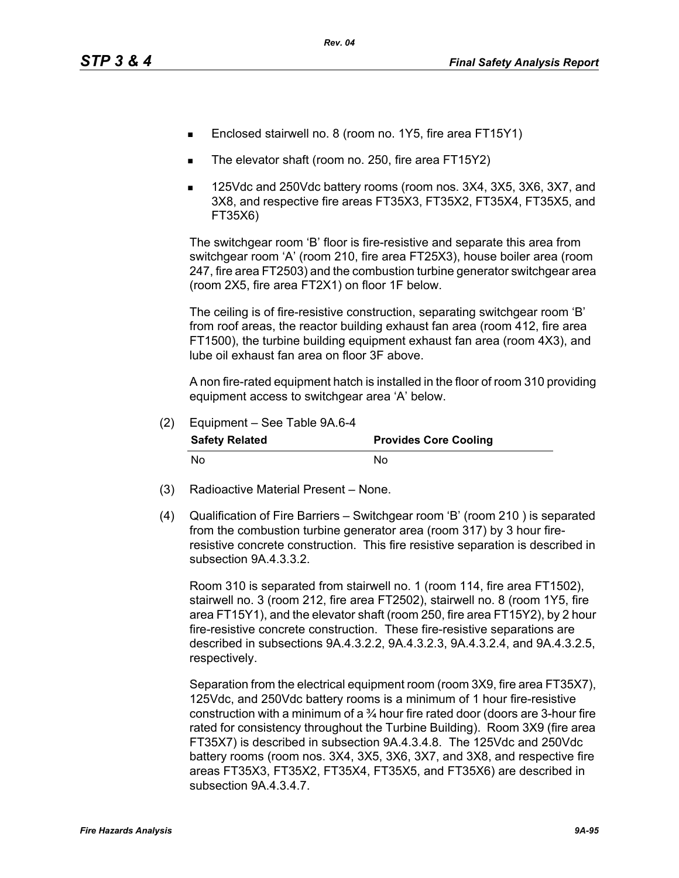- Enclosed stairwell no. 8 (room no. 1Y5, fire area FT15Y1)
- The elevator shaft (room no. 250, fire area FT15Y2)
- 125Vdc and 250Vdc battery rooms (room nos. 3X4, 3X5, 3X6, 3X7, and 3X8, and respective fire areas FT35X3, FT35X2, FT35X4, FT35X5, and FT35X6)

The switchgear room ‘B’ floor is fire-resistive and separate this area from switchgear room ‘A’ (room 210, fire area FT25X3), house boiler area (room 247, fire area FT2503) and the combustion turbine generator switchgear area (room 2X5, fire area FT2X1) on floor 1F below.

The ceiling is of fire-resistive construction, separating switchgear room ‘B’ from roof areas, the reactor building exhaust fan area (room 412, fire area FT1500), the turbine building equipment exhaust fan area (room 4X3), and lube oil exhaust fan area on floor 3F above.

A non fire-rated equipment hatch is installed in the floor of room 310 providing equipment access to switchgear area ‘A’ below.

(2) Equipment – See Table 9A.6-4

| Safety Related | Provides Core Cooling |
|---|---|
| No | No |

(3) Radioactive Material Present – None.

(4) Qualification of Fire Barriers – Switchgear room ‘B’ (room 210 ) is separated from the combustion turbine generator area (room 317) by 3 hour fire-resistive concrete construction. This fire resistive separation is described in subsection 9A.4.3.3.2.

Room 310 is separated from stairwell no. 1 (room 114, fire area FT1502), stairwell no. 3 (room 212, fire area FT2502), stairwell no. 8 (room 1Y5, fire area FT15Y1), and the elevator shaft (room 250, fire area FT15Y2), by 2 hour fire-resistive concrete construction. These fire-resistive separations are described in subsections 9A.4.3.2.2, 9A.4.3.2.3, 9A.4.3.2.4, and 9A.4.3.2.5, respectively.

Separation from the electrical equipment room (room 3X9, fire area FT35X7), 125Vdc, and 250Vdc battery rooms is a minimum of 1 hour fire-resistive construction with a minimum of a ¾ hour fire rated door (doors are 3-hour fire rated for consistency throughout the Turbine Building). Room 3X9 (fire area FT35X7) is described in subsection 9A.4.3.4.8. The 125Vdc and 250Vdc battery rooms (room nos. 3X4, 3X5, 3X6, 3X7, and 3X8, and respective fire areas FT35X3, FT35X2, FT35X4, FT35X5, and FT35X6) are described in subsection 9A.4.3.4.7.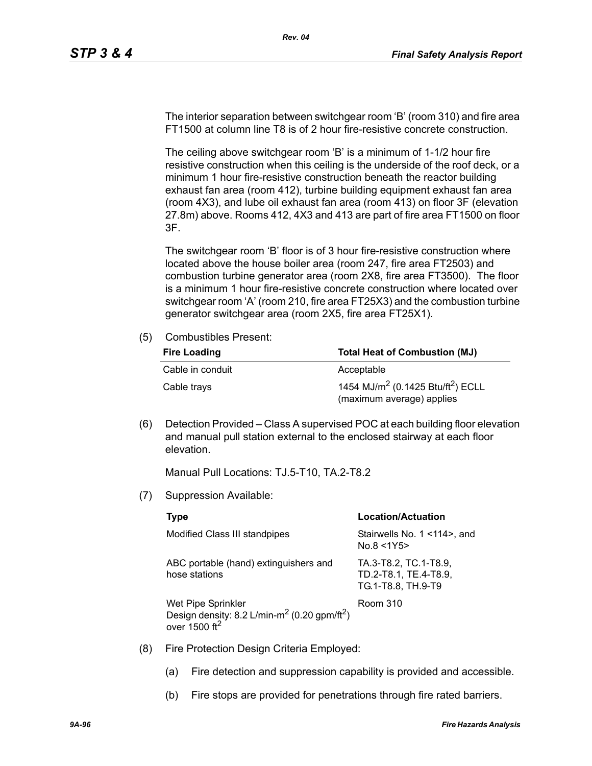The interior separation between switchgear room 'B' (room 310) and fire area FT1500 at column line T8 is of 2 hour fire-resistive concrete construction.

The ceiling above switchgear room 'B' is a minimum of 1-1/2 hour fire resistive construction when this ceiling is the underside of the roof deck, or a minimum 1 hour fire-resistive construction beneath the reactor building exhaust fan area (room 412), turbine building equipment exhaust fan area (room 4X3), and lube oil exhaust fan area (room 413) on floor 3F (elevation 27.8m) above. Rooms 412, 4X3 and 413 are part of fire area FT1500 on floor 3F.

The switchgear room 'B' floor is of 3 hour fire-resistive construction where located above the house boiler area (room 247, fire area FT2503) and combustion turbine generator area (room 2X8, fire area FT3500). The floor is a minimum 1 hour fire-resistive concrete construction where located over switchgear room 'A' (room 210, fire area FT25X3) and the combustion turbine generator switchgear area (room 2X5, fire area FT25X1).

(5) Combustibles Present:

| Fire Loading | Total Heat of Combustion (MJ) |
|---|---|
| Cable in conduit | Acceptable |
| Cable trays | 1454 $MJ/m^2$ (0.1425 $Btu/ft^2$) ECLL (maximum average) applies |

(6) Detection Provided – Class A supervised POC at each building floor elevation and manual pull station external to the enclosed stairway at each floor elevation.

Manual Pull Locations: TJ.5-T10, TA.2-T8.2

(7) Suppression Available:

| Type | Location/Actuation |
|---|---|
| Modified Class III standpipes | Stairwells No. 1 <114>, and No.8 <1Y5> |
| ABC portable (hand) extinguishers and hose stations | TA.3-T8.2, TC.1-T8.9, TD.2-T8.1, TE.4-T8.9, TG.1-T8.8, TH.9-T9 |
| Wet Pipe Sprinkler Design density: 8.2 $L/min\text{-}m^2$ (0.20 $gpm/ft^2$) over 1500 $ft^2$ | Room 310 |

(8) Fire Protection Design Criteria Employed:

(a) Fire detection and suppression capability is provided and accessible.

(b) Fire stops are provided for penetrations through fire rated barriers.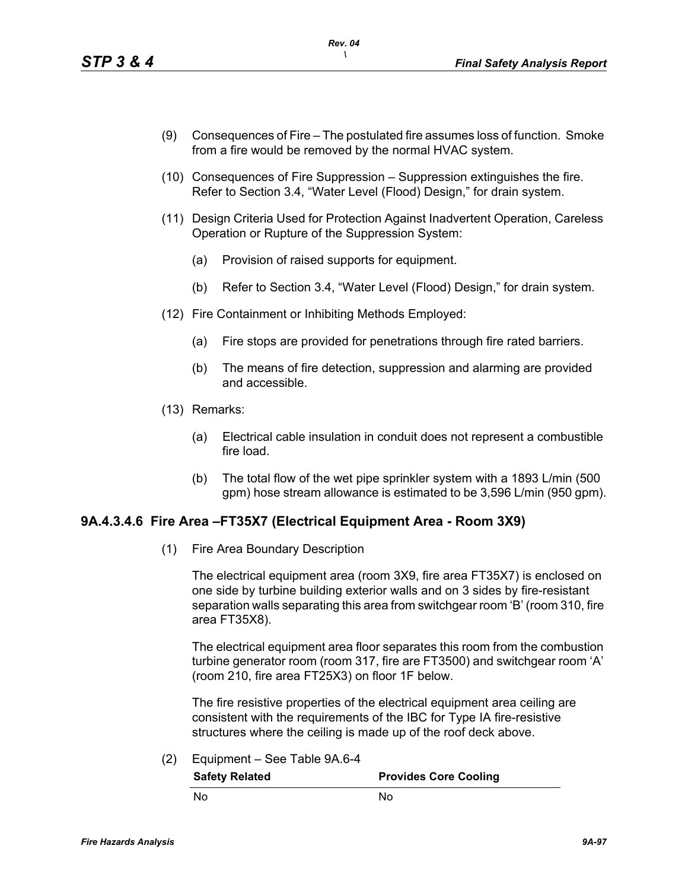(9) Consequences of Fire – The postulated fire assumes loss of function. Smoke from a fire would be removed by the normal HVAC system.

(10) Consequences of Fire Suppression – Suppression extinguishes the fire. Refer to Section 3.4, "Water Level (Flood) Design," for drain system.

(11) Design Criteria Used for Protection Against Inadvertent Operation, Careless Operation or Rupture of the Suppression System:

   (a) Provision of raised supports for equipment.

   (b) Refer to Section 3.4, "Water Level (Flood) Design," for drain system.

(12) Fire Containment or Inhibiting Methods Employed:

   (a) Fire stops are provided for penetrations through fire rated barriers.

   (b) The means of fire detection, suppression and alarming are provided and accessible.

(13) Remarks:

   (a) Electrical cable insulation in conduit does not represent a combustible fire load.

   (b) The total flow of the wet pipe sprinkler system with a 1893 L/min (500 gpm) hose stream allowance is estimated to be 3,596 L/min (950 gpm).

### 9A.4.3.4.6 Fire Area –FT35X7 (Electrical Equipment Area - Room 3X9)

(1) Fire Area Boundary Description

The electrical equipment area (room 3X9, fire area FT35X7) is enclosed on one side by turbine building exterior walls and on 3 sides by fire-resistant separation walls separating this area from switchgear room 'B' (room 310, fire area FT35X8).

The electrical equipment area floor separates this room from the combustion turbine generator room (room 317, fire are FT3500) and switchgear room 'A' (room 210, fire area FT25X3) on floor 1F below.

The fire resistive properties of the electrical equipment area ceiling are consistent with the requirements of the IBC for Type IA fire-resistive structures where the ceiling is made up of the roof deck above.

(2) Equipment – See Table 9A.6-4

| Safety Related | Provides Core Cooling |
|---|---|
| No | No |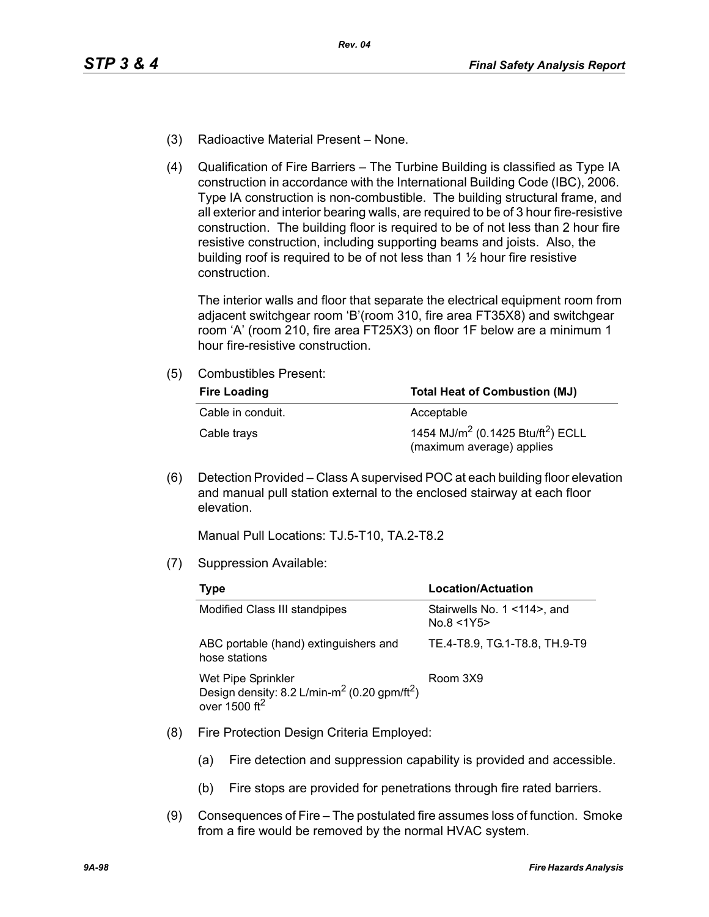(3) Radioactive Material Present – None.

(4) Qualification of Fire Barriers – The Turbine Building is classified as Type IA construction in accordance with the International Building Code (IBC), 2006. Type IA construction is non-combustible. The building structural frame, and all exterior and interior bearing walls, are required to be of 3 hour fire-resistive construction. The building floor is required to be of not less than 2 hour fire resistive construction, including supporting beams and joists. Also, the building roof is required to be of not less than 1 ½ hour fire resistive construction.

The interior walls and floor that separate the electrical equipment room from adjacent switchgear room 'B'(room 310, fire area FT35X8) and switchgear room 'A' (room 210, fire area FT25X3) on floor 1F below are a minimum 1 hour fire-resistive construction.

(5) Combustibles Present:

| Fire Loading | Total Heat of Combustion (MJ) |
|---|---|
| Cable in conduit. | Acceptable |
| Cable trays | 1454 $MJ/m^2$ (0.1425 $Btu/ft^2$) ECLL (maximum average) applies |

(6) Detection Provided – Class A supervised POC at each building floor elevation and manual pull station external to the enclosed stairway at each floor elevation.

Manual Pull Locations: TJ.5-T10, TA.2-T8.2

(7) Suppression Available:

| Type | Location/Actuation |
|---|---|
| Modified Class III standpipes | Stairwells No. 1 <114>, and No.8 <1Y5> |
| ABC portable (hand) extinguishers and hose stations | TE.4-T8.9, TG.1-T8.8, TH.9-T9 |
| Wet Pipe Sprinkler Design density: 8.2 L/min-$m^2$ (0.20 gpm/$ft^2$) over 1500 $ft^2$ | Room 3X9 |

(8) Fire Protection Design Criteria Employed:

(a) Fire detection and suppression capability is provided and accessible.

(b) Fire stops are provided for penetrations through fire rated barriers.

(9) Consequences of Fire – The postulated fire assumes loss of function. Smoke from a fire would be removed by the normal HVAC system.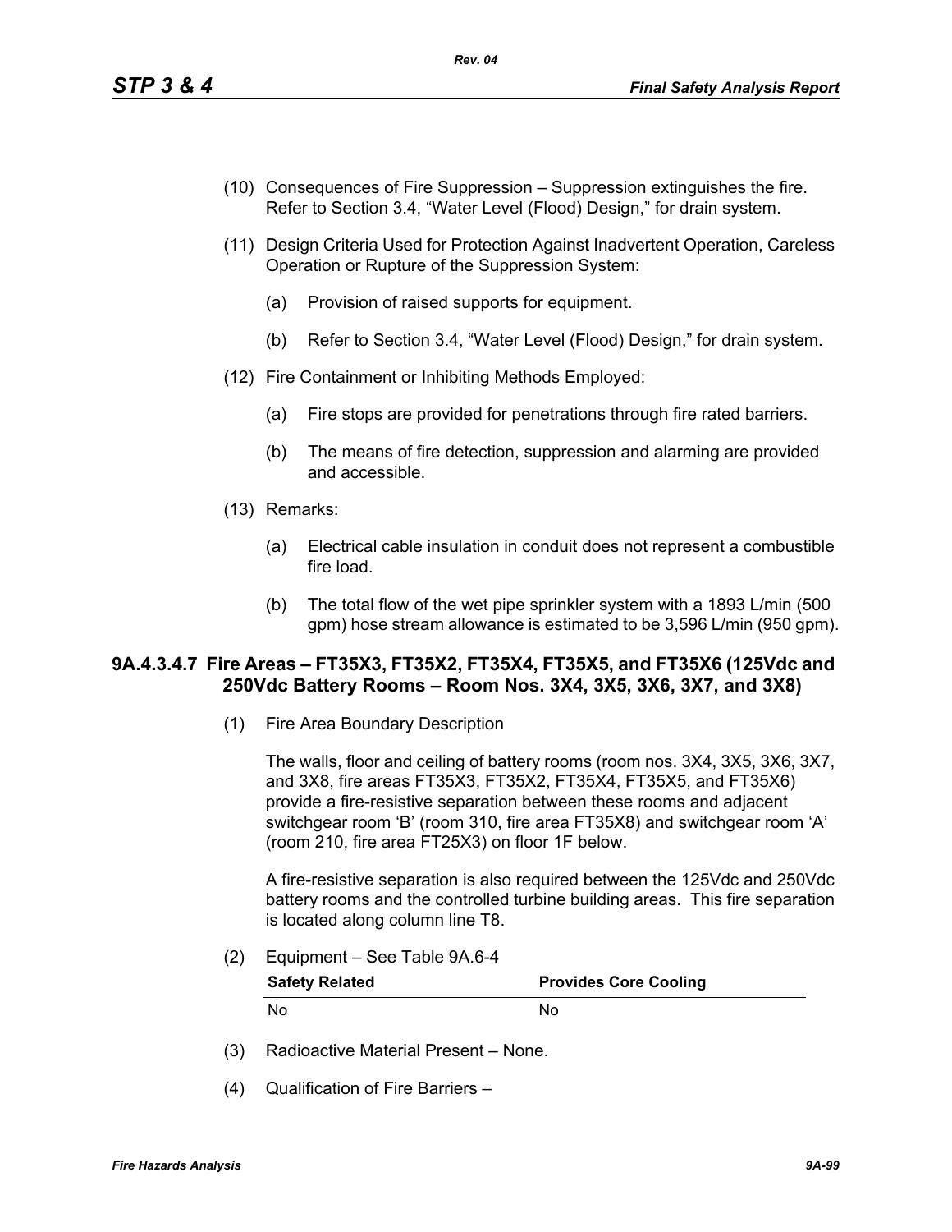(10) Consequences of Fire Suppression – Suppression extinguishes the fire. Refer to Section 3.4, "Water Level (Flood) Design," for drain system.

(11) Design Criteria Used for Protection Against Inadvertent Operation, Careless Operation or Rupture of the Suppression System:

  (a) Provision of raised supports for equipment.

  (b) Refer to Section 3.4, "Water Level (Flood) Design," for drain system.

(12) Fire Containment or Inhibiting Methods Employed:

  (a) Fire stops are provided for penetrations through fire rated barriers.

  (b) The means of fire detection, suppression and alarming are provided and accessible.

(13) Remarks:

  (a) Electrical cable insulation in conduit does not represent a combustible fire load.

  (b) The total flow of the wet pipe sprinkler system with a 1893 L/min (500 gpm) hose stream allowance is estimated to be 3,596 L/min (950 gpm).

### 9A.4.3.4.7 Fire Areas – FT35X3, FT35X2, FT35X4, FT35X5, and FT35X6 (125Vdc and 250Vdc Battery Rooms – Room Nos. 3X4, 3X5, 3X6, 3X7, and 3X8)

(1) Fire Area Boundary Description

The walls, floor and ceiling of battery rooms (room nos. 3X4, 3X5, 3X6, 3X7, and 3X8, fire areas FT35X3, FT35X2, FT35X4, FT35X5, and FT35X6) provide a fire-resistive separation between these rooms and adjacent switchgear room 'B' (room 310, fire area FT35X8) and switchgear room 'A' (room 210, fire area FT25X3) on floor 1F below.

A fire-resistive separation is also required between the 125Vdc and 250Vdc battery rooms and the controlled turbine building areas. This fire separation is located along column line T8.

(2) Equipment – See Table 9A.6-4

| Safety Related | Provides Core Cooling |
|---|---|
| No | No |

(3) Radioactive Material Present – None.

(4) Qualification of Fire Barriers –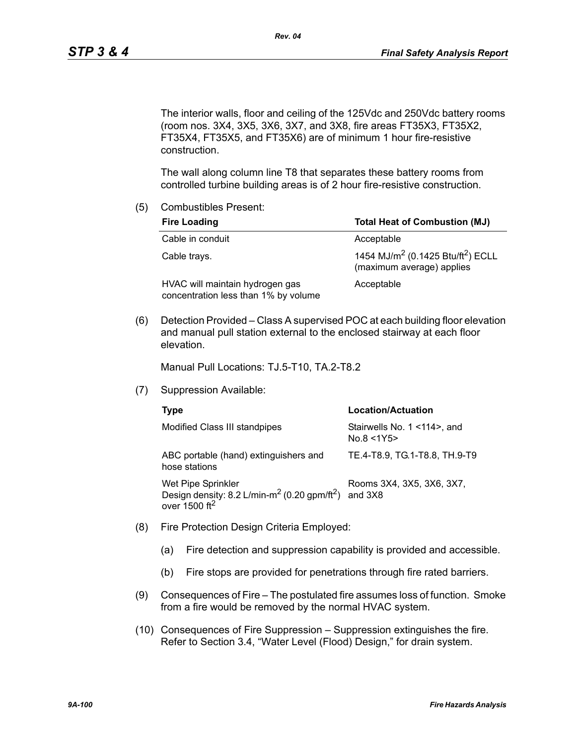The interior walls, floor and ceiling of the 125Vdc and 250Vdc battery rooms (room nos. 3X4, 3X5, 3X6, 3X7, and 3X8, fire areas FT35X3, FT35X2, FT35X4, FT35X5, and FT35X6) are of minimum 1 hour fire-resistive construction.

The wall along column line T8 that separates these battery rooms from controlled turbine building areas is of 2 hour fire-resistive construction.

(5) Combustibles Present:

| Fire Loading | Total Heat of Combustion (MJ) |
|---|---|
| Cable in conduit | Acceptable |
| Cable trays. | 1454 MJ/$m^2$ (0.1425 Btu/$ft^2$) ECLL (maximum average) applies |
| HVAC will maintain hydrogen gas concentration less than 1% by volume | Acceptable |

(6) Detection Provided – Class A supervised POC at each building floor elevation and manual pull station external to the enclosed stairway at each floor elevation.

Manual Pull Locations: TJ.5-T10, TA.2-T8.2

(7) Suppression Available:

| Type | Location/Actuation |
|---|---|
| Modified Class III standpipes | Stairwells No. 1 <114>, and No.8 <1Y5> |
| ABC portable (hand) extinguishers and hose stations | TE.4-T8.9, TG.1-T8.8, TH.9-T9 |
| Wet Pipe Sprinkler Design density: 8.2 L/min-$m^2$ (0.20 gpm/$ft^2$) over 1500 $ft^2$ | Rooms 3X4, 3X5, 3X6, 3X7, and 3X8 |

(8) Fire Protection Design Criteria Employed:

(a) Fire detection and suppression capability is provided and accessible.

(b) Fire stops are provided for penetrations through fire rated barriers.

(9) Consequences of Fire – The postulated fire assumes loss of function. Smoke from a fire would be removed by the normal HVAC system.

(10) Consequences of Fire Suppression – Suppression extinguishes the fire. Refer to Section 3.4, "Water Level (Flood) Design," for drain system.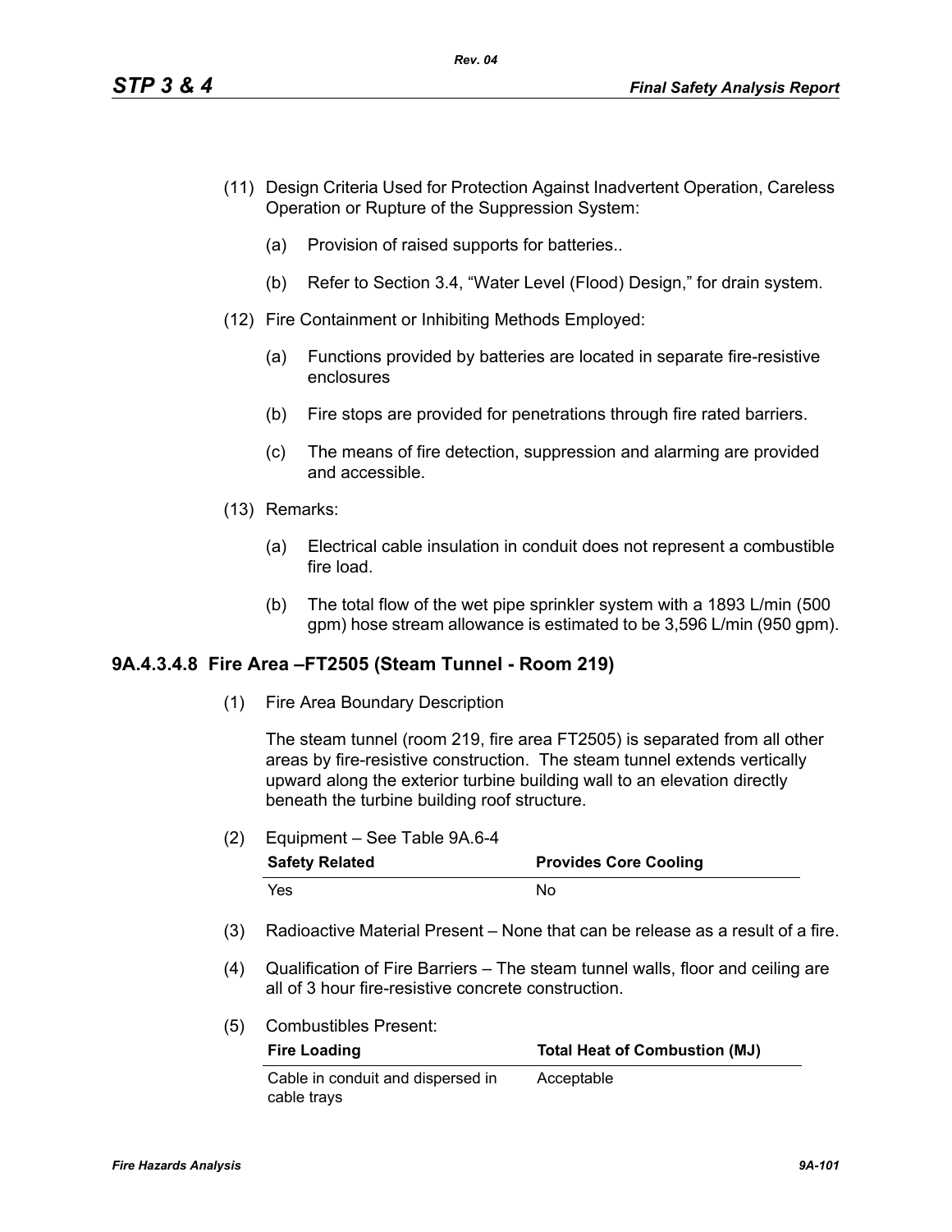(11) Design Criteria Used for Protection Against Inadvertent Operation, Careless Operation or Rupture of the Suppression System:

   (a) Provision of raised supports for batteries..

   (b) Refer to Section 3.4, “Water Level (Flood) Design,” for drain system.

(12) Fire Containment or Inhibiting Methods Employed:

   (a) Functions provided by batteries are located in separate fire-resistive enclosures

   (b) Fire stops are provided for penetrations through fire rated barriers.

   (c) The means of fire detection, suppression and alarming are provided and accessible.

(13) Remarks:

   (a) Electrical cable insulation in conduit does not represent a combustible fire load.

   (b) The total flow of the wet pipe sprinkler system with a 1893 L/min (500 gpm) hose stream allowance is estimated to be 3,596 L/min (950 gpm).

### 9A.4.3.4.8 Fire Area –FT2505 (Steam Tunnel - Room 219)

(1) Fire Area Boundary Description

   The steam tunnel (room 219, fire area FT2505) is separated from all other areas by fire-resistive construction. The steam tunnel extends vertically upward along the exterior turbine building wall to an elevation directly beneath the turbine building roof structure.

(2) Equipment – See Table 9A.6-4

| Safety Related | Provides Core Cooling |
|---|---|
| Yes | No |

(3) Radioactive Material Present – None that can be release as a result of a fire.

(4) Qualification of Fire Barriers – The steam tunnel walls, floor and ceiling are all of 3 hour fire-resistive concrete construction.

(5) Combustibles Present:

| Fire Loading | Total Heat of Combustion (MJ) |
|---|---|
| Cable in conduit and dispersed in cable trays | Acceptable |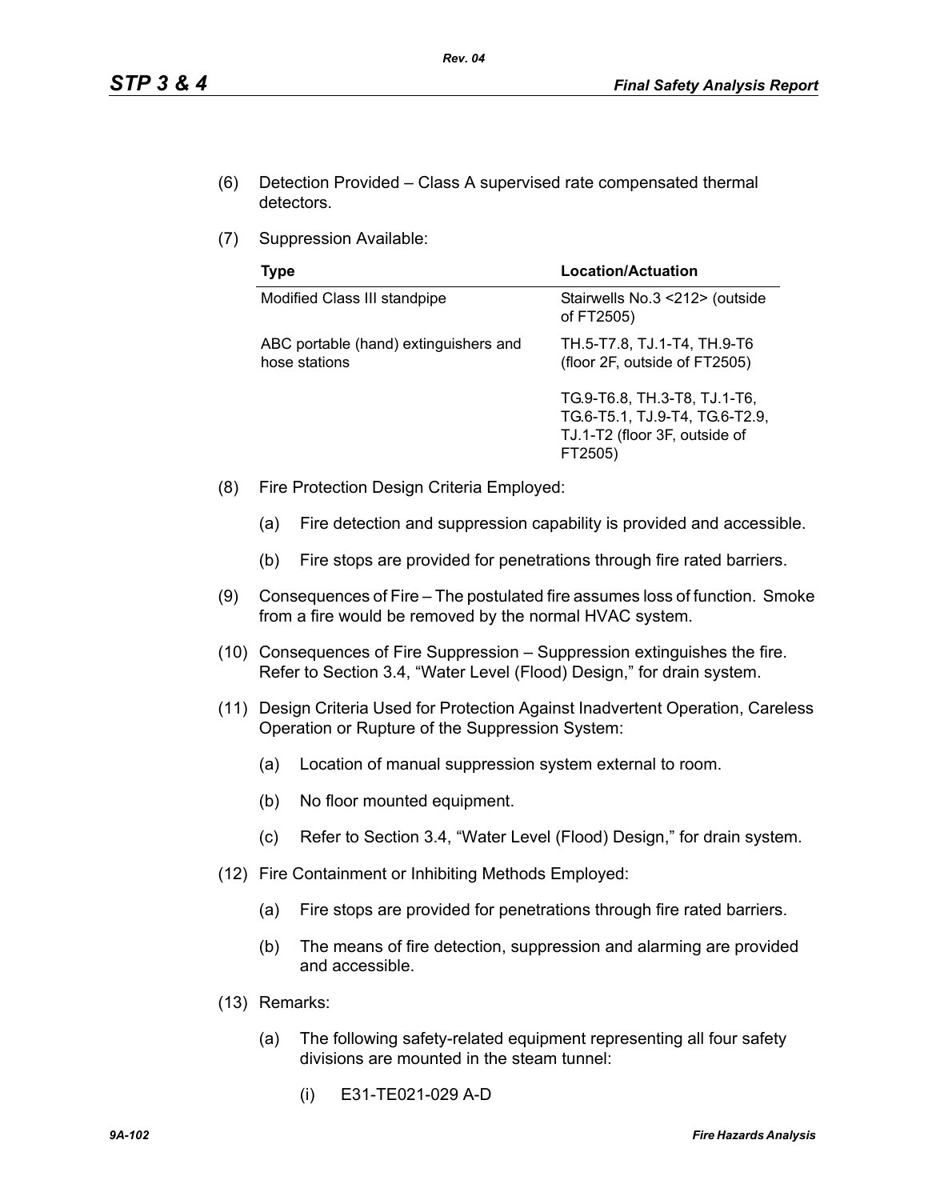(6) Detection Provided – Class A supervised rate compensated thermal detectors.

(7) Suppression Available:

| Type | Location/Actuation |
|---|---|
| Modified Class III standpipe | Stairwells No.3 <212> (outside of FT2505) |
| ABC portable (hand) extinguishers and hose stations | TH.5-T7.8, TJ.1-T4, TH.9-T6 (floor 2F, outside of FT2505) |
| | TG.9-T6.8, TH.3-T8, TJ.1-T6, TG.6-T5.1, TJ.9-T4, TG.6-T2.9, TJ.1-T2 (floor 3F, outside of FT2505) |

(8) Fire Protection Design Criteria Employed:

  (a) Fire detection and suppression capability is provided and accessible.

  (b) Fire stops are provided for penetrations through fire rated barriers.

(9) Consequences of Fire – The postulated fire assumes loss of function. Smoke from a fire would be removed by the normal HVAC system.

(10) Consequences of Fire Suppression – Suppression extinguishes the fire. Refer to Section 3.4, "Water Level (Flood) Design," for drain system.

(11) Design Criteria Used for Protection Against Inadvertent Operation, Careless Operation or Rupture of the Suppression System:

  (a) Location of manual suppression system external to room.

  (b) No floor mounted equipment.

  (c) Refer to Section 3.4, "Water Level (Flood) Design," for drain system.

(12) Fire Containment or Inhibiting Methods Employed:

  (a) Fire stops are provided for penetrations through fire rated barriers.

  (b) The means of fire detection, suppression and alarming are provided and accessible.

(13) Remarks:

  (a) The following safety-related equipment representing all four safety divisions are mounted in the steam tunnel:

    (i) E31-TE021-029 A-D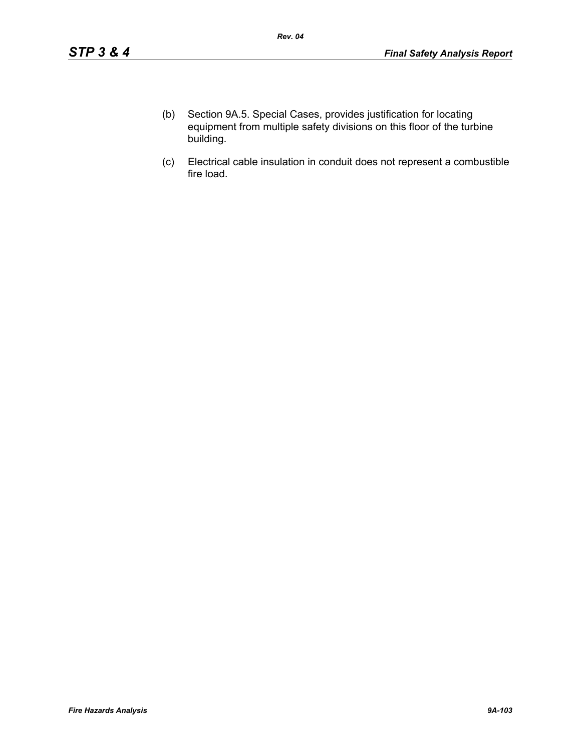(b) Section 9A.5. Special Cases, provides justification for locating equipment from multiple safety divisions on this floor of the turbine building.

(c) Electrical cable insulation in conduit does not represent a combustible fire load.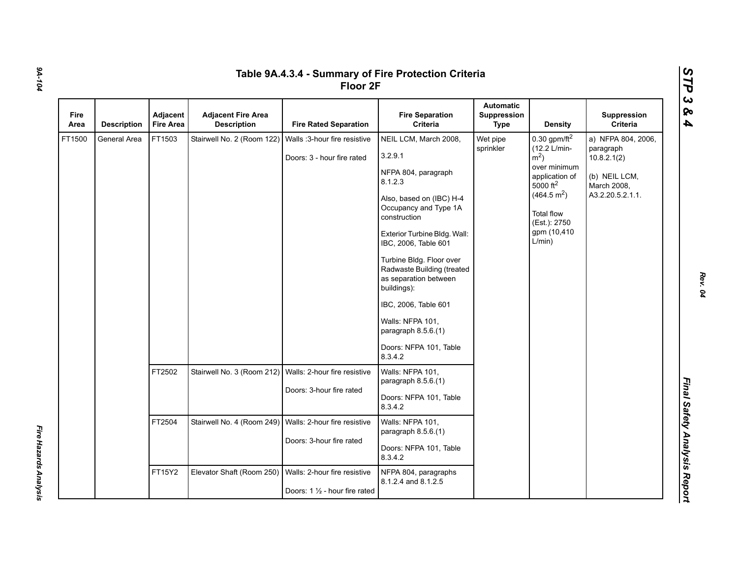# Table 9A.4.3.4 - Summary of Fire Protection Criteria Floor 2F

| Fire Area | Description | Adjacent Fire Area | Adjacent Fire Area Description | Fire Rated Separation | Fire Separation Criteria | Automatic Suppression Type | Density | Suppression Criteria |
|---|---|---|---|---|---|---|---|---|
| FT1500 | General Area | FT1503 | Stairwell No. 2 (Room 122) | Walls :3-hour fire resistive<br><br>Doors: 3 - hour fire rated | NEIL LCM, March 2008, 3.2.9.1<br><br>NFPA 804, paragraph 8.1.2.3<br><br>Also, based on (IBC) H-4 Occupancy and Type 1A construction<br><br>Exterior Turbine Bldg. Wall: IBC, 2006, Table 601<br><br>Turbine Bldg. Floor over Radwaste Building (treated as separation between buildings):<br><br>IBC, 2006, Table 601<br><br>Walls: NFPA 101, paragraph 8.5.6.(1)<br><br>Doors: NFPA 101, Table 8.3.4.2 | Wet pipe sprinkler | 0.30 gpm/ft$^2$ (12.2 L/min-m$^2$) over minimum application of 5000 ft$^2$ (464.5 m$^2$)<br><br>Total flow (Est.): 2750 gpm (10,410 L/min) | a) NFPA 804, 2006, paragraph 10.8.2.1(2)<br><br>(b) NEIL LCM, March 2008, A3.2.20.5.2.1.1. |
| | | FT2502 | Stairwell No. 3 (Room 212) | Walls: 2-hour fire resistive<br><br>Doors: 3-hour fire rated | Walls: NFPA 101, paragraph 8.5.6.(1)<br><br>Doors: NFPA 101, Table 8.3.4.2 | | | |
| | | FT2504 | Stairwell No. 4 (Room 249) | Walls: 2-hour fire resistive<br><br>Doors: 3-hour fire rated | Walls: NFPA 101, paragraph 8.5.6.(1)<br><br>Doors: NFPA 101, Table 8.3.4.2 | | | |
| | | FT15Y2 | Elevator Shaft (Room 250) | Walls: 2-hour fire resistive<br><br>Doors: 1 ½ - hour fire rated | NFPA 804, paragraphs 8.1.2.4 and 8.1.2.5 | | | |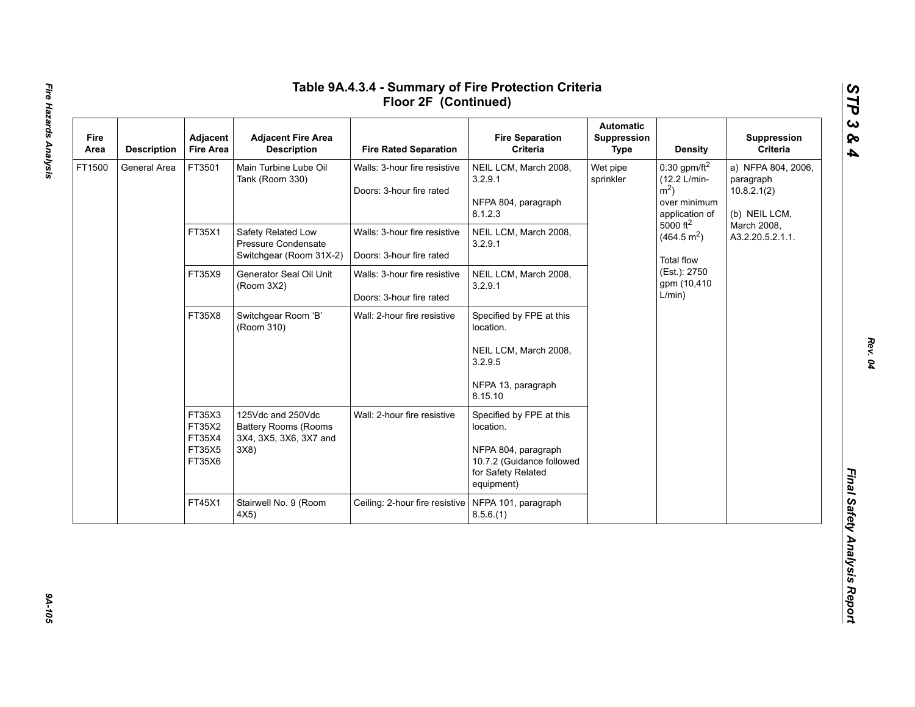# Table 9A.4.3.4 - Summary of Fire Protection Criteria Floor 2F (Continued)

| Fire Area | Description | Adjacent Fire Area | Adjacent Fire Area Description | Fire Rated Separation | Fire Separation Criteria | Automatic Suppression Type | Density | Suppression Criteria |
|---|---|---|---|---|---|---|---|---|
| FT1500 | General Area | FT3501 | Main Turbine Lube Oil Tank (Room 330) | Walls: 3-hour fire resistive<br><br>Doors: 3-hour fire rated | NEIL LCM, March 2008, 3.2.9.1<br><br>NFPA 804, paragraph 8.1.2.3 | Wet pipe sprinkler | 0.30 gpm/ft$^2$ (12.2 L/min-m$^2$) over minimum application of 5000 ft$^2$ (464.5 m$^2$)<br><br>Total flow (Est.): 2750 gpm (10,410 L/min) | a) NFPA 804, 2006, paragraph 10.8.2.1(2)<br><br>(b) NEIL LCM, March 2008, A3.2.20.5.2.1.1. |
| | | FT35X1 | Safety Related Low Pressure Condensate Switchgear (Room 31X-2) | Walls: 3-hour fire resistive<br><br>Doors: 3-hour fire rated | NEIL LCM, March 2008, 3.2.9.1 | | | |
| | | FT35X9 | Generator Seal Oil Unit (Room 3X2) | Walls: 3-hour fire resistive<br><br>Doors: 3-hour fire rated | NEIL LCM, March 2008, 3.2.9.1 | | | |
| | | FT35X8 | Switchgear Room 'B' (Room 310) | Wall: 2-hour fire resistive | Specified by FPE at this location.<br><br>NEIL LCM, March 2008, 3.2.9.5<br><br>NFPA 13, paragraph 8.15.10 | | | |
| | | FT35X3<br>FT35X2<br>FT35X4<br>FT35X5<br>FT35X6 | 125Vdc and 250Vdc Battery Rooms (Rooms 3X4, 3X5, 3X6, 3X7 and 3X8) | Wall: 2-hour fire resistive | Specified by FPE at this location.<br><br>NFPA 804, paragraph 10.7.2 (Guidance followed for Safety Related equipment) | | | |
| | | FT45X1 | Stairwell No. 9 (Room 4X5) | Ceiling: 2-hour fire resistive | NFPA 101, paragraph 8.5.6.(1) | | | |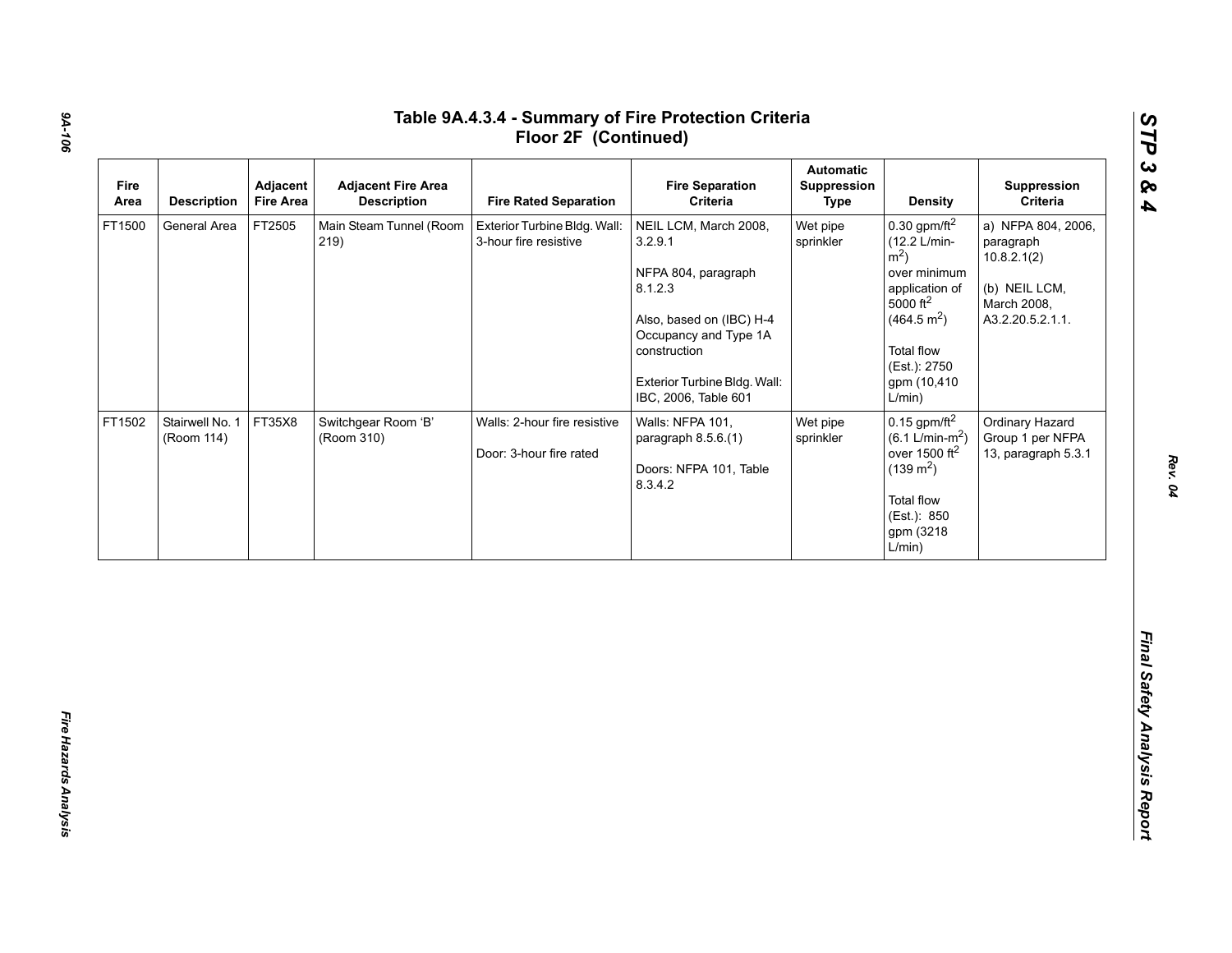# Table 9A.4.3.4 - Summary of Fire Protection Criteria Floor 2F (Continued)

| Fire Area | Description | Adjacent Fire Area | Adjacent Fire Area Description | Fire Rated Separation | Fire Separation Criteria | Automatic Suppression Type | Density | Suppression Criteria |
|---|---|---|---|---|---|---|---|---|
| FT1500 | General Area | FT2505 | Main Steam Tunnel (Room 219) | Exterior Turbine Bldg. Wall: 3-hour fire resistive | NEIL LCM, March 2008, 3.2.9.1<br><br>NFPA 804, paragraph 8.1.2.3<br><br>Also, based on (IBC) H-4 Occupancy and Type 1A construction<br><br>Exterior Turbine Bldg. Wall: IBC, 2006, Table 601 | Wet pipe sprinkler | 0.30 gpm/ft$^2$ (12.2 L/min-m$^2$) over minimum application of 5000 ft$^2$ (464.5 m$^2$)<br><br>Total flow (Est.): 2750 gpm (10,410 L/min) | a) NFPA 804, 2006, paragraph 10.8.2.1(2)<br><br>(b) NEIL LCM, March 2008, A3.2.20.5.2.1.1. |
| FT1502 | Stairwell No. 1 (Room 114) | FT35X8 | Switchgear Room 'B' (Room 310) | Walls: 2-hour fire resistive<br><br>Door: 3-hour fire rated | Walls: NFPA 101, paragraph 8.5.6.(1)<br><br>Doors: NFPA 101, Table 8.3.4.2 | Wet pipe sprinkler | 0.15 gpm/ft$^2$ (6.1 L/min-m$^2$) over 1500 ft$^2$ (139 m$^2$)<br><br>Total flow (Est.): 850 gpm (3218 L/min) | Ordinary Hazard Group 1 per NFPA 13, paragraph 5.3.1 |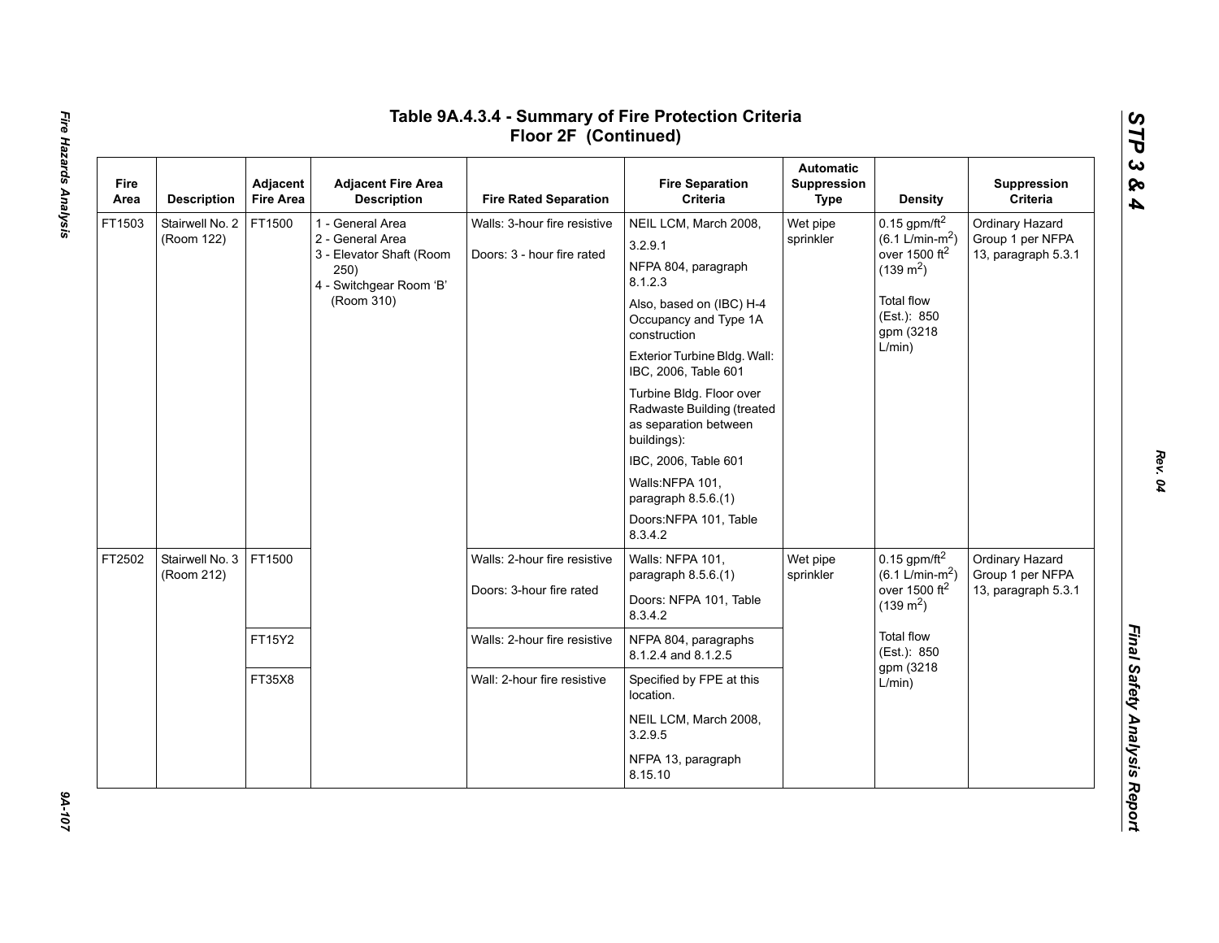# Table 9A.4.3.4 - Summary of Fire Protection Criteria Floor 2F (Continued)

| Fire Area | Description | Adjacent Fire Area | Adjacent Fire Area Description | Fire Rated Separation | Fire Separation Criteria | Automatic Suppression Type | Density | Suppression Criteria |
|---|---|---|---|---|---|---|---|---|
| FT1503 | Stairwell No. 2 (Room 122) | FT1500 | 1 - General Area<br>2 - General Area<br>3 - Elevator Shaft (Room 250)<br>4 - Switchgear Room 'B' (Room 310) | Walls: 3-hour fire resistive<br>Doors: 3 - hour fire rated | NEIL LCM, March 2008, 3.2.9.1<br>NFPA 804, paragraph 8.1.2.3<br>Also, based on (IBC) H-4 Occupancy and Type 1A construction<br>Exterior Turbine Bldg. Wall: IBC, 2006, Table 601<br>Turbine Bldg. Floor over Radwaste Building (treated as separation between buildings):<br>IBC, 2006, Table 601<br>Walls:NFPA 101, paragraph 8.5.6.(1)<br>Doors:NFPA 101, Table 8.3.4.2 | Wet pipe sprinkler | 0.15 gpm/ft$^2$ (6.1 L/min-m$^2$) over 1500 ft$^2$ (139 m$^2$)<br>Total flow (Est.): 850 gpm (3218 L/min) | Ordinary Hazard Group 1 per NFPA 13, paragraph 5.3.1 |
| FT2502 | Stairwell No. 3 (Room 212) | FT1500 | | Walls: 2-hour fire resistive<br>Doors: 3-hour fire rated | Walls: NFPA 101, paragraph 8.5.6.(1)<br>Doors: NFPA 101, Table 8.3.4.2 | Wet pipe sprinkler | 0.15 gpm/ft$^2$ (6.1 L/min-m$^2$) over 1500 ft$^2$ (139 m$^2$)<br>Total flow (Est.): 850 gpm (3218 L/min) | Ordinary Hazard Group 1 per NFPA 13, paragraph 5.3.1 |
| | | FT15Y2 | | Walls: 2-hour fire resistive | NFPA 804, paragraphs 8.1.2.4 and 8.1.2.5 | | | |
| | | FT35X8 | | Wall: 2-hour fire resistive | Specified by FPE at this location.<br>NEIL LCM, March 2008, 3.2.9.5<br>NFPA 13, paragraph 8.15.10 | | | |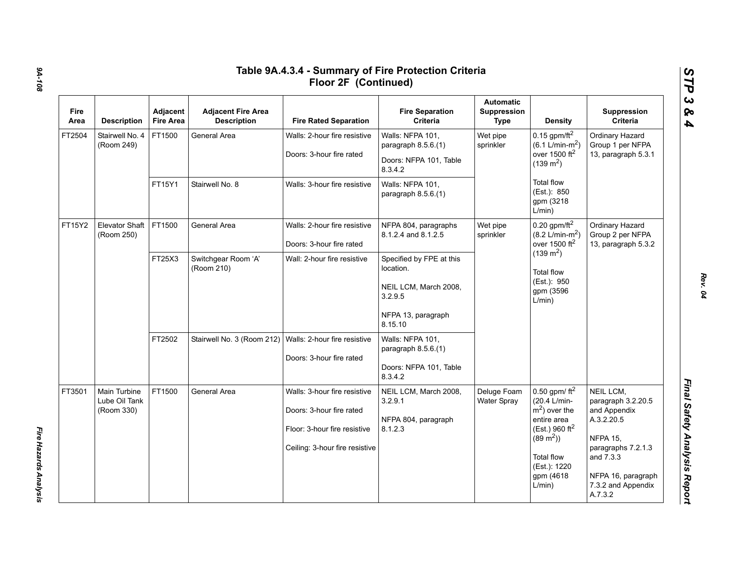# Table 9A.4.3.4 - Summary of Fire Protection Criteria Floor 2F (Continued)

| Fire Area | Description | Adjacent Fire Area | Adjacent Fire Area Description | Fire Rated Separation | Fire Separation Criteria | Automatic Suppression Type | Density | Suppression Criteria |
|---|---|---|---|---|---|---|---|---|
| FT2504 | Stairwell No. 4 (Room 249) | FT1500 | General Area | Walls: 2-hour fire resistive<br>Doors: 3-hour fire rated | Walls: NFPA 101, paragraph 8.5.6.(1)<br>Doors: NFPA 101, Table 8.3.4.2 | Wet pipe sprinkler | 0.15 gpm/ft$^2$ (6.1 L/min-m$^2$) over 1500 ft$^2$ (139 m$^2$)<br>Total flow (Est.): 850 gpm (3218 L/min) | Ordinary Hazard Group 1 per NFPA 13, paragraph 5.3.1 |
| | | FT15Y1 | Stairwell No. 8 | Walls: 3-hour fire resistive | Walls: NFPA 101, paragraph 8.5.6.(1) | | | |
| FT15Y2 | Elevator Shaft (Room 250) | FT1500 | General Area | Walls: 2-hour fire resistive<br>Doors: 3-hour fire rated | NFPA 804, paragraphs 8.1.2.4 and 8.1.2.5 | Wet pipe sprinkler | 0.20 gpm/ft$^2$ (8.2 L/min-m$^2$) over 1500 ft$^2$ (139 m$^2$)<br>Total flow (Est.): 950 gpm (3596 L/min) | Ordinary Hazard Group 2 per NFPA 13, paragraph 5.3.2 |
| | | FT25X3 | Switchgear Room 'A' (Room 210) | Wall: 2-hour fire resistive | Specified by FPE at this location.<br>NEIL LCM, March 2008, 3.2.9.5<br>NFPA 13, paragraph 8.15.10 | | | |
| | | FT2502 | Stairwell No. 3 (Room 212) | Walls: 2-hour fire resistive<br>Doors: 3-hour fire rated | Walls: NFPA 101, paragraph 8.5.6.(1)<br>Doors: NFPA 101, Table 8.3.4.2 | | | |
| FT3501 | Main Turbine Lube Oil Tank (Room 330) | FT1500 | General Area | Walls: 3-hour fire resistive<br>Doors: 3-hour fire rated<br>Floor: 3-hour fire resistive<br>Ceiling: 3-hour fire resistive | NEIL LCM, March 2008, 3.2.9.1<br>NFPA 804, paragraph 8.1.2.3 | Deluge Foam Water Spray | 0.50 gpm/ ft$^2$ (20.4 L/min-m$^2$) over the entire area (Est.) 960 ft$^2$ (89 m$^2$))<br>Total flow (Est.): 1220 gpm (4618 L/min) | NEIL LCM, paragraph 3.2.20.5 and Appendix A.3.2.20.5<br>NFPA 15, paragraphs 7.2.1.3 and 7.3.3<br>NFPA 16, paragraph 7.3.2 and Appendix A.7.3.2 |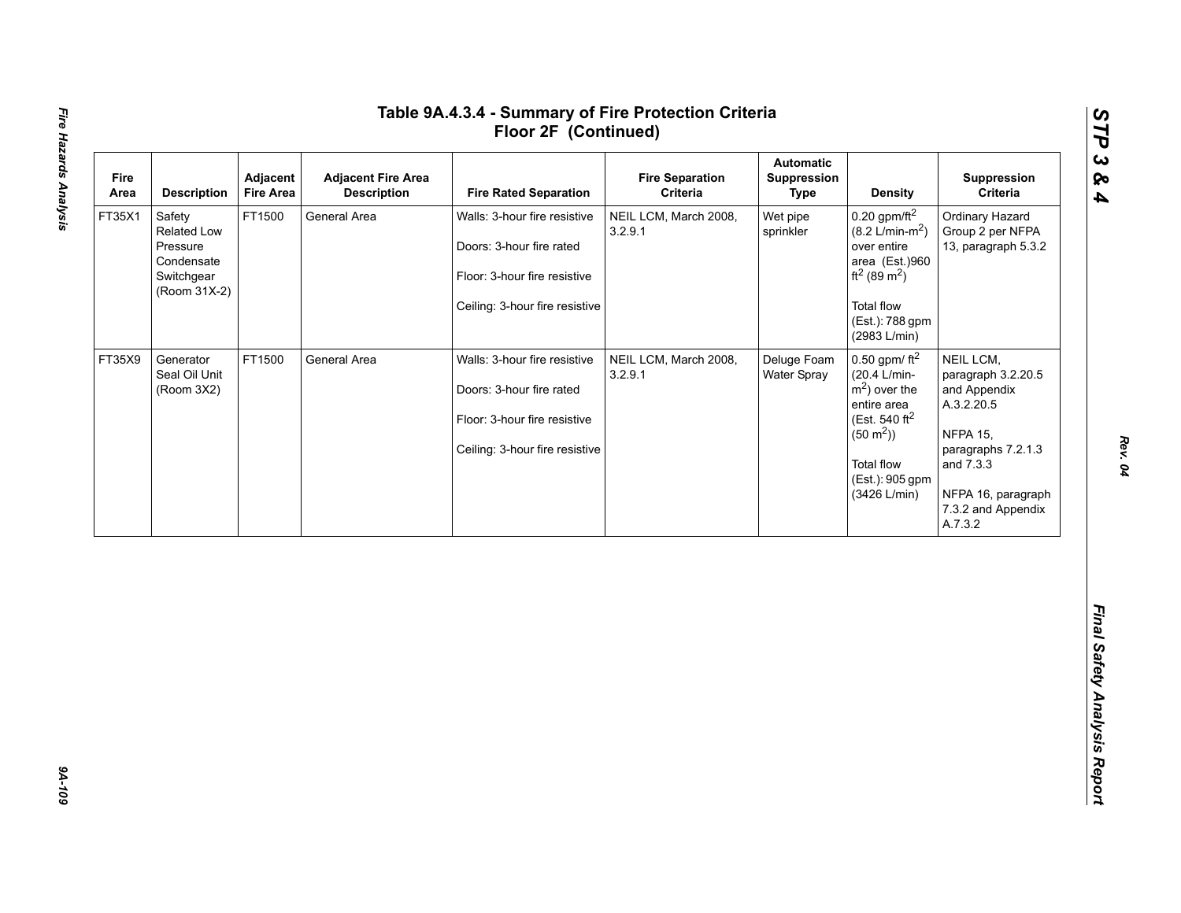# Table 9A.4.3.4 - Summary of Fire Protection Criteria Floor 2F (Continued)

| Fire Area | Description | Adjacent Fire Area | Adjacent Fire Area Description | Fire Rated Separation | Fire Separation Criteria | Automatic Suppression Type | Density | Suppression Criteria |
|---|---|---|---|---|---|---|---|---|
| FT35X1 | Safety Related Low Pressure Condensate Switchgear (Room 31X-2) | FT1500 | General Area | Walls: 3-hour fire resistive<br><br>Doors: 3-hour fire rated<br><br>Floor: 3-hour fire resistive<br><br>Ceiling: 3-hour fire resistive | NEIL LCM, March 2008, 3.2.9.1 | Wet pipe sprinkler | 0.20 gpm/$ft^2$ (8.2 L/min-$m^2$) over entire area (Est.)960 $ft^2$ (89 $m^2$)<br><br>Total flow (Est.): 788 gpm (2983 L/min) | Ordinary Hazard Group 2 per NFPA 13, paragraph 5.3.2 |
| FT35X9 | Generator Seal Oil Unit (Room 3X2) | FT1500 | General Area | Walls: 3-hour fire resistive<br><br>Doors: 3-hour fire rated<br><br>Floor: 3-hour fire resistive<br><br>Ceiling: 3-hour fire resistive | NEIL LCM, March 2008, 3.2.9.1 | Deluge Foam Water Spray | 0.50 gpm/ $ft^2$ (20.4 L/min-$m^2$) over the entire area (Est. 540 $ft^2$ (50 $m^2$))<br><br>Total flow (Est.): 905 gpm (3426 L/min) | NEIL LCM, paragraph 3.2.20.5 and Appendix A.3.2.20.5<br><br>NFPA 15, paragraphs 7.2.1.3 and 7.3.3<br><br>NFPA 16, paragraph 7.3.2 and Appendix A.7.3.2 |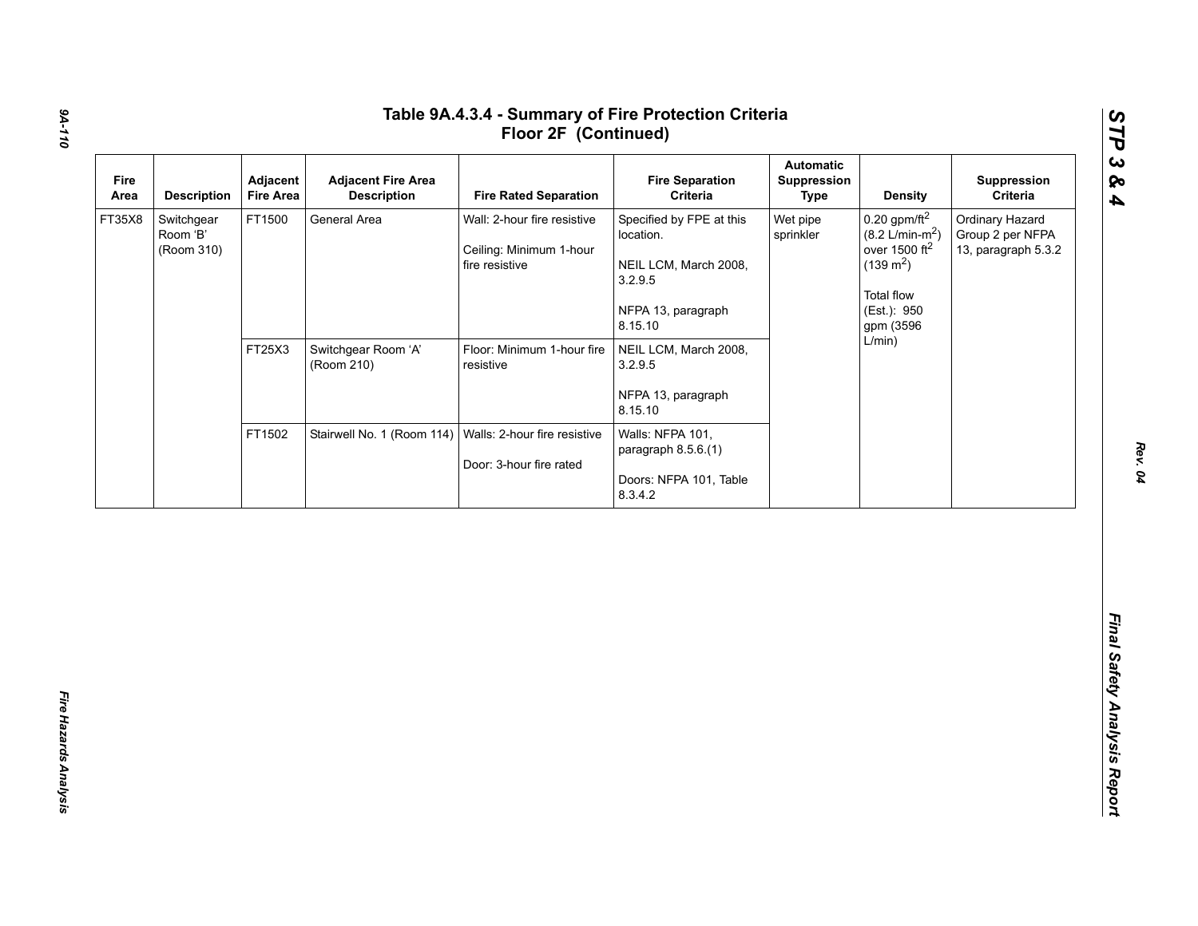# Table 9A.4.3.4 - Summary of Fire Protection Criteria Floor 2F (Continued)

| Fire Area | Description | Adjacent Fire Area | Adjacent Fire Area Description | Fire Rated Separation | Fire Separation Criteria | Automatic Suppression Type | Density | Suppression Criteria |
|---|---|---|---|---|---|---|---|---|
| FT35X8 | Switchgear Room 'B' (Room 310) | FT1500 | General Area | Wall: 2-hour fire resistive<br><br>Ceiling: Minimum 1-hour fire resistive | Specified by FPE at this location.<br><br>NEIL LCM, March 2008, 3.2.9.5<br><br>NFPA 13, paragraph 8.15.10 | Wet pipe sprinkler | 0.20 gpm/ft$^2$ (8.2 L/min-m$^2$) over 1500 ft$^2$ (139 m$^2$)<br><br>Total flow (Est.): 950 gpm (3596 L/min) | Ordinary Hazard Group 2 per NFPA 13, paragraph 5.3.2 |
| | | FT25X3 | Switchgear Room 'A' (Room 210) | Floor: Minimum 1-hour fire resistive | NEIL LCM, March 2008, 3.2.9.5<br><br>NFPA 13, paragraph 8.15.10 | | | |
| | | FT1502 | Stairwell No. 1 (Room 114) | Walls: 2-hour fire resistive<br><br>Door: 3-hour fire rated | Walls: NFPA 101, paragraph 8.5.6.(1)<br><br>Doors: NFPA 101, Table 8.3.4.2 | | | |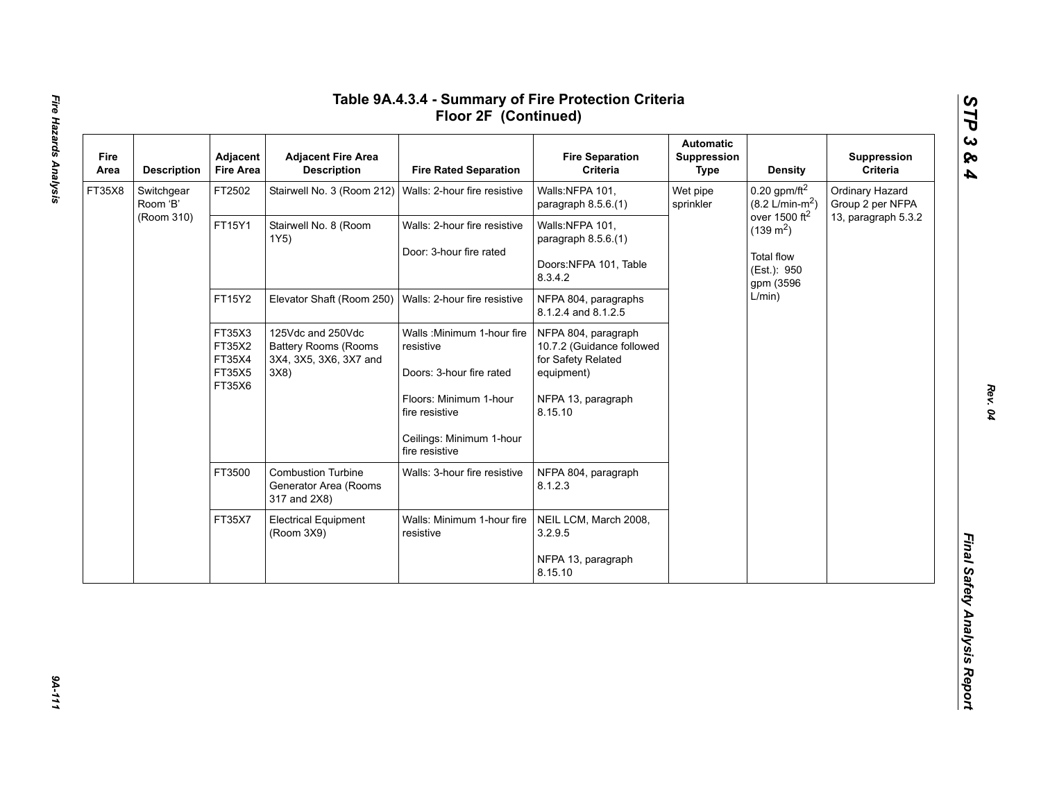# Table 9A.4.3.4 - Summary of Fire Protection Criteria Floor 2F (Continued)

| Fire Area | Description | Adjacent Fire Area | Adjacent Fire Area Description | Fire Rated Separation | Fire Separation Criteria | Automatic Suppression Type | Density | Suppression Criteria |
|---|---|---|---|---|---|---|---|---|
| FT35X8 | Switchgear Room 'B' (Room 310) | FT2502 | Stairwell No. 3 (Room 212) | Walls: 2-hour fire resistive | Walls:NFPA 101, paragraph 8.5.6.(1) | Wet pipe sprinkler | 0.20 gpm/ft$^2$ (8.2 L/min-m$^2$) over 1500 ft$^2$ (139 m$^2$)<br><br>Total flow (Est.): 950 gpm (3596 L/min) | Ordinary Hazard Group 2 per NFPA 13, paragraph 5.3.2 |
| | | FT15Y1 | Stairwell No. 8 (Room 1Y5) | Walls: 2-hour fire resistive<br><br>Door: 3-hour fire rated | Walls:NFPA 101, paragraph 8.5.6.(1)<br><br>Doors:NFPA 101, Table 8.3.4.2 | | | |
| | | FT15Y2 | Elevator Shaft (Room 250) | Walls: 2-hour fire resistive | NFPA 804, paragraphs 8.1.2.4 and 8.1.2.5 | | | |
| | | FT35X3<br>FT35X2<br>FT35X4<br>FT35X5<br>FT35X6 | 125Vdc and 250Vdc Battery Rooms (Rooms 3X4, 3X5, 3X6, 3X7 and 3X8) | Walls :Minimum 1-hour fire resistive<br><br>Doors: 3-hour fire rated<br><br>Floors: Minimum 1-hour fire resistive<br><br>Ceilings: Minimum 1-hour fire resistive | NFPA 804, paragraph 10.7.2 (Guidance followed for Safety Related equipment)<br><br>NFPA 13, paragraph 8.15.10 | | | |
| | | FT3500 | Combustion Turbine Generator Area (Rooms 317 and 2X8) | Walls: 3-hour fire resistive | NFPA 804, paragraph 8.1.2.3 | | | |
| | | FT35X7 | Electrical Equipment (Room 3X9) | Walls: Minimum 1-hour fire resistive | NEIL LCM, March 2008, 3.2.9.5<br><br>NFPA 13, paragraph 8.15.10 | | | |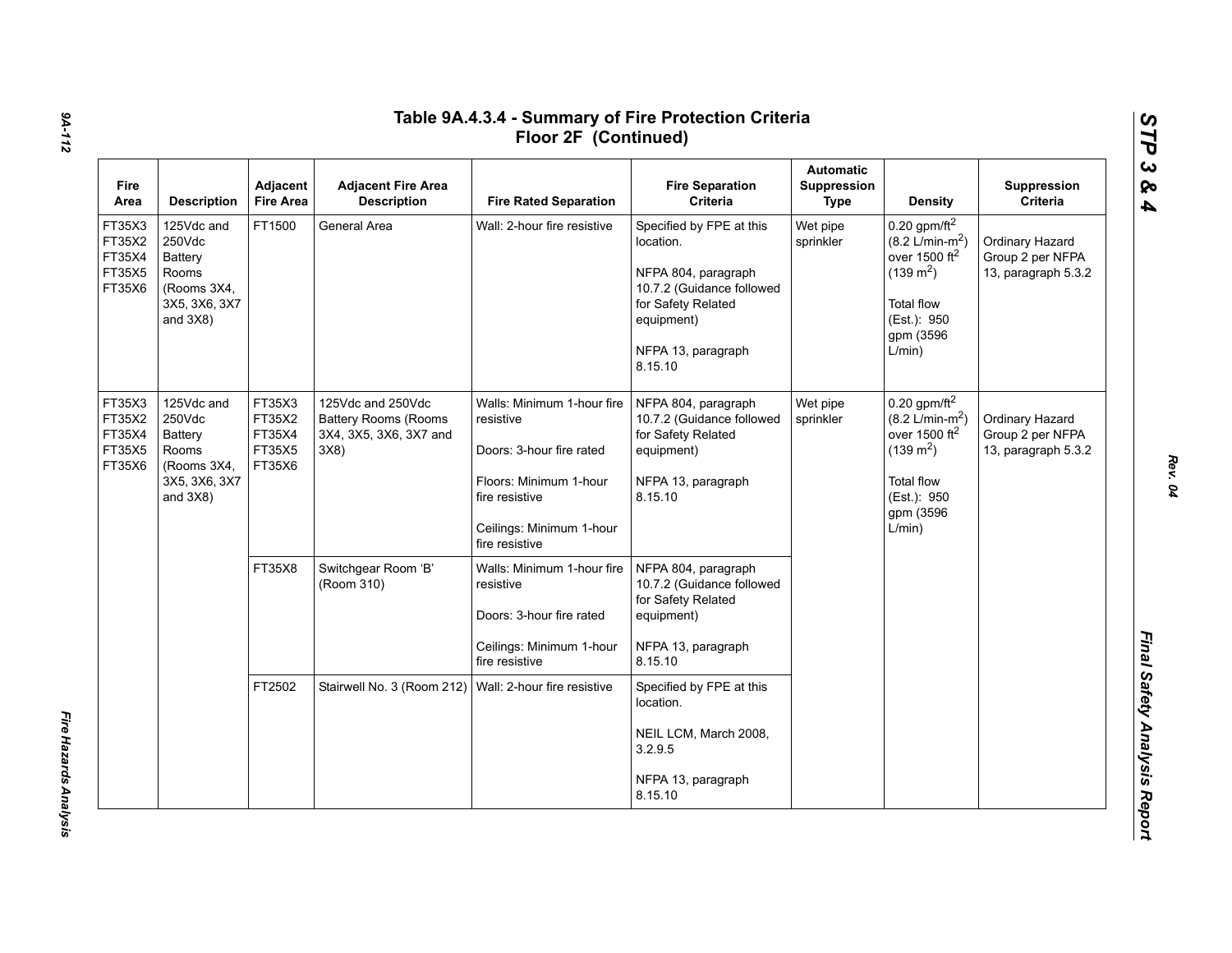# Table 9A.4.3.4 - Summary of Fire Protection Criteria Floor 2F (Continued)

| Fire Area | Description | Adjacent Fire Area | Adjacent Fire Area Description | Fire Rated Separation | Fire Separation Criteria | Automatic Suppression Type | Density | Suppression Criteria |
|---|---|---|---|---|---|---|---|---|
| FT35X3 FT35X2 FT35X4 FT35X5 FT35X6 | 125Vdc and 250Vdc Battery Rooms (Rooms 3X4, 3X5, 3X6, 3X7 and 3X8) | FT1500 | General Area | Wall: 2-hour fire resistive | Specified by FPE at this location. NFPA 804, paragraph 10.7.2 (Guidance followed for Safety Related equipment) NFPA 13, paragraph 8.15.10 | Wet pipe sprinkler | 0.20 gpm/ft$^2$ (8.2 L/min-m$^2$) over 1500 ft$^2$ (139 m$^2$) Total flow (Est.): 950 gpm (3596 L/min) | Ordinary Hazard Group 2 per NFPA 13, paragraph 5.3.2 |
| FT35X3 FT35X2 FT35X4 FT35X5 FT35X6 | 125Vdc and 250Vdc Battery Rooms (Rooms 3X4, 3X5, 3X6, 3X7 and 3X8) | FT35X3 FT35X2 FT35X4 FT35X5 FT35X6 | 125Vdc and 250Vdc Battery Rooms (Rooms 3X4, 3X5, 3X6, 3X7 and 3X8) | Walls: Minimum 1-hour fire resistive Doors: 3-hour fire rated Floors: Minimum 1-hour fire resistive Ceilings: Minimum 1-hour fire resistive | NFPA 804, paragraph 10.7.2 (Guidance followed for Safety Related equipment) NFPA 13, paragraph 8.15.10 | Wet pipe sprinkler | 0.20 gpm/ft$^2$ (8.2 L/min-m$^2$) over 1500 ft$^2$ (139 m$^2$) Total flow (Est.): 950 gpm (3596 L/min) | Ordinary Hazard Group 2 per NFPA 13, paragraph 5.3.2 |
| | | FT35X8 | Switchgear Room 'B' (Room 310) | Walls: Minimum 1-hour fire resistive Doors: 3-hour fire rated Ceilings: Minimum 1-hour fire resistive | NFPA 804, paragraph 10.7.2 (Guidance followed for Safety Related equipment) NFPA 13, paragraph 8.15.10 | | | |
| | | FT2502 | Stairwell No. 3 (Room 212) | Wall: 2-hour fire resistive | Specified by FPE at this location. NEIL LCM, March 2008, 3.2.9.5 NFPA 13, paragraph 8.15.10 | | | |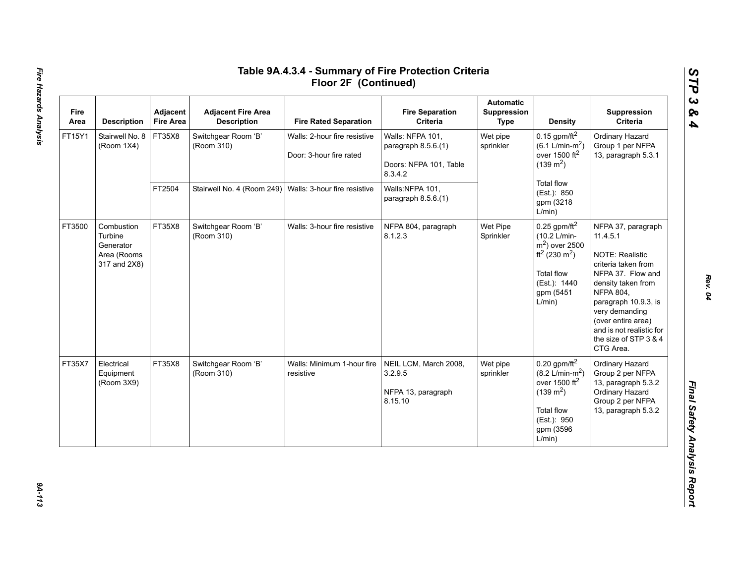# Table 9A.4.3.4 - Summary of Fire Protection Criteria Floor 2F (Continued)

| Fire Area | Description | Adjacent Fire Area | Adjacent Fire Area Description | Fire Rated Separation | Fire Separation Criteria | Automatic Suppression Type | Density | Suppression Criteria |
|---|---|---|---|---|---|---|---|---|
| FT15Y1 | Stairwell No. 8 (Room 1X4) | FT35X8 | Switchgear Room 'B' (Room 310) | Walls: 2-hour fire resistive<br><br>Door: 3-hour fire rated | Walls: NFPA 101, paragraph 8.5.6.(1)<br><br>Doors: NFPA 101, Table 8.3.4.2 | Wet pipe sprinkler | 0.15 gpm/ft$^2$ (6.1 L/min-m$^2$) over 1500 ft$^2$ (139 m$^2$)<br><br>Total flow (Est.): 850 gpm (3218 L/min) | Ordinary Hazard Group 1 per NFPA 13, paragraph 5.3.1 |
| | | FT2504 | Stairwell No. 4 (Room 249) | Walls: 3-hour fire resistive | Walls:NFPA 101, paragraph 8.5.6.(1) | | | |
| FT3500 | Combustion Turbine Generator Area (Rooms 317 and 2X8) | FT35X8 | Switchgear Room 'B' (Room 310) | Walls: 3-hour fire resistive | NFPA 804, paragraph 8.1.2.3 | Wet Pipe Sprinkler | 0.25 gpm/ft$^2$ (10.2 L/min-m$^2$) over 2500 ft$^2$ (230 m$^2$)<br><br>Total flow (Est.): 1440 gpm (5451 L/min) | NFPA 37, paragraph 11.4.5.1<br><br>NOTE: Realistic criteria taken from NFPA 37. Flow and density taken from NFPA 804, paragraph 10.9.3, is very demanding (over entire area) and is not realistic for the size of STP 3 & 4 CTG Area. |
| FT35X7 | Electrical Equipment (Room 3X9) | FT35X8 | Switchgear Room 'B' (Room 310) | Walls: Minimum 1-hour fire resistive | NEIL LCM, March 2008, 3.2.9.5<br><br>NFPA 13, paragraph 8.15.10 | Wet pipe sprinkler | 0.20 gpm/ft$^2$ (8.2 L/min-m$^2$) over 1500 ft$^2$ (139 m$^2$)<br><br>Total flow (Est.): 950 gpm (3596 L/min) | Ordinary Hazard Group 2 per NFPA 13, paragraph 5.3.2 Ordinary Hazard Group 2 per NFPA 13, paragraph 5.3.2 |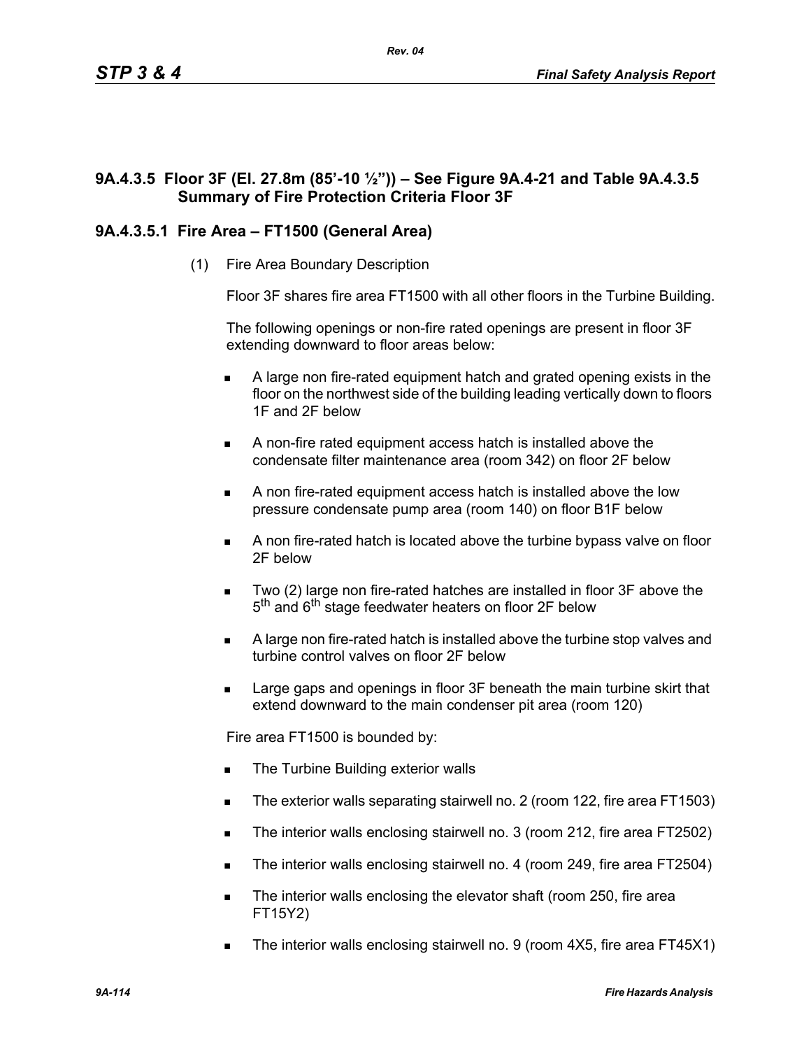### 9A.4.3.5 Floor 3F (El. 27.8m (85'-10 ½")) – See Figure 9A.4-21 and Table 9A.4.3.5 Summary of Fire Protection Criteria Floor 3F

#### 9A.4.3.5.1 Fire Area – FT1500 (General Area)

(1) Fire Area Boundary Description

Floor 3F shares fire area FT1500 with all other floors in the Turbine Building.

The following openings or non-fire rated openings are present in floor 3F extending downward to floor areas below:

- A large non fire-rated equipment hatch and grated opening exists in the floor on the northwest side of the building leading vertically down to floors 1F and 2F below
- A non-fire rated equipment access hatch is installed above the condensate filter maintenance area (room 342) on floor 2F below
- A non fire-rated equipment access hatch is installed above the low pressure condensate pump area (room 140) on floor B1F below
- A non fire-rated hatch is located above the turbine bypass valve on floor 2F below
- Two (2) large non fire-rated hatches are installed in floor 3F above the 5th and 6th stage feedwater heaters on floor 2F below
- A large non fire-rated hatch is installed above the turbine stop valves and turbine control valves on floor 2F below
- Large gaps and openings in floor 3F beneath the main turbine skirt that extend downward to the main condenser pit area (room 120)

Fire area FT1500 is bounded by:

- The Turbine Building exterior walls
- The exterior walls separating stairwell no. 2 (room 122, fire area FT1503)
- The interior walls enclosing stairwell no. 3 (room 212, fire area FT2502)
- The interior walls enclosing stairwell no. 4 (room 249, fire area FT2504)
- The interior walls enclosing the elevator shaft (room 250, fire area FT15Y2)
- The interior walls enclosing stairwell no. 9 (room 4X5, fire area FT45X1)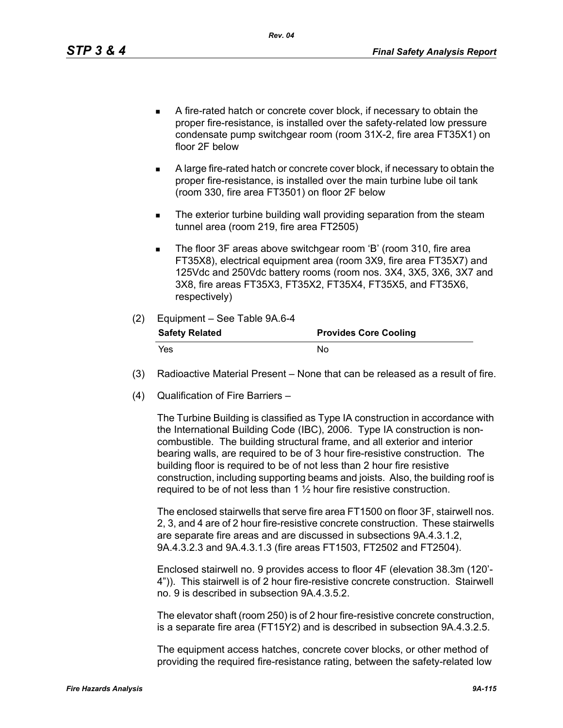- A fire-rated hatch or concrete cover block, if necessary to obtain the proper fire-resistance, is installed over the safety-related low pressure condensate pump switchgear room (room 31X-2, fire area FT35X1) on floor 2F below
- A large fire-rated hatch or concrete cover block, if necessary to obtain the proper fire-resistance, is installed over the main turbine lube oil tank (room 330, fire area FT3501) on floor 2F below
- The exterior turbine building wall providing separation from the steam tunnel area (room 219, fire area FT2505)
- The floor 3F areas above switchgear room 'B' (room 310, fire area FT35X8), electrical equipment area (room 3X9, fire area FT35X7) and 125Vdc and 250Vdc battery rooms (room nos. 3X4, 3X5, 3X6, 3X7 and 3X8, fire areas FT35X3, FT35X2, FT35X4, FT35X5, and FT35X6, respectively)

(2) Equipment – See Table 9A.6-4

| Safety Related | Provides Core Cooling |
|---|---|
| Yes | No |

(3) Radioactive Material Present – None that can be released as a result of fire.

(4) Qualification of Fire Barriers –

The Turbine Building is classified as Type IA construction in accordance with the International Building Code (IBC), 2006. Type IA construction is non-combustible. The building structural frame, and all exterior and interior bearing walls, are required to be of 3 hour fire-resistive construction. The building floor is required to be of not less than 2 hour fire resistive construction, including supporting beams and joists. Also, the building roof is required to be of not less than 1 ½ hour fire resistive construction.

The enclosed stairwells that serve fire area FT1500 on floor 3F, stairwell nos. 2, 3, and 4 are of 2 hour fire-resistive concrete construction. These stairwells are separate fire areas and are discussed in subsections 9A.4.3.1.2, 9A.4.3.2.3 and 9A.4.3.1.3 (fire areas FT1503, FT2502 and FT2504).

Enclosed stairwell no. 9 provides access to floor 4F (elevation 38.3m (120'-4")). This stairwell is of 2 hour fire-resistive concrete construction. Stairwell no. 9 is described in subsection 9A.4.3.5.2.

The elevator shaft (room 250) is of 2 hour fire-resistive concrete construction, is a separate fire area (FT15Y2) and is described in subsection 9A.4.3.2.5.

The equipment access hatches, concrete cover blocks, or other method of providing the required fire-resistance rating, between the safety-related low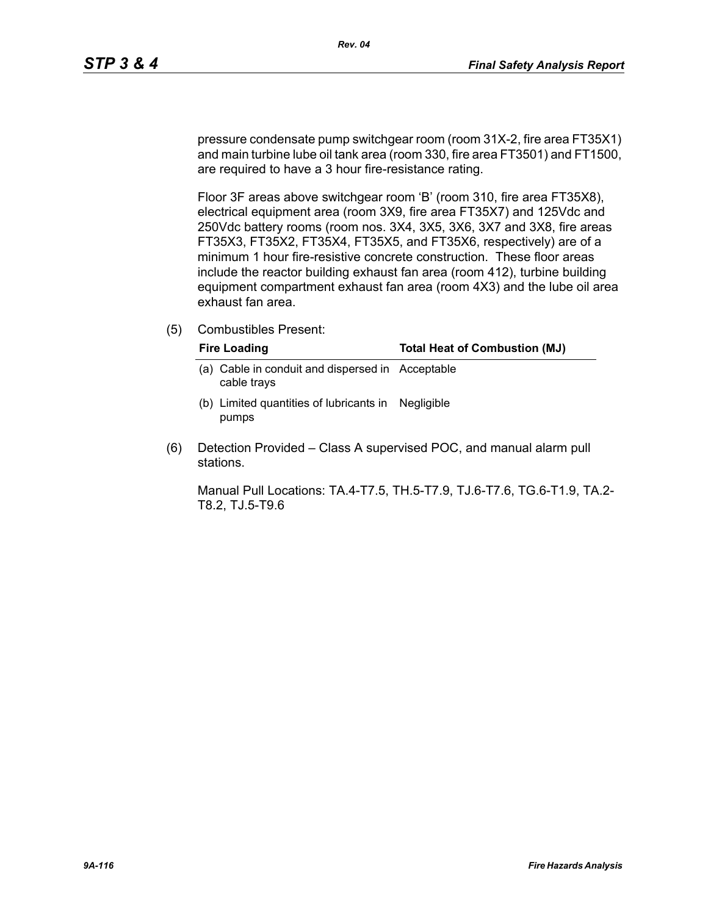pressure condensate pump switchgear room (room 31X-2, fire area FT35X1) and main turbine lube oil tank area (room 330, fire area FT3501) and FT1500, are required to have a 3 hour fire-resistance rating.

Floor 3F areas above switchgear room 'B' (room 310, fire area FT35X8), electrical equipment area (room 3X9, fire area FT35X7) and 125Vdc and 250Vdc battery rooms (room nos. 3X4, 3X5, 3X6, 3X7 and 3X8, fire areas FT35X3, FT35X2, FT35X4, FT35X5, and FT35X6, respectively) are of a minimum 1 hour fire-resistive concrete construction. These floor areas include the reactor building exhaust fan area (room 412), turbine building equipment compartment exhaust fan area (room 4X3) and the lube oil area exhaust fan area.

(5) Combustibles Present:

| Fire Loading | Total Heat of Combustion (MJ) |
|---|---|
| (a) Cable in conduit and dispersed in cable trays | Acceptable |
| (b) Limited quantities of lubricants in pumps | Negligible |

(6) Detection Provided – Class A supervised POC, and manual alarm pull stations.

Manual Pull Locations: TA.4-T7.5, TH.5-T7.9, TJ.6-T7.6, TG.6-T1.9, TA.2-T8.2, TJ.5-T9.6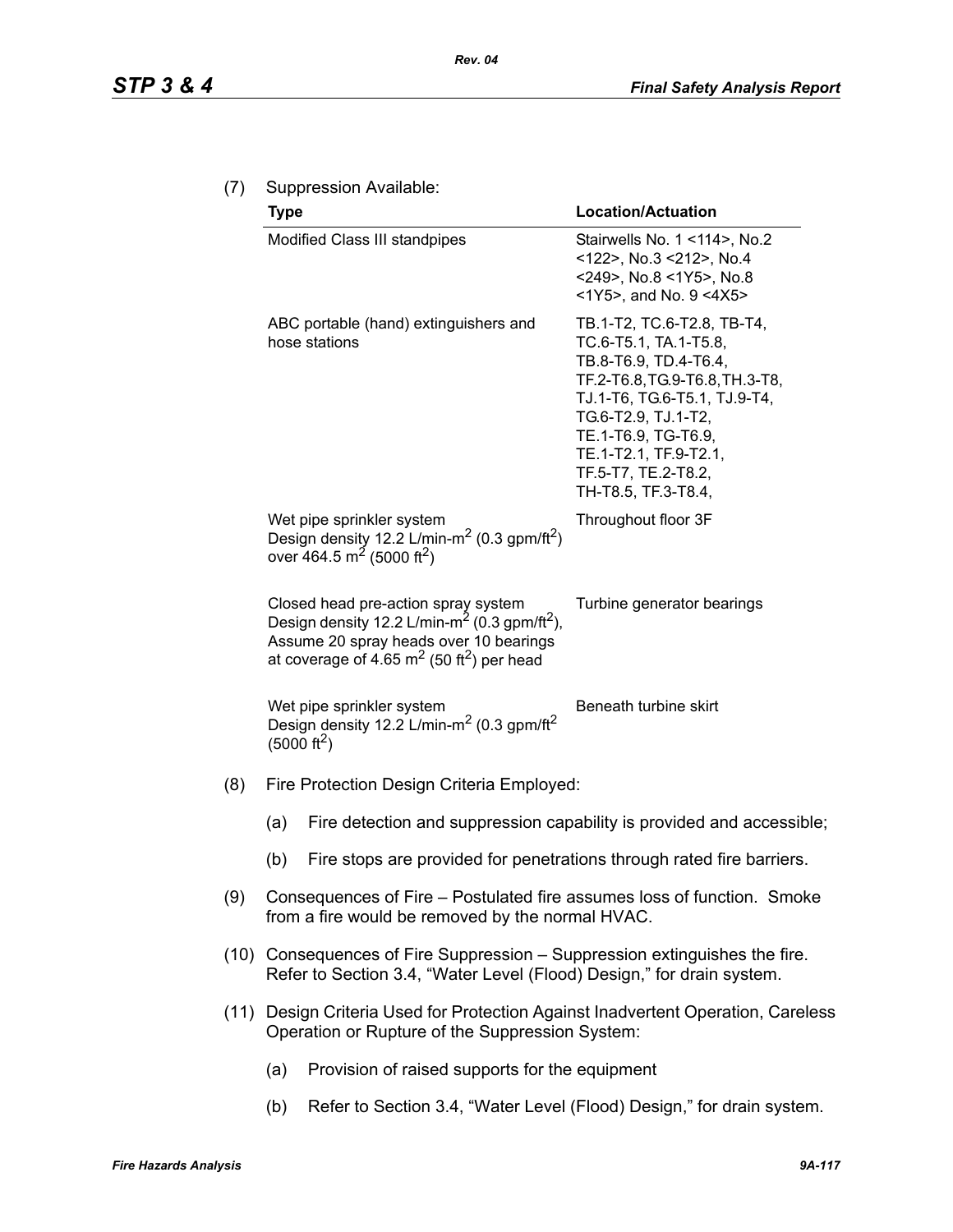(7) Suppression Available:

| Type | Location/Actuation |
|---|---|
| Modified Class III standpipes | Stairwells No. 1 <114>, No.2 <122>, No.3 <212>, No.4 <249>, No.8 <1Y5>, No.8 <1Y5>, and No. 9 <4X5> |
| ABC portable (hand) extinguishers and hose stations | TB.1-T2, TC.6-T2.8, TB-T4, TC.6-T5.1, TA.1-T5.8, TB.8-T6.9, TD.4-T6.4, TF.2-T6.8,TG.9-T6.8,TH.3-T8, TJ.1-T6, TG.6-T5.1, TJ.9-T4, TG.6-T2.9, TJ.1-T2, TE.1-T6.9, TG-T6.9, TE.1-T2.1, TF.9-T2.1, TF.5-T7, TE.2-T8.2, TH-T8.5, TF.3-T8.4, |
| Wet pipe sprinkler system Design density 12.2 L/min-m$^2$ (0.3 gpm/ft$^2$) over 464.5 m$^2$ (5000 ft$^2$) | Throughout floor 3F |
| Closed head pre-action spray system Design density 12.2 L/min-m$^2$ (0.3 gpm/ft$^2$), Assume 20 spray heads over 10 bearings at coverage of 4.65 m$^2$ (50 ft$^2$) per head | Turbine generator bearings |
| Wet pipe sprinkler system Design density 12.2 L/min-m$^2$ (0.3 gpm/ft$^2$ (5000 ft$^2$) | Beneath turbine skirt |

(8) Fire Protection Design Criteria Employed:

(a) Fire detection and suppression capability is provided and accessible;

(b) Fire stops are provided for penetrations through rated fire barriers.

(9) Consequences of Fire – Postulated fire assumes loss of function. Smoke from a fire would be removed by the normal HVAC.

(10) Consequences of Fire Suppression – Suppression extinguishes the fire. Refer to Section 3.4, “Water Level (Flood) Design,” for drain system.

(11) Design Criteria Used for Protection Against Inadvertent Operation, Careless Operation or Rupture of the Suppression System:

(a) Provision of raised supports for the equipment

(b) Refer to Section 3.4, “Water Level (Flood) Design,” for drain system.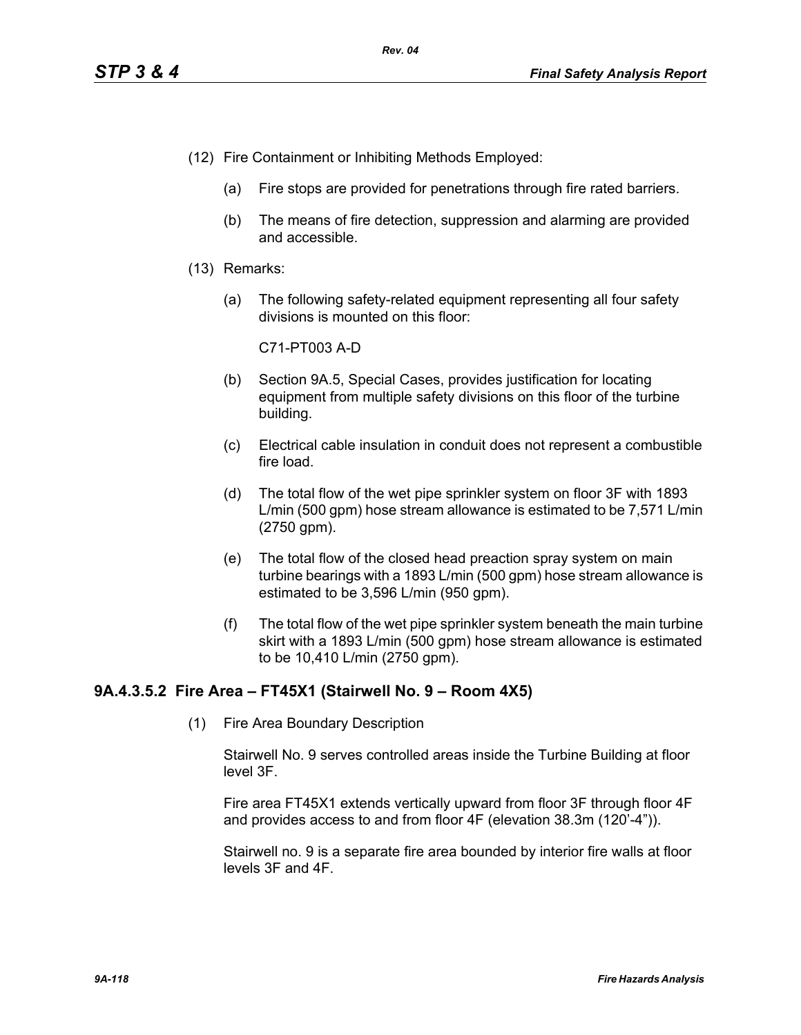(12) Fire Containment or Inhibiting Methods Employed:

  (a) Fire stops are provided for penetrations through fire rated barriers.

  (b) The means of fire detection, suppression and alarming are provided and accessible.

(13) Remarks:

  (a) The following safety-related equipment representing all four safety divisions is mounted on this floor:

  C71-PT003 A-D

  (b) Section 9A.5, Special Cases, provides justification for locating equipment from multiple safety divisions on this floor of the turbine building.

  (c) Electrical cable insulation in conduit does not represent a combustible fire load.

  (d) The total flow of the wet pipe sprinkler system on floor 3F with 1893 L/min (500 gpm) hose stream allowance is estimated to be 7,571 L/min (2750 gpm).

  (e) The total flow of the closed head preaction spray system on main turbine bearings with a 1893 L/min (500 gpm) hose stream allowance is estimated to be 3,596 L/min (950 gpm).

  (f) The total flow of the wet pipe sprinkler system beneath the main turbine skirt with a 1893 L/min (500 gpm) hose stream allowance is estimated to be 10,410 L/min (2750 gpm).

### 9A.4.3.5.2 Fire Area – FT45X1 (Stairwell No. 9 – Room 4X5)

(1) Fire Area Boundary Description

Stairwell No. 9 serves controlled areas inside the Turbine Building at floor level 3F.

Fire area FT45X1 extends vertically upward from floor 3F through floor 4F and provides access to and from floor 4F (elevation 38.3m (120'-4")).

Stairwell no. 9 is a separate fire area bounded by interior fire walls at floor levels 3F and 4F.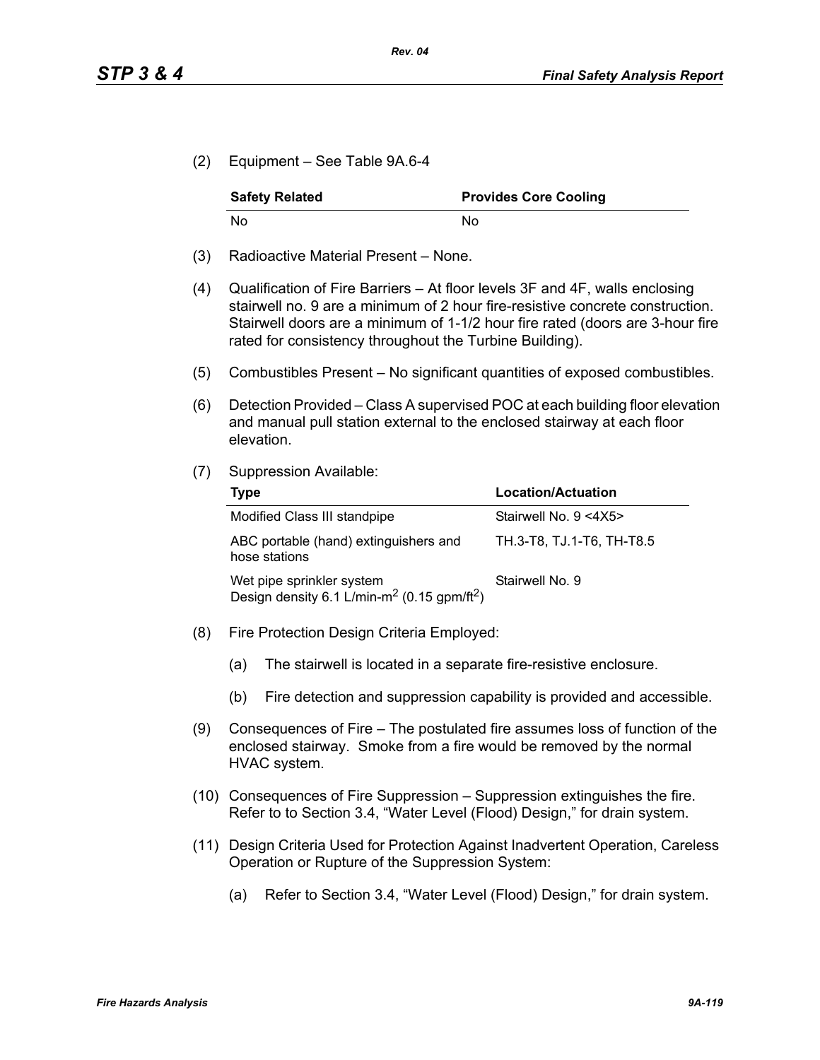(2) Equipment – See Table 9A.6-4

| Safety Related | Provides Core Cooling |
|---|---|
| No | No |

(3) Radioactive Material Present – None.

(4) Qualification of Fire Barriers – At floor levels 3F and 4F, walls enclosing stairwell no. 9 are a minimum of 2 hour fire-resistive concrete construction. Stairwell doors are a minimum of 1-1/2 hour fire rated (doors are 3-hour fire rated for consistency throughout the Turbine Building).

(5) Combustibles Present – No significant quantities of exposed combustibles.

(6) Detection Provided – Class A supervised POC at each building floor elevation and manual pull station external to the enclosed stairway at each floor elevation.

(7) Suppression Available:

| Type | Location/Actuation |
|---|---|
| Modified Class III standpipe | Stairwell No. 9 <4X5> |
| ABC portable (hand) extinguishers and hose stations | TH.3-T8, TJ.1-T6, TH-T8.5 |
| Wet pipe sprinkler system Design density 6.1 L/min-$m^2$ (0.15 gpm/$ft^2$) | Stairwell No. 9 |

(8) Fire Protection Design Criteria Employed:

(a) The stairwell is located in a separate fire-resistive enclosure.

(b) Fire detection and suppression capability is provided and accessible.

(9) Consequences of Fire – The postulated fire assumes loss of function of the enclosed stairway. Smoke from a fire would be removed by the normal HVAC system.

(10) Consequences of Fire Suppression – Suppression extinguishes the fire. Refer to to Section 3.4, "Water Level (Flood) Design," for drain system.

(11) Design Criteria Used for Protection Against Inadvertent Operation, Careless Operation or Rupture of the Suppression System:

(a) Refer to Section 3.4, "Water Level (Flood) Design," for drain system.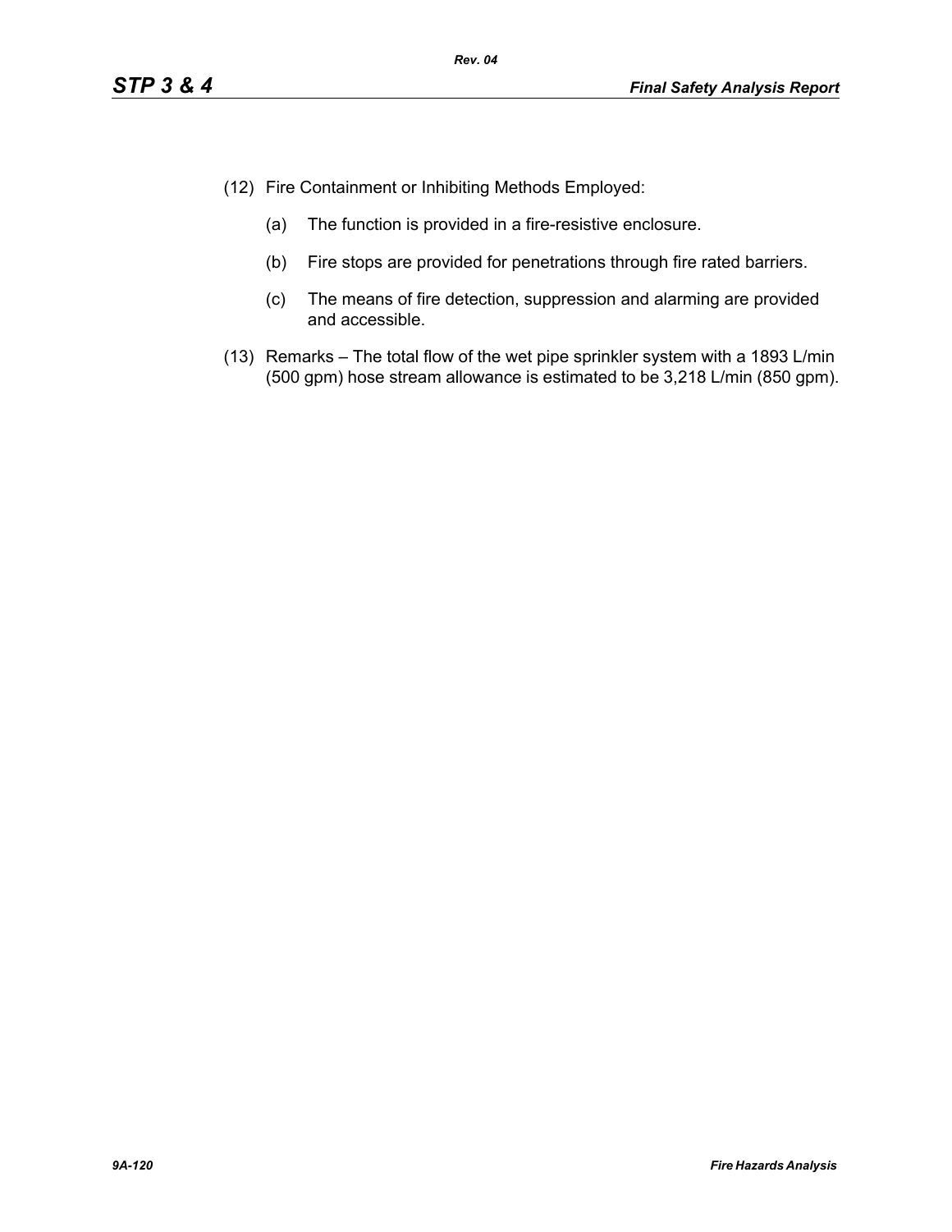(12) Fire Containment or Inhibiting Methods Employed:

    (a) The function is provided in a fire-resistive enclosure.

    (b) Fire stops are provided for penetrations through fire rated barriers.

    (c) The means of fire detection, suppression and alarming are provided and accessible.

(13) Remarks – The total flow of the wet pipe sprinkler system with a 1893 L/min (500 gpm) hose stream allowance is estimated to be 3,218 L/min (850 gpm).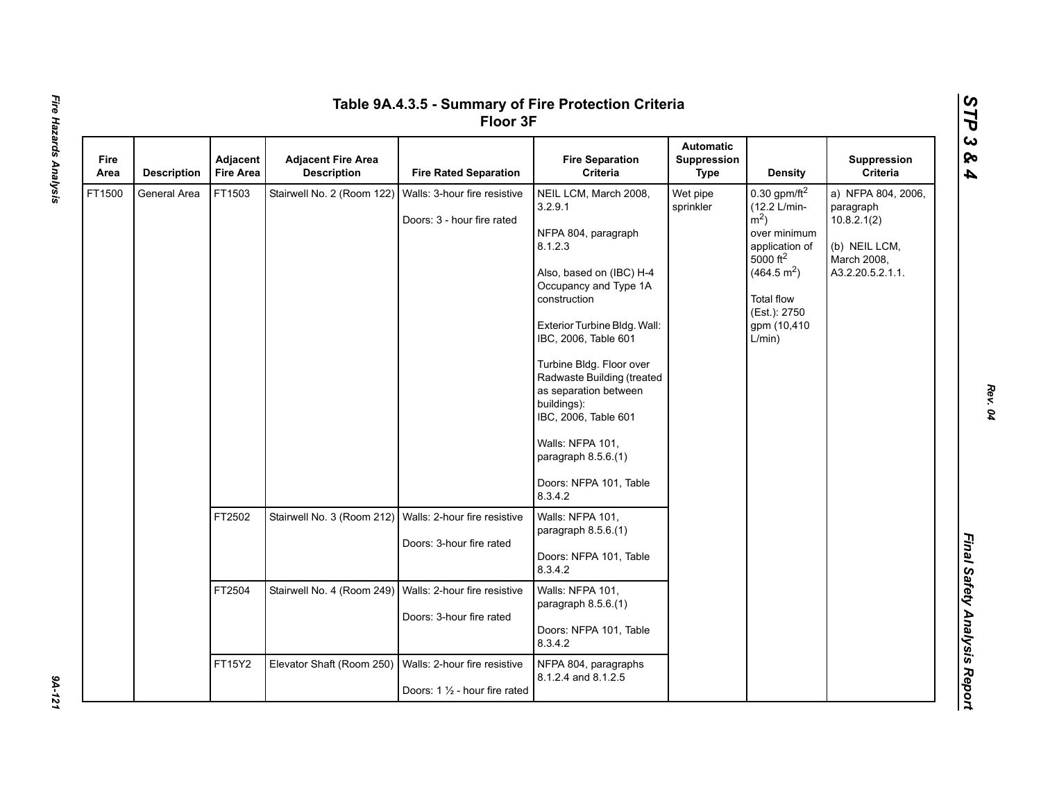# Table 9A.4.3.5 - Summary of Fire Protection Criteria Floor 3F

| Fire Area | Description | Adjacent Fire Area | Adjacent Fire Area Description | Fire Rated Separation | Fire Separation Criteria | Automatic Suppression Type | Density | Suppression Criteria |
|---|---|---|---|---|---|---|---|---|
| FT1500 | General Area | FT1503 | Stairwell No. 2 (Room 122) | Walls: 3-hour fire resistive<br><br>Doors: 3 - hour fire rated | NEIL LCM, March 2008, 3.2.9.1<br><br>NFPA 804, paragraph 8.1.2.3<br><br>Also, based on (IBC) H-4 Occupancy and Type 1A construction<br><br>Exterior Turbine Bldg. Wall: IBC, 2006, Table 601<br><br>Turbine Bldg. Floor over Radwaste Building (treated as separation between buildings): IBC, 2006, Table 601<br><br>Walls: NFPA 101, paragraph 8.5.6.(1)<br><br>Doors: NFPA 101, Table 8.3.4.2 | Wet pipe sprinkler | 0.30 gpm/ft$^2$ (12.2 L/min-m$^2$) over minimum application of 5000 ft$^2$ (464.5 m$^2$)<br><br>Total flow (Est.): 2750 gpm (10,410 L/min) | a) NFPA 804, 2006, paragraph 10.8.2.1(2)<br><br>(b) NEIL LCM, March 2008, A3.2.20.5.2.1.1. |
| | | FT2502 | Stairwell No. 3 (Room 212) | Walls: 2-hour fire resistive<br><br>Doors: 3-hour fire rated | Walls: NFPA 101, paragraph 8.5.6.(1)<br><br>Doors: NFPA 101, Table 8.3.4.2 | | | |
| | | FT2504 | Stairwell No. 4 (Room 249) | Walls: 2-hour fire resistive<br><br>Doors: 3-hour fire rated | Walls: NFPA 101, paragraph 8.5.6.(1)<br><br>Doors: NFPA 101, Table 8.3.4.2 | | | |
| | | FT15Y2 | Elevator Shaft (Room 250) | Walls: 2-hour fire resistive<br><br>Doors: 1 ½ - hour fire rated | NFPA 804, paragraphs 8.1.2.4 and 8.1.2.5 | | | |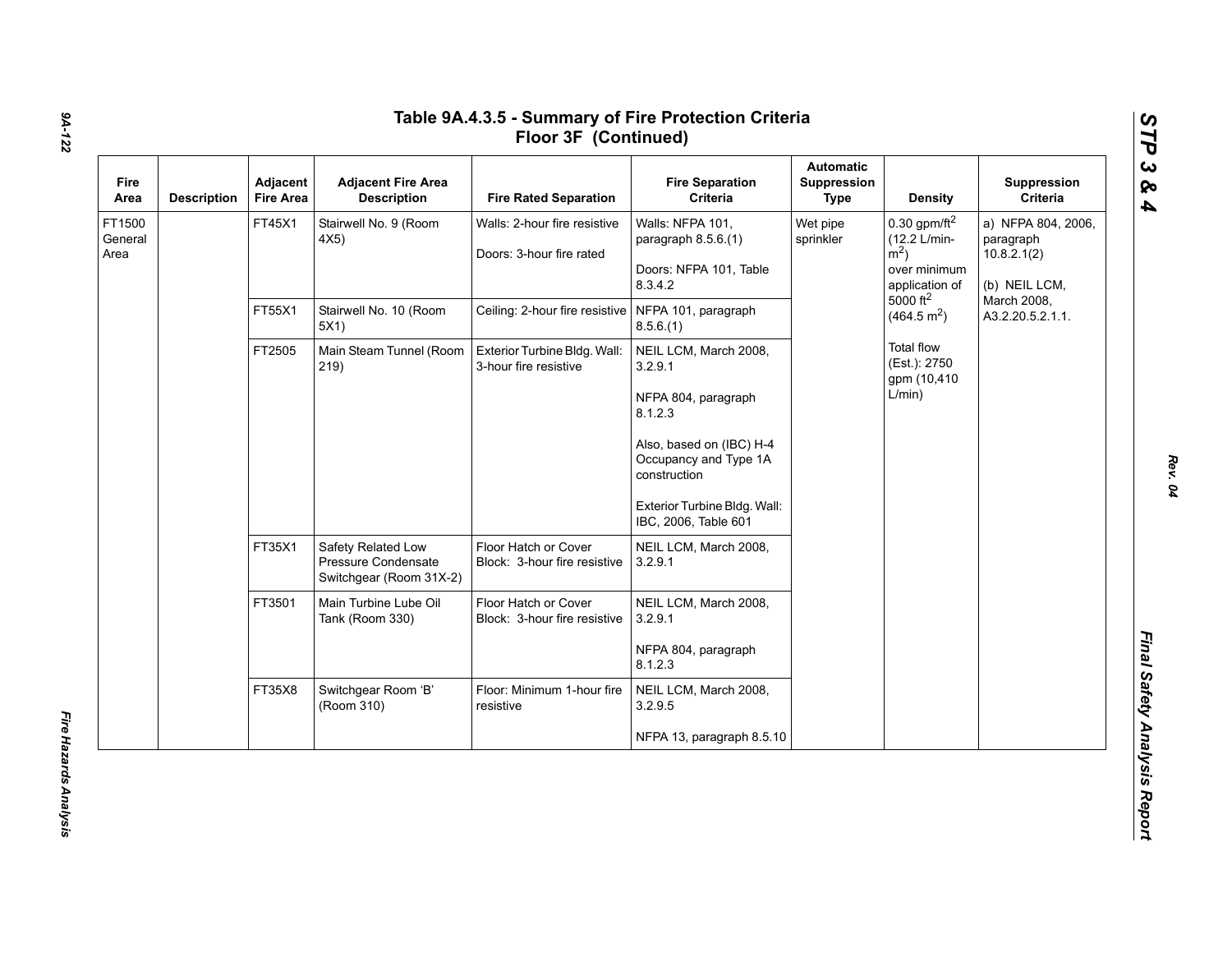## Table 9A.4.3.5 - Summary of Fire Protection Criteria Floor 3F (Continued)

| Fire Area | Description | Adjacent Fire Area | Adjacent Fire Area Description | Fire Rated Separation | Fire Separation Criteria | Automatic Suppression Type | Density | Suppression Criteria |
|---|---|---|---|---|---|---|---|---|
| FT1500 General Area | | FT45X1 | Stairwell No. 9 (Room 4X5) | Walls: 2-hour fire resistive<br><br>Doors: 3-hour fire rated | Walls: NFPA 101, paragraph 8.5.6.(1)<br><br>Doors: NFPA 101, Table 8.3.4.2 | Wet pipe sprinkler | 0.30 gpm/ft$^2$ (12.2 L/min-m$^2$) over minimum application of 5000 ft$^2$ (464.5 m$^2$)<br><br>Total flow (Est.): 2750 gpm (10,410 L/min) | a) NFPA 804, 2006, paragraph 10.8.2.1(2)<br><br>(b) NEIL LCM, March 2008, A3.2.20.5.2.1.1. |
| | | FT55X1 | Stairwell No. 10 (Room 5X1) | Ceiling: 2-hour fire resistive | NFPA 101, paragraph 8.5.6.(1) | | | |
| | | FT2505 | Main Steam Tunnel (Room 219) | Exterior Turbine Bldg. Wall: 3-hour fire resistive | NEIL LCM, March 2008, 3.2.9.1<br><br>NFPA 804, paragraph 8.1.2.3<br><br>Also, based on (IBC) H-4 Occupancy and Type 1A construction<br><br>Exterior Turbine Bldg. Wall: IBC, 2006, Table 601 | | | |
| | | FT35X1 | Safety Related Low Pressure Condensate Switchgear (Room 31X-2) | Floor Hatch or Cover Block: 3-hour fire resistive | NEIL LCM, March 2008, 3.2.9.1 | | | |
| | | FT3501 | Main Turbine Lube Oil Tank (Room 330) | Floor Hatch or Cover Block: 3-hour fire resistive | NEIL LCM, March 2008, 3.2.9.1<br><br>NFPA 804, paragraph 8.1.2.3 | | | |
| | | FT35X8 | Switchgear Room 'B' (Room 310) | Floor: Minimum 1-hour fire resistive | NEIL LCM, March 2008, 3.2.9.5<br><br>NFPA 13, paragraph 8.5.10 | | | |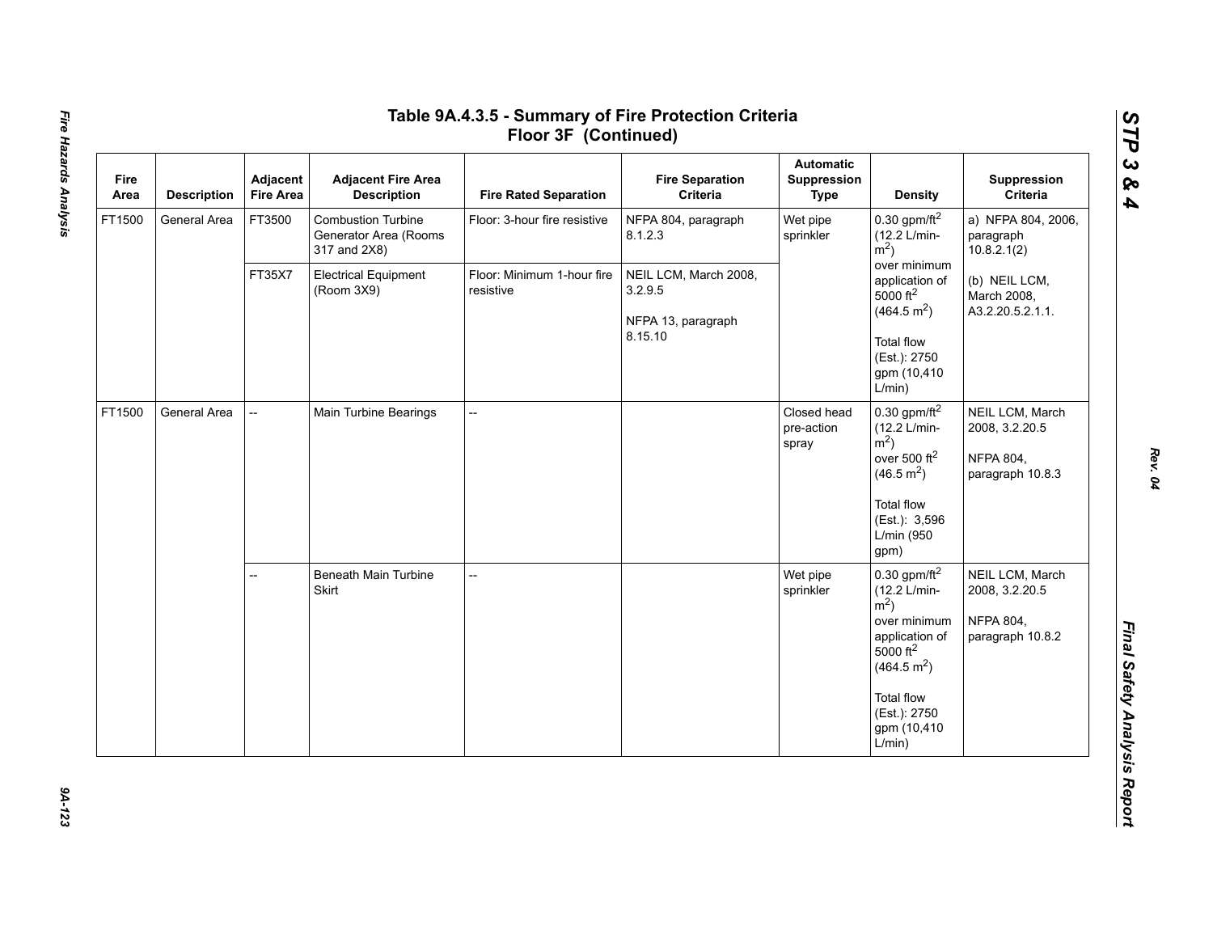# Table 9A.4.3.5 - Summary of Fire Protection Criteria Floor 3F (Continued)

| Fire Area | Description | Adjacent Fire Area | Adjacent Fire Area Description | Fire Rated Separation | Fire Separation Criteria | Automatic Suppression Type | Density | Suppression Criteria |
|---|---|---|---|---|---|---|---|---|
| FT1500 | General Area | FT3500 | Combustion Turbine Generator Area (Rooms 317 and 2X8) | Floor: 3-hour fire resistive | NFPA 804, paragraph 8.1.2.3 | Wet pipe sprinkler | 0.30 gpm/ft$^2$ (12.2 L/min-m$^2$) over minimum application of 5000 ft$^2$ (464.5 m$^2$) Total flow (Est.): 2750 gpm (10,410 L/min) | a) NFPA 804, 2006, paragraph 10.8.2.1(2) (b) NEIL LCM, March 2008, A3.2.20.5.2.1.1. |
| | | FT35X7 | Electrical Equipment (Room 3X9) | Floor: Minimum 1-hour fire resistive | NEIL LCM, March 2008, 3.2.9.5 NFPA 13, paragraph 8.15.10 | | | |
| FT1500 | General Area | -- | Main Turbine Bearings | -- | | Closed head pre-action spray | 0.30 gpm/ft$^2$ (12.2 L/min-m$^2$) over 500 ft$^2$ (46.5 m$^2$) Total flow (Est.): 3,596 L/min (950 gpm) | NEIL LCM, March 2008, 3.2.20.5 NFPA 804, paragraph 10.8.3 |
| | | -- | Beneath Main Turbine Skirt | -- | | Wet pipe sprinkler | 0.30 gpm/ft$^2$ (12.2 L/min-m$^2$) over minimum application of 5000 ft$^2$ (464.5 m$^2$) Total flow (Est.): 2750 gpm (10,410 L/min) | NEIL LCM, March 2008, 3.2.20.5 NFPA 804, paragraph 10.8.2 |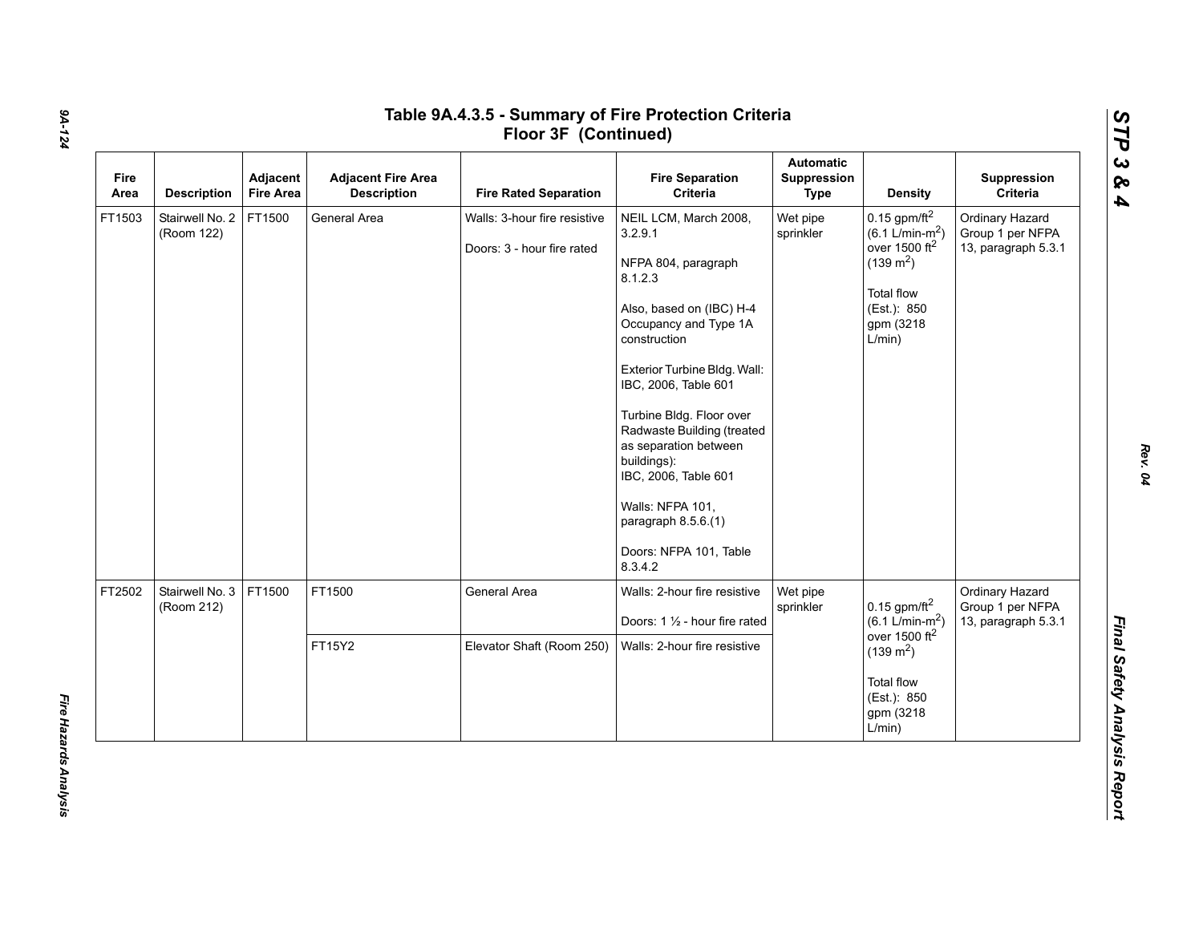# Table 9A.4.3.5 - Summary of Fire Protection Criteria Floor 3F (Continued)

| Fire Area | Description | Adjacent Fire Area | Adjacent Fire Area Description | Fire Rated Separation | Fire Separation Criteria | Automatic Suppression Type | Density | Suppression Criteria |
|---|---|---|---|---|---|---|---|---|
| FT1503 | Stairwell No. 2 (Room 122) | FT1500 | General Area | Walls: 3-hour fire resistive<br><br>Doors: 3 - hour fire rated | NEIL LCM, March 2008, 3.2.9.1<br><br>NFPA 804, paragraph 8.1.2.3<br><br>Also, based on (IBC) H-4 Occupancy and Type 1A construction<br><br>Exterior Turbine Bldg. Wall: IBC, 2006, Table 601<br><br>Turbine Bldg. Floor over Radwaste Building (treated as separation between buildings):<br>IBC, 2006, Table 601<br><br>Walls: NFPA 101, paragraph 8.5.6.(1)<br><br>Doors: NFPA 101, Table 8.3.4.2 | Wet pipe sprinkler | 0.15 gpm/ft$^2$ (6.1 L/min-m$^2$) over 1500 ft$^2$ (139 m$^2$)<br><br>Total flow (Est.): 850 gpm (3218 L/min) | Ordinary Hazard Group 1 per NFPA 13, paragraph 5.3.1 |
| FT2502 | Stairwell No. 3 (Room 212) | FT1500 | FT1500 | General Area | Walls: 2-hour fire resistive<br><br>Doors: 1 ½ - hour fire rated | Wet pipe sprinkler | 0.15 gpm/ft$^2$ (6.1 L/min-m$^2$) over 1500 ft$^2$ (139 m$^2$)<br><br>Total flow (Est.): 850 gpm (3218 L/min) | Ordinary Hazard Group 1 per NFPA 13, paragraph 5.3.1 |
| | | | FT15Y2 | Elevator Shaft (Room 250) | Walls: 2-hour fire resistive | | | |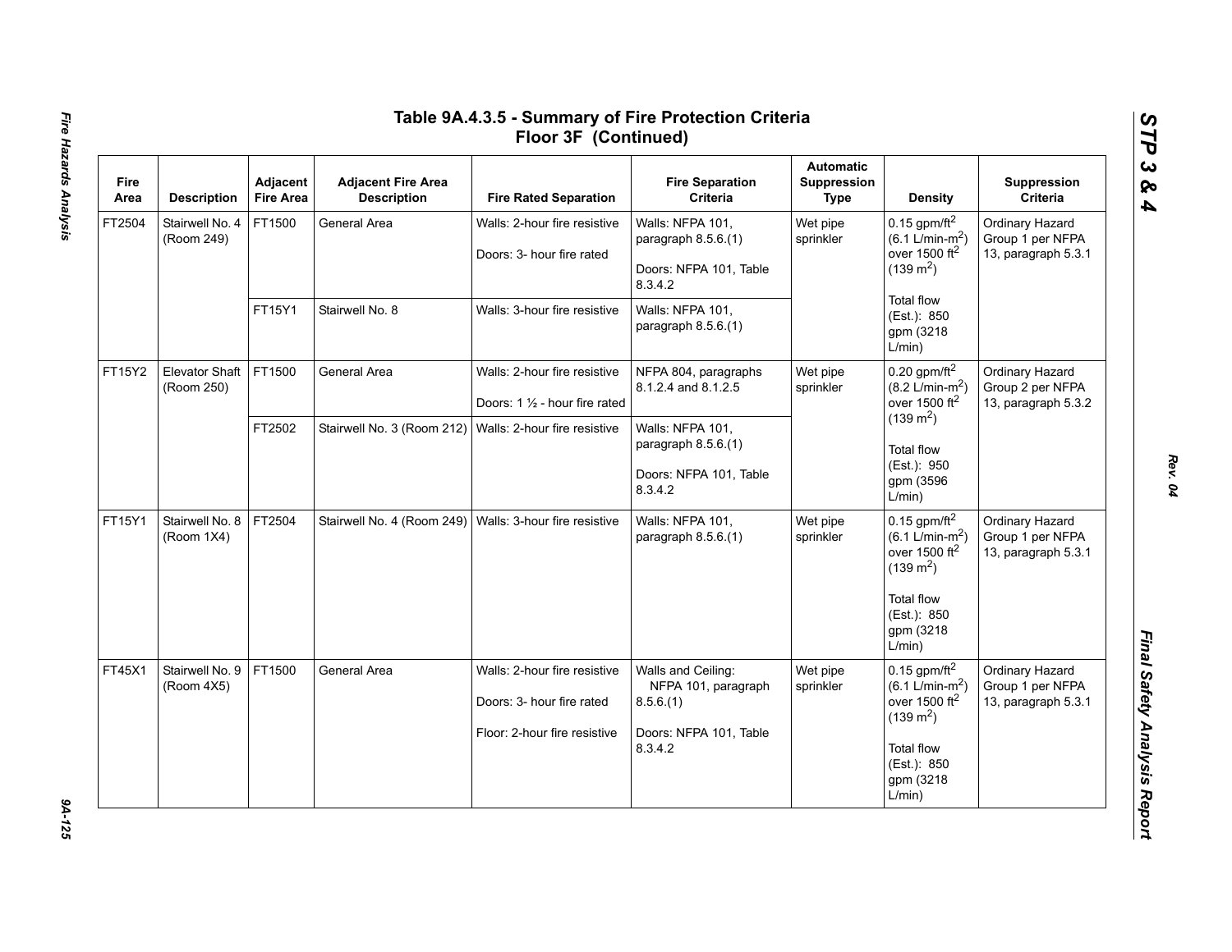# Table 9A.4.3.5 - Summary of Fire Protection Criteria Floor 3F (Continued)

| Fire Area | Description | Adjacent Fire Area | Adjacent Fire Area Description | Fire Rated Separation | Fire Separation Criteria | Automatic Suppression Type | Density | Suppression Criteria |
|---|---|---|---|---|---|---|---|---|
| FT2504 | Stairwell No. 4 (Room 249) | FT1500 | General Area | Walls: 2-hour fire resistive<br><br>Doors: 3- hour fire rated | Walls: NFPA 101, paragraph 8.5.6.(1)<br><br>Doors: NFPA 101, Table 8.3.4.2 | Wet pipe sprinkler | 0.15 gpm/ft$^2$ (6.1 L/min-m$^2$) over 1500 ft$^2$ (139 m$^2$)<br><br>Total flow (Est.): 850 gpm (3218 L/min) | Ordinary Hazard Group 1 per NFPA 13, paragraph 5.3.1 |
| | | FT15Y1 | Stairwell No. 8 | Walls: 3-hour fire resistive | Walls: NFPA 101, paragraph 8.5.6.(1) | | | |
| FT15Y2 | Elevator Shaft (Room 250) | FT1500 | General Area | Walls: 2-hour fire resistive<br><br>Doors: 1 ½ - hour fire rated | NFPA 804, paragraphs 8.1.2.4 and 8.1.2.5 | Wet pipe sprinkler | 0.20 gpm/ft$^2$ (8.2 L/min-m$^2$) over 1500 ft$^2$ (139 m$^2$)<br><br>Total flow (Est.): 950 gpm (3596 L/min) | Ordinary Hazard Group 2 per NFPA 13, paragraph 5.3.2 |
| | | FT2502 | Stairwell No. 3 (Room 212) | Walls: 2-hour fire resistive | Walls: NFPA 101, paragraph 8.5.6.(1)<br><br>Doors: NFPA 101, Table 8.3.4.2 | | | |
| FT15Y1 | Stairwell No. 8 (Room 1X4) | FT2504 | Stairwell No. 4 (Room 249) | Walls: 3-hour fire resistive | Walls: NFPA 101, paragraph 8.5.6.(1) | Wet pipe sprinkler | 0.15 gpm/ft$^2$ (6.1 L/min-m$^2$) over 1500 ft$^2$ (139 m$^2$)<br><br>Total flow (Est.): 850 gpm (3218 L/min) | Ordinary Hazard Group 1 per NFPA 13, paragraph 5.3.1 |
| FT45X1 | Stairwell No. 9 (Room 4X5) | FT1500 | General Area | Walls: 2-hour fire resistive<br><br>Doors: 3- hour fire rated<br><br>Floor: 2-hour fire resistive | Walls and Ceiling: NFPA 101, paragraph 8.5.6.(1)<br><br>Doors: NFPA 101, Table 8.3.4.2 | Wet pipe sprinkler | 0.15 gpm/ft$^2$ (6.1 L/min-m$^2$) over 1500 ft$^2$ (139 m$^2$)<br><br>Total flow (Est.): 850 gpm (3218 L/min) | Ordinary Hazard Group 1 per NFPA 13, paragraph 5.3.1 |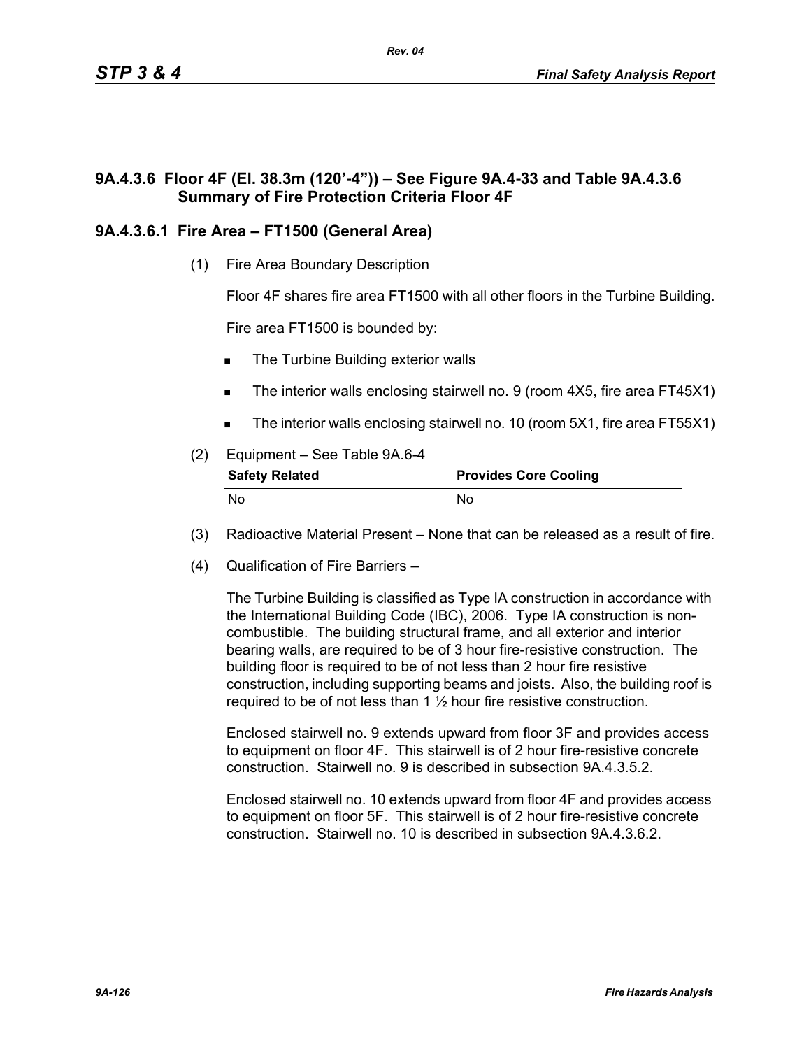### 9A.4.3.6 Floor 4F (El. 38.3m (120'-4")) – See Figure 9A.4-33 and Table 9A.4.3.6 Summary of Fire Protection Criteria Floor 4F

#### 9A.4.3.6.1 Fire Area – FT1500 (General Area)

(1) Fire Area Boundary Description

Floor 4F shares fire area FT1500 with all other floors in the Turbine Building.

Fire area FT1500 is bounded by:

- The Turbine Building exterior walls
- The interior walls enclosing stairwell no. 9 (room 4X5, fire area FT45X1)
- The interior walls enclosing stairwell no. 10 (room 5X1, fire area FT55X1)

(2) Equipment – See Table 9A.6-4

| Safety Related | Provides Core Cooling |
|---|---|
| No | No |

(3) Radioactive Material Present – None that can be released as a result of fire.

(4) Qualification of Fire Barriers –

The Turbine Building is classified as Type IA construction in accordance with the International Building Code (IBC), 2006. Type IA construction is non-combustible. The building structural frame, and all exterior and interior bearing walls, are required to be of 3 hour fire-resistive construction. The building floor is required to be of not less than 2 hour fire resistive construction, including supporting beams and joists. Also, the building roof is required to be of not less than 1 ½ hour fire resistive construction.

Enclosed stairwell no. 9 extends upward from floor 3F and provides access to equipment on floor 4F. This stairwell is of 2 hour fire-resistive concrete construction. Stairwell no. 9 is described in subsection 9A.4.3.5.2.

Enclosed stairwell no. 10 extends upward from floor 4F and provides access to equipment on floor 5F. This stairwell is of 2 hour fire-resistive concrete construction. Stairwell no. 10 is described in subsection 9A.4.3.6.2.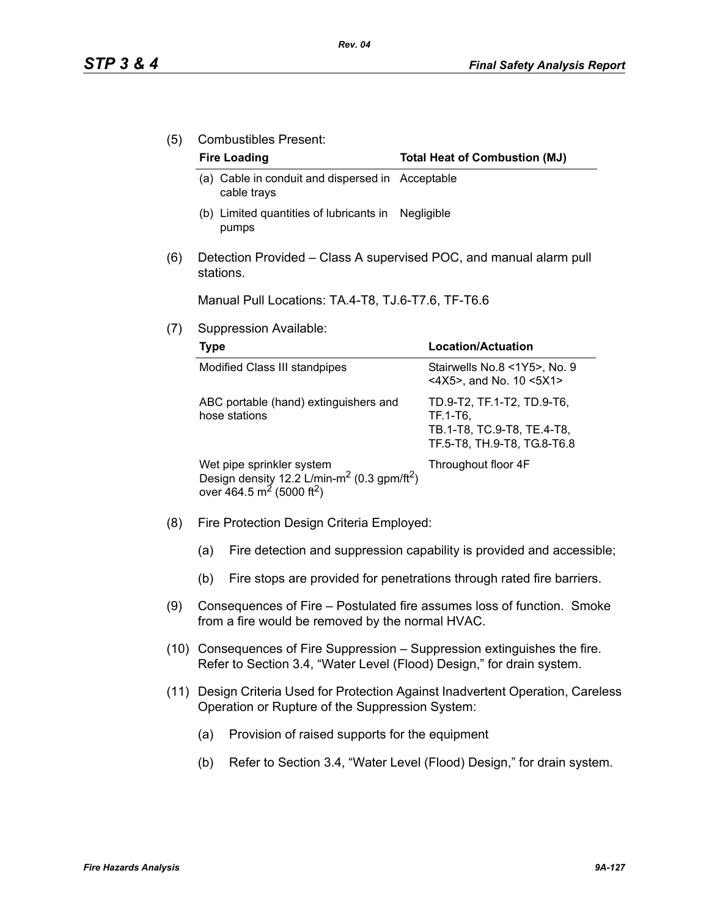(5) Combustibles Present:

| Fire Loading | Total Heat of Combustion (MJ) |
|---|---|
| (a) Cable in conduit and dispersed in cable trays | Acceptable |
| (b) Limited quantities of lubricants in pumps | Negligible |

(6) Detection Provided – Class A supervised POC, and manual alarm pull stations.

Manual Pull Locations: TA.4-T8, TJ.6-T7.6, TF-T6.6

(7) Suppression Available:

| Type | Location/Actuation |
|---|---|
| Modified Class III standpipes | Stairwells No.8 <1Y5>, No. 9 <4X5>, and No. 10 <5X1> |
| ABC portable (hand) extinguishers and hose stations | TD.9-T2, TF.1-T2, TD.9-T6, TF.1-T6, TB.1-T8, TC.9-T8, TE.4-T8, TF.5-T8, TH.9-T8, TG.8-T6.8 |
| Wet pipe sprinkler system Design density 12.2 L/min-$m^2$ (0.3 gpm/$ft^2$) over 464.5 $m^2$ (5000 $ft^2$) | Throughout floor 4F |

(8) Fire Protection Design Criteria Employed:

(a) Fire detection and suppression capability is provided and accessible;

(b) Fire stops are provided for penetrations through rated fire barriers.

(9) Consequences of Fire – Postulated fire assumes loss of function. Smoke from a fire would be removed by the normal HVAC.

(10) Consequences of Fire Suppression – Suppression extinguishes the fire. Refer to Section 3.4, "Water Level (Flood) Design," for drain system.

(11) Design Criteria Used for Protection Against Inadvertent Operation, Careless Operation or Rupture of the Suppression System:

(a) Provision of raised supports for the equipment

(b) Refer to Section 3.4, "Water Level (Flood) Design," for drain system.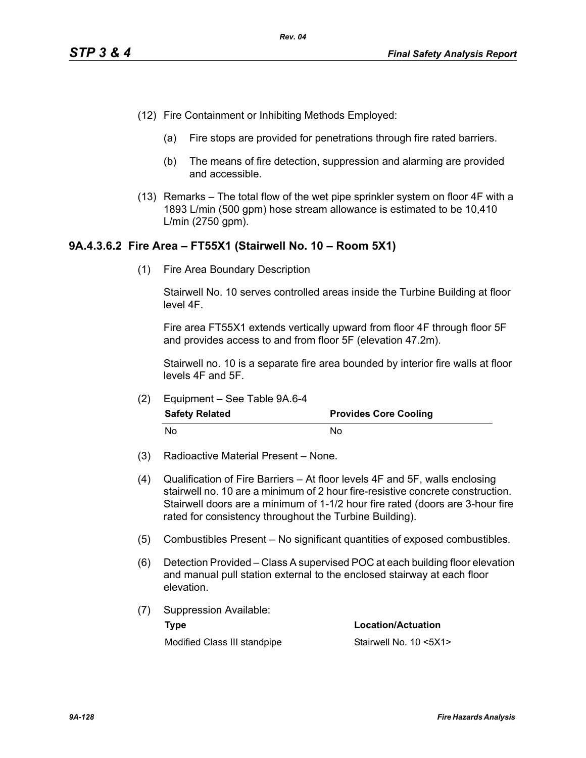(12) Fire Containment or Inhibiting Methods Employed:

   (a) Fire stops are provided for penetrations through fire rated barriers.

   (b) The means of fire detection, suppression and alarming are provided and accessible.

(13) Remarks – The total flow of the wet pipe sprinkler system on floor 4F with a 1893 L/min (500 gpm) hose stream allowance is estimated to be 10,410 L/min (2750 gpm).

### 9A.4.3.6.2 Fire Area – FT55X1 (Stairwell No. 10 – Room 5X1)

(1) Fire Area Boundary Description

   Stairwell No. 10 serves controlled areas inside the Turbine Building at floor level 4F.

   Fire area FT55X1 extends vertically upward from floor 4F through floor 5F and provides access to and from floor 5F (elevation 47.2m).

   Stairwell no. 10 is a separate fire area bounded by interior fire walls at floor levels 4F and 5F.

(2) Equipment – See Table 9A.6-4

| Safety Related | Provides Core Cooling |
|---|---|
| No | No |

(3) Radioactive Material Present – None.

(4) Qualification of Fire Barriers – At floor levels 4F and 5F, walls enclosing stairwell no. 10 are a minimum of 2 hour fire-resistive concrete construction. Stairwell doors are a minimum of 1-1/2 hour fire rated (doors are 3-hour fire rated for consistency throughout the Turbine Building).

(5) Combustibles Present – No significant quantities of exposed combustibles.

(6) Detection Provided – Class A supervised POC at each building floor elevation and manual pull station external to the enclosed stairway at each floor elevation.

(7) Suppression Available:

| Type | Location/Actuation |
|---|---|
| Modified Class III standpipe | Stairwell No. 10 <5X1> |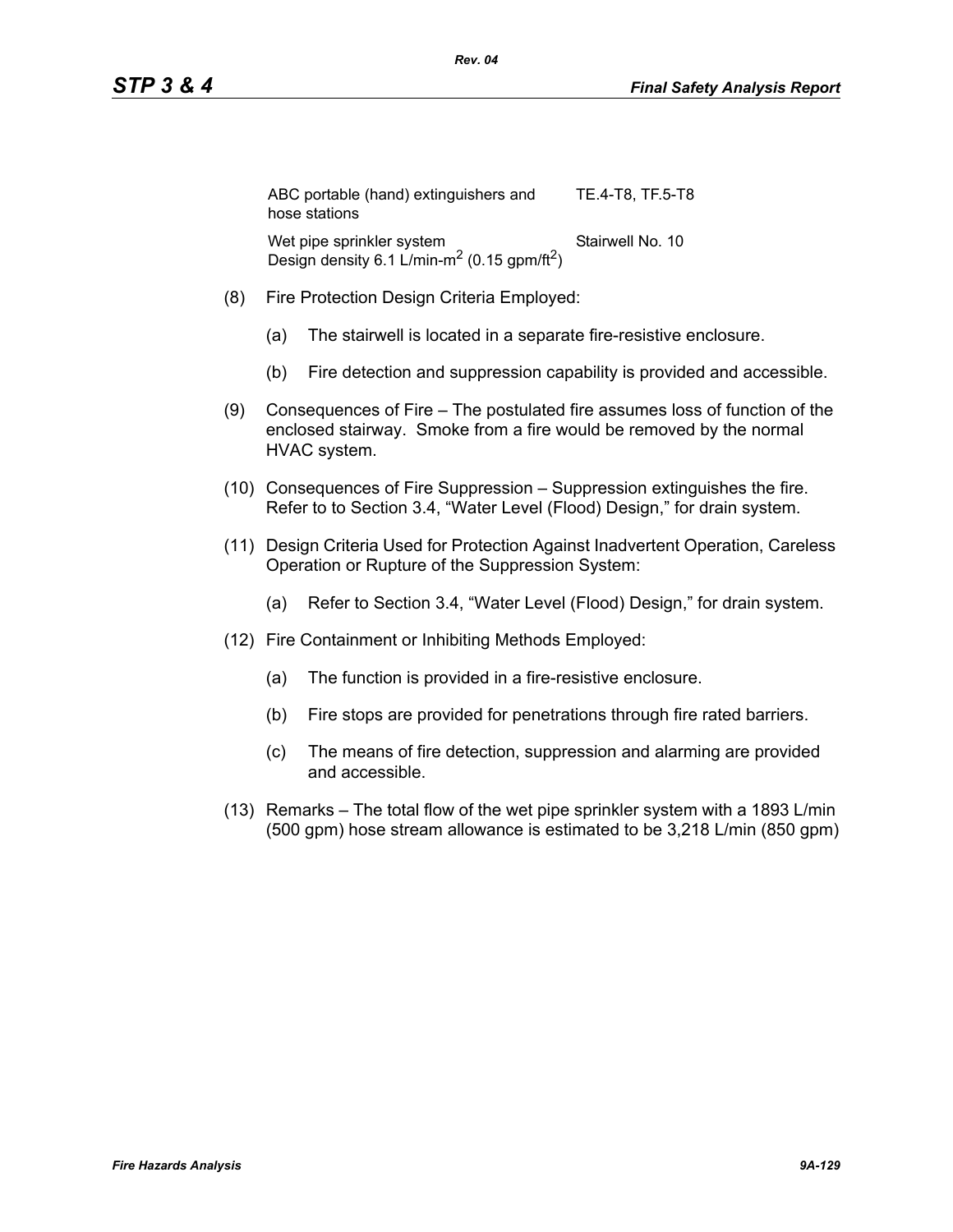| | |
|---|---|
| ABC portable (hand) extinguishers and hose stations | TE.4-T8, TF.5-T8 |
| Wet pipe sprinkler system<br>Design density 6.1 L/min-m$^2$ (0.15 gpm/ft$^2$) | Stairwell No. 10 |

(8) Fire Protection Design Criteria Employed:

(a) The stairwell is located in a separate fire-resistive enclosure.

(b) Fire detection and suppression capability is provided and accessible.

(9) Consequences of Fire – The postulated fire assumes loss of function of the enclosed stairway. Smoke from a fire would be removed by the normal HVAC system.

(10) Consequences of Fire Suppression – Suppression extinguishes the fire. Refer to to Section 3.4, "Water Level (Flood) Design," for drain system.

(11) Design Criteria Used for Protection Against Inadvertent Operation, Careless Operation or Rupture of the Suppression System:

(a) Refer to Section 3.4, "Water Level (Flood) Design," for drain system.

(12) Fire Containment or Inhibiting Methods Employed:

(a) The function is provided in a fire-resistive enclosure.

(b) Fire stops are provided for penetrations through fire rated barriers.

(c) The means of fire detection, suppression and alarming are provided and accessible.

(13) Remarks – The total flow of the wet pipe sprinkler system with a 1893 L/min (500 gpm) hose stream allowance is estimated to be 3,218 L/min (850 gpm)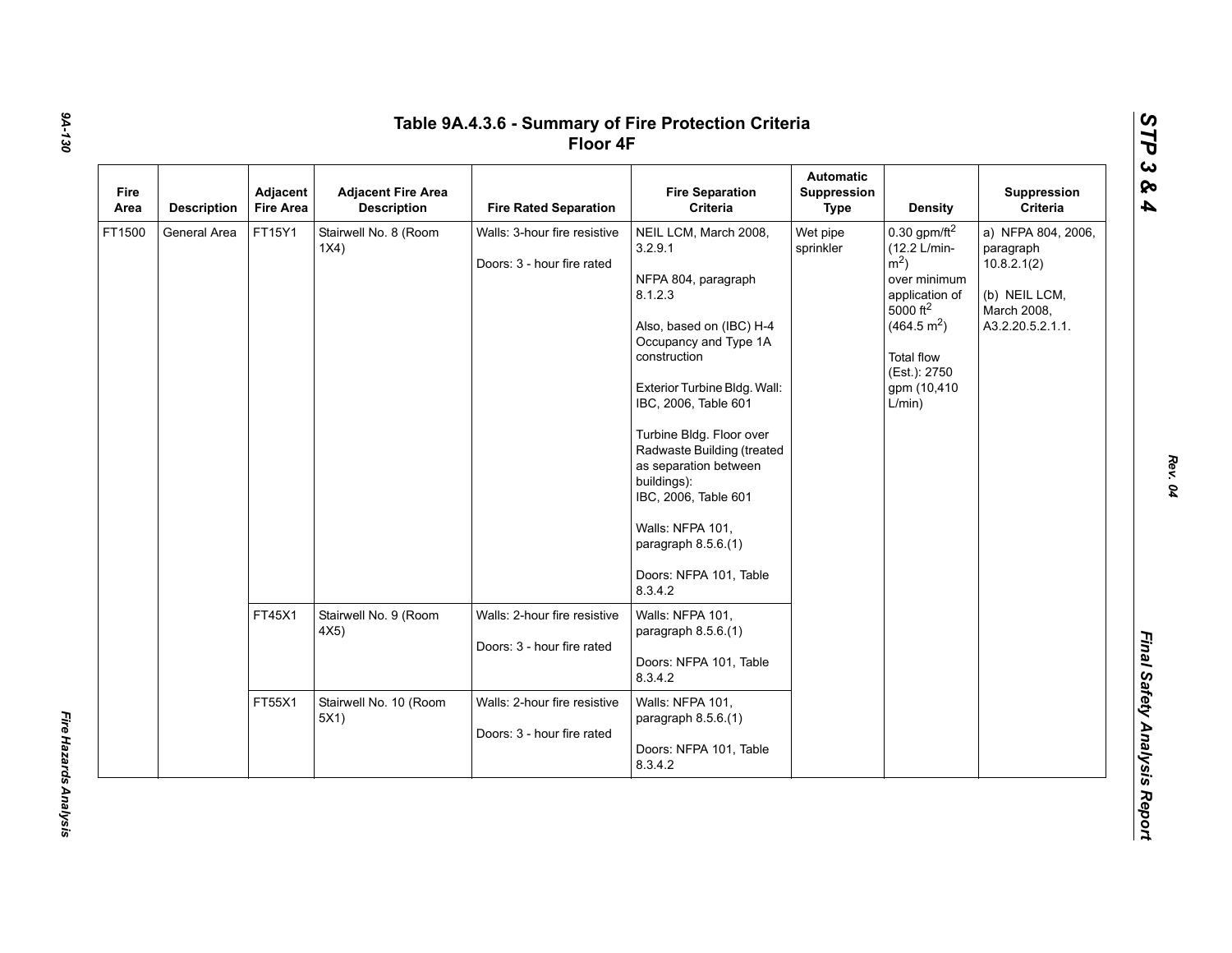# Table 9A.4.3.6 - Summary of Fire Protection Criteria Floor 4F

| Fire Area | Description | Adjacent Fire Area | Adjacent Fire Area Description | Fire Rated Separation | Fire Separation Criteria | Automatic Suppression Type | Density | Suppression Criteria |
|---|---|---|---|---|---|---|---|---|
| FT1500 | General Area | FT15Y1 | Stairwell No. 8 (Room 1X4) | Walls: 3-hour fire resistive<br><br>Doors: 3 - hour fire rated | NEIL LCM, March 2008, 3.2.9.1<br><br>NFPA 804, paragraph 8.1.2.3<br><br>Also, based on (IBC) H-4 Occupancy and Type 1A construction<br><br>Exterior Turbine Bldg. Wall: IBC, 2006, Table 601<br><br>Turbine Bldg. Floor over Radwaste Building (treated as separation between buildings):<br>IBC, 2006, Table 601<br><br>Walls: NFPA 101, paragraph 8.5.6.(1)<br><br>Doors: NFPA 101, Table 8.3.4.2 | Wet pipe sprinkler | 0.30 gpm/ft$^2$ (12.2 L/min-m$^2$) over minimum application of 5000 ft$^2$ (464.5 m$^2$)<br><br>Total flow (Est.): 2750 gpm (10,410 L/min) | a) NFPA 804, 2006, paragraph 10.8.2.1(2)<br><br>(b) NEIL LCM, March 2008, A3.2.20.5.2.1.1. |
| | | FT45X1 | Stairwell No. 9 (Room 4X5) | Walls: 2-hour fire resistive<br><br>Doors: 3 - hour fire rated | Walls: NFPA 101, paragraph 8.5.6.(1)<br><br>Doors: NFPA 101, Table 8.3.4.2 | | | |
| | | FT55X1 | Stairwell No. 10 (Room 5X1) | Walls: 2-hour fire resistive<br><br>Doors: 3 - hour fire rated | Walls: NFPA 101, paragraph 8.5.6.(1)<br><br>Doors: NFPA 101, Table 8.3.4.2 | | | |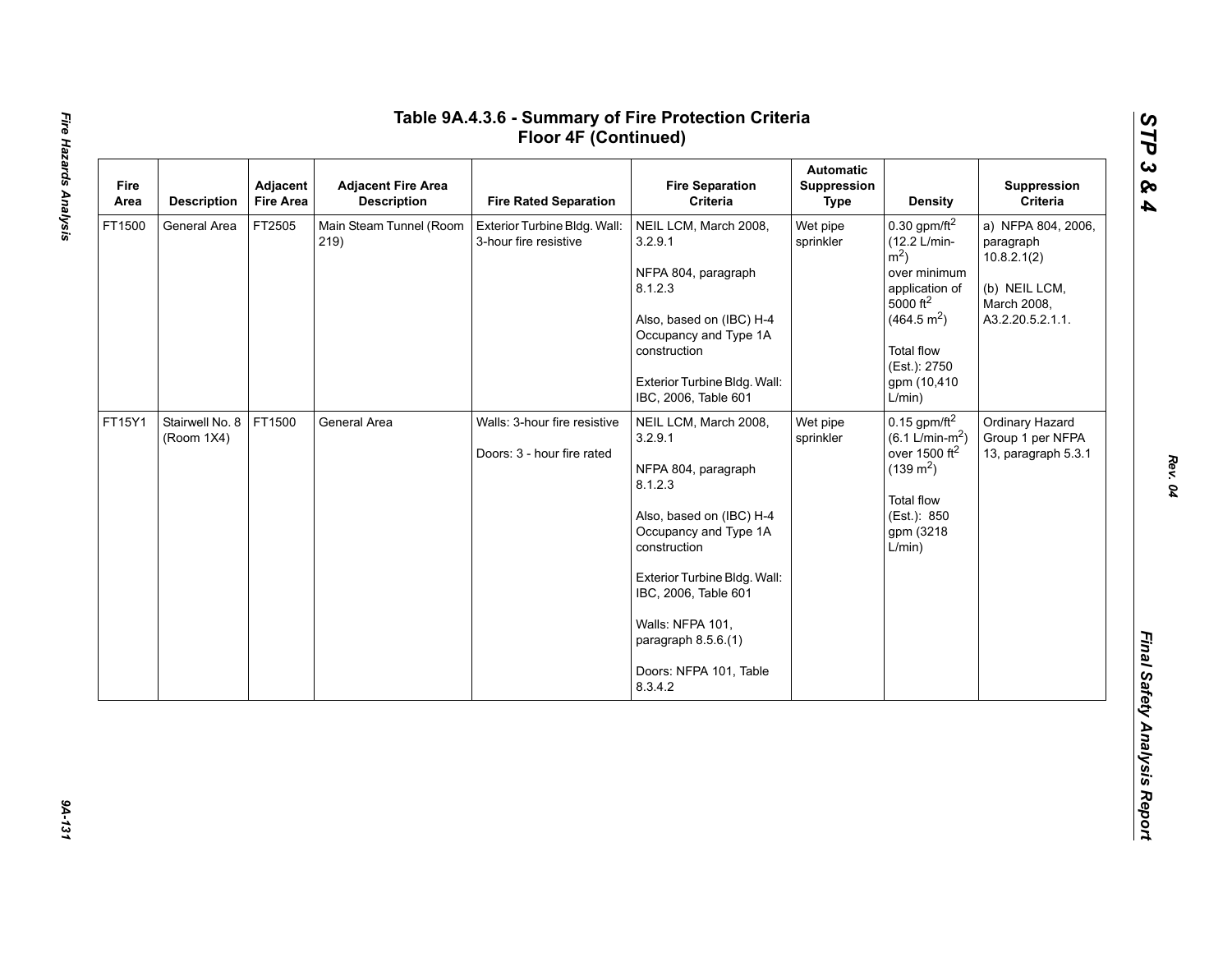# Table 9A.4.3.6 - Summary of Fire Protection Criteria Floor 4F (Continued)

| Fire Area | Description | Adjacent Fire Area | Adjacent Fire Area Description | Fire Rated Separation | Fire Separation Criteria | Automatic Suppression Type | Density | Suppression Criteria |
|---|---|---|---|---|---|---|---|---|
| FT1500 | General Area | FT2505 | Main Steam Tunnel (Room 219) | Exterior Turbine Bldg. Wall: 3-hour fire resistive | NEIL LCM, March 2008, 3.2.9.1<br><br>NFPA 804, paragraph 8.1.2.3<br><br>Also, based on (IBC) H-4 Occupancy and Type 1A construction<br><br>Exterior Turbine Bldg. Wall: IBC, 2006, Table 601 | Wet pipe sprinkler | 0.30 gpm/ft$^2$ (12.2 L/min-m$^2$) over minimum application of 5000 ft$^2$ (464.5 m$^2$)<br><br>Total flow (Est.): 2750 gpm (10,410 L/min) | a) NFPA 804, 2006, paragraph 10.8.2.1(2)<br><br>(b) NEIL LCM, March 2008, A3.2.20.5.2.1.1. |
| FT15Y1 | Stairwell No. 8 (Room 1X4) | FT1500 | General Area | Walls: 3-hour fire resistive<br><br>Doors: 3 - hour fire rated | NEIL LCM, March 2008, 3.2.9.1<br><br>NFPA 804, paragraph 8.1.2.3<br><br>Also, based on (IBC) H-4 Occupancy and Type 1A construction<br><br>Exterior Turbine Bldg. Wall: IBC, 2006, Table 601<br><br>Walls: NFPA 101, paragraph 8.5.6.(1)<br><br>Doors: NFPA 101, Table 8.3.4.2 | Wet pipe sprinkler | 0.15 gpm/ft$^2$ (6.1 L/min-m$^2$) over 1500 ft$^2$ (139 m$^2$)<br><br>Total flow (Est.): 850 gpm (3218 L/min) | Ordinary Hazard Group 1 per NFPA 13, paragraph 5.3.1 |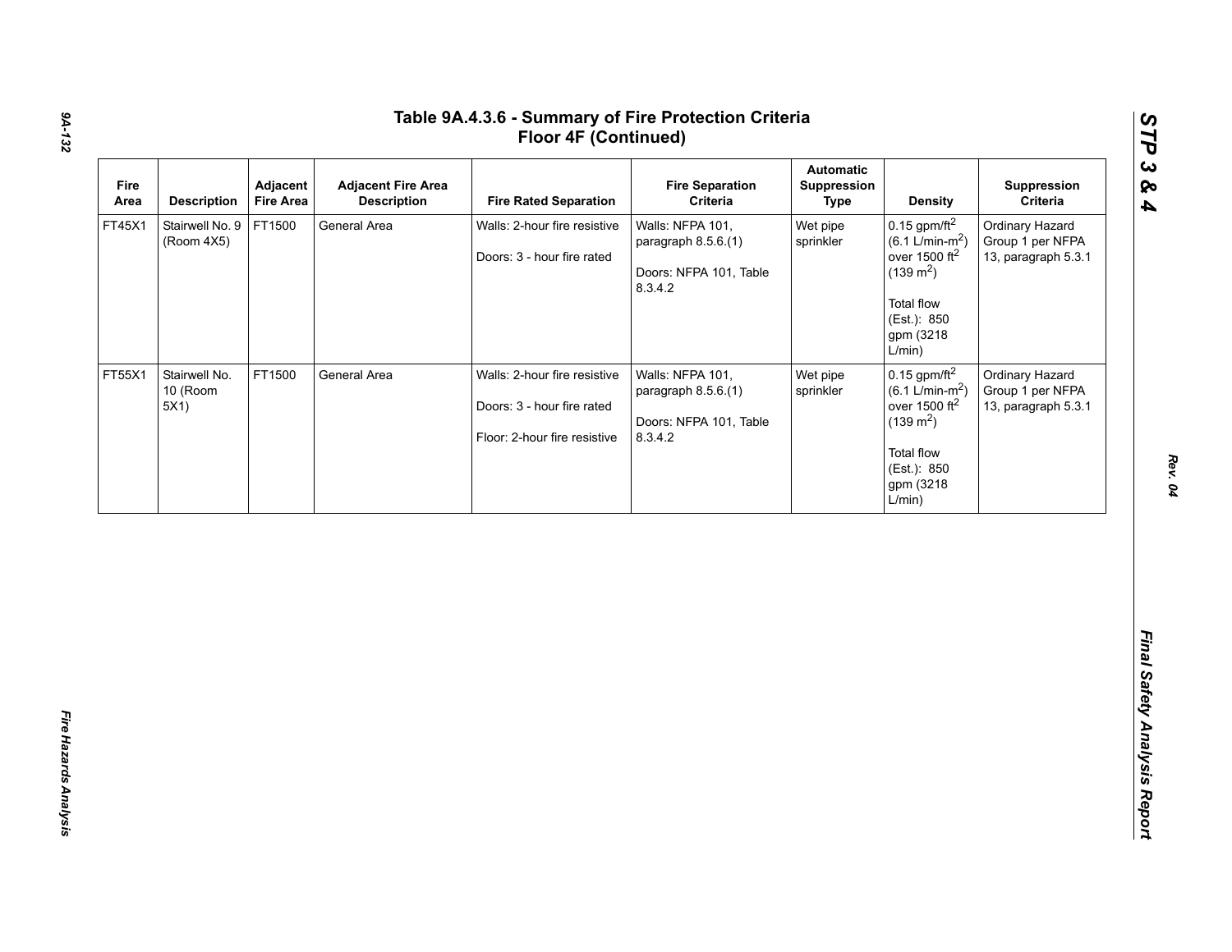# Table 9A.4.3.6 - Summary of Fire Protection Criteria Floor 4F (Continued)

| Fire Area | Description | Adjacent Fire Area | Adjacent Fire Area Description | Fire Rated Separation | Fire Separation Criteria | Automatic Suppression Type | Density | Suppression Criteria |
|---|---|---|---|---|---|---|---|---|
| FT45X1 | Stairwell No. 9 (Room 4X5) | FT1500 | General Area | Walls: 2-hour fire resistive<br><br>Doors: 3 - hour fire rated | Walls: NFPA 101, paragraph 8.5.6.(1)<br><br>Doors: NFPA 101, Table 8.3.4.2 | Wet pipe sprinkler | 0.15 gpm/ft$^2$ (6.1 L/min-m$^2$) over 1500 ft$^2$ (139 m$^2$)<br><br>Total flow (Est.): 850 gpm (3218 L/min) | Ordinary Hazard Group 1 per NFPA 13, paragraph 5.3.1 |
| FT55X1 | Stairwell No. 10 (Room 5X1) | FT1500 | General Area | Walls: 2-hour fire resistive<br><br>Doors: 3 - hour fire rated<br><br>Floor: 2-hour fire resistive | Walls: NFPA 101, paragraph 8.5.6.(1)<br><br>Doors: NFPA 101, Table 8.3.4.2 | Wet pipe sprinkler | 0.15 gpm/ft$^2$ (6.1 L/min-m$^2$) over 1500 ft$^2$ (139 m$^2$)<br><br>Total flow (Est.): 850 gpm (3218 L/min) | Ordinary Hazard Group 1 per NFPA 13, paragraph 5.3.1 |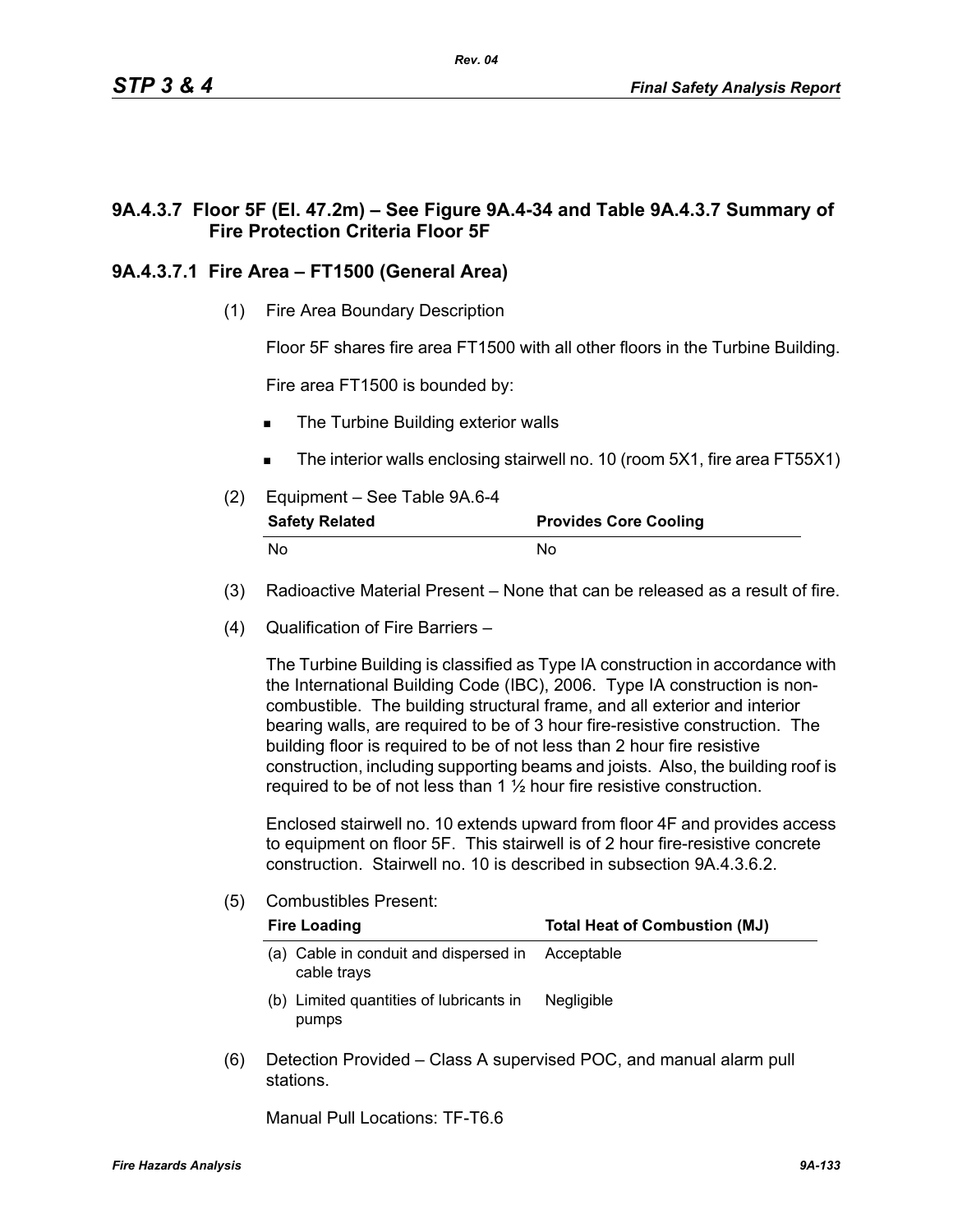### 9A.4.3.7 Floor 5F (El. 47.2m) – See Figure 9A.4-34 and Table 9A.4.3.7 Summary of Fire Protection Criteria Floor 5F

#### 9A.4.3.7.1 Fire Area – FT1500 (General Area)

(1) Fire Area Boundary Description

Floor 5F shares fire area FT1500 with all other floors in the Turbine Building.

Fire area FT1500 is bounded by:

- The Turbine Building exterior walls
- The interior walls enclosing stairwell no. 10 (room 5X1, fire area FT55X1)

(2) Equipment – See Table 9A.6-4

| Safety Related | Provides Core Cooling |
|---|---|
| No | No |

(3) Radioactive Material Present – None that can be released as a result of fire.

(4) Qualification of Fire Barriers –

The Turbine Building is classified as Type IA construction in accordance with the International Building Code (IBC), 2006. Type IA construction is non-combustible. The building structural frame, and all exterior and interior bearing walls, are required to be of 3 hour fire-resistive construction. The building floor is required to be of not less than 2 hour fire resistive construction, including supporting beams and joists. Also, the building roof is required to be of not less than 1 ½ hour fire resistive construction.

Enclosed stairwell no. 10 extends upward from floor 4F and provides access to equipment on floor 5F. This stairwell is of 2 hour fire-resistive concrete construction. Stairwell no. 10 is described in subsection 9A.4.3.6.2.

(5) Combustibles Present:

| Fire Loading | Total Heat of Combustion (MJ) |
|---|---|
| (a) Cable in conduit and dispersed in cable trays | Acceptable |
| (b) Limited quantities of lubricants in pumps | Negligible |

(6) Detection Provided – Class A supervised POC, and manual alarm pull stations.

Manual Pull Locations: TF-T6.6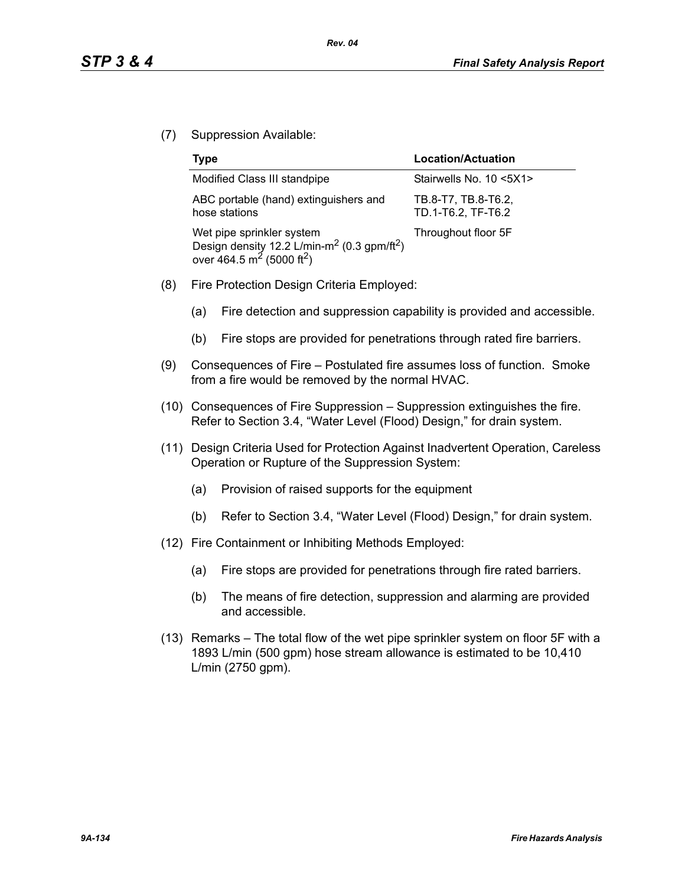(7) Suppression Available:

| Type | Location/Actuation |
|---|---|
| Modified Class III standpipe | Stairwells No. 10 <5X1> |
| ABC portable (hand) extinguishers and hose stations | TB.8-T7, TB.8-T6.2, TD.1-T6.2, TF-T6.2 |
| Wet pipe sprinkler system Design density 12.2 L/min-$m^2$ (0.3 gpm/$ft^2$) over 464.5 $m^2$ (5000 $ft^2$) | Throughout floor 5F |

(8) Fire Protection Design Criteria Employed:

   (a) Fire detection and suppression capability is provided and accessible.

   (b) Fire stops are provided for penetrations through rated fire barriers.

(9) Consequences of Fire – Postulated fire assumes loss of function. Smoke from a fire would be removed by the normal HVAC.

(10) Consequences of Fire Suppression – Suppression extinguishes the fire. Refer to Section 3.4, "Water Level (Flood) Design," for drain system.

(11) Design Criteria Used for Protection Against Inadvertent Operation, Careless Operation or Rupture of the Suppression System:

   (a) Provision of raised supports for the equipment

   (b) Refer to Section 3.4, "Water Level (Flood) Design," for drain system.

(12) Fire Containment or Inhibiting Methods Employed:

   (a) Fire stops are provided for penetrations through fire rated barriers.

   (b) The means of fire detection, suppression and alarming are provided and accessible.

(13) Remarks – The total flow of the wet pipe sprinkler system on floor 5F with a 1893 L/min (500 gpm) hose stream allowance is estimated to be 10,410 L/min (2750 gpm).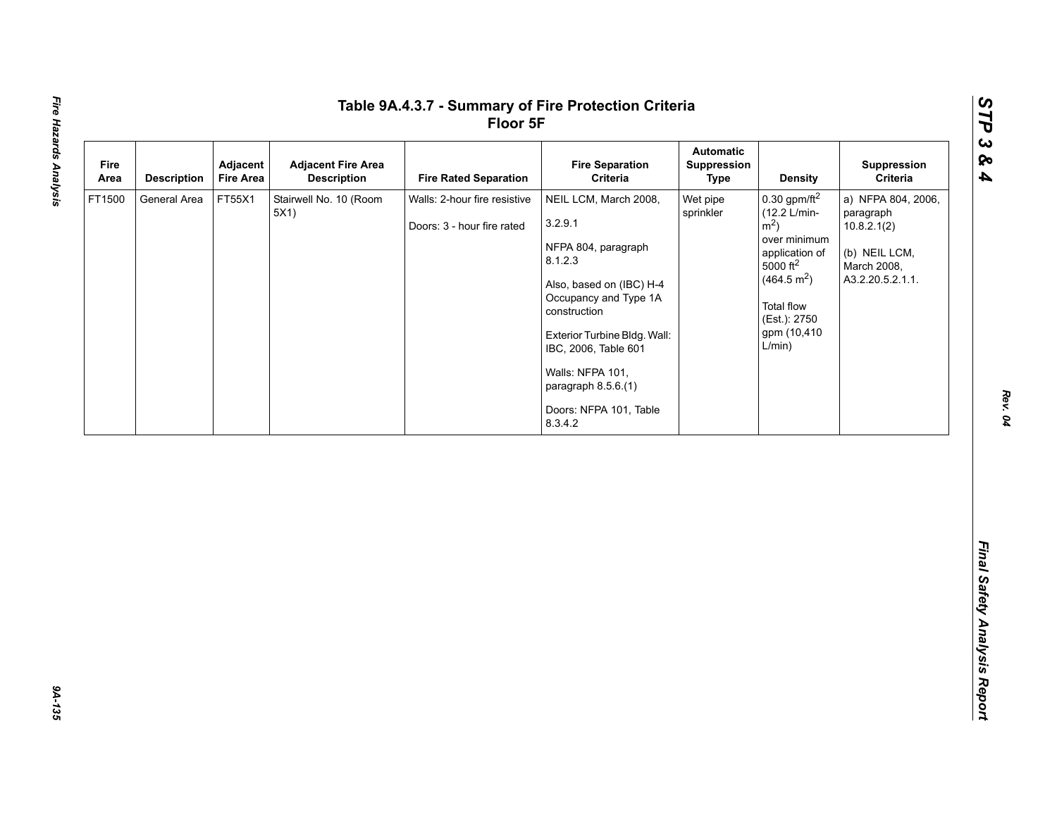# Table 9A.4.3.7 - Summary of Fire Protection Criteria
## Floor 5F

| Fire Area | Description | Adjacent Fire Area | Adjacent Fire Area Description | Fire Rated Separation | Fire Separation Criteria | Automatic Suppression Type | Density | Suppression Criteria |
|---|---|---|---|---|---|---|---|---|
| FT1500 | General Area | FT55X1 | Stairwell No. 10 (Room 5X1) | Walls: 2-hour fire resistive<br><br>Doors: 3 - hour fire rated | NEIL LCM, March 2008, 3.2.9.1<br><br>NFPA 804, paragraph 8.1.2.3<br><br>Also, based on (IBC) H-4 Occupancy and Type 1A construction<br><br>Exterior Turbine Bldg. Wall: IBC, 2006, Table 601<br><br>Walls: NFPA 101, paragraph 8.5.6.(1)<br><br>Doors: NFPA 101, Table 8.3.4.2 | Wet pipe sprinkler | 0.30 gpm/ft$^2$ (12.2 L/min-m$^2$) over minimum application of 5000 ft$^2$ (464.5 m$^2$)<br><br>Total flow (Est.): 2750 gpm (10,410 L/min) | a) NFPA 804, 2006, paragraph 10.8.2.1(2)<br><br>(b) NEIL LCM, March 2008, A3.2.20.5.2.1.1. |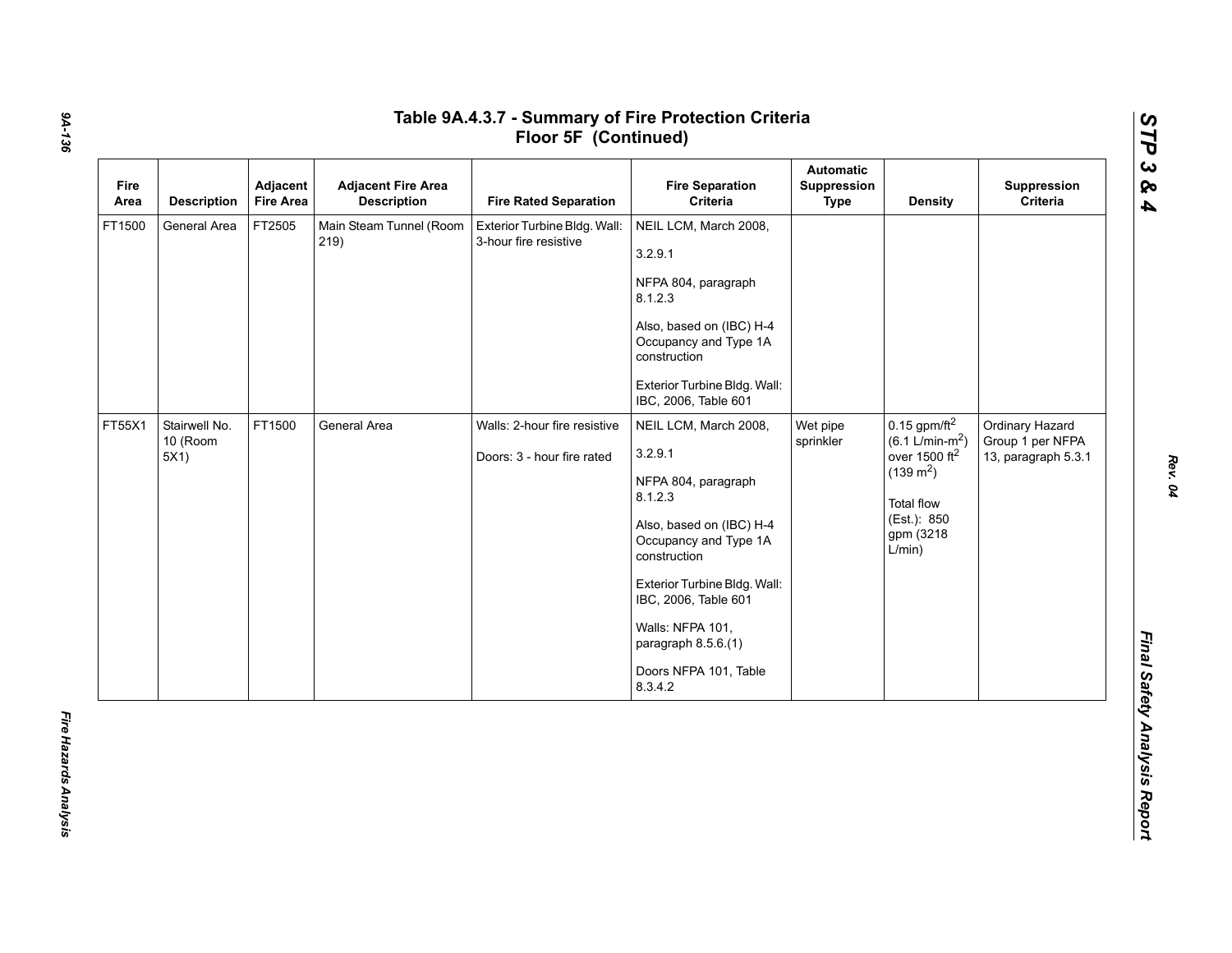# Table 9A.4.3.7 - Summary of Fire Protection Criteria Floor 5F (Continued)

| Fire Area | Description | Adjacent Fire Area | Adjacent Fire Area Description | Fire Rated Separation | Fire Separation Criteria | Automatic Suppression Type | Density | Suppression Criteria |
|---|---|---|---|---|---|---|---|---|
| FT1500 | General Area | FT2505 | Main Steam Tunnel (Room 219) | Exterior Turbine Bldg. Wall: 3-hour fire resistive | NEIL LCM, March 2008, 3.2.9.1<br><br>NFPA 804, paragraph 8.1.2.3<br><br>Also, based on (IBC) H-4 Occupancy and Type 1A construction<br><br>Exterior Turbine Bldg. Wall: IBC, 2006, Table 601 | | | |
| FT55X1 | Stairwell No. 10 (Room 5X1) | FT1500 | General Area | Walls: 2-hour fire resistive<br><br>Doors: 3 - hour fire rated | NEIL LCM, March 2008, 3.2.9.1<br><br>NFPA 804, paragraph 8.1.2.3<br><br>Also, based on (IBC) H-4 Occupancy and Type 1A construction<br><br>Exterior Turbine Bldg. Wall: IBC, 2006, Table 601<br><br>Walls: NFPA 101, paragraph 8.5.6.(1)<br><br>Doors NFPA 101, Table 8.3.4.2 | Wet pipe sprinkler | 0.15 gpm/ft$^2$ (6.1 L/min-m$^2$) over 1500 ft$^2$ (139 m$^2$)<br><br>Total flow (Est.): 850 gpm (3218 L/min) | Ordinary Hazard Group 1 per NFPA 13, paragraph 5.3.1 |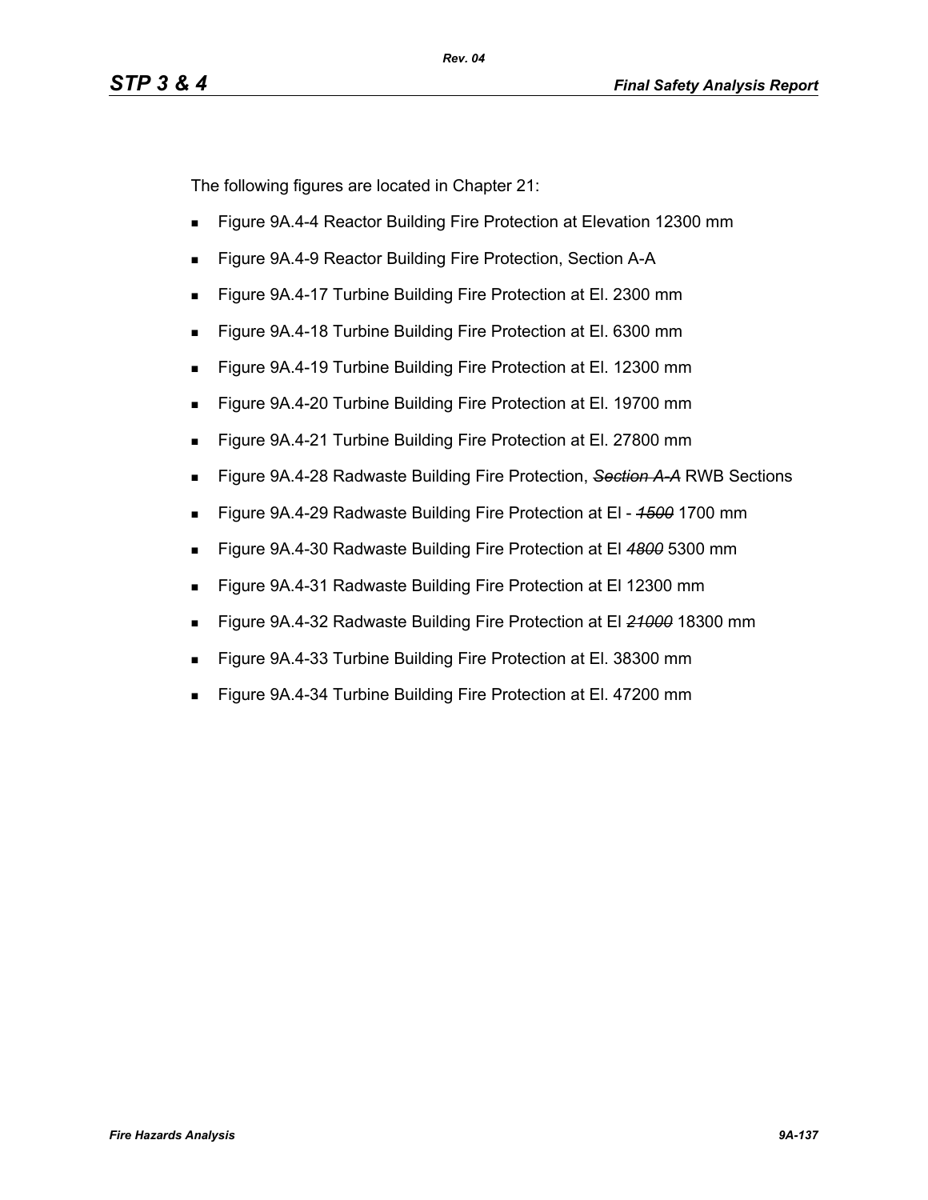The following figures are located in Chapter 21:

- Figure 9A.4-4 Reactor Building Fire Protection at Elevation 12300 mm
- Figure 9A.4-9 Reactor Building Fire Protection, Section A-A
- Figure 9A.4-17 Turbine Building Fire Protection at El. 2300 mm
- Figure 9A.4-18 Turbine Building Fire Protection at El. 6300 mm
- Figure 9A.4-19 Turbine Building Fire Protection at El. 12300 mm
- Figure 9A.4-20 Turbine Building Fire Protection at El. 19700 mm
- Figure 9A.4-21 Turbine Building Fire Protection at El. 27800 mm
- Figure 9A.4-28 Radwaste Building Fire Protection, ~~*Section A-A*~~ RWB Sections
- Figure 9A.4-29 Radwaste Building Fire Protection at El - ~~*1500*~~ 1700 mm
- Figure 9A.4-30 Radwaste Building Fire Protection at El ~~*4800*~~ 5300 mm
- Figure 9A.4-31 Radwaste Building Fire Protection at El 12300 mm
- Figure 9A.4-32 Radwaste Building Fire Protection at El ~~*21000*~~ 18300 mm
- Figure 9A.4-33 Turbine Building Fire Protection at El. 38300 mm
- Figure 9A.4-34 Turbine Building Fire Protection at El. 47200 mm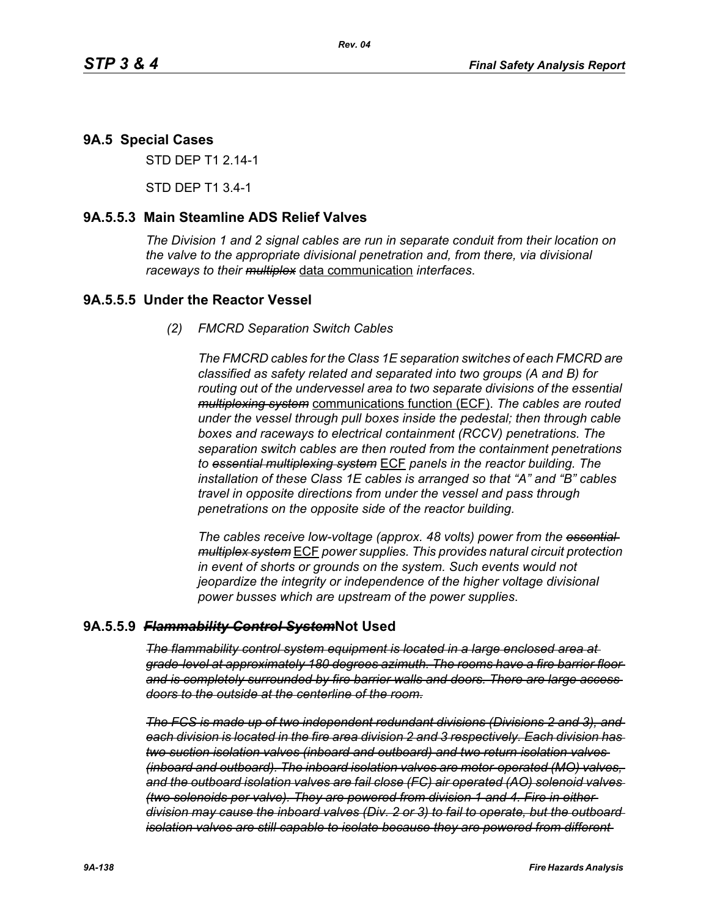## 9A.5 Special Cases

STD DEP T1 2.14-1

STD DEP T1 3.4-1

### 9A.5.5.3 Main Steamline ADS Relief Valves

*The Division 1 and 2 signal cables are run in separate conduit from their location on the valve to the appropriate divisional penetration and, from there, via divisional raceways to their ~~multiplex~~* data communication *interfaces*.

### 9A.5.5.5 Under the Reactor Vessel

*(2) FMCRD Separation Switch Cables*

*The FMCRD cables for the Class 1E separation switches of each FMCRD are classified as safety related and separated into two groups (A and B) for routing out of the undervessel area to two separate divisions of the essential ~~multiplexing system~~* communications function (ECF). *The cables are routed under the vessel through pull boxes inside the pedestal; then through cable boxes and raceways to electrical containment (RCCV) penetrations. The separation switch cables are then routed from the containment penetrations to ~~essential multiplexing system~~* ECF *panels in the reactor building. The installation of these Class 1E cables is arranged so that "A" and "B" cables travel in opposite directions from under the vessel and pass through penetrations on the opposite side of the reactor building.*

*The cables receive low-voltage (approx. 48 volts) power from the ~~essential multiplex system~~* ECF *power supplies. This provides natural circuit protection in event of shorts or grounds on the system. Such events would not jeopardize the integrity or independence of the higher voltage divisional power busses which are upstream of the power supplies*.

### 9A.5.5.9 ~~*Flammability Control System*~~Not Used

*~~The flammability control system equipment is located in a large enclosed area at grade level at approximately 180 degrees azimuth. The rooms have a fire barrier floor and is completely surrounded by fire barrier walls and doors. There are large access doors to the outside at the centerline of the room.~~*

*~~The FCS is made up of two independent redundant divisions (Divisions 2 and 3), and each division is located in the fire area division 2 and 3 respectively. Each division has two suction isolation valves (inboard and outboard) and two return isolation valves (inboard and outboard). The inboard isolation valves are motor-operated (MO) valves, and the outboard isolation valves are fail close (FC) air operated (AO) solenoid valves (two solenoids per valve). They are powered from division 1 and 4. Fire in either division may cause the inboard valves (Div. 2 or 3) to fail to operate, but the outboard isolation valves are still capable to isolate because they are powered from different~~*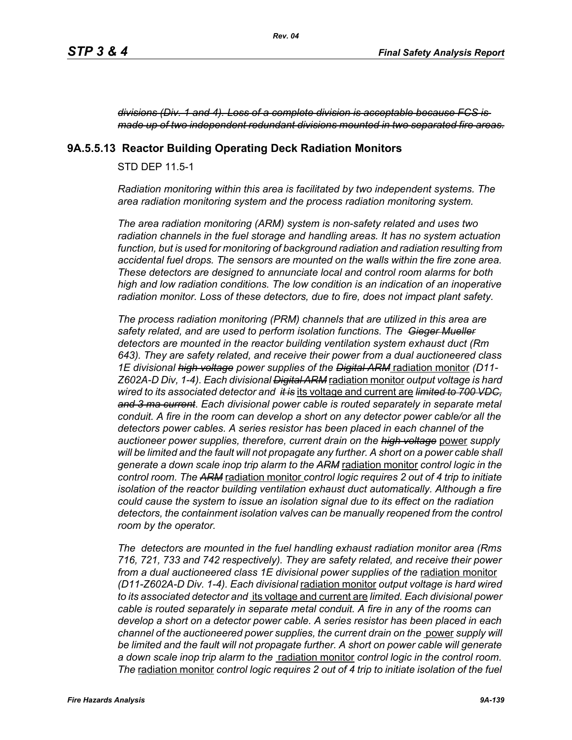~~*divisions (Div. 1 and 4). Loss of a complete division is acceptable because FCS is made up of two independent redundant divisions mounted in two separated fire areas.*~~

### 9A.5.5.13 Reactor Building Operating Deck Radiation Monitors

STD DEP 11.5-1

*Radiation monitoring within this area is facilitated by two independent systems. The area radiation monitoring system and the process radiation monitoring system.*

*The area radiation monitoring (ARM) system is non-safety related and uses two radiation channels in the fuel storage and handling areas. It has no system actuation function, but is used for monitoring of background radiation and radiation resulting from accidental fuel drops. The sensors are mounted on the walls within the fire zone area. These detectors are designed to annunciate local and control room alarms for both high and low radiation conditions. The low condition is an indication of an inoperative radiation monitor. Loss of these detectors, due to fire, does not impact plant safety.*

*The process radiation monitoring (PRM) channels that are utilized in this area are safety related, and are used to perform isolation functions. The ~~Gieger Mueller~~ detectors are mounted in the reactor building ventilation system exhaust duct (Rm 643). They are safety related, and receive their power from a dual auctioneered class 1E divisional ~~high voltage~~ power supplies of the ~~Digital ARM~~* <u>radiation monitor</u> *(D11-Z602A-D Div, 1-4). Each divisional ~~Digital ARM~~* <u>radiation monitor</u> *output voltage is hard wired to its associated detector and ~~it is~~* <u>its voltage and current are</u> *~~limited to 700 VDC, and 3 ma current~~. Each divisional power cable is routed separately in separate metal conduit. A fire in the room can develop a short on any detector power cable/or all the detectors power cables. A series resistor has been placed in each channel of the auctioneer power supplies, therefore, current drain on the ~~high voltage~~* <u>power</u> *supply will be limited and the fault will not propagate any further. A short on a power cable shall generate a down scale inop trip alarm to the ~~ARM~~* <u>radiation monitor</u> *control logic in the control room. The ~~ARM~~* <u>radiation monitor</u> *control logic requires 2 out of 4 trip to initiate isolation of the reactor building ventilation exhaust duct automatically. Although a fire could cause the system to issue an isolation signal due to its effect on the radiation detectors, the containment isolation valves can be manually reopened from the control room by the operator.*

*The detectors are mounted in the fuel handling exhaust radiation monitor area (Rms 716, 721, 733 and 742 respectively). They are safety related, and receive their power from a dual auctioneered class 1E divisional power supplies of the* <u>radiation monitor</u> *(D11-Z602A-D Div. 1-4). Each divisional* <u>radiation monitor</u> *output voltage is hard wired to its associated detector and* <u>its voltage and current are</u> *limited. Each divisional power cable is routed separately in separate metal conduit. A fire in any of the rooms can develop a short on a detector power cable. A series resistor has been placed in each channel of the auctioneered power supplies, the current drain on the* <u>power</u> *supply will be limited and the fault will not propagate further. A short on power cable will generate a down scale inop trip alarm to the* <u>radiation monitor</u> *control logic in the control room. The* <u>radiation monitor</u> *control logic requires 2 out of 4 trip to initiate isolation of the fuel*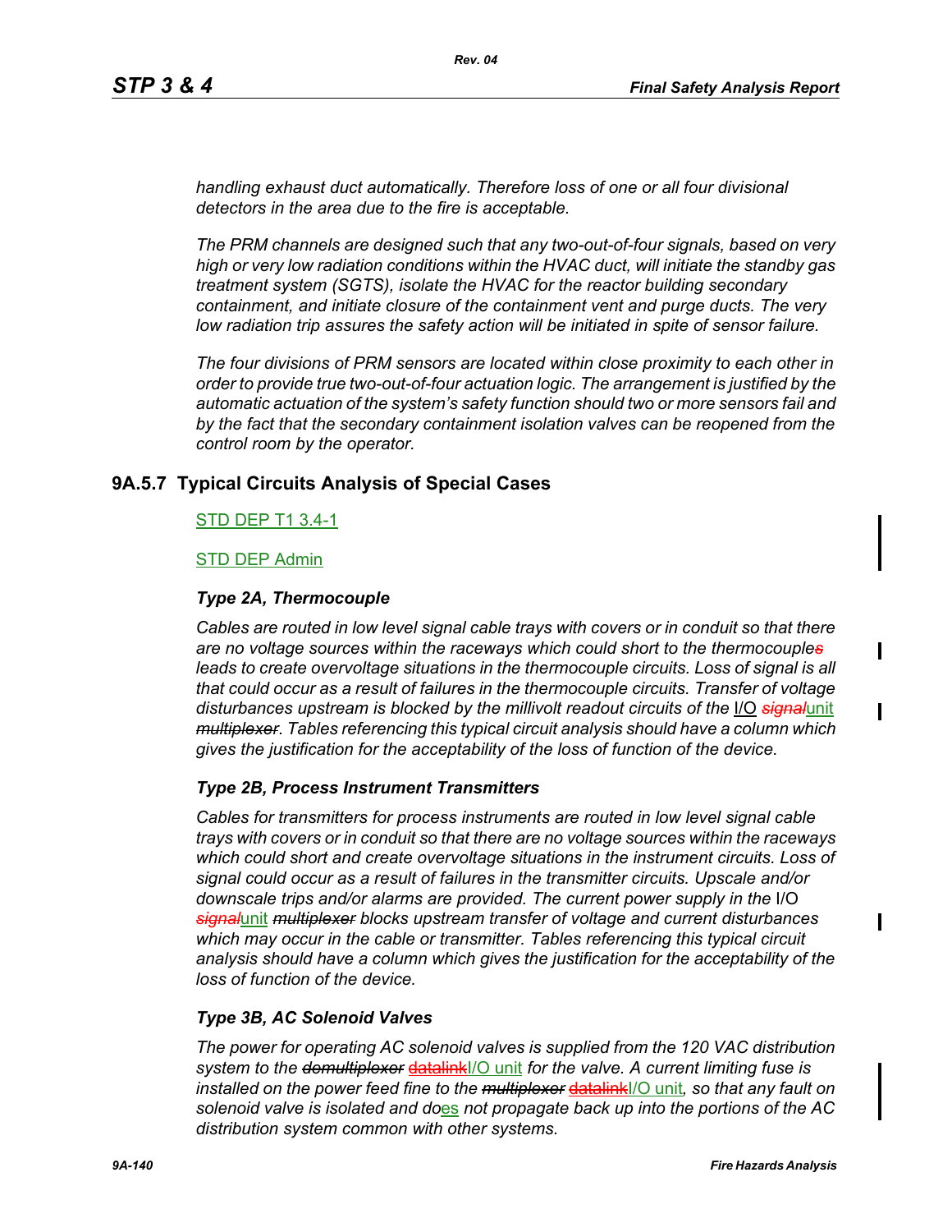*handling exhaust duct automatically. Therefore loss of one or all four divisional detectors in the area due to the fire is acceptable.*

*The PRM channels are designed such that any two-out-of-four signals, based on very high or very low radiation conditions within the HVAC duct, will initiate the standby gas treatment system (SGTS), isolate the HVAC for the reactor building secondary containment, and initiate closure of the containment vent and purge ducts. The very low radiation trip assures the safety action will be initiated in spite of sensor failure.*

*The four divisions of PRM sensors are located within close proximity to each other in order to provide true two-out-of-four actuation logic. The arrangement is justified by the automatic actuation of the system's safety function should two or more sensors fail and by the fact that the secondary containment isolation valves can be reopened from the control room by the operator.*

## 9A.5.7 Typical Circuits Analysis of Special Cases

STD DEP T1 3.4-1

STD DEP Admin

### *Type 2A, Thermocouple*

*Cables are routed in low level signal cable trays with covers or in conduit so that there are no voltage sources within the raceways which could short to the thermocouples leads to create overvoltage situations in the thermocouple circuits. Loss of signal is all that could occur as a result of failures in the thermocouple circuits. Transfer of voltage disturbances upstream is blocked by the millivolt readout circuits of the* I/O ~~*signal*~~unit ~~*multiplexer*~~*. Tables referencing this typical circuit analysis should have a column which gives the justification for the acceptability of the loss of function of the device.*

### *Type 2B, Process Instrument Transmitters*

*Cables for transmitters for process instruments are routed in low level signal cable trays with covers or in conduit so that there are no voltage sources within the raceways which could short and create overvoltage situations in the instrument circuits. Loss of signal could occur as a result of failures in the transmitter circuits. Upscale and/or downscale trips and/or alarms are provided. The current power supply in the* I/O ~~*signal*~~unit ~~*multiplexer*~~ *blocks upstream transfer of voltage and current disturbances which may occur in the cable or transmitter. Tables referencing this typical circuit analysis should have a column which gives the justification for the acceptability of the loss of function of the device.*

### *Type 3B, AC Solenoid Valves*

*The power for operating AC solenoid valves is supplied from the 120 VAC distribution system to the* ~~*demultiplexer*~~ ~~datalink~~I/O unit *for the valve. A current limiting fuse is installed on the power feed fine to the* ~~*multiplexer*~~ ~~datalink~~I/O unit*, so that any fault on solenoid valve is isolated and do*es *not propagate back up into the portions of the AC distribution system common with other systems.*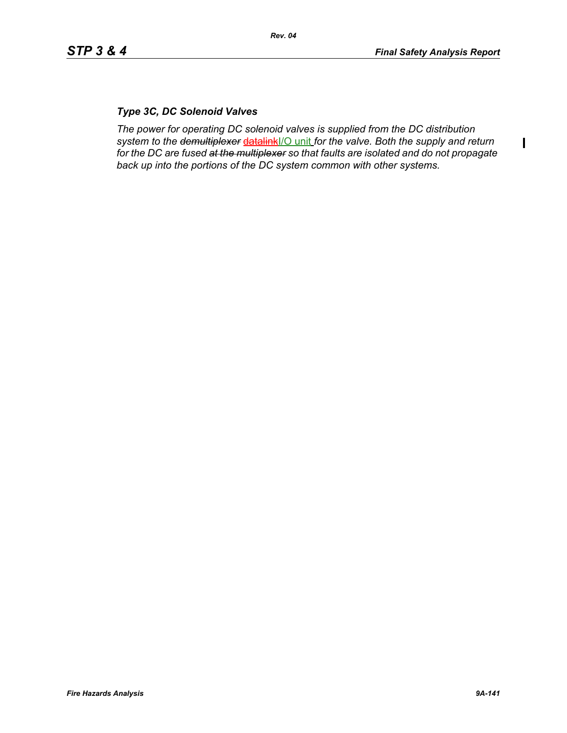### *Type 3C, DC Solenoid Valves*

*The power for operating DC solenoid valves is supplied from the DC distribution system to the ~~demultiplexer~~ ~~datalink~~I/O unit for the valve. Both the supply and return for the DC are fused ~~at the multiplexer~~ so that faults are isolated and do not propagate back up into the portions of the DC system common with other systems.*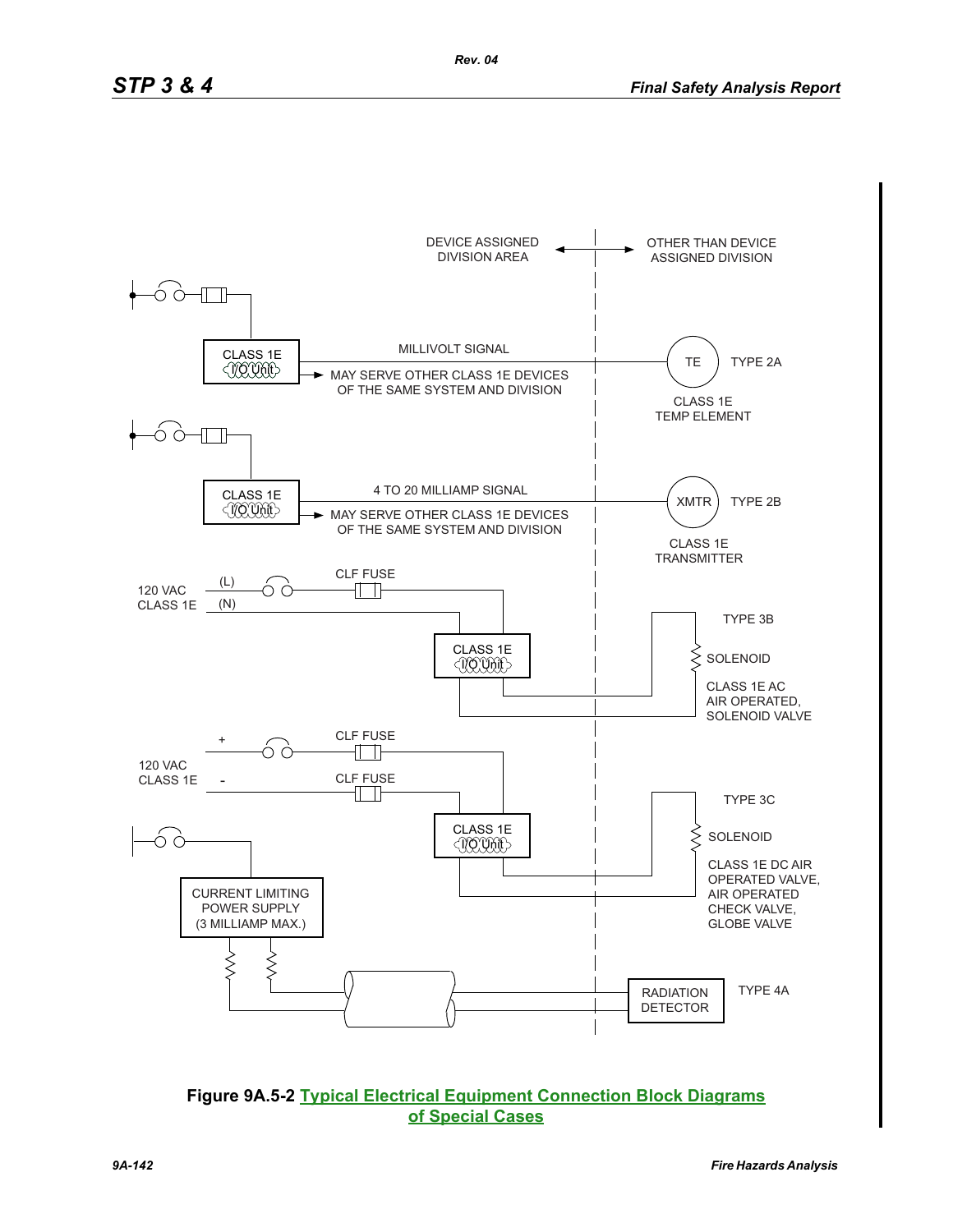DEVICE ASSIGNED DIVISION AREA ↔ OTHER THAN DEVICE ASSIGNED DIVISION

CLASS 1E I/O Unit — MILLIVOLT SIGNAL — TE — TYPE 2A

MAY SERVE OTHER CLASS 1E DEVICES OF THE SAME SYSTEM AND DIVISION

CLASS 1E TEMP ELEMENT

CLASS 1E I/O Unit — 4 TO 20 MILLIAMP SIGNAL — XMTR — TYPE 2B

MAY SERVE OTHER CLASS 1E DEVICES OF THE SAME SYSTEM AND DIVISION

CLASS 1E TRANSMITTER

120 VAC CLASS 1E (L) (N) — CLF FUSE — CLASS 1E I/O Unit

TYPE 3B

SOLENOID

CLASS 1E AC AIR OPERATED, SOLENOID VALVE

120 VAC CLASS 1E + - — CLF FUSE — CLF FUSE — CLASS 1E I/O Unit

TYPE 3C

SOLENOID

CLASS 1E DC AIR OPERATED VALVE, AIR OPERATED CHECK VALVE, GLOBE VALVE

CURRENT LIMITING POWER SUPPLY (3 MILLIAMP MAX.)

RADIATION DETECTOR — TYPE 4A

**Figure 9A.5-2 Typical Electrical Equipment Connection Block Diagrams of Special Cases**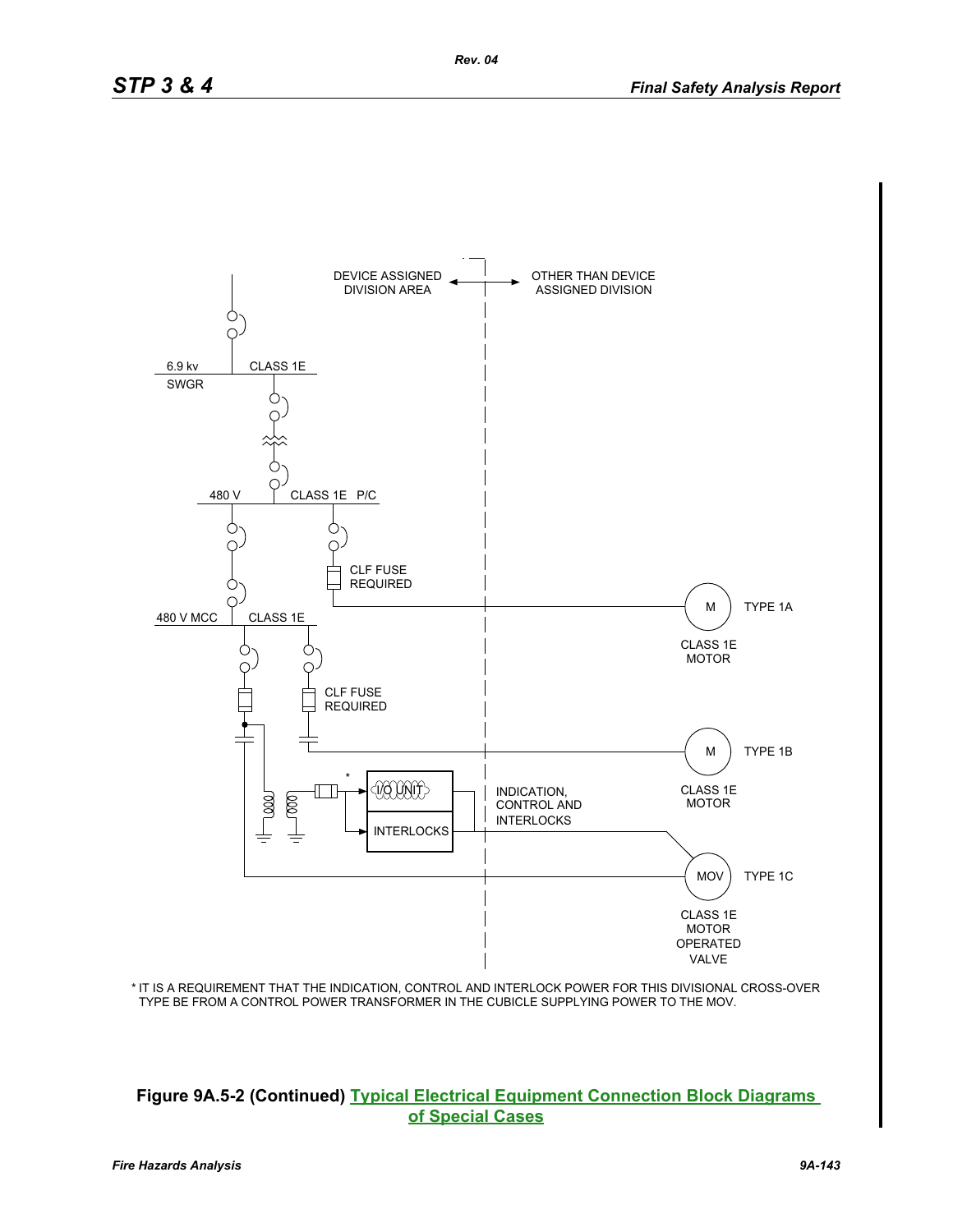DEVICE ASSIGNED DIVISION AREA

OTHER THAN DEVICE ASSIGNED DIVISION

6.9 kv SWGR CLASS 1E

480 V CLASS 1E P/C

CLF FUSE REQUIRED

480 V MCC CLASS 1E

CLF FUSE REQUIRED

M TYPE 1A

CLASS 1E MOTOR

M TYPE 1B

CLASS 1E MOTOR

I/O UNIT

INTERLOCKS

INDICATION, CONTROL AND INTERLOCKS

MOV TYPE 1C

CLASS 1E MOTOR OPERATED VALVE

* IT IS A REQUIREMENT THAT THE INDICATION, CONTROL AND INTERLOCK POWER FOR THIS DIVISIONAL CROSS-OVER TYPE BE FROM A CONTROL POWER TRANSFORMER IN THE CUBICLE SUPPLYING POWER TO THE MOV.

**Figure 9A.5-2 (Continued) Typical Electrical Equipment Connection Block Diagrams of Special Cases**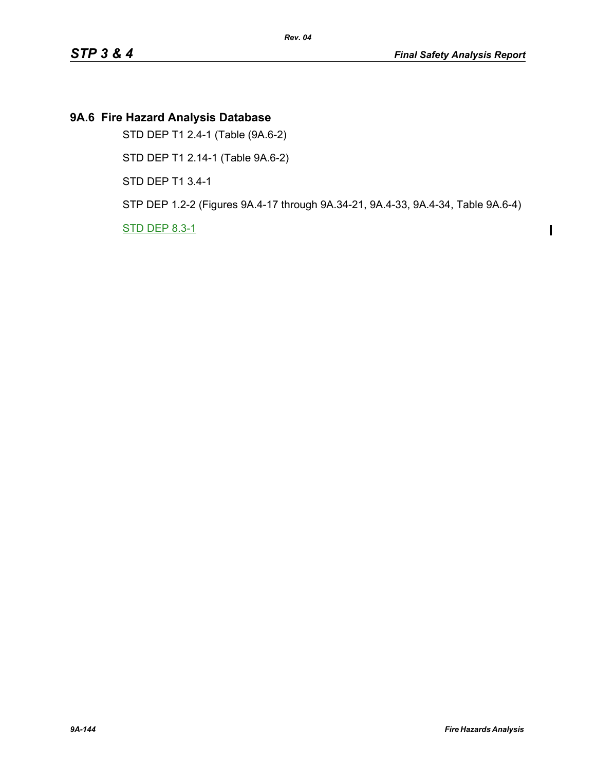## 9A.6 Fire Hazard Analysis Database

STD DEP T1 2.4-1 (Table (9A.6-2)

STD DEP T1 2.14-1 (Table 9A.6-2)

STD DEP T1 3.4-1

STP DEP 1.2-2 (Figures 9A.4-17 through 9A.34-21, 9A.4-33, 9A.4-34, Table 9A.6-4)

STD DEP 8.3-1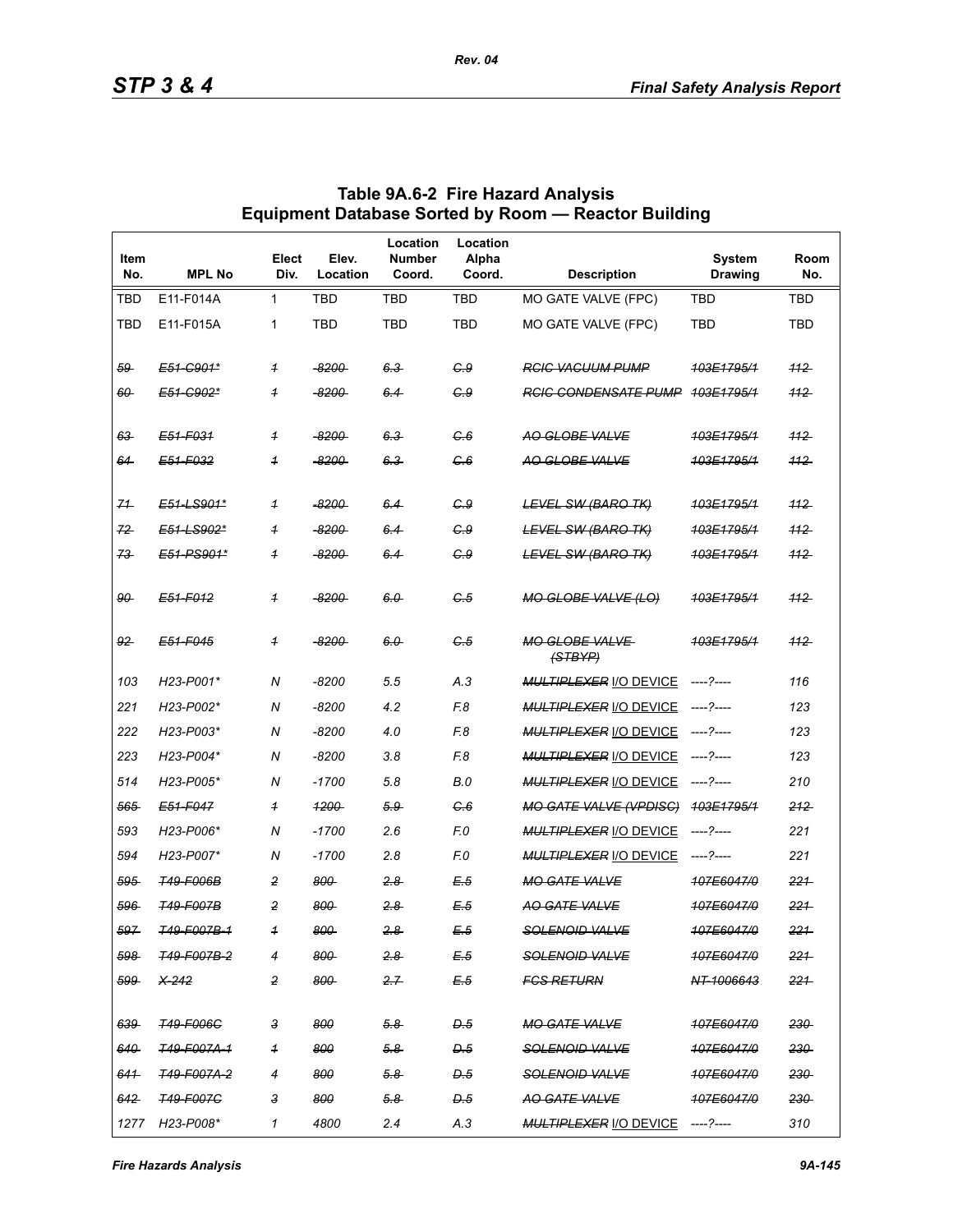**Table 9A.6-2 Fire Hazard Analysis Equipment Database Sorted by Room — Reactor Building**

| Item No. | MPL No | Elect Div. | Elev. Location | Location Number Coord. | Location Alpha Coord. | Description | System Drawing | Room No. |
|---|---|---|---|---|---|---|---|---|
| TBD | E11-F014A | 1 | TBD | TBD | TBD | MO GATE VALVE (FPC) | TBD | TBD |
| TBD | E11-F015A | 1 | TBD | TBD | TBD | MO GATE VALVE (FPC) | TBD | TBD |
| ~~59~~ | ~~E51-C901*~~ | ~~1~~ | ~~-8200~~ | ~~6.3~~ | ~~C.9~~ | ~~RCIC VACUUM PUMP~~ | ~~103E1795/1~~ | ~~112~~ |
| ~~60~~ | ~~E51-C902*~~ | ~~1~~ | ~~-8200~~ | ~~6.4~~ | ~~C.9~~ | ~~RCIC CONDENSATE PUMP~~ | ~~103E1795/1~~ | ~~112~~ |
| ~~63~~ | ~~E51-F031~~ | ~~1~~ | ~~-8200~~ | ~~6.3~~ | ~~C.6~~ | ~~AO GLOBE VALVE~~ | ~~103E1795/1~~ | ~~112~~ |
| ~~64~~ | ~~E51-F032~~ | ~~1~~ | ~~-8200~~ | ~~6.3~~ | ~~C.6~~ | ~~AO GLOBE VALVE~~ | ~~103E1795/1~~ | ~~112~~ |
| ~~71~~ | ~~E51-LS901*~~ | ~~1~~ | ~~-8200~~ | ~~6.4~~ | ~~C.9~~ | ~~LEVEL SW (BARO TK)~~ | ~~103E1795/1~~ | ~~112~~ |
| ~~72~~ | ~~E51-LS902*~~ | ~~1~~ | ~~-8200~~ | ~~6.4~~ | ~~C.9~~ | ~~LEVEL SW (BARO TK)~~ | ~~103E1795/1~~ | ~~112~~ |
| ~~73~~ | ~~E51-PS901*~~ | ~~1~~ | ~~-8200~~ | ~~6.4~~ | ~~C.9~~ | ~~LEVEL SW (BARO TK)~~ | ~~103E1795/1~~ | ~~112~~ |
| ~~90~~ | ~~E51-F012~~ | ~~1~~ | ~~-8200~~ | ~~6.0~~ | ~~C.5~~ | ~~MO GLOBE VALVE (LO)~~ | ~~103E1795/1~~ | ~~112~~ |
| ~~92~~ | ~~E51-F045~~ | ~~1~~ | ~~-8200~~ | ~~6.0~~ | ~~C.5~~ | ~~MO GLOBE VALVE (STBYP)~~ | ~~103E1795/1~~ | ~~112~~ |
| 103 | H23-P001* | N | -8200 | 5.5 | A.3 | ~~MULTIPLEXER~~ I/O DEVICE | ----?---- | 116 |
| 221 | H23-P002* | N | -8200 | 4.2 | F.8 | ~~MULTIPLEXER~~ I/O DEVICE | ----?---- | 123 |
| 222 | H23-P003* | N | -8200 | 4.0 | F.8 | ~~MULTIPLEXER~~ I/O DEVICE | ----?---- | 123 |
| 223 | H23-P004* | N | -8200 | 3.8 | F.8 | ~~MULTIPLEXER~~ I/O DEVICE | ----?---- | 123 |
| 514 | H23-P005* | N | -1700 | 5.8 | B.0 | ~~MULTIPLEXER~~ I/O DEVICE | ----?---- | 210 |
| ~~565~~ | ~~E51-F047~~ | ~~1~~ | ~~1200~~ | ~~5.9~~ | ~~C.6~~ | ~~MO GATE VALVE (VPDISC)~~ | ~~103E1795/1~~ | ~~212~~ |
| 593 | H23-P006* | N | -1700 | 2.6 | F.0 | ~~MULTIPLEXER~~ I/O DEVICE | ----?---- | 221 |
| 594 | H23-P007* | N | -1700 | 2.8 | F.0 | ~~MULTIPLEXER~~ I/O DEVICE | ----?---- | 221 |
| ~~595~~ | ~~T49-F006B~~ | ~~2~~ | ~~800~~ | ~~2.8~~ | ~~E.5~~ | ~~MO GATE VALVE~~ | ~~107E6047/0~~ | ~~221~~ |
| ~~596~~ | ~~T49-F007B~~ | ~~2~~ | ~~800~~ | ~~2.8~~ | ~~E.5~~ | ~~AO GATE VALVE~~ | ~~107E6047/0~~ | ~~221~~ |
| ~~597~~ | ~~T49-F007B-1~~ | ~~1~~ | ~~800~~ | ~~2.8~~ | ~~E.5~~ | ~~SOLENOID VALVE~~ | ~~107E6047/0~~ | ~~221~~ |
| ~~598~~ | ~~T49-F007B-2~~ | 4 | ~~800~~ | ~~2.8~~ | ~~E.5~~ | ~~SOLENOID VALVE~~ | ~~107E6047/0~~ | ~~221~~ |
| ~~599~~ | ~~X-242~~ | ~~2~~ | ~~800~~ | ~~2.7~~ | ~~E.5~~ | ~~FCS RETURN~~ | ~~NT-1006643~~ | ~~221~~ |
| ~~639~~ | ~~T49-F006C~~ | ~~3~~ | 800 | ~~5.8~~ | ~~D.5~~ | ~~MO GATE VALVE~~ | ~~107E6047/0~~ | ~~230~~ |
| ~~640~~ | ~~T49-F007A-1~~ | ~~1~~ | 800 | ~~5.8~~ | ~~D.5~~ | ~~SOLENOID VALVE~~ | ~~107E6047/0~~ | ~~230~~ |
| ~~641~~ | ~~T49-F007A-2~~ | 4 | 800 | ~~5.8~~ | ~~D.5~~ | ~~SOLENOID VALVE~~ | ~~107E6047/0~~ | ~~230~~ |
| ~~642~~ | ~~T49-F007C~~ | ~~3~~ | 800 | ~~5.8~~ | ~~D.5~~ | ~~AO GATE VALVE~~ | ~~107E6047/0~~ | ~~230~~ |
| 1277 | H23-P008* | 1 | 4800 | 2.4 | A.3 | ~~MULTIPLEXER~~ I/O DEVICE | ----?---- | 310 |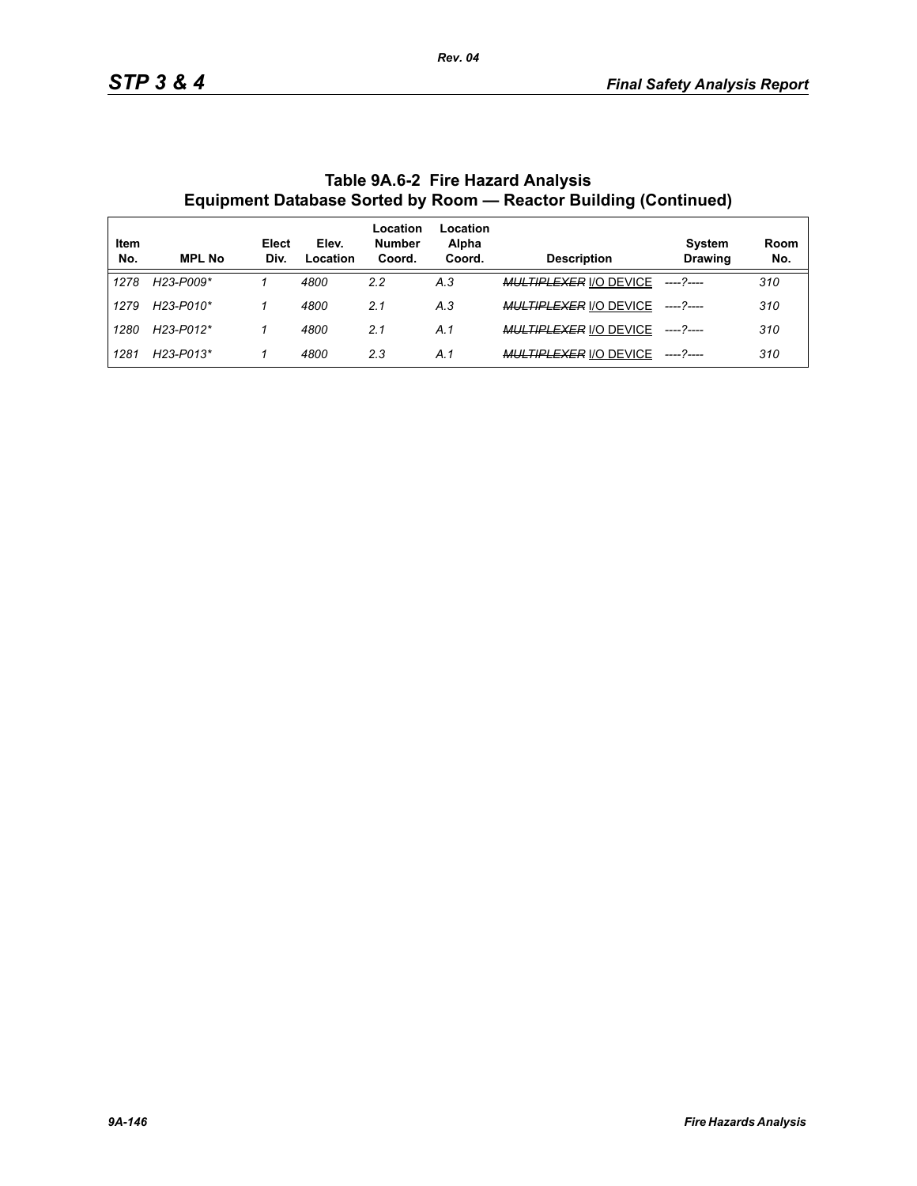## Table 9A.6-2 Fire Hazard Analysis Equipment Database Sorted by Room — Reactor Building (Continued)

| Item No. | MPL No | Elect Div. | Elev. Location | Location Number Coord. | Location Alpha Coord. | Description | System Drawing | Room No. |
|---|---|---|---|---|---|---|---|---|
| 1278 | H23-P009* | 1 | 4800 | 2.2 | A.3 | ~~MULTIPLEXER~~ I/O DEVICE | ----?---- | 310 |
| 1279 | H23-P010* | 1 | 4800 | 2.1 | A.3 | ~~MULTIPLEXER~~ I/O DEVICE | ----?---- | 310 |
| 1280 | H23-P012* | 1 | 4800 | 2.1 | A.1 | ~~MULTIPLEXER~~ I/O DEVICE | ----?---- | 310 |
| 1281 | H23-P013* | 1 | 4800 | 2.3 | A.1 | ~~MULTIPLEXER~~ I/O DEVICE | ----?---- | 310 |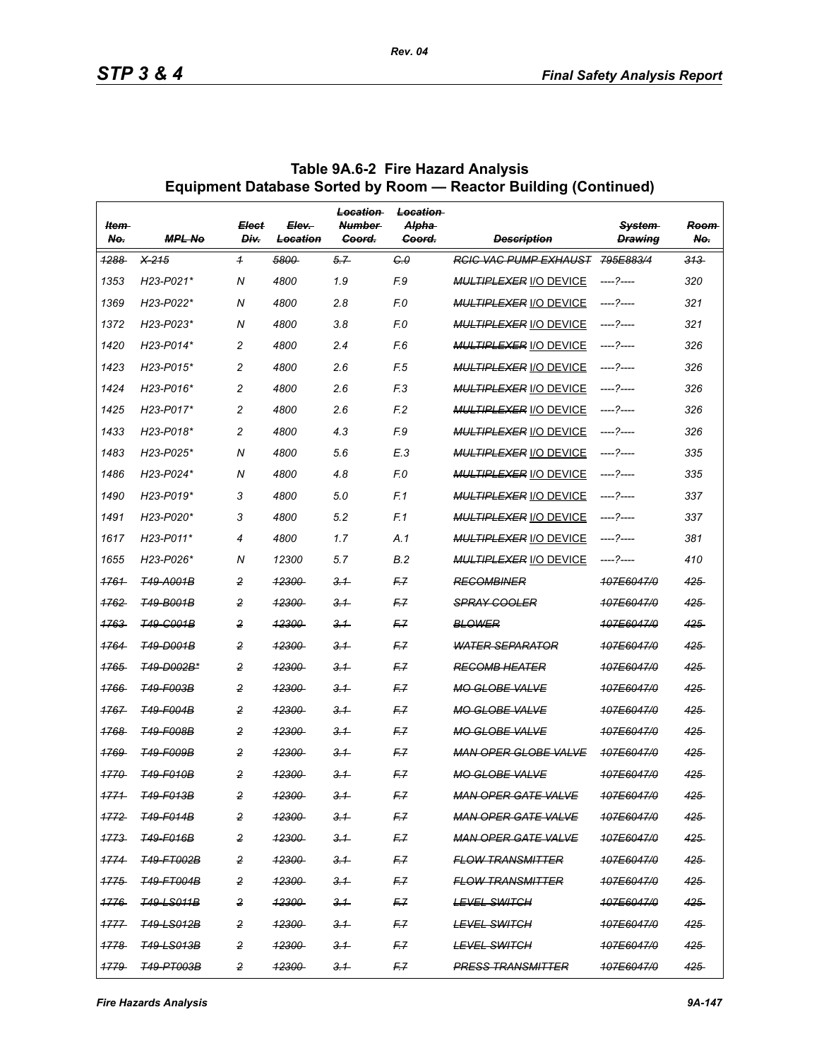## Table 9A.6-2 Fire Hazard Analysis Equipment Database Sorted by Room — Reactor Building (Continued)

| ~~Item No.~~ | ~~MPL No~~ | ~~Elect Div.~~ | ~~Elev. Location~~ | ~~Location Number Coord.~~ | ~~Location Alpha Coord.~~ | ~~Description~~ | ~~System Drawing~~ | ~~Room No.~~ |
|---|---|---|---|---|---|---|---|---|
| ~~1288~~ | ~~X-215~~ | ~~1~~ | ~~5800~~ | ~~5.7~~ | ~~C.0~~ | ~~RCIC VAC PUMP EXHAUST~~ | ~~795E883/4~~ | ~~313~~ |
| 1353 | H23-P021* | N | 4800 | 1.9 | F.9 | ~~MULTIPLEXER~~ I/O DEVICE | ----?---- | 320 |
| 1369 | H23-P022* | N | 4800 | 2.8 | F.0 | ~~MULTIPLEXER~~ I/O DEVICE | ----?---- | 321 |
| 1372 | H23-P023* | N | 4800 | 3.8 | F.0 | ~~MULTIPLEXER~~ I/O DEVICE | ----?---- | 321 |
| 1420 | H23-P014* | 2 | 4800 | 2.4 | F.6 | ~~MULTIPLEXER~~ I/O DEVICE | ----?---- | 326 |
| 1423 | H23-P015* | 2 | 4800 | 2.6 | F.5 | ~~MULTIPLEXER~~ I/O DEVICE | ----?---- | 326 |
| 1424 | H23-P016* | 2 | 4800 | 2.6 | F.3 | ~~MULTIPLEXER~~ I/O DEVICE | ----?---- | 326 |
| 1425 | H23-P017* | 2 | 4800 | 2.6 | F.2 | ~~MULTIPLEXER~~ I/O DEVICE | ----?---- | 326 |
| 1433 | H23-P018* | 2 | 4800 | 4.3 | F.9 | ~~MULTIPLEXER~~ I/O DEVICE | ----?---- | 326 |
| 1483 | H23-P025* | N | 4800 | 5.6 | E.3 | ~~MULTIPLEXER~~ I/O DEVICE | ----?---- | 335 |
| 1486 | H23-P024* | N | 4800 | 4.8 | F.0 | ~~MULTIPLEXER~~ I/O DEVICE | ----?---- | 335 |
| 1490 | H23-P019* | 3 | 4800 | 5.0 | F.1 | ~~MULTIPLEXER~~ I/O DEVICE | ----?---- | 337 |
| 1491 | H23-P020* | 3 | 4800 | 5.2 | F.1 | ~~MULTIPLEXER~~ I/O DEVICE | ----?---- | 337 |
| 1617 | H23-P011* | 4 | 4800 | 1.7 | A.1 | ~~MULTIPLEXER~~ I/O DEVICE | ----?---- | 381 |
| 1655 | H23-P026* | N | 12300 | 5.7 | B.2 | ~~MULTIPLEXER~~ I/O DEVICE | ----?---- | 410 |
| ~~1761~~ | ~~T49-A001B~~ | ~~2~~ | ~~12300~~ | ~~3.1~~ | ~~F.7~~ | ~~RECOMBINER~~ | ~~107E6047/0~~ | ~~425~~ |
| ~~1762~~ | ~~T49-B001B~~ | ~~2~~ | ~~12300~~ | ~~3.1~~ | ~~F.7~~ | ~~SPRAY COOLER~~ | ~~107E6047/0~~ | ~~425~~ |
| ~~1763~~ | ~~T49-C001B~~ | ~~2~~ | ~~12300~~ | ~~3.1~~ | ~~F.7~~ | ~~BLOWER~~ | ~~107E6047/0~~ | ~~425~~ |
| ~~1764~~ | ~~T49-D001B~~ | ~~2~~ | ~~12300~~ | ~~3.1~~ | ~~F.7~~ | ~~WATER SEPARATOR~~ | ~~107E6047/0~~ | ~~425~~ |
| ~~1765~~ | ~~T49-D002B*~~ | ~~2~~ | ~~12300~~ | ~~3.1~~ | ~~F.7~~ | ~~RECOMB HEATER~~ | ~~107E6047/0~~ | ~~425~~ |
| ~~1766~~ | ~~T49-F003B~~ | ~~2~~ | ~~12300~~ | ~~3.1~~ | ~~F.7~~ | ~~MO GLOBE VALVE~~ | ~~107E6047/0~~ | ~~425~~ |
| ~~1767~~ | ~~T49-F004B~~ | ~~2~~ | ~~12300~~ | ~~3.1~~ | ~~F.7~~ | ~~MO GLOBE VALVE~~ | ~~107E6047/0~~ | ~~425~~ |
| ~~1768~~ | ~~T49-F008B~~ | ~~2~~ | ~~12300~~ | ~~3.1~~ | ~~F.7~~ | ~~MO GLOBE VALVE~~ | ~~107E6047/0~~ | ~~425~~ |
| ~~1769~~ | ~~T49-F009B~~ | ~~2~~ | ~~12300~~ | ~~3.1~~ | ~~F.7~~ | ~~MAN OPER GLOBE VALVE~~ | ~~107E6047/0~~ | ~~425~~ |
| ~~1770~~ | ~~T49-F010B~~ | ~~2~~ | ~~12300~~ | ~~3.1~~ | ~~F.7~~ | ~~MO GLOBE VALVE~~ | ~~107E6047/0~~ | ~~425~~ |
| ~~1771~~ | ~~T49-F013B~~ | ~~2~~ | ~~12300~~ | ~~3.1~~ | ~~F.7~~ | ~~MAN OPER GATE VALVE~~ | ~~107E6047/0~~ | ~~425~~ |
| ~~1772~~ | ~~T49-F014B~~ | ~~2~~ | ~~12300~~ | ~~3.1~~ | ~~F.7~~ | ~~MAN OPER GATE VALVE~~ | ~~107E6047/0~~ | ~~425~~ |
| ~~1773~~ | ~~T49-F016B~~ | ~~2~~ | ~~12300~~ | ~~3.1~~ | ~~F.7~~ | ~~MAN OPER GATE VALVE~~ | ~~107E6047/0~~ | ~~425~~ |
| ~~1774~~ | ~~T49-FT002B~~ | ~~2~~ | ~~12300~~ | ~~3.1~~ | ~~F.7~~ | ~~FLOW TRANSMITTER~~ | ~~107E6047/0~~ | ~~425~~ |
| ~~1775~~ | ~~T49-FT004B~~ | ~~2~~ | ~~12300~~ | ~~3.1~~ | ~~F.7~~ | ~~FLOW TRANSMITTER~~ | ~~107E6047/0~~ | ~~425~~ |
| ~~1776~~ | ~~T49-LS011B~~ | ~~2~~ | ~~12300~~ | ~~3.1~~ | ~~F.7~~ | ~~LEVEL SWITCH~~ | ~~107E6047/0~~ | ~~425~~ |
| ~~1777~~ | ~~T49-LS012B~~ | ~~2~~ | ~~12300~~ | ~~3.1~~ | ~~F.7~~ | ~~LEVEL SWITCH~~ | ~~107E6047/0~~ | ~~425~~ |
| ~~1778~~ | ~~T49-LS013B~~ | ~~2~~ | ~~12300~~ | ~~3.1~~ | ~~F.7~~ | ~~LEVEL SWITCH~~ | ~~107E6047/0~~ | ~~425~~ |
| ~~1779~~ | ~~T49-PT003B~~ | ~~2~~ | ~~12300~~ | ~~3.1~~ | ~~F.7~~ | ~~PRESS TRANSMITTER~~ | ~~107E6047/0~~ | ~~425~~ |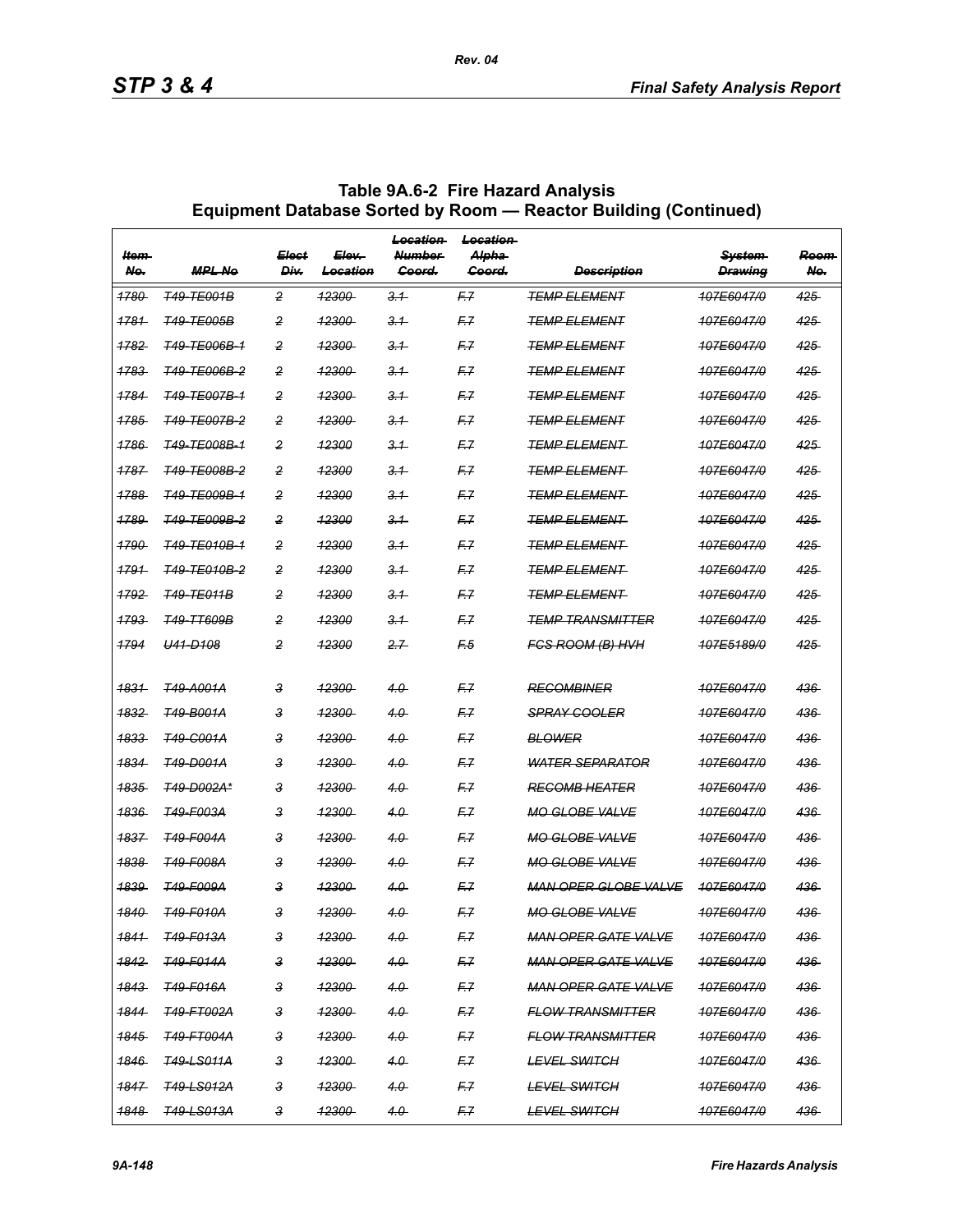**Table 9A.6-2 Fire Hazard Analysis Equipment Database Sorted by Room — Reactor Building (Continued)**

| ~~Item No.~~ | ~~MPL No~~ | ~~Elect Div.~~ | ~~Elev. Location~~ | ~~Location Number Coord.~~ | ~~Location Alpha Coord.~~ | ~~Description~~ | ~~System Drawing~~ | ~~Room No.~~ |
|---|---|---|---|---|---|---|---|---|
| ~~1780~~ | ~~T49-TE001B~~ | ~~2~~ | ~~12300~~ | ~~3.1~~ | ~~F.7~~ | ~~TEMP ELEMENT~~ | ~~107E6047/0~~ | ~~425~~ |
| ~~1781~~ | ~~T49-TE005B~~ | ~~2~~ | ~~12300~~ | ~~3.1~~ | ~~F.7~~ | ~~TEMP ELEMENT~~ | ~~107E6047/0~~ | ~~425~~ |
| ~~1782~~ | ~~T49-TE006B-1~~ | ~~2~~ | ~~12300~~ | ~~3.1~~ | ~~F.7~~ | ~~TEMP ELEMENT~~ | ~~107E6047/0~~ | ~~425~~ |
| ~~1783~~ | ~~T49-TE006B-2~~ | ~~2~~ | ~~12300~~ | ~~3.1~~ | ~~F.7~~ | ~~TEMP ELEMENT~~ | ~~107E6047/0~~ | ~~425~~ |
| ~~1784~~ | ~~T49-TE007B-1~~ | ~~2~~ | ~~12300~~ | ~~3.1~~ | ~~F.7~~ | ~~TEMP ELEMENT~~ | ~~107E6047/0~~ | ~~425~~ |
| ~~1785~~ | ~~T49-TE007B-2~~ | ~~2~~ | ~~12300~~ | ~~3.1~~ | ~~F.7~~ | ~~TEMP ELEMENT~~ | ~~107E6047/0~~ | ~~425~~ |
| ~~1786~~ | ~~T49-TE008B-1~~ | ~~2~~ | ~~12300~~ | ~~3.1~~ | ~~F.7~~ | ~~TEMP ELEMENT~~ | ~~107E6047/0~~ | ~~425~~ |
| ~~1787~~ | ~~T49-TE008B-2~~ | ~~2~~ | ~~12300~~ | ~~3.1~~ | ~~F.7~~ | ~~TEMP ELEMENT~~ | ~~107E6047/0~~ | ~~425~~ |
| ~~1788~~ | ~~T49-TE009B-1~~ | ~~2~~ | ~~12300~~ | ~~3.1~~ | ~~F.7~~ | ~~TEMP ELEMENT~~ | ~~107E6047/0~~ | ~~425~~ |
| ~~1789~~ | ~~T49-TE009B-2~~ | ~~2~~ | ~~12300~~ | ~~3.1~~ | ~~F.7~~ | ~~TEMP ELEMENT~~ | ~~107E6047/0~~ | ~~425~~ |
| ~~1790~~ | ~~T49-TE010B-1~~ | ~~2~~ | ~~12300~~ | ~~3.1~~ | ~~F.7~~ | ~~TEMP ELEMENT~~ | ~~107E6047/0~~ | ~~425~~ |
| ~~1791~~ | ~~T49-TE010B-2~~ | ~~2~~ | ~~12300~~ | ~~3.1~~ | ~~F.7~~ | ~~TEMP ELEMENT~~ | ~~107E6047/0~~ | ~~425~~ |
| ~~1792~~ | ~~T49-TE011B~~ | ~~2~~ | ~~12300~~ | ~~3.1~~ | ~~F.7~~ | ~~TEMP ELEMENT~~ | ~~107E6047/0~~ | ~~425~~ |
| ~~1793~~ | ~~T49-TT609B~~ | ~~2~~ | ~~12300~~ | ~~3.1~~ | ~~F.7~~ | ~~TEMP TRANSMITTER~~ | ~~107E6047/0~~ | ~~425~~ |
| ~~1794~~ | ~~U41-D108~~ | ~~2~~ | ~~12300~~ | ~~2.7~~ | ~~F.5~~ | ~~FCS ROOM (B) HVH~~ | ~~107E5189/0~~ | ~~425~~ |
| | | | | | | | | |
| ~~1831~~ | ~~T49-A001A~~ | ~~3~~ | ~~12300~~ | ~~4.0~~ | ~~F.7~~ | ~~RECOMBINER~~ | ~~107E6047/0~~ | ~~436~~ |
| ~~1832~~ | ~~T49-B001A~~ | ~~3~~ | ~~12300~~ | ~~4.0~~ | ~~F.7~~ | ~~SPRAY COOLER~~ | ~~107E6047/0~~ | ~~436~~ |
| ~~1833~~ | ~~T49-C001A~~ | ~~3~~ | ~~12300~~ | ~~4.0~~ | ~~F.7~~ | ~~BLOWER~~ | ~~107E6047/0~~ | ~~436~~ |
| ~~1834~~ | ~~T49-D001A~~ | ~~3~~ | ~~12300~~ | ~~4.0~~ | ~~F.7~~ | ~~WATER SEPARATOR~~ | ~~107E6047/0~~ | ~~436~~ |
| ~~1835~~ | ~~T49-D002A*~~ | ~~3~~ | ~~12300~~ | ~~4.0~~ | ~~F.7~~ | ~~RECOMB HEATER~~ | ~~107E6047/0~~ | ~~436~~ |
| ~~1836~~ | ~~T49-F003A~~ | ~~3~~ | ~~12300~~ | ~~4.0~~ | ~~F.7~~ | ~~MO GLOBE VALVE~~ | ~~107E6047/0~~ | ~~436~~ |
| ~~1837~~ | ~~T49-F004A~~ | ~~3~~ | ~~12300~~ | ~~4.0~~ | ~~F.7~~ | ~~MO GLOBE VALVE~~ | ~~107E6047/0~~ | ~~436~~ |
| ~~1838~~ | ~~T49-F008A~~ | ~~3~~ | ~~12300~~ | ~~4.0~~ | ~~F.7~~ | ~~MO GLOBE VALVE~~ | ~~107E6047/0~~ | ~~436~~ |
| ~~1839~~ | ~~T49-F009A~~ | ~~3~~ | ~~12300~~ | ~~4.0~~ | ~~F.7~~ | ~~MAN OPER GLOBE VALVE~~ | ~~107E6047/0~~ | ~~436~~ |
| ~~1840~~ | ~~T49-F010A~~ | ~~3~~ | ~~12300~~ | ~~4.0~~ | ~~F.7~~ | ~~MO GLOBE VALVE~~ | ~~107E6047/0~~ | ~~436~~ |
| ~~1841~~ | ~~T49-F013A~~ | ~~3~~ | ~~12300~~ | ~~4.0~~ | ~~F.7~~ | ~~MAN OPER GATE VALVE~~ | ~~107E6047/0~~ | ~~436~~ |
| ~~1842~~ | ~~T49-F014A~~ | ~~3~~ | ~~12300~~ | ~~4.0~~ | ~~F.7~~ | ~~MAN OPER GATE VALVE~~ | ~~107E6047/0~~ | ~~436~~ |
| ~~1843~~ | ~~T49-F016A~~ | ~~3~~ | ~~12300~~ | ~~4.0~~ | ~~F.7~~ | ~~MAN OPER GATE VALVE~~ | ~~107E6047/0~~ | ~~436~~ |
| ~~1844~~ | ~~T49-FT002A~~ | ~~3~~ | ~~12300~~ | ~~4.0~~ | ~~F.7~~ | ~~FLOW TRANSMITTER~~ | ~~107E6047/0~~ | ~~436~~ |
| ~~1845~~ | ~~T49-FT004A~~ | ~~3~~ | ~~12300~~ | ~~4.0~~ | ~~F.7~~ | ~~FLOW TRANSMITTER~~ | ~~107E6047/0~~ | ~~436~~ |
| ~~1846~~ | ~~T49-LS011A~~ | ~~3~~ | ~~12300~~ | ~~4.0~~ | ~~F.7~~ | ~~LEVEL SWITCH~~ | ~~107E6047/0~~ | ~~436~~ |
| ~~1847~~ | ~~T49-LS012A~~ | ~~3~~ | ~~12300~~ | ~~4.0~~ | ~~F.7~~ | ~~LEVEL SWITCH~~ | ~~107E6047/0~~ | ~~436~~ |
| ~~1848~~ | ~~T49-LS013A~~ | ~~3~~ | ~~12300~~ | ~~4.0~~ | ~~F.7~~ | ~~LEVEL SWITCH~~ | ~~107E6047/0~~ | ~~436~~ |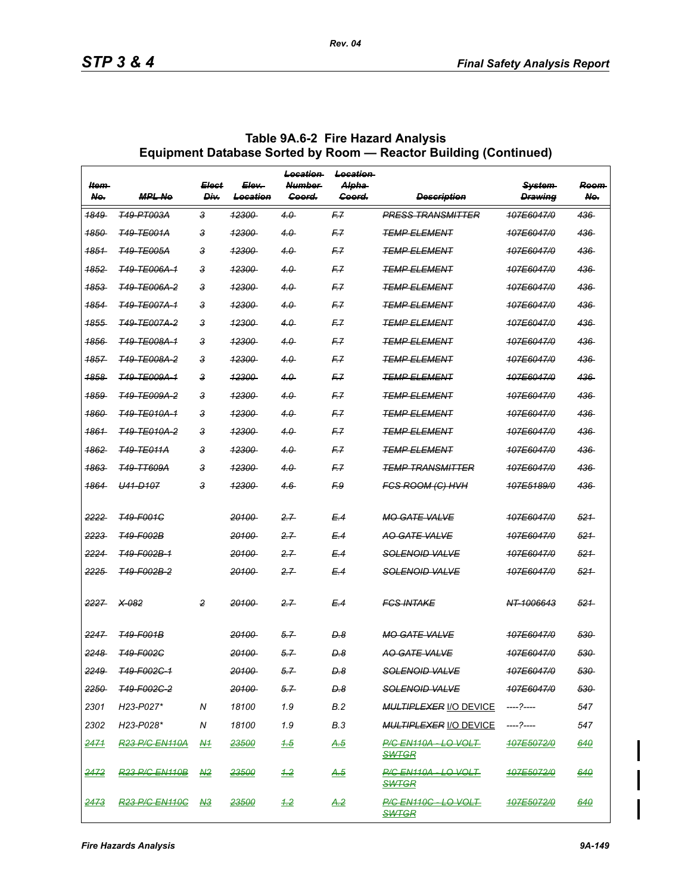# Table 9A.6-2 Fire Hazard Analysis Equipment Database Sorted by Room — Reactor Building (Continued)

| ~~Item No.~~ | ~~MPL No~~ | ~~Elect Div.~~ | ~~Elev. Location~~ | ~~Location Number Coord.~~ | ~~Location Alpha Coord.~~ | ~~Description~~ | ~~System Drawing~~ | ~~Room No.~~ |
|---|---|---|---|---|---|---|---|---|
| ~~1849~~ | ~~T49-PT003A~~ | ~~3~~ | ~~12300~~ | ~~4.0~~ | ~~F.7~~ | ~~PRESS TRANSMITTER~~ | ~~107E6047/0~~ | ~~436~~ |
| ~~1850~~ | ~~T49-TE001A~~ | ~~3~~ | ~~12300~~ | ~~4.0~~ | ~~F.7~~ | ~~TEMP ELEMENT~~ | ~~107E6047/0~~ | ~~436~~ |
| ~~1851~~ | ~~T49-TE005A~~ | ~~3~~ | ~~12300~~ | ~~4.0~~ | ~~F.7~~ | ~~TEMP ELEMENT~~ | ~~107E6047/0~~ | ~~436~~ |
| ~~1852~~ | ~~T49-TE006A-1~~ | ~~3~~ | ~~12300~~ | ~~4.0~~ | ~~F.7~~ | ~~TEMP ELEMENT~~ | ~~107E6047/0~~ | ~~436~~ |
| ~~1853~~ | ~~T49-TE006A-2~~ | ~~3~~ | ~~12300~~ | ~~4.0~~ | ~~F.7~~ | ~~TEMP ELEMENT~~ | ~~107E6047/0~~ | ~~436~~ |
| ~~1854~~ | ~~T49-TE007A-1~~ | ~~3~~ | ~~12300~~ | ~~4.0~~ | ~~F.7~~ | ~~TEMP ELEMENT~~ | ~~107E6047/0~~ | ~~436~~ |
| ~~1855~~ | ~~T49-TE007A-2~~ | ~~3~~ | ~~12300~~ | ~~4.0~~ | ~~F.7~~ | ~~TEMP ELEMENT~~ | ~~107E6047/0~~ | ~~436~~ |
| ~~1856~~ | ~~T49-TE008A-1~~ | ~~3~~ | ~~12300~~ | ~~4.0~~ | ~~F.7~~ | ~~TEMP ELEMENT~~ | ~~107E6047/0~~ | ~~436~~ |
| ~~1857~~ | ~~T49-TE008A-2~~ | ~~3~~ | ~~12300~~ | ~~4.0~~ | ~~F.7~~ | ~~TEMP ELEMENT~~ | ~~107E6047/0~~ | ~~436~~ |
| ~~1858~~ | ~~T49-TE009A-1~~ | ~~3~~ | ~~12300~~ | ~~4.0~~ | ~~F.7~~ | ~~TEMP ELEMENT~~ | ~~107E6047/0~~ | ~~436~~ |
| ~~1859~~ | ~~T49-TE009A-2~~ | ~~3~~ | ~~12300~~ | ~~4.0~~ | ~~F.7~~ | ~~TEMP ELEMENT~~ | ~~107E6047/0~~ | ~~436~~ |
| ~~1860~~ | ~~T49-TE010A-1~~ | ~~3~~ | ~~12300~~ | ~~4.0~~ | ~~F.7~~ | ~~TEMP ELEMENT~~ | ~~107E6047/0~~ | ~~436~~ |
| ~~1861~~ | ~~T49-TE010A-2~~ | ~~3~~ | ~~12300~~ | ~~4.0~~ | ~~F.7~~ | ~~TEMP ELEMENT~~ | ~~107E6047/0~~ | ~~436~~ |
| ~~1862~~ | ~~T49-TE011A~~ | ~~3~~ | ~~12300~~ | ~~4.0~~ | ~~F.7~~ | ~~TEMP ELEMENT~~ | ~~107E6047/0~~ | ~~436~~ |
| ~~1863~~ | ~~T49-TT609A~~ | ~~3~~ | ~~12300~~ | ~~4.0~~ | ~~F.7~~ | ~~TEMP TRANSMITTER~~ | ~~107E6047/0~~ | ~~436~~ |
| ~~1864~~ | ~~U41-D107~~ | ~~3~~ | ~~12300~~ | ~~4.6~~ | ~~F.9~~ | ~~FCS ROOM (C) HVH~~ | ~~107E5189/0~~ | ~~436~~ |
| ~~2222~~ | ~~T49-F001C~~ | | ~~20100~~ | ~~2.7~~ | ~~E.4~~ | ~~MO GATE VALVE~~ | ~~107E6047/0~~ | ~~521~~ |
| ~~2223~~ | ~~T49-F002B~~ | | ~~20100~~ | ~~2.7~~ | ~~E.4~~ | ~~AO GATE VALVE~~ | ~~107E6047/0~~ | ~~521~~ |
| ~~2224~~ | ~~T49-F002B-1~~ | | ~~20100~~ | ~~2.7~~ | ~~E.4~~ | ~~SOLENOID VALVE~~ | ~~107E6047/0~~ | ~~521~~ |
| ~~2225~~ | ~~T49-F002B-2~~ | | ~~20100~~ | ~~2.7~~ | ~~E.4~~ | ~~SOLENOID VALVE~~ | ~~107E6047/0~~ | ~~521~~ |
| ~~2227~~ | ~~X-082~~ | ~~2~~ | ~~20100~~ | ~~2.7~~ | ~~E.4~~ | ~~FCS INTAKE~~ | ~~NT-1006643~~ | ~~521~~ |
| ~~2247~~ | ~~T49-F001B~~ | | ~~20100~~ | ~~5.7~~ | ~~D.8~~ | ~~MO GATE VALVE~~ | ~~107E6047/0~~ | ~~530~~ |
| ~~2248~~ | ~~T49-F002C~~ | | ~~20100~~ | ~~5.7~~ | ~~D.8~~ | ~~AO GATE VALVE~~ | ~~107E6047/0~~ | ~~530~~ |
| ~~2249~~ | ~~T49-F002C-1~~ | | ~~20100~~ | ~~5.7~~ | ~~D.8~~ | ~~SOLENOID VALVE~~ | ~~107E6047/0~~ | ~~530~~ |
| ~~2250~~ | ~~T49-F002C-2~~ | | ~~20100~~ | ~~5.7~~ | ~~D.8~~ | ~~SOLENOID VALVE~~ | ~~107E6047/0~~ | ~~530~~ |
| 2301 | H23-P027* | N | 18100 | 1.9 | B.2 | ~~MULTIPLEXER~~ I/O DEVICE | ----?---- | 547 |
| 2302 | H23-P028* | N | 18100 | 1.9 | B.3 | ~~MULTIPLEXER~~ I/O DEVICE | ----?---- | 547 |
| ~~2471~~ | ~~R23-P/C EN110A~~ | ~~N1~~ | ~~23500~~ | ~~1.5~~ | ~~A.5~~ | ~~P/C EN110A - LO VOLT SWTGR~~ | ~~107E5072/0~~ | ~~640~~ |
| ~~2472~~ | ~~R23-P/C EN110B~~ | ~~N2~~ | ~~23500~~ | ~~1.2~~ | ~~A.5~~ | ~~P/C EN110A - LO VOLT SWTGR~~ | ~~107E5072/0~~ | ~~640~~ |
| ~~2473~~ | ~~R23-P/C EN110C~~ | ~~N3~~ | ~~23500~~ | ~~1.2~~ | ~~A.2~~ | ~~P/C EN110C - LO VOLT SWTGR~~ | ~~107E5072/0~~ | ~~640~~ |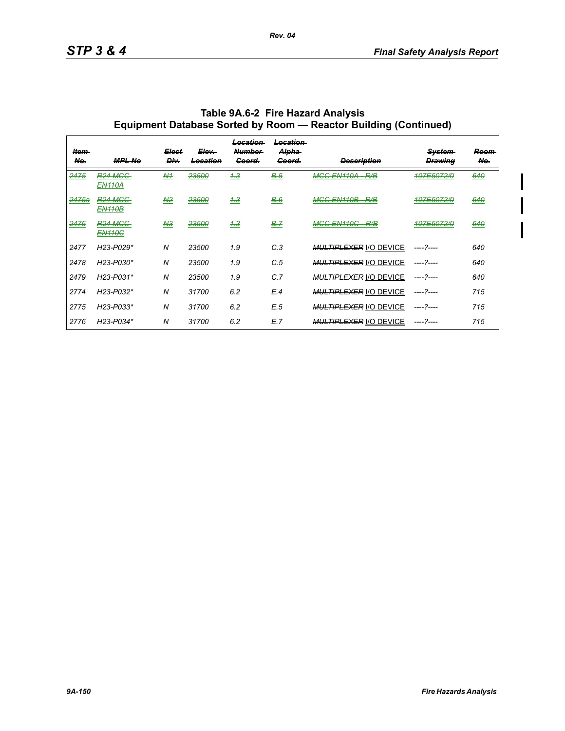## Table 9A.6-2 Fire Hazard Analysis Equipment Database Sorted by Room — Reactor Building (Continued)

| ~~Item No.~~ | ~~MPL No~~ | ~~Elect Div.~~ | ~~Elev. Location~~ | ~~Location Number Coord.~~ | ~~Location Alpha Coord.~~ | ~~Description~~ | ~~System Drawing~~ | ~~Room No.~~ |
|---|---|---|---|---|---|---|---|---|
| ~~2475~~ | ~~R24 MCC EN110A~~ | ~~N1~~ | ~~23500~~ | ~~1.3~~ | ~~B.5~~ | ~~MCC EN110A - R/B~~ | ~~107E5072/0~~ | ~~640~~ |
| ~~2475a~~ | ~~R24 MCC EN110B~~ | ~~N2~~ | ~~23500~~ | ~~1.3~~ | ~~B.6~~ | ~~MCC EN110B - R/B~~ | ~~107E5072/0~~ | ~~640~~ |
| ~~2476~~ | ~~R24 MCC EN110C~~ | ~~N3~~ | ~~23500~~ | ~~1.3~~ | ~~B.7~~ | ~~MCC EN110C - R/B~~ | ~~107E5072/0~~ | ~~640~~ |
| 2477 | H23-P029* | N | 23500 | 1.9 | C.3 | ~~MULTIPLEXER~~ I/O DEVICE | ----?---- | 640 |
| 2478 | H23-P030* | N | 23500 | 1.9 | C.5 | ~~MULTIPLEXER~~ I/O DEVICE | ----?---- | 640 |
| 2479 | H23-P031* | N | 23500 | 1.9 | C.7 | ~~MULTIPLEXER~~ I/O DEVICE | ----?---- | 640 |
| 2774 | H23-P032* | N | 31700 | 6.2 | E.4 | ~~MULTIPLEXER~~ I/O DEVICE | ----?---- | 715 |
| 2775 | H23-P033* | N | 31700 | 6.2 | E.5 | ~~MULTIPLEXER~~ I/O DEVICE | ----?---- | 715 |
| 2776 | H23-P034* | N | 31700 | 6.2 | E.7 | ~~MULTIPLEXER~~ I/O DEVICE | ----?---- | 715 |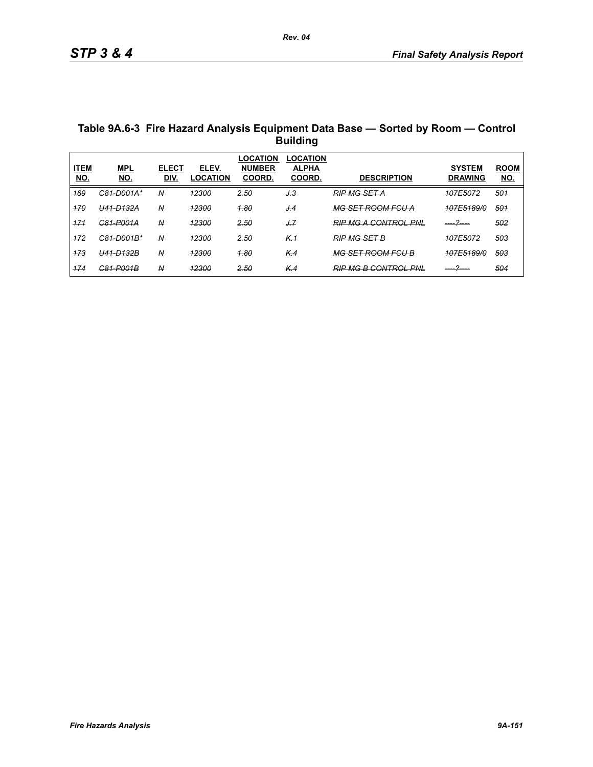## Table 9A.6-3 Fire Hazard Analysis Equipment Data Base — Sorted by Room — Control Building

| ITEM NO. | MPL NO. | ELECT DIV. | ELEV. LOCATION | LOCATION NUMBER COORD. | LOCATION ALPHA COORD. | DESCRIPTION | SYSTEM DRAWING | ROOM NO. |
|---|---|---|---|---|---|---|---|---|
| ~~169~~ | ~~C81-D001A*~~ | ~~N~~ | ~~12300~~ | ~~2.50~~ | ~~J.3~~ | ~~RIP MG SET A~~ | ~~107E5072~~ | ~~501~~ |
| ~~170~~ | ~~U41-D132A~~ | ~~N~~ | ~~12300~~ | ~~1.80~~ | ~~J.4~~ | ~~MG SET ROOM FCU A~~ | ~~107E5189/0~~ | ~~501~~ |
| ~~171~~ | ~~C81-P001A~~ | ~~N~~ | ~~12300~~ | ~~2.50~~ | ~~J.7~~ | ~~RIP MG A CONTROL PNL~~ | ~~----?----~~ | ~~502~~ |
| ~~172~~ | ~~C81-D001B*~~ | ~~N~~ | ~~12300~~ | ~~2.50~~ | ~~K.1~~ | ~~RIP MG SET B~~ | ~~107E5072~~ | ~~503~~ |
| ~~173~~ | ~~U41-D132B~~ | ~~N~~ | ~~12300~~ | ~~1.80~~ | ~~K.4~~ | ~~MG SET ROOM FCU B~~ | ~~107E5189/0~~ | ~~503~~ |
| ~~174~~ | ~~C81-P001B~~ | ~~N~~ | ~~12300~~ | ~~2.50~~ | ~~K.4~~ | ~~RIP MG B CONTROL PNL~~ | ~~----?----~~ | ~~504~~ |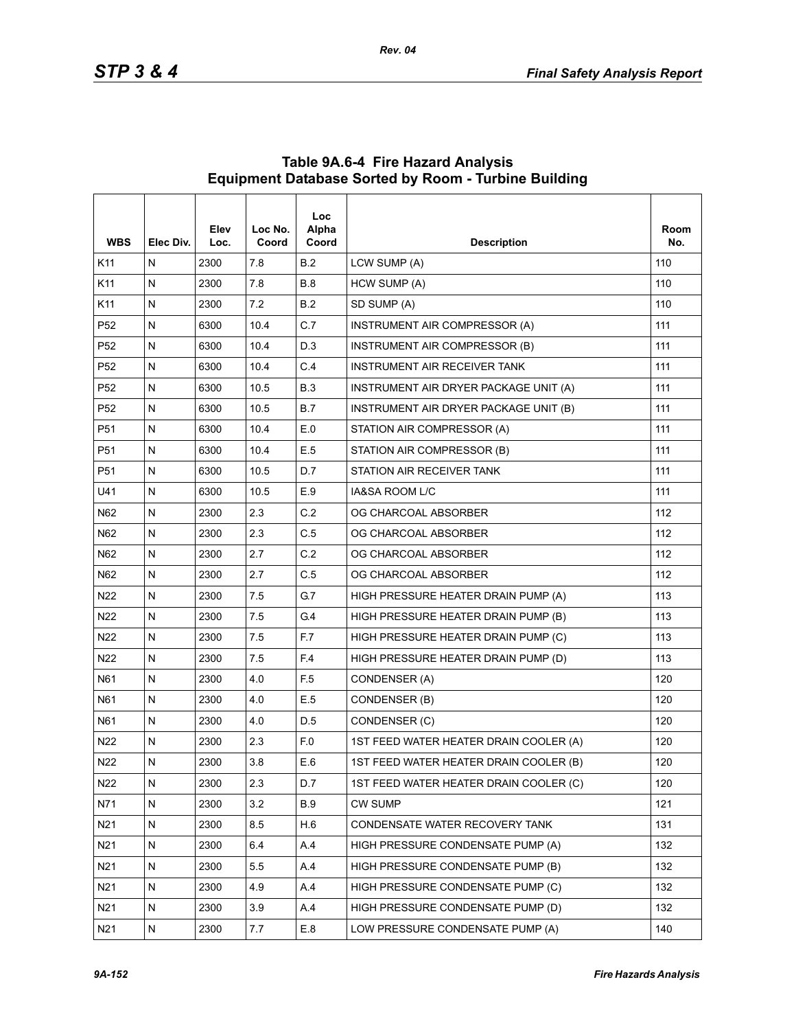## Table 9A.6-4 Fire Hazard Analysis Equipment Database Sorted by Room - Turbine Building

| WBS | Elec Div. | Elev Loc. | Loc No. Coord | Loc Alpha Coord | Description | Room No. |
|---|---|---|---|---|---|---|
| K11 | N | 2300 | 7.8 | B.2 | LCW SUMP (A) | 110 |
| K11 | N | 2300 | 7.8 | B.8 | HCW SUMP (A) | 110 |
| K11 | N | 2300 | 7.2 | B.2 | SD SUMP (A) | 110 |
| P52 | N | 6300 | 10.4 | C.7 | INSTRUMENT AIR COMPRESSOR (A) | 111 |
| P52 | N | 6300 | 10.4 | D.3 | INSTRUMENT AIR COMPRESSOR (B) | 111 |
| P52 | N | 6300 | 10.4 | C.4 | INSTRUMENT AIR RECEIVER TANK | 111 |
| P52 | N | 6300 | 10.5 | B.3 | INSTRUMENT AIR DRYER PACKAGE UNIT (A) | 111 |
| P52 | N | 6300 | 10.5 | B.7 | INSTRUMENT AIR DRYER PACKAGE UNIT (B) | 111 |
| P51 | N | 6300 | 10.4 | E.0 | STATION AIR COMPRESSOR (A) | 111 |
| P51 | N | 6300 | 10.4 | E.5 | STATION AIR COMPRESSOR (B) | 111 |
| P51 | N | 6300 | 10.5 | D.7 | STATION AIR RECEIVER TANK | 111 |
| U41 | N | 6300 | 10.5 | E.9 | IA&SA ROOM L/C | 111 |
| N62 | N | 2300 | 2.3 | C.2 | OG CHARCOAL ABSORBER | 112 |
| N62 | N | 2300 | 2.3 | C.5 | OG CHARCOAL ABSORBER | 112 |
| N62 | N | 2300 | 2.7 | C.2 | OG CHARCOAL ABSORBER | 112 |
| N62 | N | 2300 | 2.7 | C.5 | OG CHARCOAL ABSORBER | 112 |
| N22 | N | 2300 | 7.5 | G.7 | HIGH PRESSURE HEATER DRAIN PUMP (A) | 113 |
| N22 | N | 2300 | 7.5 | G.4 | HIGH PRESSURE HEATER DRAIN PUMP (B) | 113 |
| N22 | N | 2300 | 7.5 | F.7 | HIGH PRESSURE HEATER DRAIN PUMP (C) | 113 |
| N22 | N | 2300 | 7.5 | F.4 | HIGH PRESSURE HEATER DRAIN PUMP (D) | 113 |
| N61 | N | 2300 | 4.0 | F.5 | CONDENSER (A) | 120 |
| N61 | N | 2300 | 4.0 | E.5 | CONDENSER (B) | 120 |
| N61 | N | 2300 | 4.0 | D.5 | CONDENSER (C) | 120 |
| N22 | N | 2300 | 2.3 | F.0 | 1ST FEED WATER HEATER DRAIN COOLER (A) | 120 |
| N22 | N | 2300 | 3.8 | E.6 | 1ST FEED WATER HEATER DRAIN COOLER (B) | 120 |
| N22 | N | 2300 | 2.3 | D.7 | 1ST FEED WATER HEATER DRAIN COOLER (C) | 120 |
| N71 | N | 2300 | 3.2 | B.9 | CW SUMP | 121 |
| N21 | N | 2300 | 8.5 | H.6 | CONDENSATE WATER RECOVERY TANK | 131 |
| N21 | N | 2300 | 6.4 | A.4 | HIGH PRESSURE CONDENSATE PUMP (A) | 132 |
| N21 | N | 2300 | 5.5 | A.4 | HIGH PRESSURE CONDENSATE PUMP (B) | 132 |
| N21 | N | 2300 | 4.9 | A.4 | HIGH PRESSURE CONDENSATE PUMP (C) | 132 |
| N21 | N | 2300 | 3.9 | A.4 | HIGH PRESSURE CONDENSATE PUMP (D) | 132 |
| N21 | N | 2300 | 7.7 | E.8 | LOW PRESSURE CONDENSATE PUMP (A) | 140 |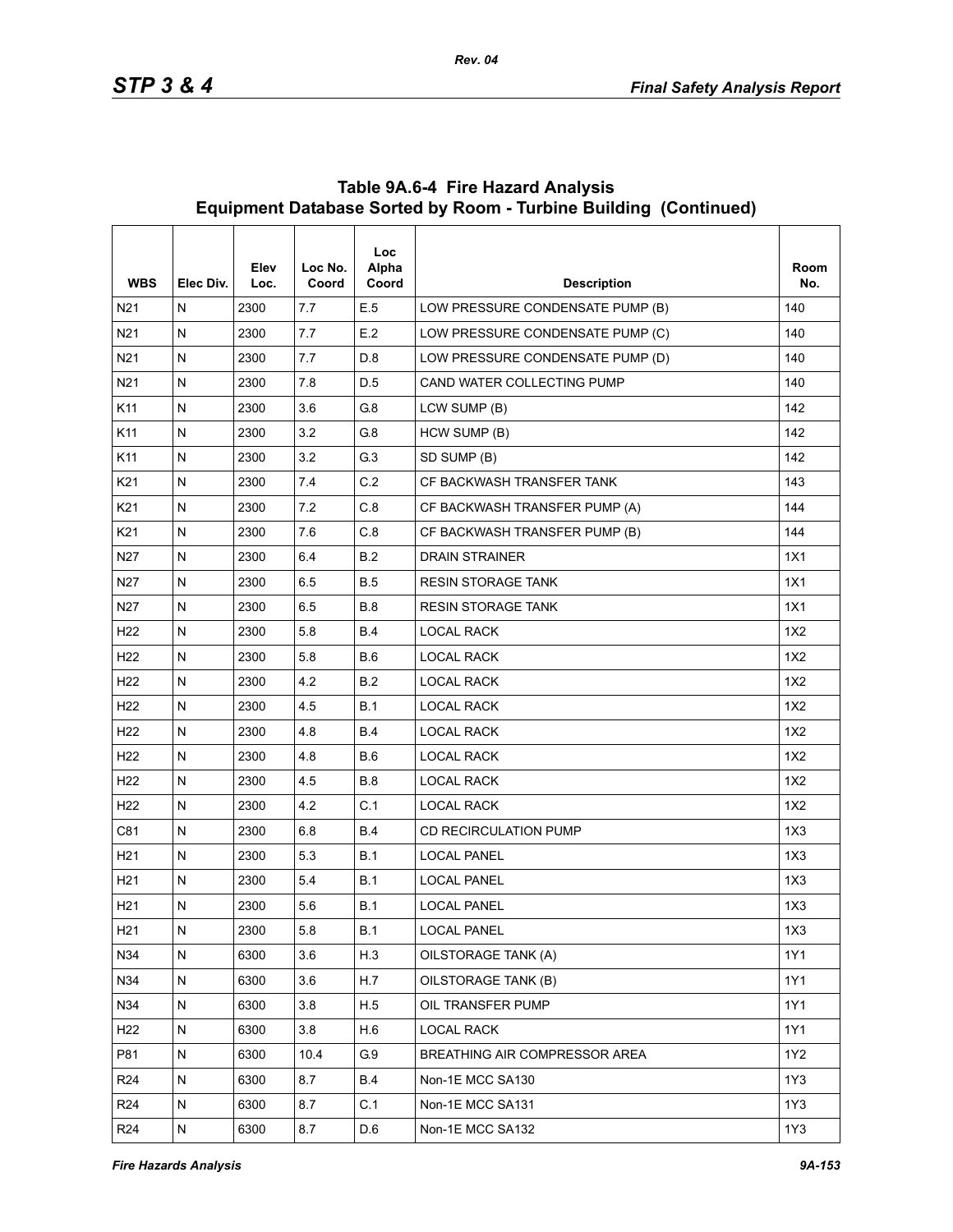## Table 9A.6-4 Fire Hazard Analysis Equipment Database Sorted by Room - Turbine Building (Continued)

| WBS | Elec Div. | Elev Loc. | Loc No. Coord | Loc Alpha Coord | Description | Room No. |
|---|---|---|---|---|---|---|
| N21 | N | 2300 | 7.7 | E.5 | LOW PRESSURE CONDENSATE PUMP (B) | 140 |
| N21 | N | 2300 | 7.7 | E.2 | LOW PRESSURE CONDENSATE PUMP (C) | 140 |
| N21 | N | 2300 | 7.7 | D.8 | LOW PRESSURE CONDENSATE PUMP (D) | 140 |
| N21 | N | 2300 | 7.8 | D.5 | CAND WATER COLLECTING PUMP | 140 |
| K11 | N | 2300 | 3.6 | G.8 | LCW SUMP (B) | 142 |
| K11 | N | 2300 | 3.2 | G.8 | HCW SUMP (B) | 142 |
| K11 | N | 2300 | 3.2 | G.3 | SD SUMP (B) | 142 |
| K21 | N | 2300 | 7.4 | C.2 | CF BACKWASH TRANSFER TANK | 143 |
| K21 | N | 2300 | 7.2 | C.8 | CF BACKWASH TRANSFER PUMP (A) | 144 |
| K21 | N | 2300 | 7.6 | C.8 | CF BACKWASH TRANSFER PUMP (B) | 144 |
| N27 | N | 2300 | 6.4 | B.2 | DRAIN STRAINER | 1X1 |
| N27 | N | 2300 | 6.5 | B.5 | RESIN STORAGE TANK | 1X1 |
| N27 | N | 2300 | 6.5 | B.8 | RESIN STORAGE TANK | 1X1 |
| H22 | N | 2300 | 5.8 | B.4 | LOCAL RACK | 1X2 |
| H22 | N | 2300 | 5.8 | B.6 | LOCAL RACK | 1X2 |
| H22 | N | 2300 | 4.2 | B.2 | LOCAL RACK | 1X2 |
| H22 | N | 2300 | 4.5 | B.1 | LOCAL RACK | 1X2 |
| H22 | N | 2300 | 4.8 | B.4 | LOCAL RACK | 1X2 |
| H22 | N | 2300 | 4.8 | B.6 | LOCAL RACK | 1X2 |
| H22 | N | 2300 | 4.5 | B.8 | LOCAL RACK | 1X2 |
| H22 | N | 2300 | 4.2 | C.1 | LOCAL RACK | 1X2 |
| C81 | N | 2300 | 6.8 | B.4 | CD RECIRCULATION PUMP | 1X3 |
| H21 | N | 2300 | 5.3 | B.1 | LOCAL PANEL | 1X3 |
| H21 | N | 2300 | 5.4 | B.1 | LOCAL PANEL | 1X3 |
| H21 | N | 2300 | 5.6 | B.1 | LOCAL PANEL | 1X3 |
| H21 | N | 2300 | 5.8 | B.1 | LOCAL PANEL | 1X3 |
| N34 | N | 6300 | 3.6 | H.3 | OILSTORAGE TANK (A) | 1Y1 |
| N34 | N | 6300 | 3.6 | H.7 | OILSTORAGE TANK (B) | 1Y1 |
| N34 | N | 6300 | 3.8 | H.5 | OIL TRANSFER PUMP | 1Y1 |
| H22 | N | 6300 | 3.8 | H.6 | LOCAL RACK | 1Y1 |
| P81 | N | 6300 | 10.4 | G.9 | BREATHING AIR COMPRESSOR AREA | 1Y2 |
| R24 | N | 6300 | 8.7 | B.4 | Non-1E MCC SA130 | 1Y3 |
| R24 | N | 6300 | 8.7 | C.1 | Non-1E MCC SA131 | 1Y3 |
| R24 | N | 6300 | 8.7 | D.6 | Non-1E MCC SA132 | 1Y3 |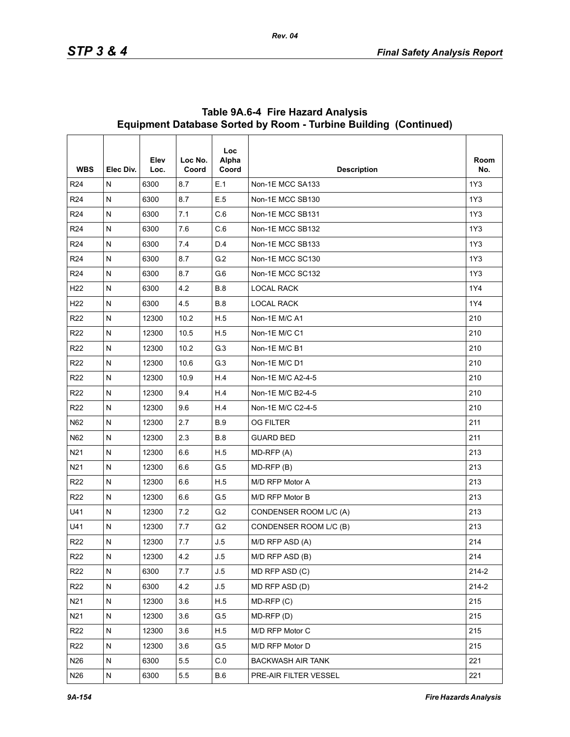## Table 9A.6-4 Fire Hazard Analysis Equipment Database Sorted by Room - Turbine Building (Continued)

| WBS | Elec Div. | Elev Loc. | Loc No. Coord | Loc Alpha Coord | Description | Room No. |
|---|---|---|---|---|---|---|
| R24 | N | 6300 | 8.7 | E.1 | Non-1E MCC SA133 | 1Y3 |
| R24 | N | 6300 | 8.7 | E.5 | Non-1E MCC SB130 | 1Y3 |
| R24 | N | 6300 | 7.1 | C.6 | Non-1E MCC SB131 | 1Y3 |
| R24 | N | 6300 | 7.6 | C.6 | Non-1E MCC SB132 | 1Y3 |
| R24 | N | 6300 | 7.4 | D.4 | Non-1E MCC SB133 | 1Y3 |
| R24 | N | 6300 | 8.7 | G.2 | Non-1E MCC SC130 | 1Y3 |
| R24 | N | 6300 | 8.7 | G.6 | Non-1E MCC SC132 | 1Y3 |
| H22 | N | 6300 | 4.2 | B.8 | LOCAL RACK | 1Y4 |
| H22 | N | 6300 | 4.5 | B.8 | LOCAL RACK | 1Y4 |
| R22 | N | 12300 | 10.2 | H.5 | Non-1E M/C A1 | 210 |
| R22 | N | 12300 | 10.5 | H.5 | Non-1E M/C C1 | 210 |
| R22 | N | 12300 | 10.2 | G.3 | Non-1E M/C B1 | 210 |
| R22 | N | 12300 | 10.6 | G.3 | Non-1E M/C D1 | 210 |
| R22 | N | 12300 | 10.9 | H.4 | Non-1E M/C A2-4-5 | 210 |
| R22 | N | 12300 | 9.4 | H.4 | Non-1E M/C B2-4-5 | 210 |
| R22 | N | 12300 | 9.6 | H.4 | Non-1E M/C C2-4-5 | 210 |
| N62 | N | 12300 | 2.7 | B.9 | OG FILTER | 211 |
| N62 | N | 12300 | 2.3 | B.8 | GUARD BED | 211 |
| N21 | N | 12300 | 6.6 | H.5 | MD-RFP (A) | 213 |
| N21 | N | 12300 | 6.6 | G.5 | MD-RFP (B) | 213 |
| R22 | N | 12300 | 6.6 | H.5 | M/D RFP Motor A | 213 |
| R22 | N | 12300 | 6.6 | G.5 | M/D RFP Motor B | 213 |
| U41 | N | 12300 | 7.2 | G.2 | CONDENSER ROOM L/C (A) | 213 |
| U41 | N | 12300 | 7.7 | G.2 | CONDENSER ROOM L/C (B) | 213 |
| R22 | N | 12300 | 7.7 | J.5 | M/D RFP ASD (A) | 214 |
| R22 | N | 12300 | 4.2 | J.5 | M/D RFP ASD (B) | 214 |
| R22 | N | 6300 | 7.7 | J.5 | MD RFP ASD (C) | 214-2 |
| R22 | N | 6300 | 4.2 | J.5 | MD RFP ASD (D) | 214-2 |
| N21 | N | 12300 | 3.6 | H.5 | MD-RFP (C) | 215 |
| N21 | N | 12300 | 3.6 | G.5 | MD-RFP (D) | 215 |
| R22 | N | 12300 | 3.6 | H.5 | M/D RFP Motor C | 215 |
| R22 | N | 12300 | 3.6 | G.5 | M/D RFP Motor D | 215 |
| N26 | N | 6300 | 5.5 | C.0 | BACKWASH AIR TANK | 221 |
| N26 | N | 6300 | 5.5 | B.6 | PRE-AIR FILTER VESSEL | 221 |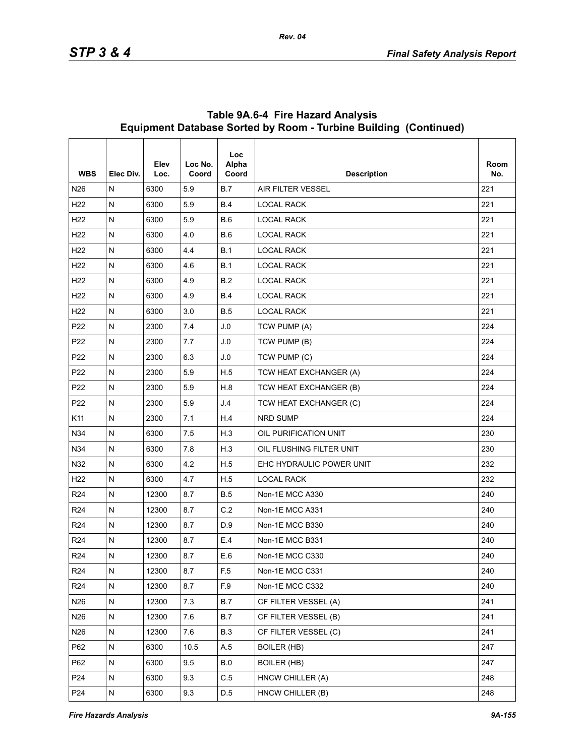## Table 9A.6-4 Fire Hazard Analysis Equipment Database Sorted by Room - Turbine Building (Continued)

| WBS | Elec Div. | Elev Loc. | Loc No. Coord | Loc Alpha Coord | Description | Room No. |
|---|---|---|---|---|---|---|
| N26 | N | 6300 | 5.9 | B.7 | AIR FILTER VESSEL | 221 |
| H22 | N | 6300 | 5.9 | B.4 | LOCAL RACK | 221 |
| H22 | N | 6300 | 5.9 | B.6 | LOCAL RACK | 221 |
| H22 | N | 6300 | 4.0 | B.6 | LOCAL RACK | 221 |
| H22 | N | 6300 | 4.4 | B.1 | LOCAL RACK | 221 |
| H22 | N | 6300 | 4.6 | B.1 | LOCAL RACK | 221 |
| H22 | N | 6300 | 4.9 | B.2 | LOCAL RACK | 221 |
| H22 | N | 6300 | 4.9 | B.4 | LOCAL RACK | 221 |
| H22 | N | 6300 | 3.0 | B.5 | LOCAL RACK | 221 |
| P22 | N | 2300 | 7.4 | J.0 | TCW PUMP (A) | 224 |
| P22 | N | 2300 | 7.7 | J.0 | TCW PUMP (B) | 224 |
| P22 | N | 2300 | 6.3 | J.0 | TCW PUMP (C) | 224 |
| P22 | N | 2300 | 5.9 | H.5 | TCW HEAT EXCHANGER (A) | 224 |
| P22 | N | 2300 | 5.9 | H.8 | TCW HEAT EXCHANGER (B) | 224 |
| P22 | N | 2300 | 5.9 | J.4 | TCW HEAT EXCHANGER (C) | 224 |
| K11 | N | 2300 | 7.1 | H.4 | NRD SUMP | 224 |
| N34 | N | 6300 | 7.5 | H.3 | OIL PURIFICATION UNIT | 230 |
| N34 | N | 6300 | 7.8 | H.3 | OIL FLUSHING FILTER UNIT | 230 |
| N32 | N | 6300 | 4.2 | H.5 | EHC HYDRAULIC POWER UNIT | 232 |
| H22 | N | 6300 | 4.7 | H.5 | LOCAL RACK | 232 |
| R24 | N | 12300 | 8.7 | B.5 | Non-1E MCC A330 | 240 |
| R24 | N | 12300 | 8.7 | C.2 | Non-1E MCC A331 | 240 |
| R24 | N | 12300 | 8.7 | D.9 | Non-1E MCC B330 | 240 |
| R24 | N | 12300 | 8.7 | E.4 | Non-1E MCC B331 | 240 |
| R24 | N | 12300 | 8.7 | E.6 | Non-1E MCC C330 | 240 |
| R24 | N | 12300 | 8.7 | F.5 | Non-1E MCC C331 | 240 |
| R24 | N | 12300 | 8.7 | F.9 | Non-1E MCC C332 | 240 |
| N26 | N | 12300 | 7.3 | B.7 | CF FILTER VESSEL (A) | 241 |
| N26 | N | 12300 | 7.6 | B.7 | CF FILTER VESSEL (B) | 241 |
| N26 | N | 12300 | 7.6 | B.3 | CF FILTER VESSEL (C) | 241 |
| P62 | N | 6300 | 10.5 | A.5 | BOILER (HB) | 247 |
| P62 | N | 6300 | 9.5 | B.0 | BOILER (HB) | 247 |
| P24 | N | 6300 | 9.3 | C.5 | HNCW CHILLER (A) | 248 |
| P24 | N | 6300 | 9.3 | D.5 | HNCW CHILLER (B) | 248 |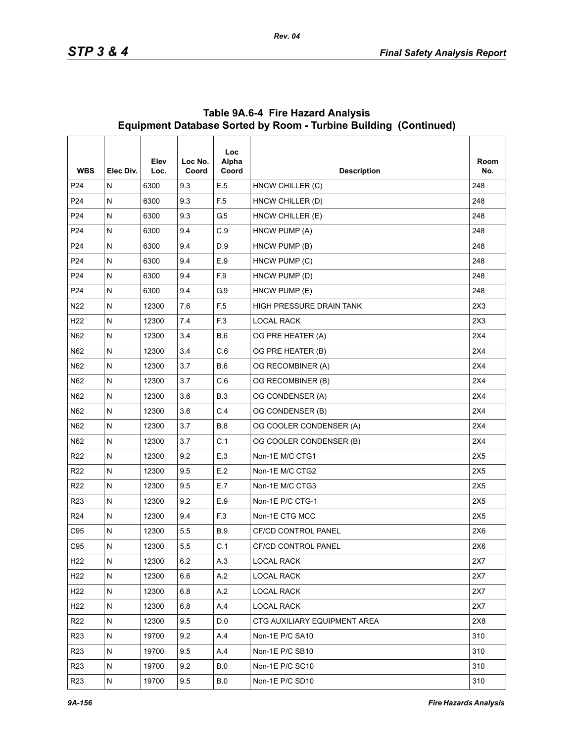## Table 9A.6-4 Fire Hazard Analysis Equipment Database Sorted by Room - Turbine Building (Continued)

| WBS | Elec Div. | Elev Loc. | Loc No. Coord | Loc Alpha Coord | Description | Room No. |
|---|---|---|---|---|---|---|
| P24 | N | 6300 | 9.3 | E.5 | HNCW CHILLER (C) | 248 |
| P24 | N | 6300 | 9.3 | F.5 | HNCW CHILLER (D) | 248 |
| P24 | N | 6300 | 9.3 | G.5 | HNCW CHILLER (E) | 248 |
| P24 | N | 6300 | 9.4 | C.9 | HNCW PUMP (A) | 248 |
| P24 | N | 6300 | 9.4 | D.9 | HNCW PUMP (B) | 248 |
| P24 | N | 6300 | 9.4 | E.9 | HNCW PUMP (C) | 248 |
| P24 | N | 6300 | 9.4 | F.9 | HNCW PUMP (D) | 248 |
| P24 | N | 6300 | 9.4 | G.9 | HNCW PUMP (E) | 248 |
| N22 | N | 12300 | 7.6 | F.5 | HIGH PRESSURE DRAIN TANK | 2X3 |
| H22 | N | 12300 | 7.4 | F.3 | LOCAL RACK | 2X3 |
| N62 | N | 12300 | 3.4 | B.6 | OG PRE HEATER (A) | 2X4 |
| N62 | N | 12300 | 3.4 | C.6 | OG PRE HEATER (B) | 2X4 |
| N62 | N | 12300 | 3.7 | B.6 | OG RECOMBINER (A) | 2X4 |
| N62 | N | 12300 | 3.7 | C.6 | OG RECOMBINER (B) | 2X4 |
| N62 | N | 12300 | 3.6 | B.3 | OG CONDENSER (A) | 2X4 |
| N62 | N | 12300 | 3.6 | C.4 | OG CONDENSER (B) | 2X4 |
| N62 | N | 12300 | 3.7 | B.8 | OG COOLER CONDENSER (A) | 2X4 |
| N62 | N | 12300 | 3.7 | C.1 | OG COOLER CONDENSER (B) | 2X4 |
| R22 | N | 12300 | 9.2 | E.3 | Non-1E M/C CTG1 | 2X5 |
| R22 | N | 12300 | 9.5 | E.2 | Non-1E M/C CTG2 | 2X5 |
| R22 | N | 12300 | 9.5 | E.7 | Non-1E M/C CTG3 | 2X5 |
| R23 | N | 12300 | 9.2 | E.9 | Non-1E P/C CTG-1 | 2X5 |
| R24 | N | 12300 | 9.4 | F.3 | Non-1E CTG MCC | 2X5 |
| C95 | N | 12300 | 5.5 | B.9 | CF/CD CONTROL PANEL | 2X6 |
| C95 | N | 12300 | 5.5 | C.1 | CF/CD CONTROL PANEL | 2X6 |
| H22 | N | 12300 | 6.2 | A.3 | LOCAL RACK | 2X7 |
| H22 | N | 12300 | 6.6 | A.2 | LOCAL RACK | 2X7 |
| H22 | N | 12300 | 6.8 | A.2 | LOCAL RACK | 2X7 |
| H22 | N | 12300 | 6.8 | A.4 | LOCAL RACK | 2X7 |
| R22 | N | 12300 | 9.5 | D.0 | CTG AUXILIARY EQUIPMENT AREA | 2X8 |
| R23 | N | 19700 | 9.2 | A.4 | Non-1E P/C SA10 | 310 |
| R23 | N | 19700 | 9.5 | A.4 | Non-1E P/C SB10 | 310 |
| R23 | N | 19700 | 9.2 | B.0 | Non-1E P/C SC10 | 310 |
| R23 | N | 19700 | 9.5 | B.0 | Non-1E P/C SD10 | 310 |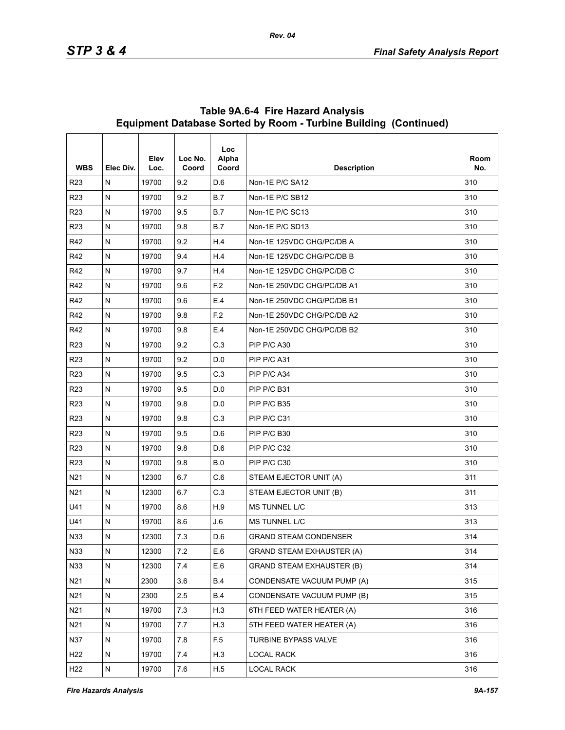## Table 9A.6-4 Fire Hazard Analysis Equipment Database Sorted by Room - Turbine Building (Continued)

| WBS | Elec Div. | Elev Loc. | Loc No. Coord | Loc Alpha Coord | Description | Room No. |
|---|---|---|---|---|---|---|
| R23 | N | 19700 | 9.2 | D.6 | Non-1E P/C SA12 | 310 |
| R23 | N | 19700 | 9.2 | B.7 | Non-1E P/C SB12 | 310 |
| R23 | N | 19700 | 9.5 | B.7 | Non-1E P/C SC13 | 310 |
| R23 | N | 19700 | 9.8 | B.7 | Non-1E P/C SD13 | 310 |
| R42 | N | 19700 | 9.2 | H.4 | Non-1E 125VDC CHG/PC/DB A | 310 |
| R42 | N | 19700 | 9.4 | H.4 | Non-1E 125VDC CHG/PC/DB B | 310 |
| R42 | N | 19700 | 9.7 | H.4 | Non-1E 125VDC CHG/PC/DB C | 310 |
| R42 | N | 19700 | 9.6 | F.2 | Non-1E 250VDC CHG/PC/DB A1 | 310 |
| R42 | N | 19700 | 9.6 | E.4 | Non-1E 250VDC CHG/PC/DB B1 | 310 |
| R42 | N | 19700 | 9.8 | F.2 | Non-1E 250VDC CHG/PC/DB A2 | 310 |
| R42 | N | 19700 | 9.8 | E.4 | Non-1E 250VDC CHG/PC/DB B2 | 310 |
| R23 | N | 19700 | 9.2 | C.3 | PIP P/C A30 | 310 |
| R23 | N | 19700 | 9.2 | D.0 | PIP P/C A31 | 310 |
| R23 | N | 19700 | 9.5 | C.3 | PIP P/C A34 | 310 |
| R23 | N | 19700 | 9.5 | D.0 | PIP P/C B31 | 310 |
| R23 | N | 19700 | 9.8 | D.0 | PIP P/C B35 | 310 |
| R23 | N | 19700 | 9.8 | C.3 | PIP P/C C31 | 310 |
| R23 | N | 19700 | 9.5 | D.6 | PIP P/C B30 | 310 |
| R23 | N | 19700 | 9.8 | D.6 | PIP P/C C32 | 310 |
| R23 | N | 19700 | 9.8 | B.0 | PIP P/C C30 | 310 |
| N21 | N | 12300 | 6.7 | C.6 | STEAM EJECTOR UNIT (A) | 311 |
| N21 | N | 12300 | 6.7 | C.3 | STEAM EJECTOR UNIT (B) | 311 |
| U41 | N | 19700 | 8.6 | H.9 | MS TUNNEL L/C | 313 |
| U41 | N | 19700 | 8.6 | J.6 | MS TUNNEL L/C | 313 |
| N33 | N | 12300 | 7.3 | D.6 | GRAND STEAM CONDENSER | 314 |
| N33 | N | 12300 | 7.2 | E.6 | GRAND STEAM EXHAUSTER (A) | 314 |
| N33 | N | 12300 | 7.4 | E.6 | GRAND STEAM EXHAUSTER (B) | 314 |
| N21 | N | 2300 | 3.6 | B.4 | CONDENSATE VACUUM PUMP (A) | 315 |
| N21 | N | 2300 | 2.5 | B.4 | CONDENSATE VACUUM PUMP (B) | 315 |
| N21 | N | 19700 | 7.3 | H.3 | 6TH FEED WATER HEATER (A) | 316 |
| N21 | N | 19700 | 7.7 | H.3 | 5TH FEED WATER HEATER (A) | 316 |
| N37 | N | 19700 | 7.8 | F.5 | TURBINE BYPASS VALVE | 316 |
| H22 | N | 19700 | 7.4 | H.3 | LOCAL RACK | 316 |
| H22 | N | 19700 | 7.6 | H.5 | LOCAL RACK | 316 |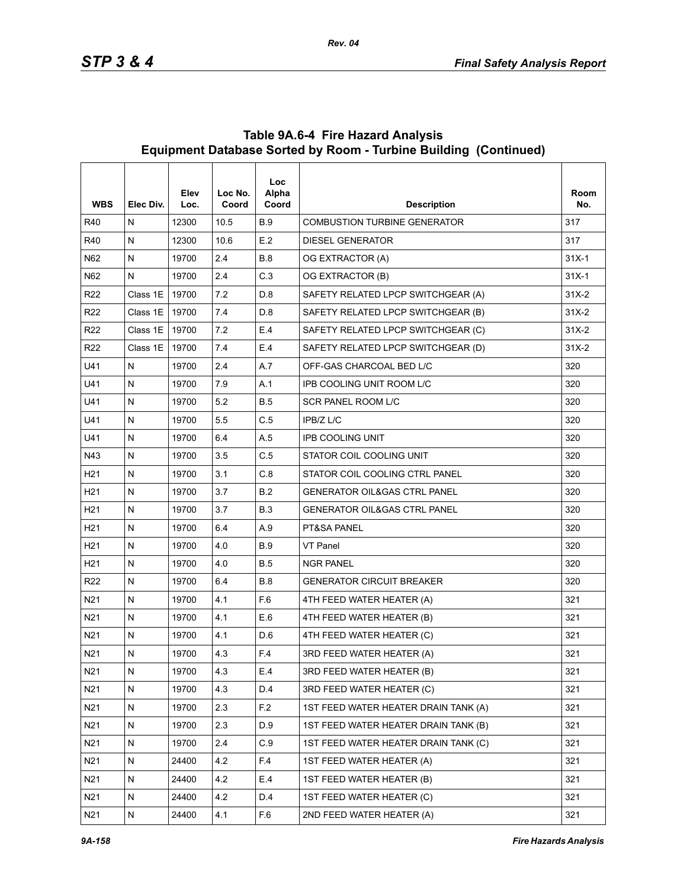## Table 9A.6-4 Fire Hazard Analysis Equipment Database Sorted by Room - Turbine Building (Continued)

| WBS | Elec Div. | Elev Loc. | Loc No. Coord | Loc Alpha Coord | Description | Room No. |
|---|---|---|---|---|---|---|
| R40 | N | 12300 | 10.5 | B.9 | COMBUSTION TURBINE GENERATOR | 317 |
| R40 | N | 12300 | 10.6 | E.2 | DIESEL GENERATOR | 317 |
| N62 | N | 19700 | 2.4 | B.8 | OG EXTRACTOR (A) | 31X-1 |
| N62 | N | 19700 | 2.4 | C.3 | OG EXTRACTOR (B) | 31X-1 |
| R22 | Class 1E | 19700 | 7.2 | D.8 | SAFETY RELATED LPCP SWITCHGEAR (A) | 31X-2 |
| R22 | Class 1E | 19700 | 7.4 | D.8 | SAFETY RELATED LPCP SWITCHGEAR (B) | 31X-2 |
| R22 | Class 1E | 19700 | 7.2 | E.4 | SAFETY RELATED LPCP SWITCHGEAR (C) | 31X-2 |
| R22 | Class 1E | 19700 | 7.4 | E.4 | SAFETY RELATED LPCP SWITCHGEAR (D) | 31X-2 |
| U41 | N | 19700 | 2.4 | A.7 | OFF-GAS CHARCOAL BED L/C | 320 |
| U41 | N | 19700 | 7.9 | A.1 | IPB COOLING UNIT ROOM L/C | 320 |
| U41 | N | 19700 | 5.2 | B.5 | SCR PANEL ROOM L/C | 320 |
| U41 | N | 19700 | 5.5 | C.5 | IPB/Z L/C | 320 |
| U41 | N | 19700 | 6.4 | A.5 | IPB COOLING UNIT | 320 |
| N43 | N | 19700 | 3.5 | C.5 | STATOR COIL COOLING UNIT | 320 |
| H21 | N | 19700 | 3.1 | C.8 | STATOR COIL COOLING CTRL PANEL | 320 |
| H21 | N | 19700 | 3.7 | B.2 | GENERATOR OIL&GAS CTRL PANEL | 320 |
| H21 | N | 19700 | 3.7 | B.3 | GENERATOR OIL&GAS CTRL PANEL | 320 |
| H21 | N | 19700 | 6.4 | A.9 | PT&SA PANEL | 320 |
| H21 | N | 19700 | 4.0 | B.9 | VT Panel | 320 |
| H21 | N | 19700 | 4.0 | B.5 | NGR PANEL | 320 |
| R22 | N | 19700 | 6.4 | B.8 | GENERATOR CIRCUIT BREAKER | 320 |
| N21 | N | 19700 | 4.1 | F.6 | 4TH FEED WATER HEATER (A) | 321 |
| N21 | N | 19700 | 4.1 | E.6 | 4TH FEED WATER HEATER (B) | 321 |
| N21 | N | 19700 | 4.1 | D.6 | 4TH FEED WATER HEATER (C) | 321 |
| N21 | N | 19700 | 4.3 | F.4 | 3RD FEED WATER HEATER (A) | 321 |
| N21 | N | 19700 | 4.3 | E.4 | 3RD FEED WATER HEATER (B) | 321 |
| N21 | N | 19700 | 4.3 | D.4 | 3RD FEED WATER HEATER (C) | 321 |
| N21 | N | 19700 | 2.3 | F.2 | 1ST FEED WATER HEATER DRAIN TANK (A) | 321 |
| N21 | N | 19700 | 2.3 | D.9 | 1ST FEED WATER HEATER DRAIN TANK (B) | 321 |
| N21 | N | 19700 | 2.4 | C.9 | 1ST FEED WATER HEATER DRAIN TANK (C) | 321 |
| N21 | N | 24400 | 4.2 | F.4 | 1ST FEED WATER HEATER (A) | 321 |
| N21 | N | 24400 | 4.2 | E.4 | 1ST FEED WATER HEATER (B) | 321 |
| N21 | N | 24400 | 4.2 | D.4 | 1ST FEED WATER HEATER (C) | 321 |
| N21 | N | 24400 | 4.1 | F.6 | 2ND FEED WATER HEATER (A) | 321 |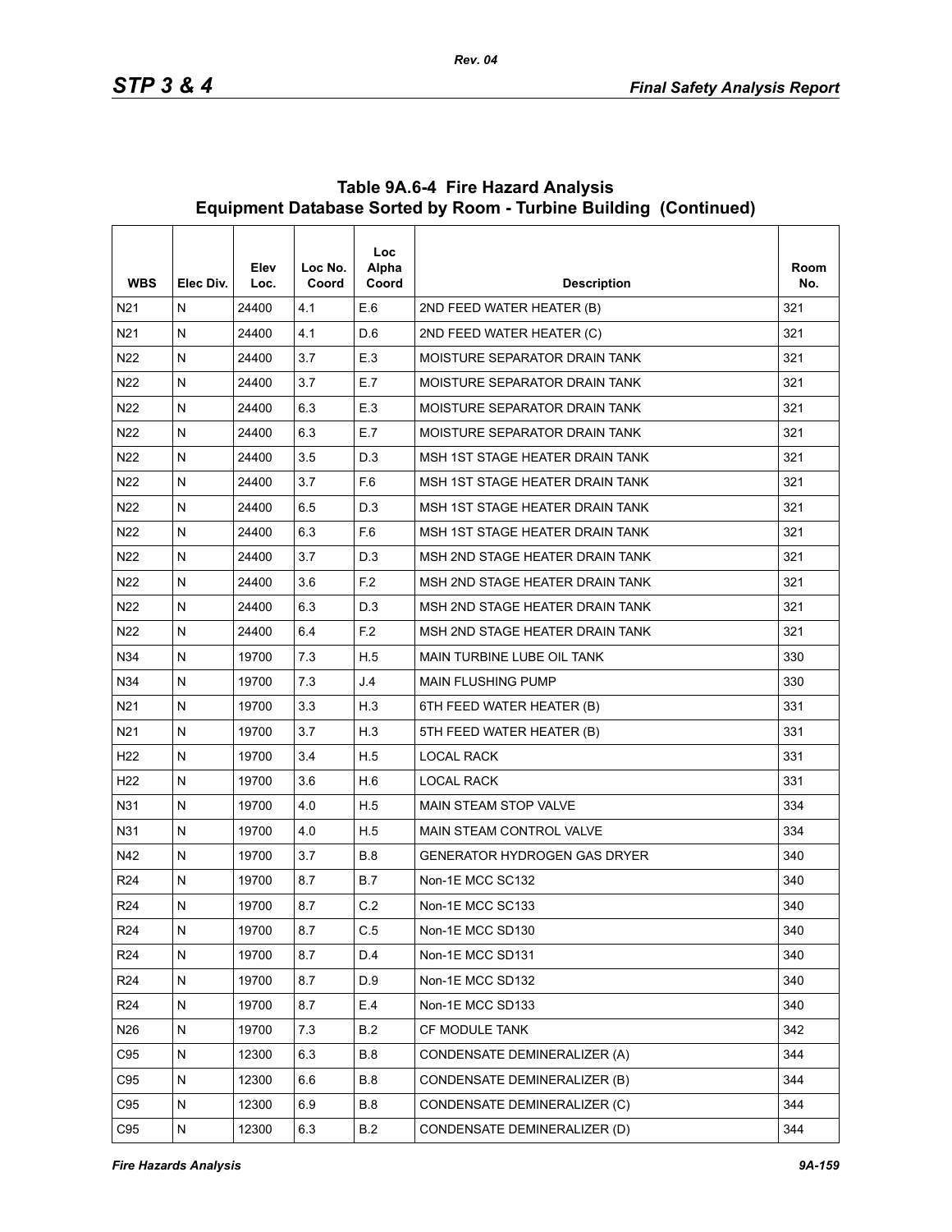## Table 9A.6-4 Fire Hazard Analysis Equipment Database Sorted by Room - Turbine Building (Continued)

| WBS | Elec Div. | Elev Loc. | Loc No. Coord | Loc Alpha Coord | Description | Room No. |
|---|---|---|---|---|---|---|
| N21 | N | 24400 | 4.1 | E.6 | 2ND FEED WATER HEATER (B) | 321 |
| N21 | N | 24400 | 4.1 | D.6 | 2ND FEED WATER HEATER (C) | 321 |
| N22 | N | 24400 | 3.7 | E.3 | MOISTURE SEPARATOR DRAIN TANK | 321 |
| N22 | N | 24400 | 3.7 | E.7 | MOISTURE SEPARATOR DRAIN TANK | 321 |
| N22 | N | 24400 | 6.3 | E.3 | MOISTURE SEPARATOR DRAIN TANK | 321 |
| N22 | N | 24400 | 6.3 | E.7 | MOISTURE SEPARATOR DRAIN TANK | 321 |
| N22 | N | 24400 | 3.5 | D.3 | MSH 1ST STAGE HEATER DRAIN TANK | 321 |
| N22 | N | 24400 | 3.7 | F.6 | MSH 1ST STAGE HEATER DRAIN TANK | 321 |
| N22 | N | 24400 | 6.5 | D.3 | MSH 1ST STAGE HEATER DRAIN TANK | 321 |
| N22 | N | 24400 | 6.3 | F.6 | MSH 1ST STAGE HEATER DRAIN TANK | 321 |
| N22 | N | 24400 | 3.7 | D.3 | MSH 2ND STAGE HEATER DRAIN TANK | 321 |
| N22 | N | 24400 | 3.6 | F.2 | MSH 2ND STAGE HEATER DRAIN TANK | 321 |
| N22 | N | 24400 | 6.3 | D.3 | MSH 2ND STAGE HEATER DRAIN TANK | 321 |
| N22 | N | 24400 | 6.4 | F.2 | MSH 2ND STAGE HEATER DRAIN TANK | 321 |
| N34 | N | 19700 | 7.3 | H.5 | MAIN TURBINE LUBE OIL TANK | 330 |
| N34 | N | 19700 | 7.3 | J.4 | MAIN FLUSHING PUMP | 330 |
| N21 | N | 19700 | 3.3 | H.3 | 6TH FEED WATER HEATER (B) | 331 |
| N21 | N | 19700 | 3.7 | H.3 | 5TH FEED WATER HEATER (B) | 331 |
| H22 | N | 19700 | 3.4 | H.5 | LOCAL RACK | 331 |
| H22 | N | 19700 | 3.6 | H.6 | LOCAL RACK | 331 |
| N31 | N | 19700 | 4.0 | H.5 | MAIN STEAM STOP VALVE | 334 |
| N31 | N | 19700 | 4.0 | H.5 | MAIN STEAM CONTROL VALVE | 334 |
| N42 | N | 19700 | 3.7 | B.8 | GENERATOR HYDROGEN GAS DRYER | 340 |
| R24 | N | 19700 | 8.7 | B.7 | Non-1E MCC SC132 | 340 |
| R24 | N | 19700 | 8.7 | C.2 | Non-1E MCC SC133 | 340 |
| R24 | N | 19700 | 8.7 | C.5 | Non-1E MCC SD130 | 340 |
| R24 | N | 19700 | 8.7 | D.4 | Non-1E MCC SD131 | 340 |
| R24 | N | 19700 | 8.7 | D.9 | Non-1E MCC SD132 | 340 |
| R24 | N | 19700 | 8.7 | E.4 | Non-1E MCC SD133 | 340 |
| N26 | N | 19700 | 7.3 | B.2 | CF MODULE TANK | 342 |
| C95 | N | 12300 | 6.3 | B.8 | CONDENSATE DEMINERALIZER (A) | 344 |
| C95 | N | 12300 | 6.6 | B.8 | CONDENSATE DEMINERALIZER (B) | 344 |
| C95 | N | 12300 | 6.9 | B.8 | CONDENSATE DEMINERALIZER (C) | 344 |
| C95 | N | 12300 | 6.3 | B.2 | CONDENSATE DEMINERALIZER (D) | 344 |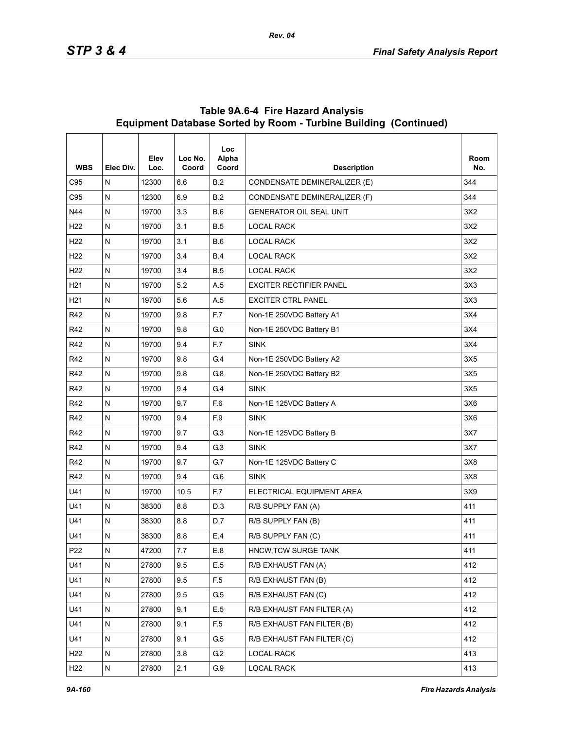## Table 9A.6-4 Fire Hazard Analysis Equipment Database Sorted by Room - Turbine Building (Continued)

| WBS | Elec Div. | Elev Loc. | Loc No. Coord | Loc Alpha Coord | Description | Room No. |
|---|---|---|---|---|---|---|
| C95 | N | 12300 | 6.6 | B.2 | CONDENSATE DEMINERALIZER (E) | 344 |
| C95 | N | 12300 | 6.9 | B.2 | CONDENSATE DEMINERALIZER (F) | 344 |
| N44 | N | 19700 | 3.3 | B.6 | GENERATOR OIL SEAL UNIT | 3X2 |
| H22 | N | 19700 | 3.1 | B.5 | LOCAL RACK | 3X2 |
| H22 | N | 19700 | 3.1 | B.6 | LOCAL RACK | 3X2 |
| H22 | N | 19700 | 3.4 | B.4 | LOCAL RACK | 3X2 |
| H22 | N | 19700 | 3.4 | B.5 | LOCAL RACK | 3X2 |
| H21 | N | 19700 | 5.2 | A.5 | EXCITER RECTIFIER PANEL | 3X3 |
| H21 | N | 19700 | 5.6 | A.5 | EXCITER CTRL PANEL | 3X3 |
| R42 | N | 19700 | 9.8 | F.7 | Non-1E 250VDC Battery A1 | 3X4 |
| R42 | N | 19700 | 9.8 | G.0 | Non-1E 250VDC Battery B1 | 3X4 |
| R42 | N | 19700 | 9.4 | F.7 | SINK | 3X4 |
| R42 | N | 19700 | 9.8 | G.4 | Non-1E 250VDC Battery A2 | 3X5 |
| R42 | N | 19700 | 9.8 | G.8 | Non-1E 250VDC Battery B2 | 3X5 |
| R42 | N | 19700 | 9.4 | G.4 | SINK | 3X5 |
| R42 | N | 19700 | 9.7 | F.6 | Non-1E 125VDC Battery A | 3X6 |
| R42 | N | 19700 | 9.4 | F.9 | SINK | 3X6 |
| R42 | N | 19700 | 9.7 | G.3 | Non-1E 125VDC Battery B | 3X7 |
| R42 | N | 19700 | 9.4 | G.3 | SINK | 3X7 |
| R42 | N | 19700 | 9.7 | G.7 | Non-1E 125VDC Battery C | 3X8 |
| R42 | N | 19700 | 9.4 | G.6 | SINK | 3X8 |
| U41 | N | 19700 | 10.5 | F.7 | ELECTRICAL EQUIPMENT AREA | 3X9 |
| U41 | N | 38300 | 8.8 | D.3 | R/B SUPPLY FAN (A) | 411 |
| U41 | N | 38300 | 8.8 | D.7 | R/B SUPPLY FAN (B) | 411 |
| U41 | N | 38300 | 8.8 | E.4 | R/B SUPPLY FAN (C) | 411 |
| P22 | N | 47200 | 7.7 | E.8 | HNCW,TCW SURGE TANK | 411 |
| U41 | N | 27800 | 9.5 | E.5 | R/B EXHAUST FAN (A) | 412 |
| U41 | N | 27800 | 9.5 | F.5 | R/B EXHAUST FAN (B) | 412 |
| U41 | N | 27800 | 9.5 | G.5 | R/B EXHAUST FAN (C) | 412 |
| U41 | N | 27800 | 9.1 | E.5 | R/B EXHAUST FAN FILTER (A) | 412 |
| U41 | N | 27800 | 9.1 | F.5 | R/B EXHAUST FAN FILTER (B) | 412 |
| U41 | N | 27800 | 9.1 | G.5 | R/B EXHAUST FAN FILTER (C) | 412 |
| H22 | N | 27800 | 3.8 | G.2 | LOCAL RACK | 413 |
| H22 | N | 27800 | 2.1 | G.9 | LOCAL RACK | 413 |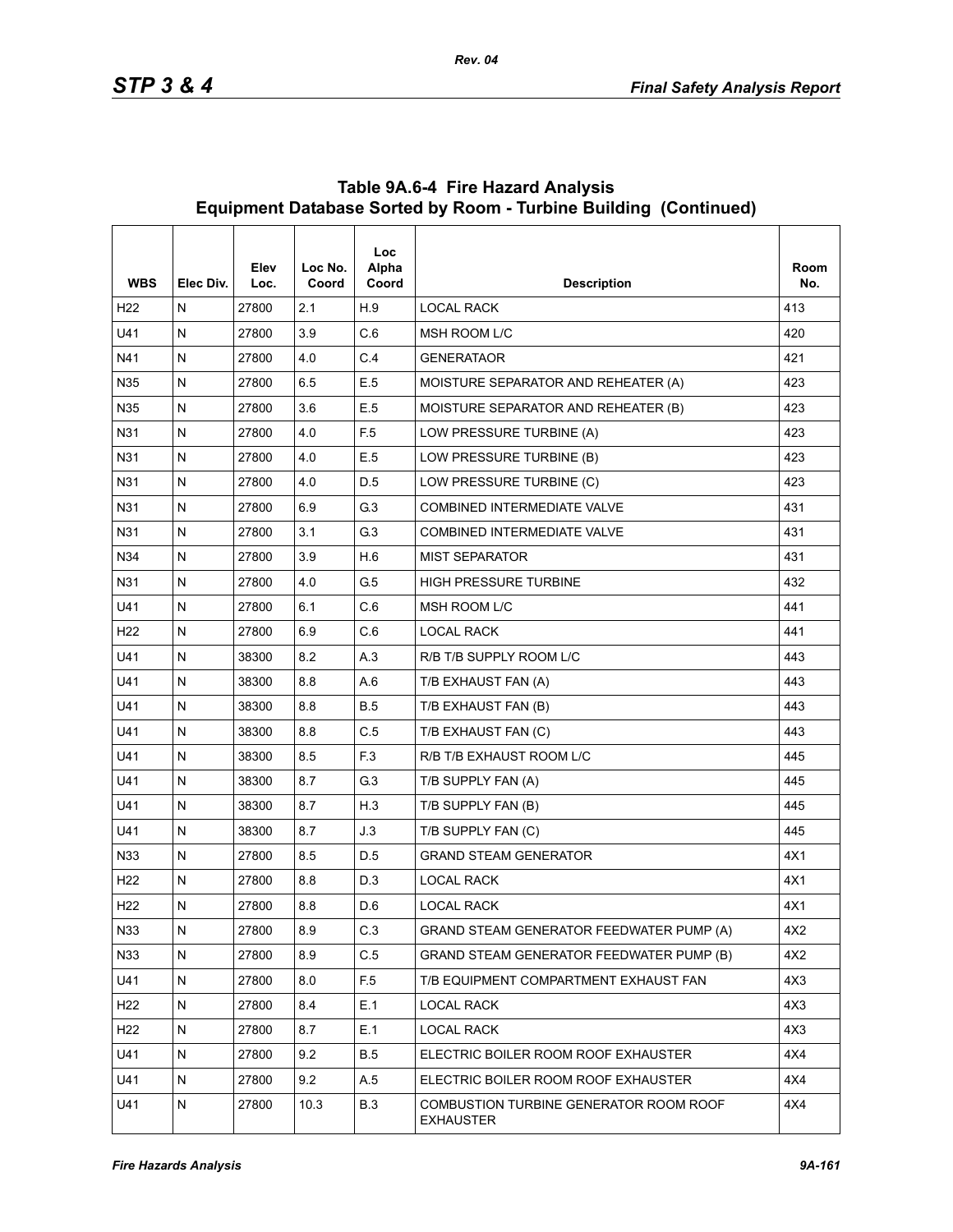## Table 9A.6-4 Fire Hazard Analysis Equipment Database Sorted by Room - Turbine Building (Continued)

| WBS | Elec Div. | Elev Loc. | Loc No. Coord | Loc Alpha Coord | Description | Room No. |
|---|---|---|---|---|---|---|
| H22 | N | 27800 | 2.1 | H.9 | LOCAL RACK | 413 |
| U41 | N | 27800 | 3.9 | C.6 | MSH ROOM L/C | 420 |
| N41 | N | 27800 | 4.0 | C.4 | GENERATAOR | 421 |
| N35 | N | 27800 | 6.5 | E.5 | MOISTURE SEPARATOR AND REHEATER (A) | 423 |
| N35 | N | 27800 | 3.6 | E.5 | MOISTURE SEPARATOR AND REHEATER (B) | 423 |
| N31 | N | 27800 | 4.0 | F.5 | LOW PRESSURE TURBINE (A) | 423 |
| N31 | N | 27800 | 4.0 | E.5 | LOW PRESSURE TURBINE (B) | 423 |
| N31 | N | 27800 | 4.0 | D.5 | LOW PRESSURE TURBINE (C) | 423 |
| N31 | N | 27800 | 6.9 | G.3 | COMBINED INTERMEDIATE VALVE | 431 |
| N31 | N | 27800 | 3.1 | G.3 | COMBINED INTERMEDIATE VALVE | 431 |
| N34 | N | 27800 | 3.9 | H.6 | MIST SEPARATOR | 431 |
| N31 | N | 27800 | 4.0 | G.5 | HIGH PRESSURE TURBINE | 432 |
| U41 | N | 27800 | 6.1 | C.6 | MSH ROOM L/C | 441 |
| H22 | N | 27800 | 6.9 | C.6 | LOCAL RACK | 441 |
| U41 | N | 38300 | 8.2 | A.3 | R/B T/B SUPPLY ROOM L/C | 443 |
| U41 | N | 38300 | 8.8 | A.6 | T/B EXHAUST FAN (A) | 443 |
| U41 | N | 38300 | 8.8 | B.5 | T/B EXHAUST FAN (B) | 443 |
| U41 | N | 38300 | 8.8 | C.5 | T/B EXHAUST FAN (C) | 443 |
| U41 | N | 38300 | 8.5 | F.3 | R/B T/B EXHAUST ROOM L/C | 445 |
| U41 | N | 38300 | 8.7 | G.3 | T/B SUPPLY FAN (A) | 445 |
| U41 | N | 38300 | 8.7 | H.3 | T/B SUPPLY FAN (B) | 445 |
| U41 | N | 38300 | 8.7 | J.3 | T/B SUPPLY FAN (C) | 445 |
| N33 | N | 27800 | 8.5 | D.5 | GRAND STEAM GENERATOR | 4X1 |
| H22 | N | 27800 | 8.8 | D.3 | LOCAL RACK | 4X1 |
| H22 | N | 27800 | 8.8 | D.6 | LOCAL RACK | 4X1 |
| N33 | N | 27800 | 8.9 | C.3 | GRAND STEAM GENERATOR FEEDWATER PUMP (A) | 4X2 |
| N33 | N | 27800 | 8.9 | C.5 | GRAND STEAM GENERATOR FEEDWATER PUMP (B) | 4X2 |
| U41 | N | 27800 | 8.0 | F.5 | T/B EQUIPMENT COMPARTMENT EXHAUST FAN | 4X3 |
| H22 | N | 27800 | 8.4 | E.1 | LOCAL RACK | 4X3 |
| H22 | N | 27800 | 8.7 | E.1 | LOCAL RACK | 4X3 |
| U41 | N | 27800 | 9.2 | B.5 | ELECTRIC BOILER ROOM ROOF EXHAUSTER | 4X4 |
| U41 | N | 27800 | 9.2 | A.5 | ELECTRIC BOILER ROOM ROOF EXHAUSTER | 4X4 |
| U41 | N | 27800 | 10.3 | B.3 | COMBUSTION TURBINE GENERATOR ROOM ROOF EXHAUSTER | 4X4 |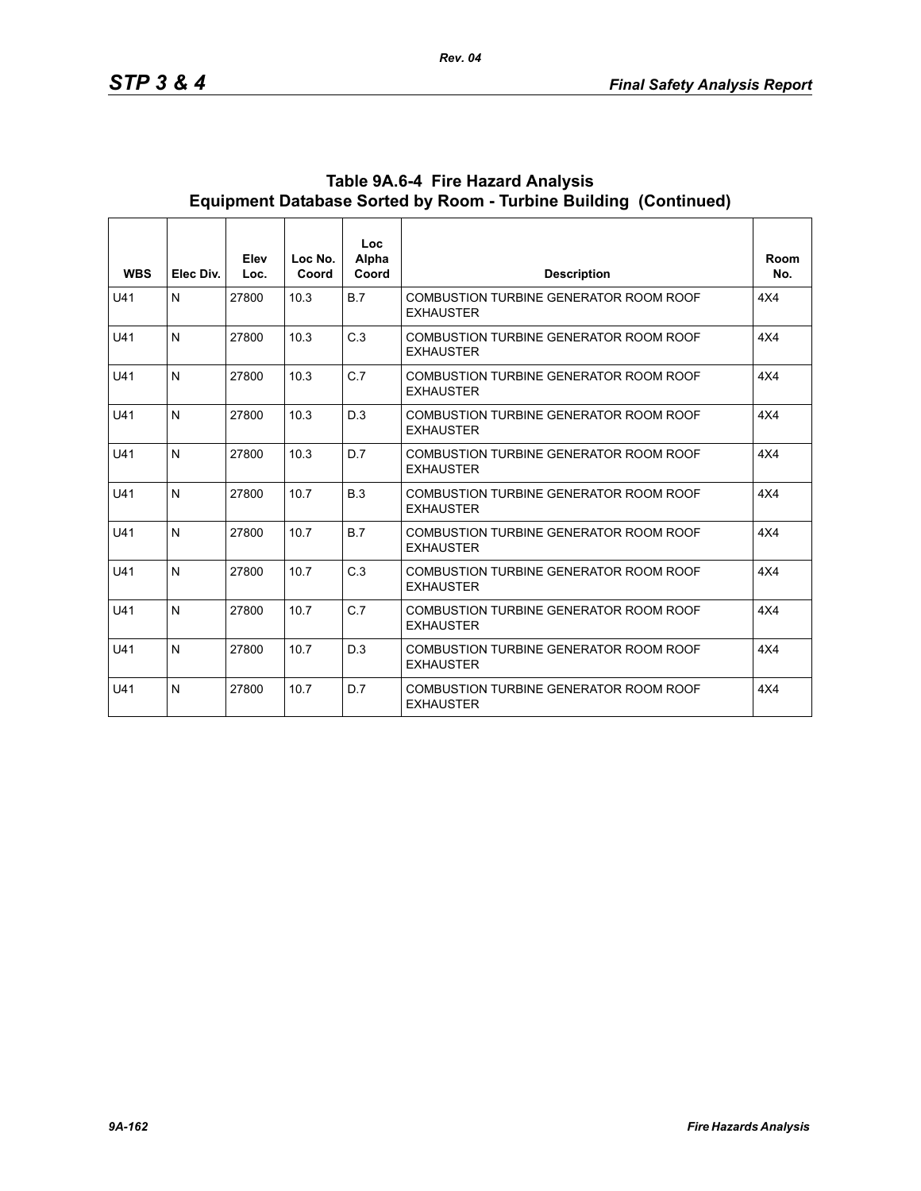## Table 9A.6-4 Fire Hazard Analysis Equipment Database Sorted by Room - Turbine Building (Continued)

| WBS | Elec Div. | Elev Loc. | Loc No. Coord | Loc Alpha Coord | Description | Room No. |
|---|---|---|---|---|---|---|
| U41 | N | 27800 | 10.3 | B.7 | COMBUSTION TURBINE GENERATOR ROOM ROOF EXHAUSTER | 4X4 |
| U41 | N | 27800 | 10.3 | C.3 | COMBUSTION TURBINE GENERATOR ROOM ROOF EXHAUSTER | 4X4 |
| U41 | N | 27800 | 10.3 | C.7 | COMBUSTION TURBINE GENERATOR ROOM ROOF EXHAUSTER | 4X4 |
| U41 | N | 27800 | 10.3 | D.3 | COMBUSTION TURBINE GENERATOR ROOM ROOF EXHAUSTER | 4X4 |
| U41 | N | 27800 | 10.3 | D.7 | COMBUSTION TURBINE GENERATOR ROOM ROOF EXHAUSTER | 4X4 |
| U41 | N | 27800 | 10.7 | B.3 | COMBUSTION TURBINE GENERATOR ROOM ROOF EXHAUSTER | 4X4 |
| U41 | N | 27800 | 10.7 | B.7 | COMBUSTION TURBINE GENERATOR ROOM ROOF EXHAUSTER | 4X4 |
| U41 | N | 27800 | 10.7 | C.3 | COMBUSTION TURBINE GENERATOR ROOM ROOF EXHAUSTER | 4X4 |
| U41 | N | 27800 | 10.7 | C.7 | COMBUSTION TURBINE GENERATOR ROOM ROOF EXHAUSTER | 4X4 |
| U41 | N | 27800 | 10.7 | D.3 | COMBUSTION TURBINE GENERATOR ROOM ROOF EXHAUSTER | 4X4 |
| U41 | N | 27800 | 10.7 | D.7 | COMBUSTION TURBINE GENERATOR ROOM ROOF EXHAUSTER | 4X4 |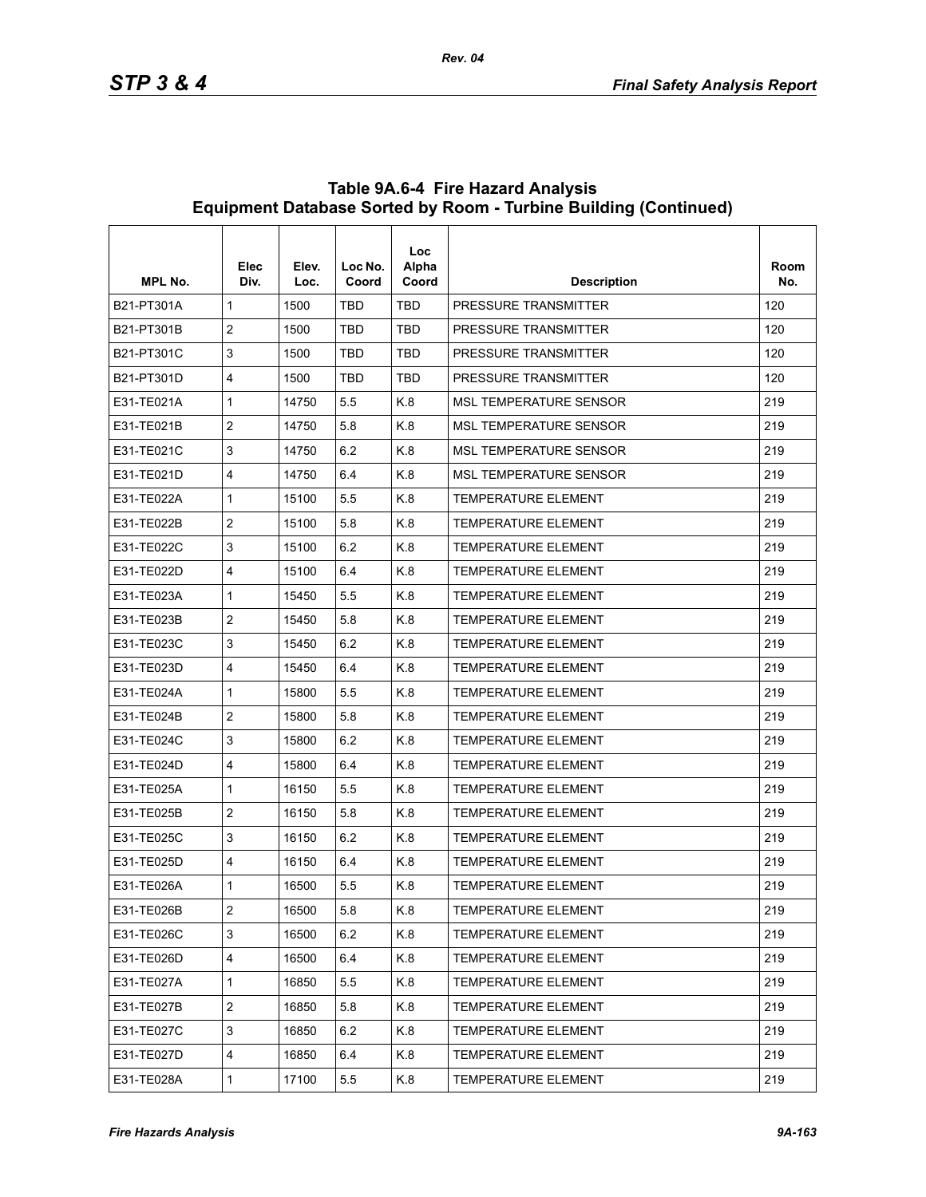**Table 9A.6-4 Fire Hazard Analysis Equipment Database Sorted by Room - Turbine Building (Continued)**

| MPL No. | Elec Div. | Elev. Loc. | Loc No. Coord | Loc Alpha Coord | Description | Room No. |
|---|---|---|---|---|---|---|
| B21-PT301A | 1 | 1500 | TBD | TBD | PRESSURE TRANSMITTER | 120 |
| B21-PT301B | 2 | 1500 | TBD | TBD | PRESSURE TRANSMITTER | 120 |
| B21-PT301C | 3 | 1500 | TBD | TBD | PRESSURE TRANSMITTER | 120 |
| B21-PT301D | 4 | 1500 | TBD | TBD | PRESSURE TRANSMITTER | 120 |
| E31-TE021A | 1 | 14750 | 5.5 | K.8 | MSL TEMPERATURE SENSOR | 219 |
| E31-TE021B | 2 | 14750 | 5.8 | K.8 | MSL TEMPERATURE SENSOR | 219 |
| E31-TE021C | 3 | 14750 | 6.2 | K.8 | MSL TEMPERATURE SENSOR | 219 |
| E31-TE021D | 4 | 14750 | 6.4 | K.8 | MSL TEMPERATURE SENSOR | 219 |
| E31-TE022A | 1 | 15100 | 5.5 | K.8 | TEMPERATURE ELEMENT | 219 |
| E31-TE022B | 2 | 15100 | 5.8 | K.8 | TEMPERATURE ELEMENT | 219 |
| E31-TE022C | 3 | 15100 | 6.2 | K.8 | TEMPERATURE ELEMENT | 219 |
| E31-TE022D | 4 | 15100 | 6.4 | K.8 | TEMPERATURE ELEMENT | 219 |
| E31-TE023A | 1 | 15450 | 5.5 | K.8 | TEMPERATURE ELEMENT | 219 |
| E31-TE023B | 2 | 15450 | 5.8 | K.8 | TEMPERATURE ELEMENT | 219 |
| E31-TE023C | 3 | 15450 | 6.2 | K.8 | TEMPERATURE ELEMENT | 219 |
| E31-TE023D | 4 | 15450 | 6.4 | K.8 | TEMPERATURE ELEMENT | 219 |
| E31-TE024A | 1 | 15800 | 5.5 | K.8 | TEMPERATURE ELEMENT | 219 |
| E31-TE024B | 2 | 15800 | 5.8 | K.8 | TEMPERATURE ELEMENT | 219 |
| E31-TE024C | 3 | 15800 | 6.2 | K.8 | TEMPERATURE ELEMENT | 219 |
| E31-TE024D | 4 | 15800 | 6.4 | K.8 | TEMPERATURE ELEMENT | 219 |
| E31-TE025A | 1 | 16150 | 5.5 | K.8 | TEMPERATURE ELEMENT | 219 |
| E31-TE025B | 2 | 16150 | 5.8 | K.8 | TEMPERATURE ELEMENT | 219 |
| E31-TE025C | 3 | 16150 | 6.2 | K.8 | TEMPERATURE ELEMENT | 219 |
| E31-TE025D | 4 | 16150 | 6.4 | K.8 | TEMPERATURE ELEMENT | 219 |
| E31-TE026A | 1 | 16500 | 5.5 | K.8 | TEMPERATURE ELEMENT | 219 |
| E31-TE026B | 2 | 16500 | 5.8 | K.8 | TEMPERATURE ELEMENT | 219 |
| E31-TE026C | 3 | 16500 | 6.2 | K.8 | TEMPERATURE ELEMENT | 219 |
| E31-TE026D | 4 | 16500 | 6.4 | K.8 | TEMPERATURE ELEMENT | 219 |
| E31-TE027A | 1 | 16850 | 5.5 | K.8 | TEMPERATURE ELEMENT | 219 |
| E31-TE027B | 2 | 16850 | 5.8 | K.8 | TEMPERATURE ELEMENT | 219 |
| E31-TE027C | 3 | 16850 | 6.2 | K.8 | TEMPERATURE ELEMENT | 219 |
| E31-TE027D | 4 | 16850 | 6.4 | K.8 | TEMPERATURE ELEMENT | 219 |
| E31-TE028A | 1 | 17100 | 5.5 | K.8 | TEMPERATURE ELEMENT | 219 |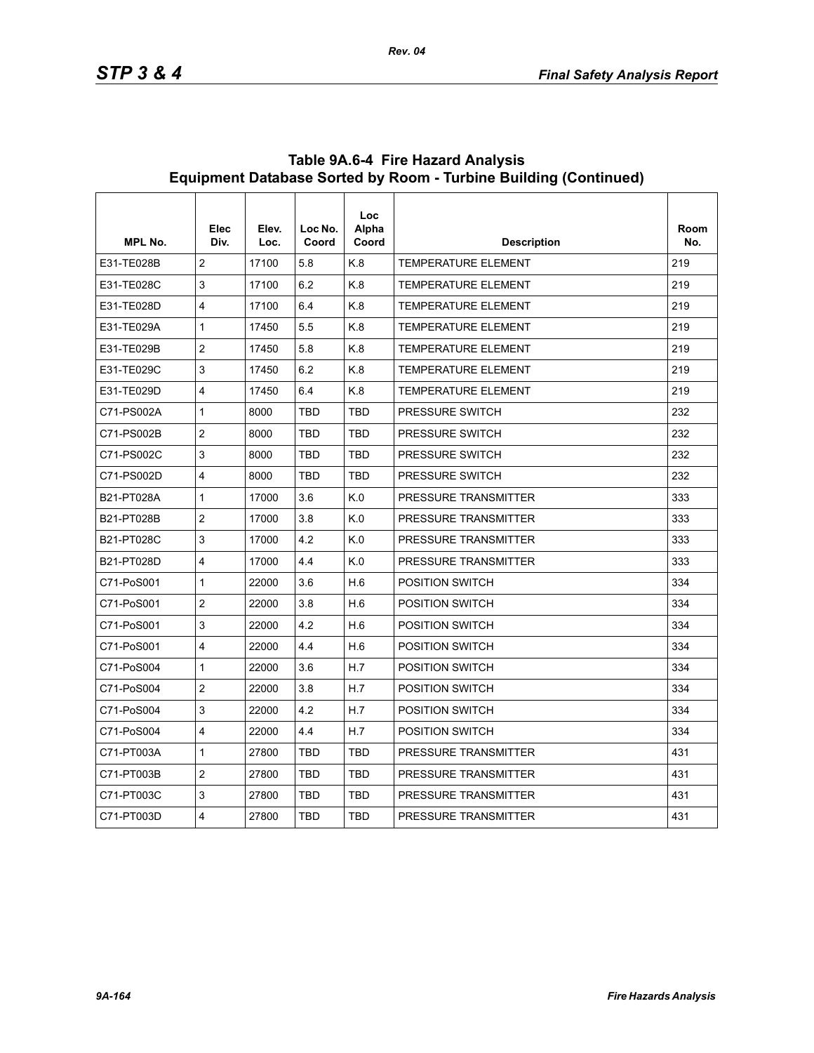## Table 9A.6-4 Fire Hazard Analysis Equipment Database Sorted by Room - Turbine Building (Continued)

| MPL No. | Elec Div. | Elev. Loc. | Loc No. Coord | Loc Alpha Coord | Description | Room No. |
|---|---|---|---|---|---|---|
| E31-TE028B | 2 | 17100 | 5.8 | K.8 | TEMPERATURE ELEMENT | 219 |
| E31-TE028C | 3 | 17100 | 6.2 | K.8 | TEMPERATURE ELEMENT | 219 |
| E31-TE028D | 4 | 17100 | 6.4 | K.8 | TEMPERATURE ELEMENT | 219 |
| E31-TE029A | 1 | 17450 | 5.5 | K.8 | TEMPERATURE ELEMENT | 219 |
| E31-TE029B | 2 | 17450 | 5.8 | K.8 | TEMPERATURE ELEMENT | 219 |
| E31-TE029C | 3 | 17450 | 6.2 | K.8 | TEMPERATURE ELEMENT | 219 |
| E31-TE029D | 4 | 17450 | 6.4 | K.8 | TEMPERATURE ELEMENT | 219 |
| C71-PS002A | 1 | 8000 | TBD | TBD | PRESSURE SWITCH | 232 |
| C71-PS002B | 2 | 8000 | TBD | TBD | PRESSURE SWITCH | 232 |
| C71-PS002C | 3 | 8000 | TBD | TBD | PRESSURE SWITCH | 232 |
| C71-PS002D | 4 | 8000 | TBD | TBD | PRESSURE SWITCH | 232 |
| B21-PT028A | 1 | 17000 | 3.6 | K.0 | PRESSURE TRANSMITTER | 333 |
| B21-PT028B | 2 | 17000 | 3.8 | K.0 | PRESSURE TRANSMITTER | 333 |
| B21-PT028C | 3 | 17000 | 4.2 | K.0 | PRESSURE TRANSMITTER | 333 |
| B21-PT028D | 4 | 17000 | 4.4 | K.0 | PRESSURE TRANSMITTER | 333 |
| C71-PoS001 | 1 | 22000 | 3.6 | H.6 | POSITION SWITCH | 334 |
| C71-PoS001 | 2 | 22000 | 3.8 | H.6 | POSITION SWITCH | 334 |
| C71-PoS001 | 3 | 22000 | 4.2 | H.6 | POSITION SWITCH | 334 |
| C71-PoS001 | 4 | 22000 | 4.4 | H.6 | POSITION SWITCH | 334 |
| C71-PoS004 | 1 | 22000 | 3.6 | H.7 | POSITION SWITCH | 334 |
| C71-PoS004 | 2 | 22000 | 3.8 | H.7 | POSITION SWITCH | 334 |
| C71-PoS004 | 3 | 22000 | 4.2 | H.7 | POSITION SWITCH | 334 |
| C71-PoS004 | 4 | 22000 | 4.4 | H.7 | POSITION SWITCH | 334 |
| C71-PT003A | 1 | 27800 | TBD | TBD | PRESSURE TRANSMITTER | 431 |
| C71-PT003B | 2 | 27800 | TBD | TBD | PRESSURE TRANSMITTER | 431 |
| C71-PT003C | 3 | 27800 | TBD | TBD | PRESSURE TRANSMITTER | 431 |
| C71-PT003D | 4 | 27800 | TBD | TBD | PRESSURE TRANSMITTER | 431 |